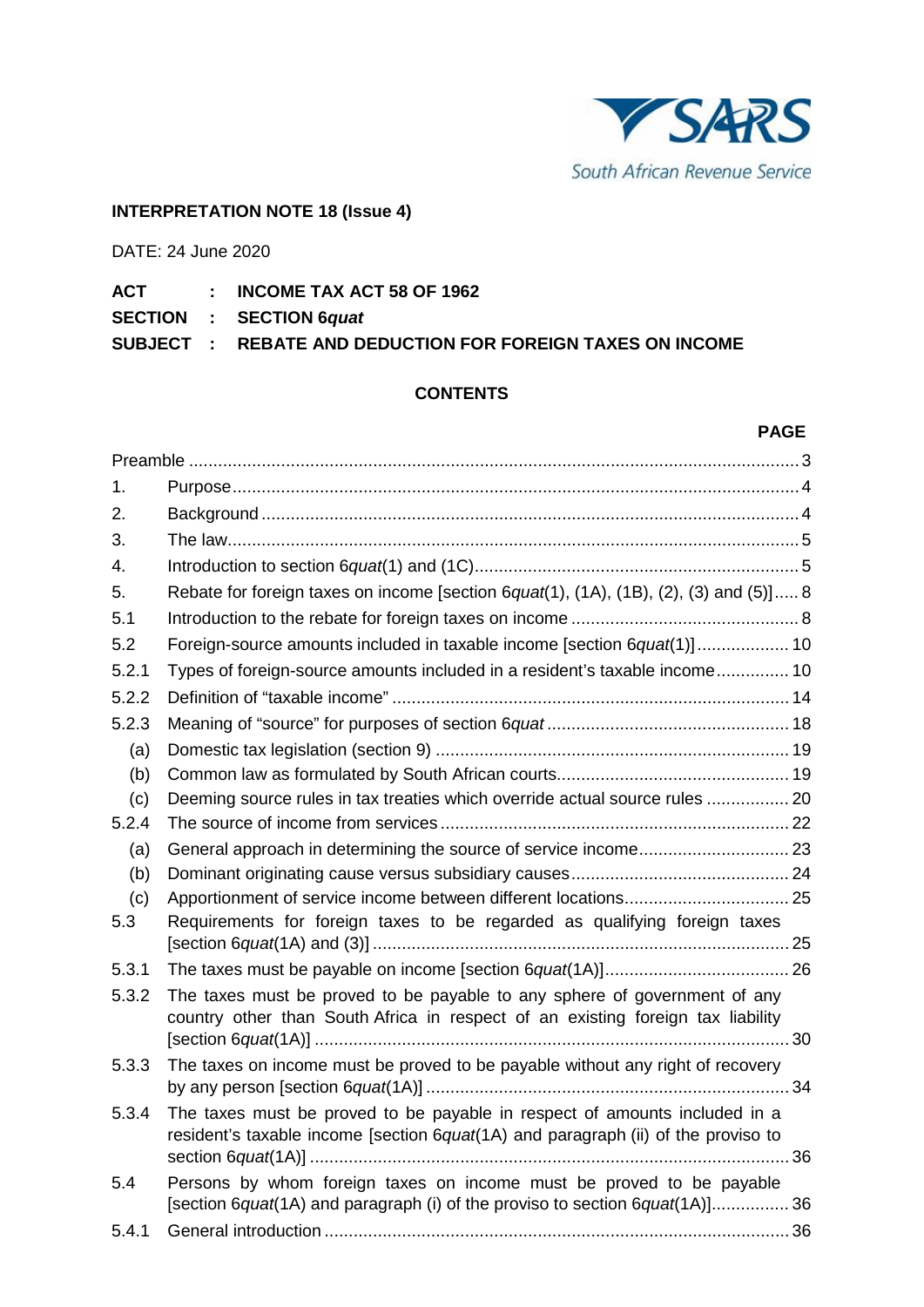South African Revenue Service

**INTERPRETATION NOTE 18 (Issue 4)**

DATE: 24 June 2020

**ACT : INCOME TAX ACT 58 OF 1962**
**SECTION : SECTION 6*quat***
**SUBJECT : REBATE AND DEDUCTION FOR FOREIGN TAXES ON INCOME**

**CONTENTS**

| | | **PAGE** |
|---|---|---|
| Preamble | | 3 |
| 1. | Purpose | 4 |
| 2. | Background | 4 |
| 3. | The law | 5 |
| 4. | Introduction to section 6*quat*(1) and (1C) | 5 |
| 5. | Rebate for foreign taxes on income [section 6*quat*(1), (1A), (1B), (2), (3) and (5)] | 8 |
| 5.1 | Introduction to the rebate for foreign taxes on income | 8 |
| 5.2 | Foreign-source amounts included in taxable income [section 6*quat*(1)] | 10 |
| 5.2.1 | Types of foreign-source amounts included in a resident's taxable income | 10 |
| 5.2.2 | Definition of "taxable income" | 14 |
| 5.2.3 | Meaning of "source" for purposes of section 6*quat* | 18 |
| (a) | Domestic tax legislation (section 9) | 19 |
| (b) | Common law as formulated by South African courts | 19 |
| (c) | Deeming source rules in tax treaties which override actual source rules | 20 |
| 5.2.4 | The source of income from services | 22 |
| (a) | General approach in determining the source of service income | 23 |
| (b) | Dominant originating cause versus subsidiary causes | 24 |
| (c) | Apportionment of service income between different locations | 25 |
| 5.3 | Requirements for foreign taxes to be regarded as qualifying foreign taxes [section 6*quat*(1A) and (3)] | 25 |
| 5.3.1 | The taxes must be payable on income [section 6*quat*(1A)] | 26 |
| 5.3.2 | The taxes must be proved to be payable to any sphere of government of any country other than South Africa in respect of an existing foreign tax liability [section 6*quat*(1A)] | 30 |
| 5.3.3 | The taxes on income must be proved to be payable without any right of recovery by any person [section 6*quat*(1A)] | 34 |
| 5.3.4 | The taxes must be proved to be payable in respect of amounts included in a resident's taxable income [section 6*quat*(1A) and paragraph (ii) of the proviso to section 6*quat*(1A)] | 36 |
| 5.4 | Persons by whom foreign taxes on income must be proved to be payable [section 6*quat*(1A) and paragraph (i) of the proviso to section 6*quat*(1A)] | 36 |
| 5.4.1 | General introduction | 36 |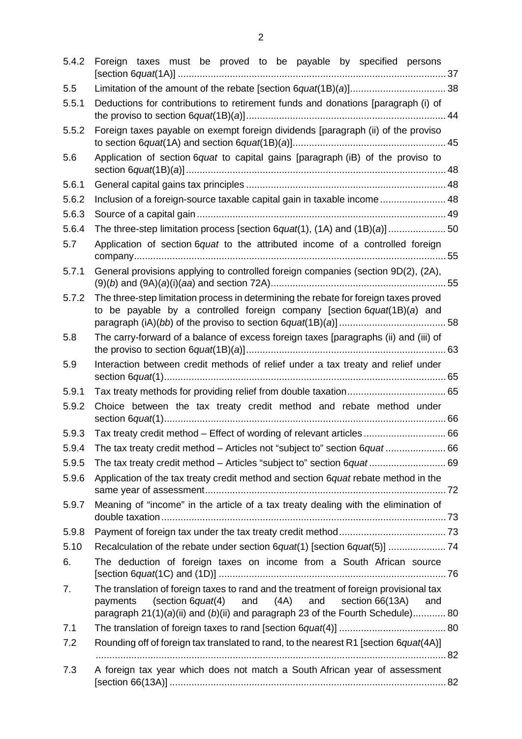| | | |
|---|---|---|
| 5.4.2 | Foreign taxes must be proved to be payable by specified persons [section 6*quat*(1A)] | 37 |
| 5.5 | Limitation of the amount of the rebate [section 6*quat*(1B)(*a*)] | 38 |
| 5.5.1 | Deductions for contributions to retirement funds and donations [paragraph (i) of the proviso to section 6*quat*(1B)(*a*)] | 44 |
| 5.5.2 | Foreign taxes payable on exempt foreign dividends [paragraph (ii) of the proviso to section 6*quat*(1A) and section 6*quat*(1B)(*a*)] | 45 |
| 5.6 | Application of section 6*quat* to capital gains [paragraph (iB) of the proviso to section 6*quat*(1B)(*a*)] | 48 |
| 5.6.1 | General capital gains tax principles | 48 |
| 5.6.2 | Inclusion of a foreign-source taxable capital gain in taxable income | 48 |
| 5.6.3 | Source of a capital gain | 49 |
| 5.6.4 | The three-step limitation process [section 6*quat*(1), (1A) and (1B)(*a*)] | 50 |
| 5.7 | Application of section 6*quat* to the attributed income of a controlled foreign company | 55 |
| 5.7.1 | General provisions applying to controlled foreign companies (section 9D(2), (2A), (9)(*b*) and (9A)(*a*)(i)(*aa*) and section 72A) | 55 |
| 5.7.2 | The three-step limitation process in determining the rebate for foreign taxes proved to be payable by a controlled foreign company [section 6*quat*(1B)(*a*) and paragraph (iA)(*bb*) of the proviso to section 6*quat*(1B)(*a*)] | 58 |
| 5.8 | The carry-forward of a balance of excess foreign taxes [paragraphs (ii) and (iii) of the proviso to section 6*quat*(1B)(*a*)] | 63 |
| 5.9 | Interaction between credit methods of relief under a tax treaty and relief under section 6*quat*(1) | 65 |
| 5.9.1 | Tax treaty methods for providing relief from double taxation | 65 |
| 5.9.2 | Choice between the tax treaty credit method and rebate method under section 6*quat*(1) | 66 |
| 5.9.3 | Tax treaty credit method – Effect of wording of relevant articles | 66 |
| 5.9.4 | The tax treaty credit method – Articles not "subject to" section 6*quat* | 66 |
| 5.9.5 | The tax treaty credit method – Articles "subject to" section 6*quat* | 69 |
| 5.9.6 | Application of the tax treaty credit method and section 6*quat* rebate method in the same year of assessment | 72 |
| 5.9.7 | Meaning of "income" in the article of a tax treaty dealing with the elimination of double taxation | 73 |
| 5.9.8 | Payment of foreign tax under the tax treaty credit method | 73 |
| 5.10 | Recalculation of the rebate under section 6*quat*(1) [section 6*quat*(5)] | 74 |
| 6. | The deduction of foreign taxes on income from a South African source [section 6*quat*(1C) and (1D)] | 76 |
| 7. | The translation of foreign taxes to rand and the treatment of foreign provisional tax payments (section 6*quat*(4) and (4A) and section 66(13A) and paragraph 21(1)(*a*)(ii) and (*b*)(ii) and paragraph 23 of the Fourth Schedule) | 80 |
| 7.1 | The translation of foreign taxes to rand [section 6*quat*(4)] | 80 |
| 7.2 | Rounding off of foreign tax translated to rand, to the nearest R1 [section 6*quat*(4A)] | 82 |
| 7.3 | A foreign tax year which does not match a South African year of assessment [section 66(13A)] | 82 |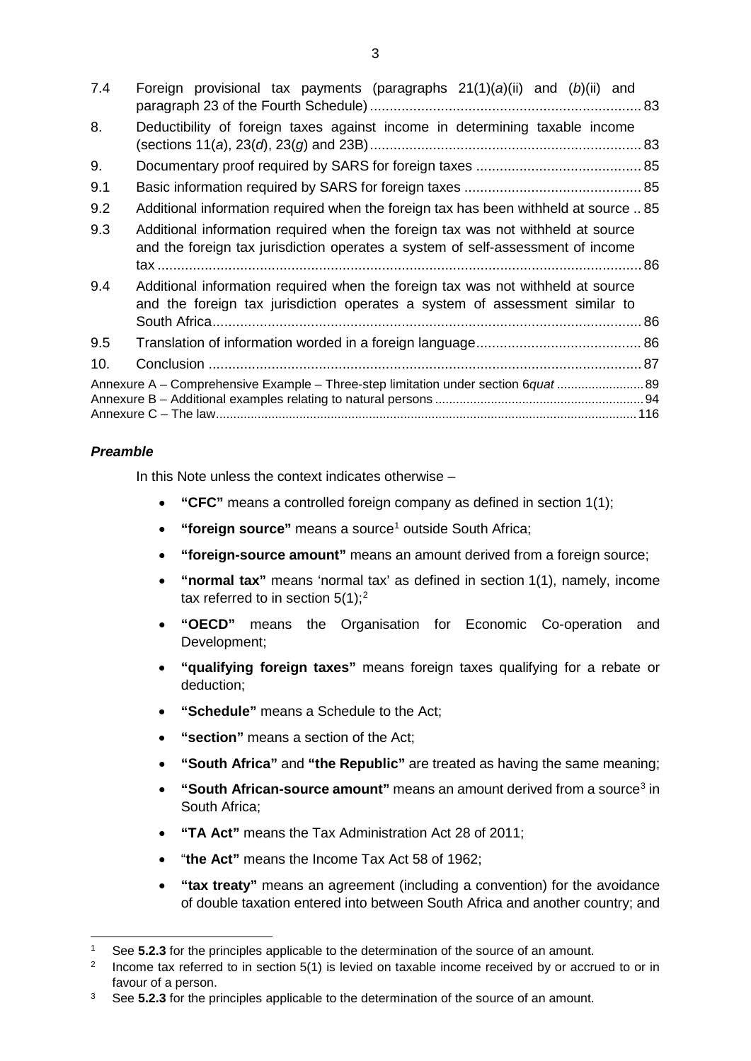| | | |
|---|---|---|
| 7.4 | Foreign provisional tax payments (paragraphs 21(1)(*a*)(ii) and (*b*)(ii) and paragraph 23 of the Fourth Schedule) | 83 |
| 8. | Deductibility of foreign taxes against income in determining taxable income (sections 11(*a*), 23(*d*), 23(*g*) and 23B) | 83 |
| 9. | Documentary proof required by SARS for foreign taxes | 85 |
| 9.1 | Basic information required by SARS for foreign taxes | 85 |
| 9.2 | Additional information required when the foreign tax has been withheld at source | 85 |
| 9.3 | Additional information required when the foreign tax was not withheld at source and the foreign tax jurisdiction operates a system of self-assessment of income tax | 86 |
| 9.4 | Additional information required when the foreign tax was not withheld at source and the foreign tax jurisdiction operates a system of assessment similar to South Africa | 86 |
| 9.5 | Translation of information worded in a foreign language | 86 |
| 10. | Conclusion | 87 |

Annexure A – Comprehensive Example – Three-step limitation under section 6*quat* ... 89
Annexure B – Additional examples relating to natural persons ... 94
Annexure C – The law ... 116

### *Preamble*

In this Note unless the context indicates otherwise –

- **"CFC"** means a controlled foreign company as defined in section 1(1);
- **"foreign source"** means a source[1] outside South Africa;
- **"foreign-source amount"** means an amount derived from a foreign source;
- **"normal tax"** means 'normal tax' as defined in section 1(1), namely, income tax referred to in section 5(1);[2]
- **"OECD"** means the Organisation for Economic Co-operation and Development;
- **"qualifying foreign taxes"** means foreign taxes qualifying for a rebate or deduction;
- **"Schedule"** means a Schedule to the Act;
- **"section"** means a section of the Act;
- **"South Africa"** and **"the Republic"** are treated as having the same meaning;
- **"South African-source amount"** means an amount derived from a source[3] in South Africa;
- **"TA Act"** means the Tax Administration Act 28 of 2011;
- "**the Act"** means the Income Tax Act 58 of 1962;
- **"tax treaty"** means an agreement (including a convention) for the avoidance of double taxation entered into between South Africa and another country; and

---

[1] See **5.2.3** for the principles applicable to the determination of the source of an amount.

[2] Income tax referred to in section 5(1) is levied on taxable income received by or accrued to or in favour of a person.

[3] See **5.2.3** for the principles applicable to the determination of the source of an amount.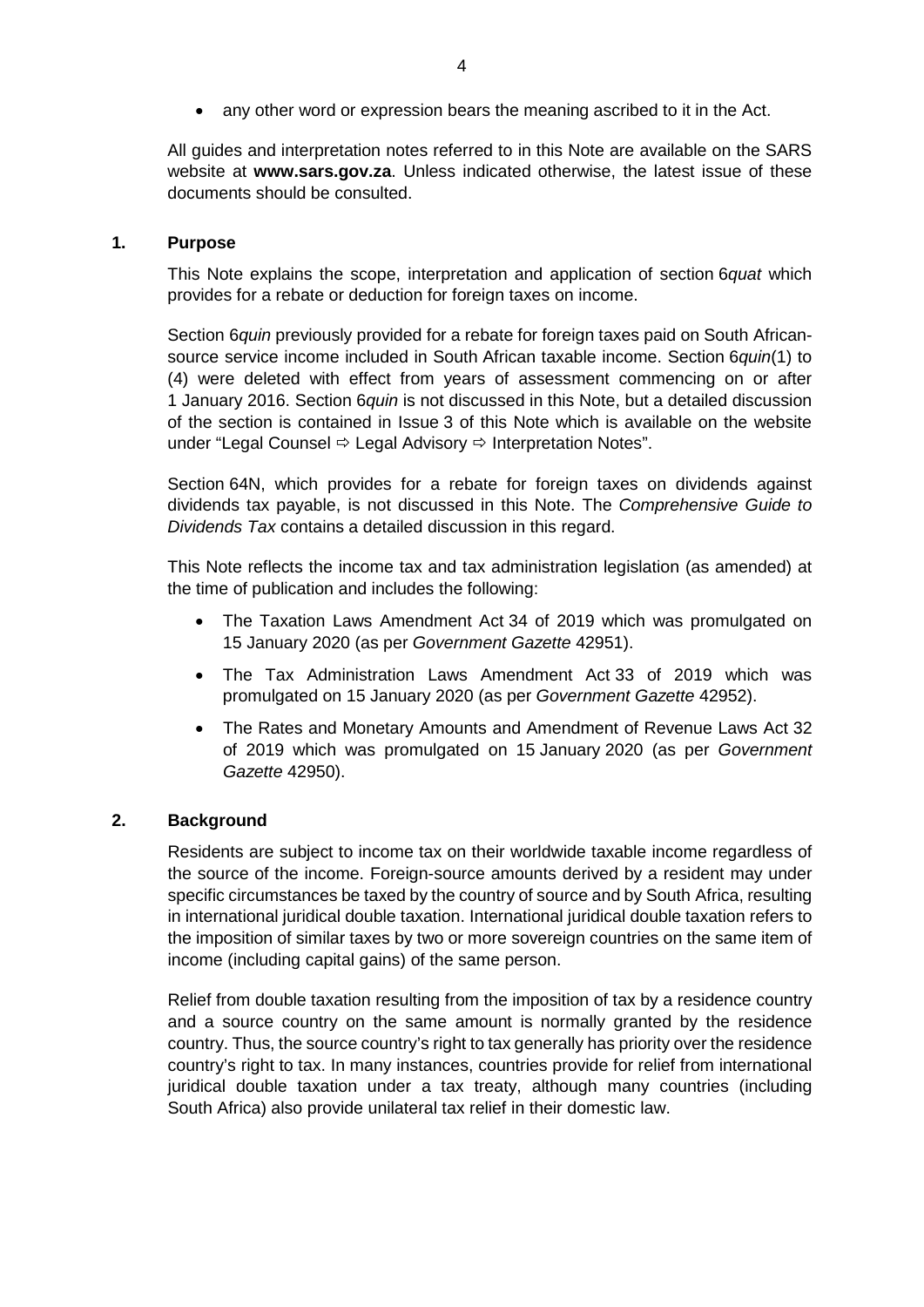- any other word or expression bears the meaning ascribed to it in the Act.

All guides and interpretation notes referred to in this Note are available on the SARS website at **www.sars.gov.za**. Unless indicated otherwise, the latest issue of these documents should be consulted.

## 1. Purpose

This Note explains the scope, interpretation and application of section 6*quat* which provides for a rebate or deduction for foreign taxes on income.

Section 6*quin* previously provided for a rebate for foreign taxes paid on South African-source service income included in South African taxable income. Section 6*quin*(1) to (4) were deleted with effect from years of assessment commencing on or after 1 January 2016. Section 6*quin* is not discussed in this Note, but a detailed discussion of the section is contained in Issue 3 of this Note which is available on the website under "Legal Counsel ⇨ Legal Advisory ⇨ Interpretation Notes".

Section 64N, which provides for a rebate for foreign taxes on dividends against dividends tax payable, is not discussed in this Note. The *Comprehensive Guide to Dividends Tax* contains a detailed discussion in this regard.

This Note reflects the income tax and tax administration legislation (as amended) at the time of publication and includes the following:

- The Taxation Laws Amendment Act 34 of 2019 which was promulgated on 15 January 2020 (as per *Government Gazette* 42951).
- The Tax Administration Laws Amendment Act 33 of 2019 which was promulgated on 15 January 2020 (as per *Government Gazette* 42952).
- The Rates and Monetary Amounts and Amendment of Revenue Laws Act 32 of 2019 which was promulgated on 15 January 2020 (as per *Government Gazette* 42950).

## 2. Background

Residents are subject to income tax on their worldwide taxable income regardless of the source of the income. Foreign-source amounts derived by a resident may under specific circumstances be taxed by the country of source and by South Africa, resulting in international juridical double taxation. International juridical double taxation refers to the imposition of similar taxes by two or more sovereign countries on the same item of income (including capital gains) of the same person.

Relief from double taxation resulting from the imposition of tax by a residence country and a source country on the same amount is normally granted by the residence country. Thus, the source country's right to tax generally has priority over the residence country's right to tax. In many instances, countries provide for relief from international juridical double taxation under a tax treaty, although many countries (including South Africa) also provide unilateral tax relief in their domestic law.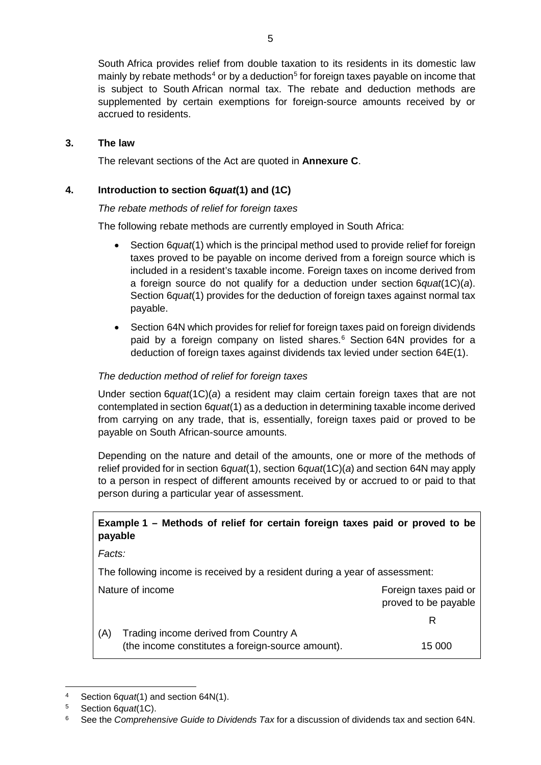South Africa provides relief from double taxation to its residents in its domestic law mainly by rebate methods[4] or by a deduction[5] for foreign taxes payable on income that is subject to South African normal tax. The rebate and deduction methods are supplemented by certain exemptions for foreign-source amounts received by or accrued to residents.

## 3. The law

The relevant sections of the Act are quoted in **Annexure C**.

## 4. Introduction to section 6*quat*(1) and (1C)

*The rebate methods of relief for foreign taxes*

The following rebate methods are currently employed in South Africa:

- Section 6*quat*(1) which is the principal method used to provide relief for foreign taxes proved to be payable on income derived from a foreign source which is included in a resident's taxable income. Foreign taxes on income derived from a foreign source do not qualify for a deduction under section 6*quat*(1C)(*a*). Section 6*quat*(1) provides for the deduction of foreign taxes against normal tax payable.
- Section 64N which provides for relief for foreign taxes paid on foreign dividends paid by a foreign company on listed shares.[6] Section 64N provides for a deduction of foreign taxes against dividends tax levied under section 64E(1).

*The deduction method of relief for foreign taxes*

Under section 6*quat*(1C)(*a*) a resident may claim certain foreign taxes that are not contemplated in section 6*quat*(1) as a deduction in determining taxable income derived from carrying on any trade, that is, essentially, foreign taxes paid or proved to be payable on South African-source amounts.

Depending on the nature and detail of the amounts, one or more of the methods of relief provided for in section 6*quat*(1), section 6*quat*(1C)(*a*) and section 64N may apply to a person in respect of different amounts received by or accrued to or paid to that person during a particular year of assessment.

**Example 1 – Methods of relief for certain foreign taxes paid or proved to be payable**

*Facts:*

The following income is received by a resident during a year of assessment:

| | Nature of income | Foreign taxes paid or proved to be payable |
|---|---|---|
| | | R |
| (A) | Trading income derived from Country A (the income constitutes a foreign-source amount). | 15 000 |

[4] Section 6*quat*(1) and section 64N(1).

[5] Section 6*quat*(1C).

[6] See the *Comprehensive Guide to Dividends Tax* for a discussion of dividends tax and section 64N.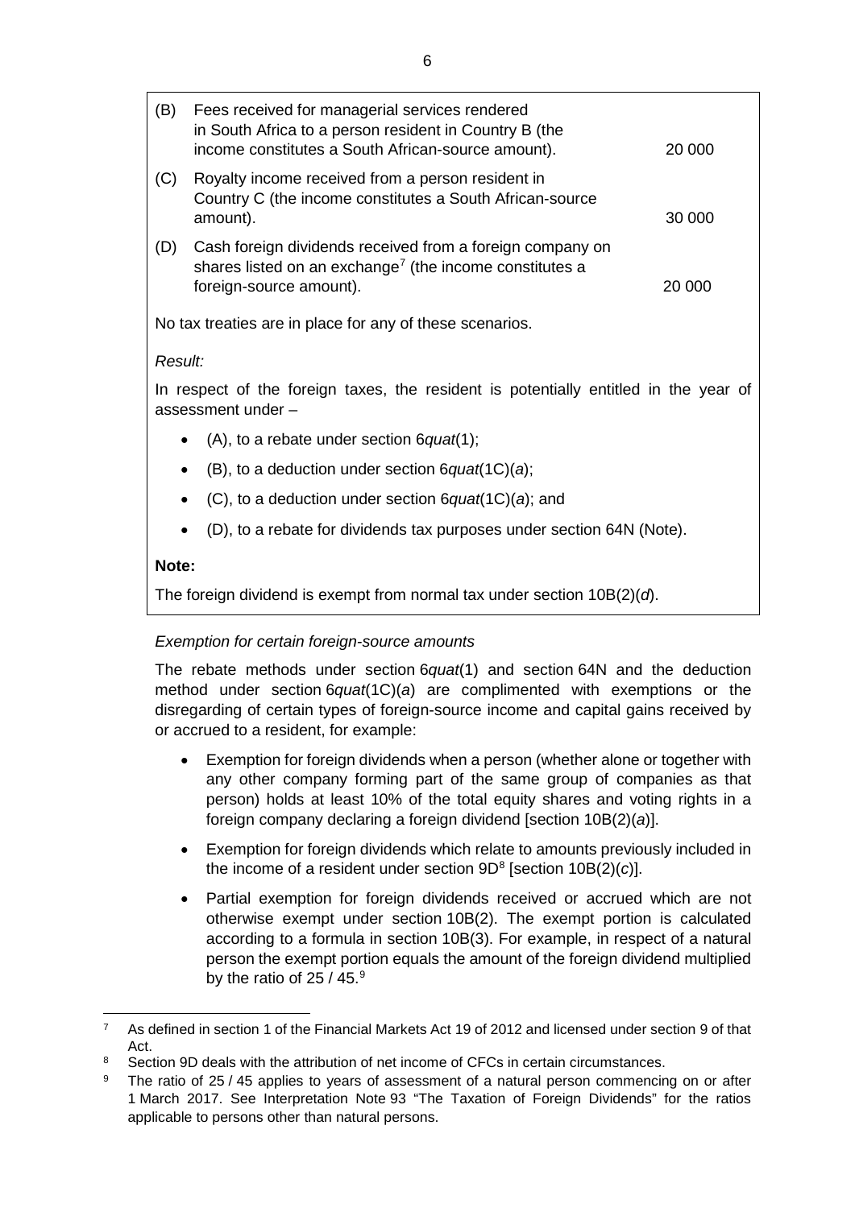| | | |
|---|---|---|
| (B) | Fees received for managerial services rendered in South Africa to a person resident in Country B (the income constitutes a South African-source amount). | 20 000 |
| (C) | Royalty income received from a person resident in Country C (the income constitutes a South African-source amount). | 30 000 |
| (D) | Cash foreign dividends received from a foreign company on shares listed on an exchange[7] (the income constitutes a foreign-source amount). | 20 000 |

No tax treaties are in place for any of these scenarios.

*Result:*

In respect of the foreign taxes, the resident is potentially entitled in the year of assessment under –

- (A), to a rebate under section 6*quat*(1);
- (B), to a deduction under section 6*quat*(1C)(*a*);
- (C), to a deduction under section 6*quat*(1C)(*a*); and
- (D), to a rebate for dividends tax purposes under section 64N (Note).

**Note:**

The foreign dividend is exempt from normal tax under section 10B(2)(*d*).

*Exemption for certain foreign-source amounts*

The rebate methods under section 6*quat*(1) and section 64N and the deduction method under section 6*quat*(1C)(*a*) are complimented with exemptions or the disregarding of certain types of foreign-source income and capital gains received by or accrued to a resident, for example:

- Exemption for foreign dividends when a person (whether alone or together with any other company forming part of the same group of companies as that person) holds at least 10% of the total equity shares and voting rights in a foreign company declaring a foreign dividend [section 10B(2)(*a*)].
- Exemption for foreign dividends which relate to amounts previously included in the income of a resident under section 9D[8] [section 10B(2)(*c*)].
- Partial exemption for foreign dividends received or accrued which are not otherwise exempt under section 10B(2). The exempt portion is calculated according to a formula in section 10B(3). For example, in respect of a natural person the exempt portion equals the amount of the foreign dividend multiplied by the ratio of 25 / 45.[9]

---

[7] As defined in section 1 of the Financial Markets Act 19 of 2012 and licensed under section 9 of that Act.

[8] Section 9D deals with the attribution of net income of CFCs in certain circumstances.

[9] The ratio of 25 / 45 applies to years of assessment of a natural person commencing on or after 1 March 2017. See Interpretation Note 93 "The Taxation of Foreign Dividends" for the ratios applicable to persons other than natural persons.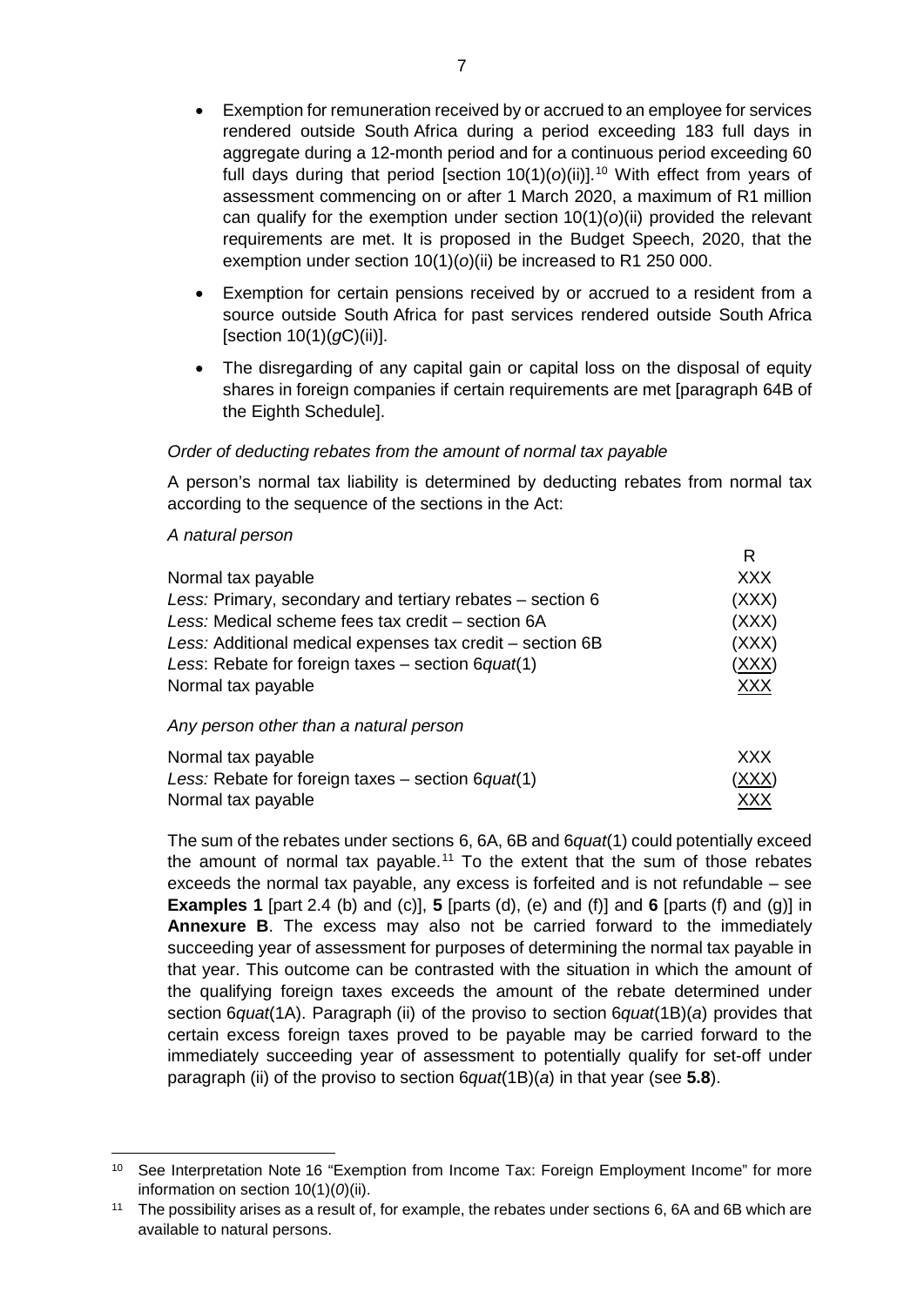- Exemption for remuneration received by or accrued to an employee for services rendered outside South Africa during a period exceeding 183 full days in aggregate during a 12-month period and for a continuous period exceeding 60 full days during that period [section 10(1)(*o*)(ii)].[10] With effect from years of assessment commencing on or after 1 March 2020, a maximum of R1 million can qualify for the exemption under section 10(1)(*o*)(ii) provided the relevant requirements are met. It is proposed in the Budget Speech, 2020, that the exemption under section 10(1)(*o*)(ii) be increased to R1 250 000.
- Exemption for certain pensions received by or accrued to a resident from a source outside South Africa for past services rendered outside South Africa [section 10(1)(*g*C)(ii)].
- The disregarding of any capital gain or capital loss on the disposal of equity shares in foreign companies if certain requirements are met [paragraph 64B of the Eighth Schedule].

*Order of deducting rebates from the amount of normal tax payable*

A person's normal tax liability is determined by deducting rebates from normal tax according to the sequence of the sections in the Act:

*A natural person*

| | R |
|---|---|
| Normal tax payable | XXX |
| *Less:* Primary, secondary and tertiary rebates – section 6 | (XXX) |
| *Less:* Medical scheme fees tax credit – section 6A | (XXX) |
| *Less:* Additional medical expenses tax credit – section 6B | (XXX) |
| *Less*: Rebate for foreign taxes – section 6*quat*(1) | (XXX) |
| Normal tax payable | XXX |

*Any person other than a natural person*

| | |
|---|---|
| Normal tax payable | XXX |
| *Less:* Rebate for foreign taxes – section 6*quat*(1) | (XXX) |
| Normal tax payable | XXX |

The sum of the rebates under sections 6, 6A, 6B and 6*quat*(1) could potentially exceed the amount of normal tax payable.[11] To the extent that the sum of those rebates exceeds the normal tax payable, any excess is forfeited and is not refundable – see **Examples 1** [part 2.4 (b) and (c)], **5** [parts (d), (e) and (f)] and **6** [parts (f) and (g)] in **Annexure B**. The excess may also not be carried forward to the immediately succeeding year of assessment for purposes of determining the normal tax payable in that year. This outcome can be contrasted with the situation in which the amount of the qualifying foreign taxes exceeds the amount of the rebate determined under section 6*quat*(1A). Paragraph (ii) of the proviso to section 6*quat*(1B)(*a*) provides that certain excess foreign taxes proved to be payable may be carried forward to the immediately succeeding year of assessment to potentially qualify for set-off under paragraph (ii) of the proviso to section 6*quat*(1B)(*a*) in that year (see **5.8**).

---

[10] See Interpretation Note 16 "Exemption from Income Tax: Foreign Employment Income" for more information on section 10(1)(*0*)(ii).

[11] The possibility arises as a result of, for example, the rebates under sections 6, 6A and 6B which are available to natural persons.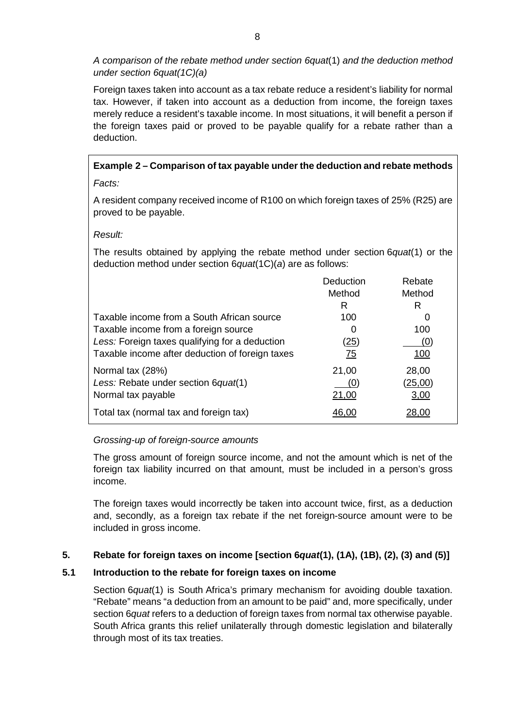*A comparison of the rebate method under section 6quat*(1) *and the deduction method under section 6quat(1C)(a)*

Foreign taxes taken into account as a tax rebate reduce a resident's liability for normal tax. However, if taken into account as a deduction from income, the foreign taxes merely reduce a resident's taxable income. In most situations, it will benefit a person if the foreign taxes paid or proved to be payable qualify for a rebate rather than a deduction.

**Example 2 – Comparison of tax payable under the deduction and rebate methods**

*Facts:*

A resident company received income of R100 on which foreign taxes of 25% (R25) are proved to be payable.

*Result:*

The results obtained by applying the rebate method under section 6*quat*(1) or the deduction method under section 6*quat*(1C)(*a*) are as follows:

| | Deduction Method | Rebate Method |
|---|---|---|
| | R | R |
| Taxable income from a South African source | 100 | 0 |
| Taxable income from a foreign source | 0 | 100 |
| *Less:* Foreign taxes qualifying for a deduction | (25) | (0) |
| Taxable income after deduction of foreign taxes | 75 | 100 |
| Normal tax (28%) | 21,00 | 28,00 |
| *Less:* Rebate under section 6*quat*(1) | (0) | (25,00) |
| Normal tax payable | 21,00 | 3,00 |
| Total tax (normal tax and foreign tax) | 46,00 | 28,00 |

*Grossing-up of foreign-source amounts*

The gross amount of foreign source income, and not the amount which is net of the foreign tax liability incurred on that amount, must be included in a person's gross income.

The foreign taxes would incorrectly be taken into account twice, first, as a deduction and, secondly, as a foreign tax rebate if the net foreign-source amount were to be included in gross income.

## 5. Rebate for foreign taxes on income [section 6*quat*(1), (1A), (1B), (2), (3) and (5)]

### 5.1 Introduction to the rebate for foreign taxes on income

Section 6*quat*(1) is South Africa's primary mechanism for avoiding double taxation. "Rebate" means "a deduction from an amount to be paid" and, more specifically, under section 6*quat* refers to a deduction of foreign taxes from normal tax otherwise payable. South Africa grants this relief unilaterally through domestic legislation and bilaterally through most of its tax treaties.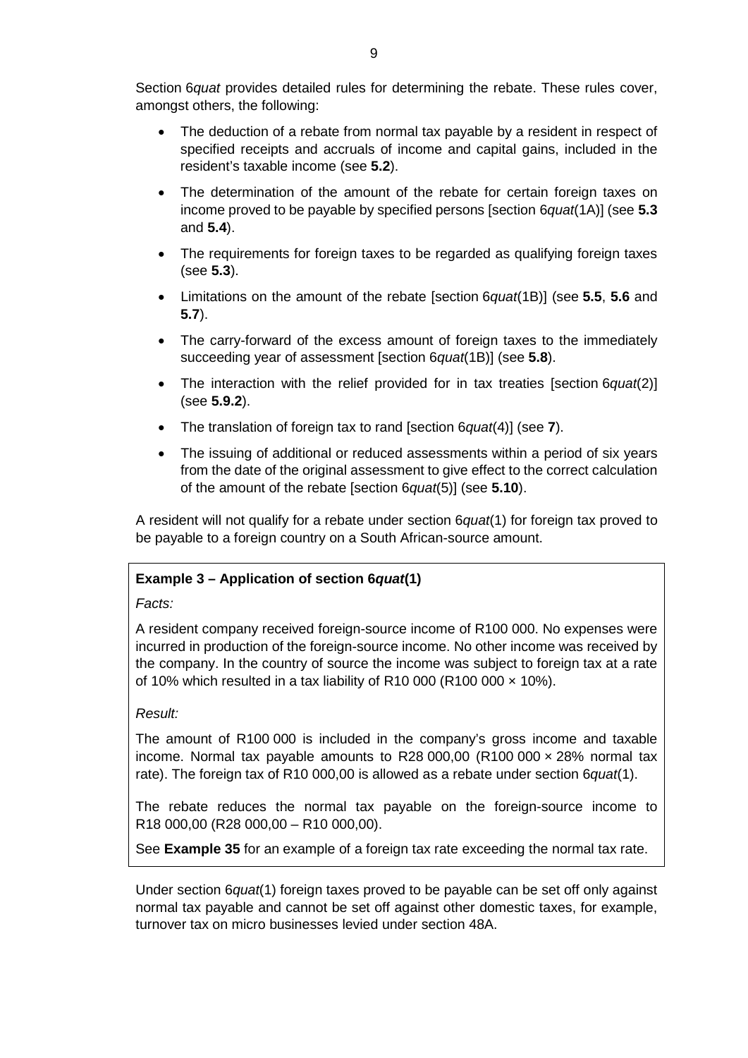Section 6*quat* provides detailed rules for determining the rebate. These rules cover, amongst others, the following:

- The deduction of a rebate from normal tax payable by a resident in respect of specified receipts and accruals of income and capital gains, included in the resident's taxable income (see **5.2**).
- The determination of the amount of the rebate for certain foreign taxes on income proved to be payable by specified persons [section 6*quat*(1A)] (see **5.3** and **5.4**).
- The requirements for foreign taxes to be regarded as qualifying foreign taxes (see **5.3**).
- Limitations on the amount of the rebate [section 6*quat*(1B)] (see **5.5**, **5.6** and **5.7**).
- The carry-forward of the excess amount of foreign taxes to the immediately succeeding year of assessment [section 6*quat*(1B)] (see **5.8**).
- The interaction with the relief provided for in tax treaties [section 6*quat*(2)] (see **5.9.2**).
- The translation of foreign tax to rand [section 6*quat*(4)] (see **7**).
- The issuing of additional or reduced assessments within a period of six years from the date of the original assessment to give effect to the correct calculation of the amount of the rebate [section 6*quat*(5)] (see **5.10**).

A resident will not qualify for a rebate under section 6*quat*(1) for foreign tax proved to be payable to a foreign country on a South African-source amount.

**Example 3 – Application of section 6*quat*(1)**

*Facts:*

A resident company received foreign-source income of R100 000. No expenses were incurred in production of the foreign-source income. No other income was received by the company. In the country of source the income was subject to foreign tax at a rate of 10% which resulted in a tax liability of R10 000 (R100 000 × 10%).

*Result:*

The amount of R100 000 is included in the company's gross income and taxable income. Normal tax payable amounts to R28 000,00 (R100 000 × 28% normal tax rate). The foreign tax of R10 000,00 is allowed as a rebate under section 6*quat*(1).

The rebate reduces the normal tax payable on the foreign-source income to R18 000,00 (R28 000,00 – R10 000,00).

See **Example 35** for an example of a foreign tax rate exceeding the normal tax rate.

Under section 6*quat*(1) foreign taxes proved to be payable can be set off only against normal tax payable and cannot be set off against other domestic taxes, for example, turnover tax on micro businesses levied under section 48A.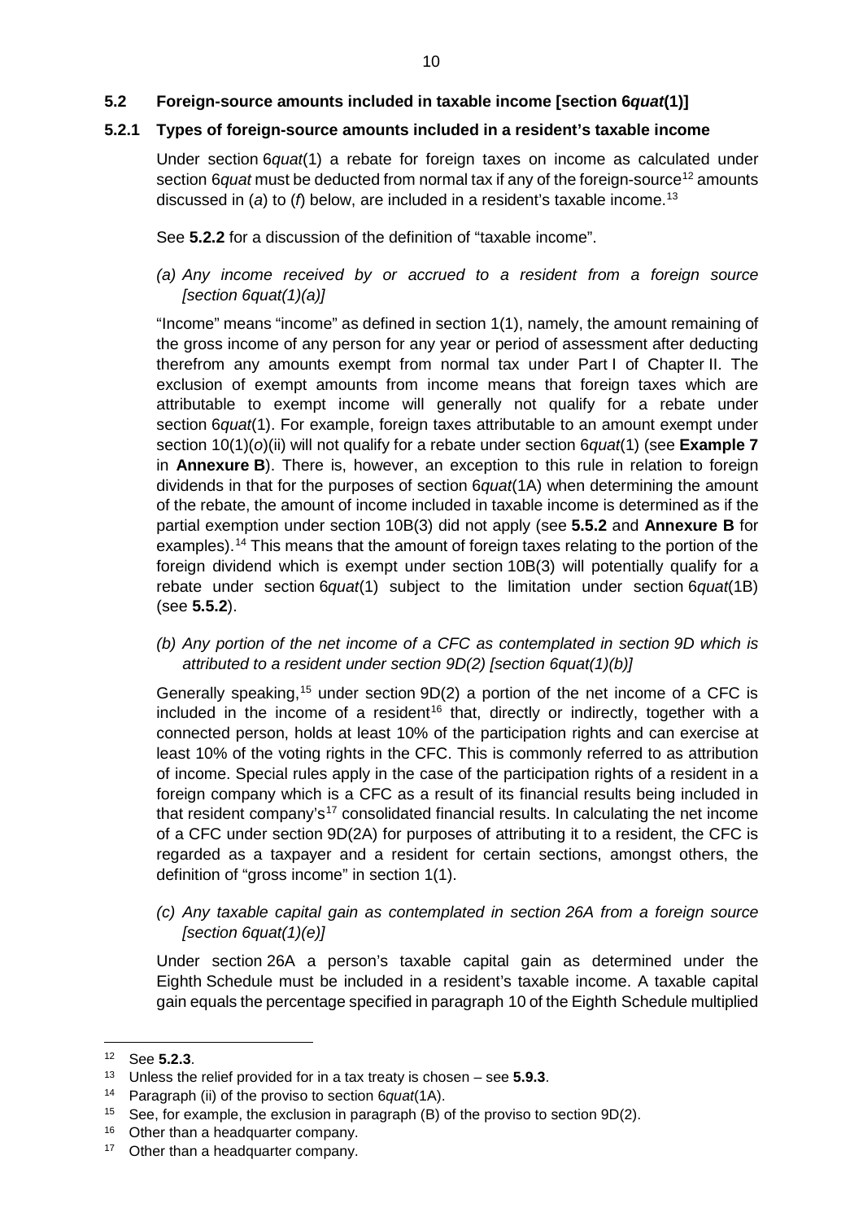## 5.2 Foreign-source amounts included in taxable income [section 6*quat*(1)]

### 5.2.1 Types of foreign-source amounts included in a resident's taxable income

Under section 6*quat*(1) a rebate for foreign taxes on income as calculated under section 6*quat* must be deducted from normal tax if any of the foreign-source[12] amounts discussed in (*a*) to (*f*) below, are included in a resident's taxable income.[13]

See **5.2.2** for a discussion of the definition of "taxable income".

*(a) Any income received by or accrued to a resident from a foreign source [section 6quat(1)(a)]*

"Income" means "income" as defined in section 1(1), namely, the amount remaining of the gross income of any person for any year or period of assessment after deducting therefrom any amounts exempt from normal tax under Part I of Chapter II. The exclusion of exempt amounts from income means that foreign taxes which are attributable to exempt income will generally not qualify for a rebate under section 6*quat*(1). For example, foreign taxes attributable to an amount exempt under section 10(1)(*o*)(ii) will not qualify for a rebate under section 6*quat*(1) (see **Example 7** in **Annexure B**). There is, however, an exception to this rule in relation to foreign dividends in that for the purposes of section 6*quat*(1A) when determining the amount of the rebate, the amount of income included in taxable income is determined as if the partial exemption under section 10B(3) did not apply (see **5.5.2** and **Annexure B** for examples).[14] This means that the amount of foreign taxes relating to the portion of the foreign dividend which is exempt under section 10B(3) will potentially qualify for a rebate under section 6*quat*(1) subject to the limitation under section 6*quat*(1B) (see **5.5.2**).

*(b) Any portion of the net income of a CFC as contemplated in section 9D which is attributed to a resident under section 9D(2) [section 6quat(1)(b)]*

Generally speaking,[15] under section 9D(2) a portion of the net income of a CFC is included in the income of a resident[16] that, directly or indirectly, together with a connected person, holds at least 10% of the participation rights and can exercise at least 10% of the voting rights in the CFC. This is commonly referred to as attribution of income. Special rules apply in the case of the participation rights of a resident in a foreign company which is a CFC as a result of its financial results being included in that resident company's[17] consolidated financial results. In calculating the net income of a CFC under section 9D(2A) for purposes of attributing it to a resident, the CFC is regarded as a taxpayer and a resident for certain sections, amongst others, the definition of "gross income" in section 1(1).

*(c) Any taxable capital gain as contemplated in section 26A from a foreign source [section 6quat(1)(e)]*

Under section 26A a person's taxable capital gain as determined under the Eighth Schedule must be included in a resident's taxable income. A taxable capital gain equals the percentage specified in paragraph 10 of the Eighth Schedule multiplied

---

[12] See **5.2.3**.

[13] Unless the relief provided for in a tax treaty is chosen – see **5.9.3**.

[14] Paragraph (ii) of the proviso to section 6*quat*(1A).

[15] See, for example, the exclusion in paragraph (B) of the proviso to section 9D(2).

[16] Other than a headquarter company.

[17] Other than a headquarter company.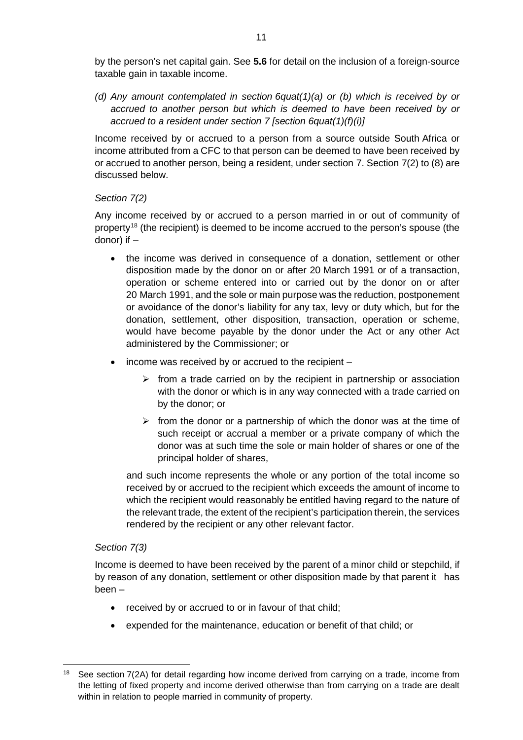by the person's net capital gain. See **5.6** for detail on the inclusion of a foreign-source taxable gain in taxable income.

*(d) Any amount contemplated in section 6quat(1)(a) or (b) which is received by or accrued to another person but which is deemed to have been received by or accrued to a resident under section 7 [section 6quat(1)(f)(i)]*

Income received by or accrued to a person from a source outside South Africa or income attributed from a CFC to that person can be deemed to have been received by or accrued to another person, being a resident, under section 7. Section 7(2) to (8) are discussed below.

*Section 7(2)*

Any income received by or accrued to a person married in or out of community of property[18] (the recipient) is deemed to be income accrued to the person's spouse (the donor) if –

- the income was derived in consequence of a donation, settlement or other disposition made by the donor on or after 20 March 1991 or of a transaction, operation or scheme entered into or carried out by the donor on or after 20 March 1991, and the sole or main purpose was the reduction, postponement or avoidance of the donor's liability for any tax, levy or duty which, but for the donation, settlement, other disposition, transaction, operation or scheme, would have become payable by the donor under the Act or any other Act administered by the Commissioner; or
- income was received by or accrued to the recipient –
  - from a trade carried on by the recipient in partnership or association with the donor or which is in any way connected with a trade carried on by the donor; or
  - from the donor or a partnership of which the donor was at the time of such receipt or accrual a member or a private company of which the donor was at such time the sole or main holder of shares or one of the principal holder of shares,

  and such income represents the whole or any portion of the total income so received by or accrued to the recipient which exceeds the amount of income to which the recipient would reasonably be entitled having regard to the nature of the relevant trade, the extent of the recipient's participation therein, the services rendered by the recipient or any other relevant factor.

*Section 7(3)*

Income is deemed to have been received by the parent of a minor child or stepchild, if by reason of any donation, settlement or other disposition made by that parent it has been –

- received by or accrued to or in favour of that child;
- expended for the maintenance, education or benefit of that child; or

[18] See section 7(2A) for detail regarding how income derived from carrying on a trade, income from the letting of fixed property and income derived otherwise than from carrying on a trade are dealt within in relation to people married in community of property.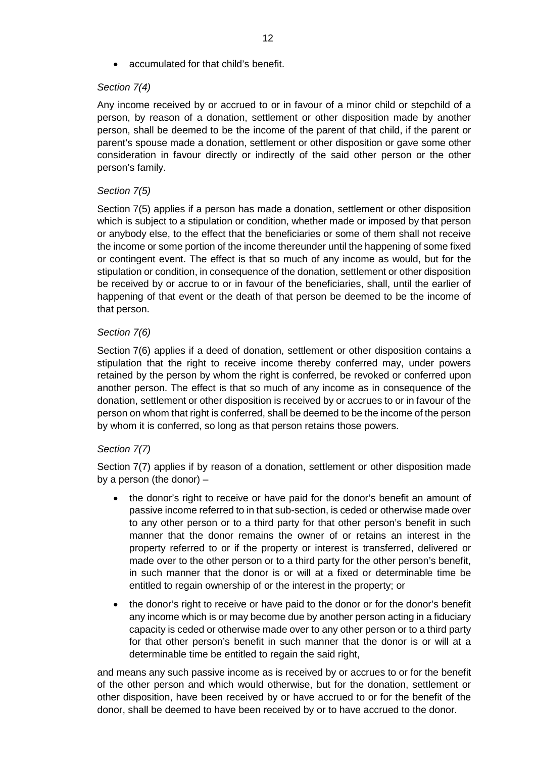- accumulated for that child's benefit.

*Section 7(4)*

Any income received by or accrued to or in favour of a minor child or stepchild of a person, by reason of a donation, settlement or other disposition made by another person, shall be deemed to be the income of the parent of that child, if the parent or parent's spouse made a donation, settlement or other disposition or gave some other consideration in favour directly or indirectly of the said other person or the other person's family.

*Section 7(5)*

Section 7(5) applies if a person has made a donation, settlement or other disposition which is subject to a stipulation or condition, whether made or imposed by that person or anybody else, to the effect that the beneficiaries or some of them shall not receive the income or some portion of the income thereunder until the happening of some fixed or contingent event. The effect is that so much of any income as would, but for the stipulation or condition, in consequence of the donation, settlement or other disposition be received by or accrue to or in favour of the beneficiaries, shall, until the earlier of happening of that event or the death of that person be deemed to be the income of that person.

*Section 7(6)*

Section 7(6) applies if a deed of donation, settlement or other disposition contains a stipulation that the right to receive income thereby conferred may, under powers retained by the person by whom the right is conferred, be revoked or conferred upon another person. The effect is that so much of any income as in consequence of the donation, settlement or other disposition is received by or accrues to or in favour of the person on whom that right is conferred, shall be deemed to be the income of the person by whom it is conferred, so long as that person retains those powers.

*Section 7(7)*

Section 7(7) applies if by reason of a donation, settlement or other disposition made by a person (the donor) –

- the donor's right to receive or have paid for the donor's benefit an amount of passive income referred to in that sub-section, is ceded or otherwise made over to any other person or to a third party for that other person's benefit in such manner that the donor remains the owner of or retains an interest in the property referred to or if the property or interest is transferred, delivered or made over to the other person or to a third party for the other person's benefit, in such manner that the donor is or will at a fixed or determinable time be entitled to regain ownership of or the interest in the property; or
- the donor's right to receive or have paid to the donor or for the donor's benefit any income which is or may become due by another person acting in a fiduciary capacity is ceded or otherwise made over to any other person or to a third party for that other person's benefit in such manner that the donor is or will at a determinable time be entitled to regain the said right,

and means any such passive income as is received by or accrues to or for the benefit of the other person and which would otherwise, but for the donation, settlement or other disposition, have been received by or have accrued to or for the benefit of the donor, shall be deemed to have been received by or to have accrued to the donor.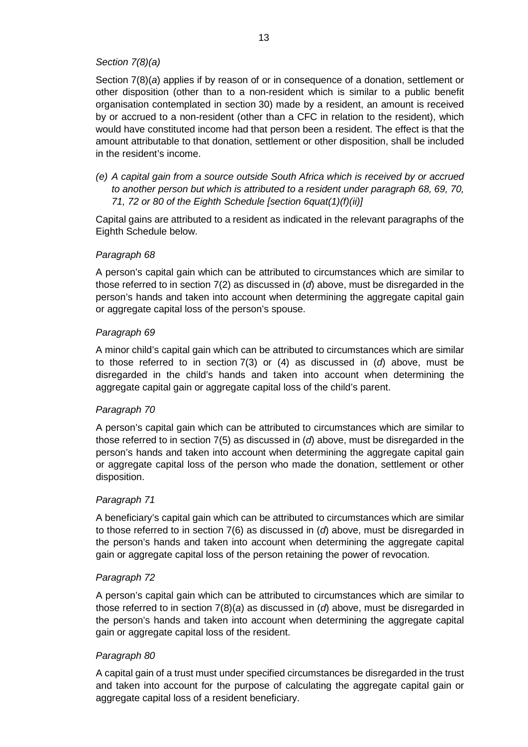*Section 7(8)(a)*

Section 7(8)(*a*) applies if by reason of or in consequence of a donation, settlement or other disposition (other than to a non-resident which is similar to a public benefit organisation contemplated in section 30) made by a resident, an amount is received by or accrued to a non-resident (other than a CFC in relation to the resident), which would have constituted income had that person been a resident. The effect is that the amount attributable to that donation, settlement or other disposition, shall be included in the resident's income.

*(e) A capital gain from a source outside South Africa which is received by or accrued to another person but which is attributed to a resident under paragraph 68, 69, 70, 71, 72 or 80 of the Eighth Schedule [section 6quat(1)(f)(ii)]*

Capital gains are attributed to a resident as indicated in the relevant paragraphs of the Eighth Schedule below.

*Paragraph 68*

A person's capital gain which can be attributed to circumstances which are similar to those referred to in section 7(2) as discussed in (*d*) above, must be disregarded in the person's hands and taken into account when determining the aggregate capital gain or aggregate capital loss of the person's spouse.

*Paragraph 69*

A minor child's capital gain which can be attributed to circumstances which are similar to those referred to in section 7(3) or (4) as discussed in (*d*) above, must be disregarded in the child's hands and taken into account when determining the aggregate capital gain or aggregate capital loss of the child's parent.

*Paragraph 70*

A person's capital gain which can be attributed to circumstances which are similar to those referred to in section 7(5) as discussed in (*d*) above, must be disregarded in the person's hands and taken into account when determining the aggregate capital gain or aggregate capital loss of the person who made the donation, settlement or other disposition.

*Paragraph 71*

A beneficiary's capital gain which can be attributed to circumstances which are similar to those referred to in section 7(6) as discussed in (*d*) above, must be disregarded in the person's hands and taken into account when determining the aggregate capital gain or aggregate capital loss of the person retaining the power of revocation.

*Paragraph 72*

A person's capital gain which can be attributed to circumstances which are similar to those referred to in section 7(8)(*a*) as discussed in (*d*) above, must be disregarded in the person's hands and taken into account when determining the aggregate capital gain or aggregate capital loss of the resident.

*Paragraph 80*

A capital gain of a trust must under specified circumstances be disregarded in the trust and taken into account for the purpose of calculating the aggregate capital gain or aggregate capital loss of a resident beneficiary.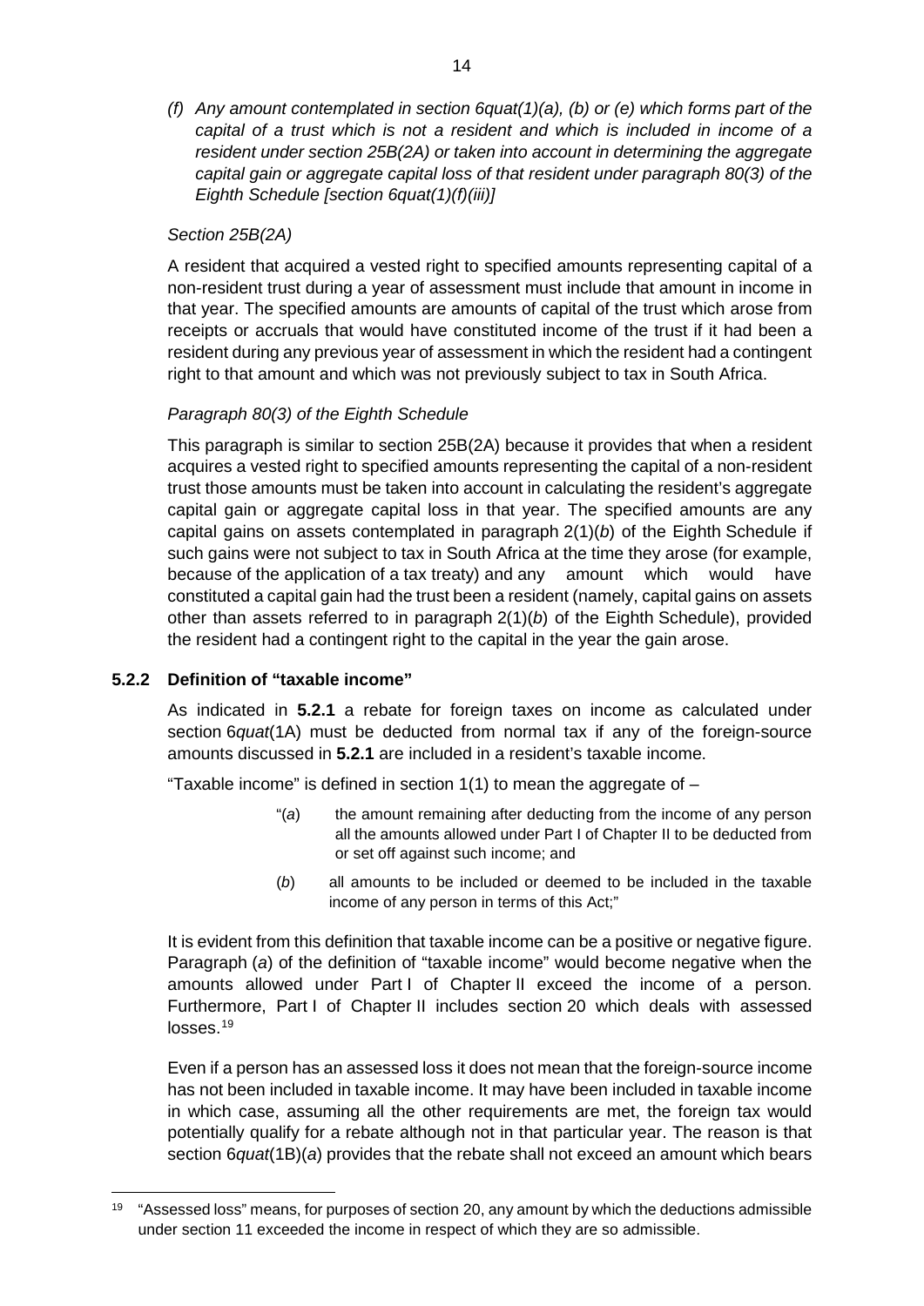*(f) Any amount contemplated in section 6quat(1)(a), (b) or (e) which forms part of the capital of a trust which is not a resident and which is included in income of a resident under section 25B(2A) or taken into account in determining the aggregate capital gain or aggregate capital loss of that resident under paragraph 80(3) of the Eighth Schedule [section 6quat(1)(f)(iii)]*

*Section 25B(2A)*

A resident that acquired a vested right to specified amounts representing capital of a non-resident trust during a year of assessment must include that amount in income in that year. The specified amounts are amounts of capital of the trust which arose from receipts or accruals that would have constituted income of the trust if it had been a resident during any previous year of assessment in which the resident had a contingent right to that amount and which was not previously subject to tax in South Africa.

*Paragraph 80(3) of the Eighth Schedule*

This paragraph is similar to section 25B(2A) because it provides that when a resident acquires a vested right to specified amounts representing the capital of a non-resident trust those amounts must be taken into account in calculating the resident's aggregate capital gain or aggregate capital loss in that year. The specified amounts are any capital gains on assets contemplated in paragraph 2(1)(*b*) of the Eighth Schedule if such gains were not subject to tax in South Africa at the time they arose (for example, because of the application of a tax treaty) and any amount which would have constituted a capital gain had the trust been a resident (namely, capital gains on assets other than assets referred to in paragraph 2(1)(*b*) of the Eighth Schedule), provided the resident had a contingent right to the capital in the year the gain arose.

### 5.2.2 Definition of "taxable income"

As indicated in **5.2.1** a rebate for foreign taxes on income as calculated under section 6*quat*(1A) must be deducted from normal tax if any of the foreign-source amounts discussed in **5.2.1** are included in a resident's taxable income.

"Taxable income" is defined in section 1(1) to mean the aggregate of –

> "(*a*) the amount remaining after deducting from the income of any person all the amounts allowed under Part I of Chapter II to be deducted from or set off against such income; and
>
> (*b*) all amounts to be included or deemed to be included in the taxable income of any person in terms of this Act;"

It is evident from this definition that taxable income can be a positive or negative figure. Paragraph (*a*) of the definition of "taxable income" would become negative when the amounts allowed under Part I of Chapter II exceed the income of a person. Furthermore, Part I of Chapter II includes section 20 which deals with assessed losses.[19]

Even if a person has an assessed loss it does not mean that the foreign-source income has not been included in taxable income. It may have been included in taxable income in which case, assuming all the other requirements are met, the foreign tax would potentially qualify for a rebate although not in that particular year. The reason is that section 6*quat*(1B)(*a*) provides that the rebate shall not exceed an amount which bears

---

[19] "Assessed loss" means, for purposes of section 20, any amount by which the deductions admissible under section 11 exceeded the income in respect of which they are so admissible.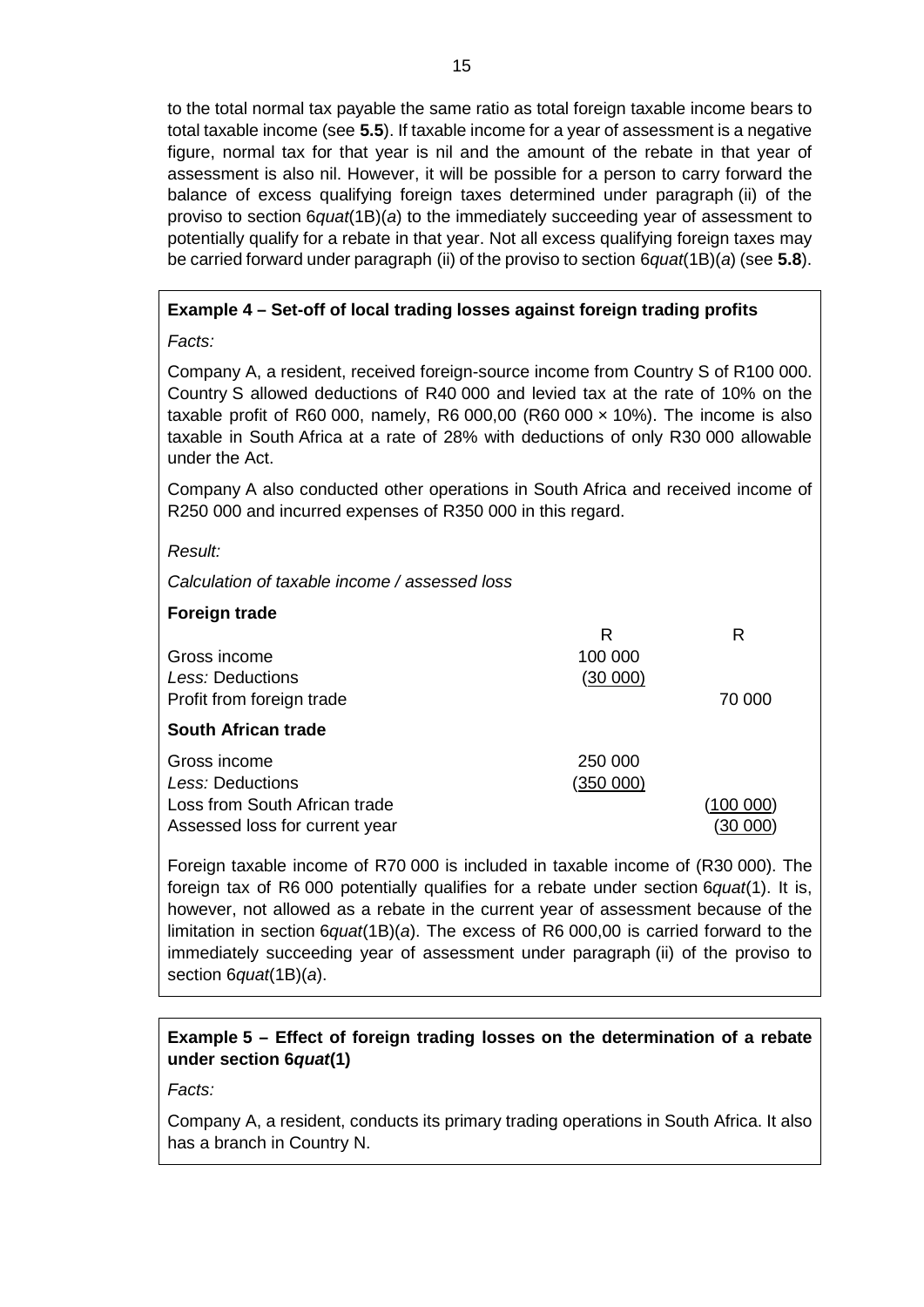to the total normal tax payable the same ratio as total foreign taxable income bears to total taxable income (see **5.5**). If taxable income for a year of assessment is a negative figure, normal tax for that year is nil and the amount of the rebate in that year of assessment is also nil. However, it will be possible for a person to carry forward the balance of excess qualifying foreign taxes determined under paragraph (ii) of the proviso to section 6*quat*(1B)(*a*) to the immediately succeeding year of assessment to potentially qualify for a rebate in that year. Not all excess qualifying foreign taxes may be carried forward under paragraph (ii) of the proviso to section 6*quat*(1B)(*a*) (see **5.8**).

**Example 4 – Set-off of local trading losses against foreign trading profits**

*Facts:*

Company A, a resident, received foreign-source income from Country S of R100 000. Country S allowed deductions of R40 000 and levied tax at the rate of 10% on the taxable profit of R60 000, namely, R6 000,00 (R60 000 × 10%). The income is also taxable in South Africa at a rate of 28% with deductions of only R30 000 allowable under the Act.

Company A also conducted other operations in South Africa and received income of R250 000 and incurred expenses of R350 000 in this regard.

*Result:*

*Calculation of taxable income / assessed loss*

| | R | R |
|---|---|---|
| **Foreign trade** | | |
| Gross income | 100 000 | |
| *Less:* Deductions | (30 000) | |
| Profit from foreign trade | | 70 000 |
| **South African trade** | | |
| Gross income | 250 000 | |
| *Less:* Deductions | (350 000) | |
| Loss from South African trade | | (100 000) |
| Assessed loss for current year | | (30 000) |

Foreign taxable income of R70 000 is included in taxable income of (R30 000). The foreign tax of R6 000 potentially qualifies for a rebate under section 6*quat*(1). It is, however, not allowed as a rebate in the current year of assessment because of the limitation in section 6*quat*(1B)(*a*). The excess of R6 000,00 is carried forward to the immediately succeeding year of assessment under paragraph (ii) of the proviso to section 6*quat*(1B)(*a*).

**Example 5 – Effect of foreign trading losses on the determination of a rebate under section 6*quat*(1)**

*Facts:*

Company A, a resident, conducts its primary trading operations in South Africa. It also has a branch in Country N.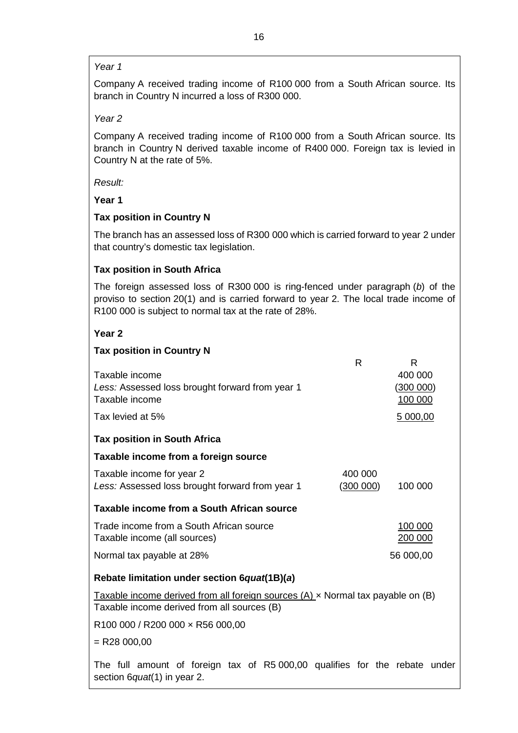*Year 1*

Company A received trading income of R100 000 from a South African source. Its branch in Country N incurred a loss of R300 000.

*Year 2*

Company A received trading income of R100 000 from a South African source. Its branch in Country N derived taxable income of R400 000. Foreign tax is levied in Country N at the rate of 5%.

*Result:*

**Year 1**

**Tax position in Country N**

The branch has an assessed loss of R300 000 which is carried forward to year 2 under that country's domestic tax legislation.

**Tax position in South Africa**

The foreign assessed loss of R300 000 is ring-fenced under paragraph (*b*) of the proviso to section 20(1) and is carried forward to year 2. The local trade income of R100 000 is subject to normal tax at the rate of 28%.

**Year 2**

**Tax position in Country N**

| | R | R |
|---|---|---|
| Taxable income | | 400 000 |
| *Less:* Assessed loss brought forward from year 1 | | (300 000) |
| Taxable income | | 100 000 |
| Tax levied at 5% | | 5 000,00 |

**Tax position in South Africa**

**Taxable income from a foreign source**

| | | |
|---|---|---|
| Taxable income for year 2 | 400 000 | |
| *Less:* Assessed loss brought forward from year 1 | (300 000) | 100 000 |
| **Taxable income from a South African source** | | |
| Trade income from a South African source | | 100 000 |
| Taxable income (all sources) | | 200 000 |
| Normal tax payable at 28% | | 56 000,00 |

**Rebate limitation under section 6*quat*(1B)(*a*)**

Taxable income derived from all foreign sources (A) × Normal tax payable on (B)
Taxable income derived from all sources (B)

R100 000 / R200 000 × R56 000,00

= R28 000,00

The full amount of foreign tax of R5 000,00 qualifies for the rebate under section 6*quat*(1) in year 2.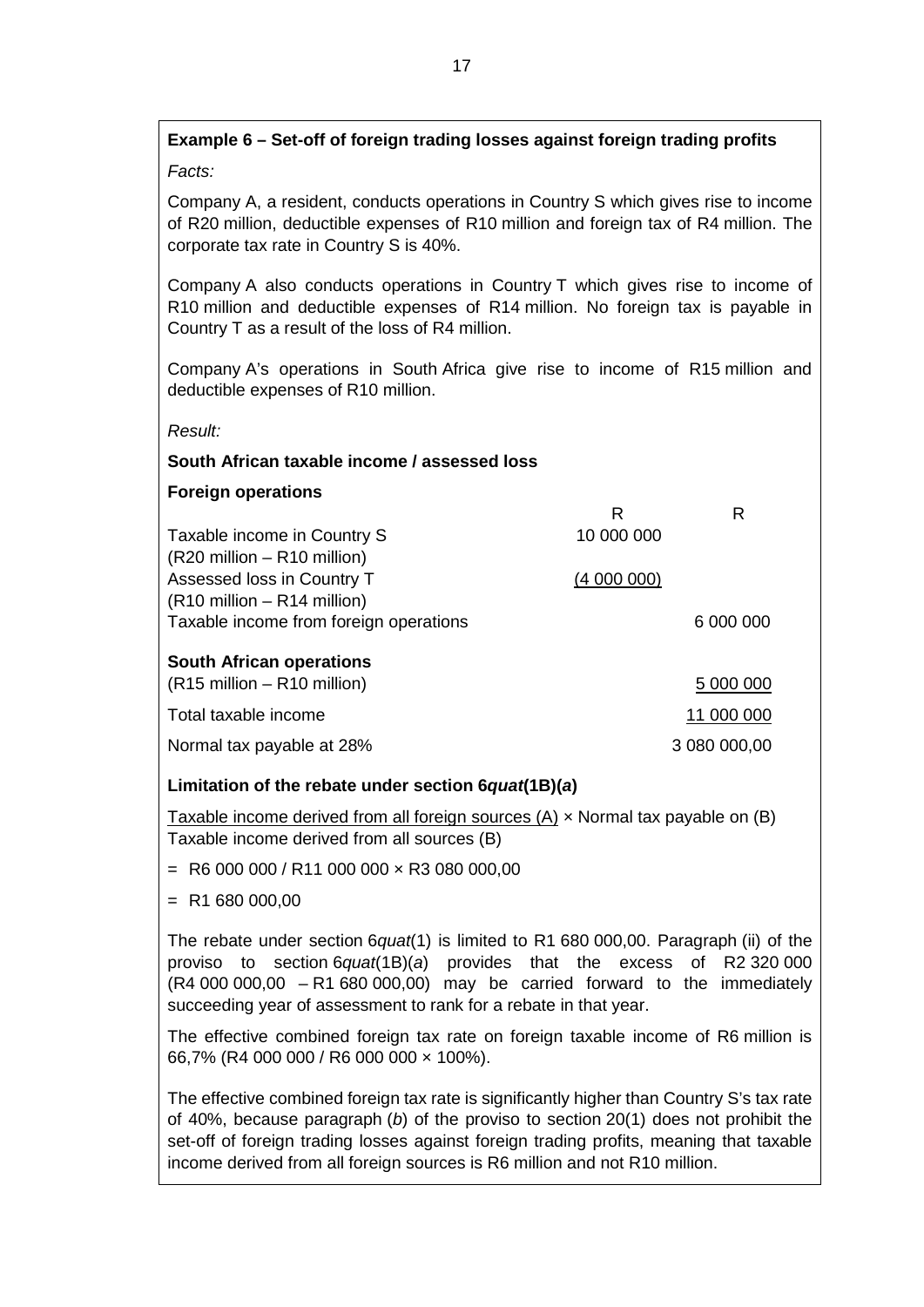**Example 6 – Set-off of foreign trading losses against foreign trading profits**

*Facts:*

Company A, a resident, conducts operations in Country S which gives rise to income of R20 million, deductible expenses of R10 million and foreign tax of R4 million. The corporate tax rate in Country S is 40%.

Company A also conducts operations in Country T which gives rise to income of R10 million and deductible expenses of R14 million. No foreign tax is payable in Country T as a result of the loss of R4 million.

Company A's operations in South Africa give rise to income of R15 million and deductible expenses of R10 million.

*Result:*

**South African taxable income / assessed loss**

**Foreign operations**

| | R | R |
|---|---|---|
| Taxable income in Country S (R20 million – R10 million) | 10 000 000 | |
| Assessed loss in Country T (R10 million – R14 million) | (4 000 000) | |
| Taxable income from foreign operations | | 6 000 000 |
| **South African operations** | | |
| (R15 million – R10 million) | | 5 000 000 |
| Total taxable income | | 11 000 000 |
| Normal tax payable at 28% | | 3 080 000,00 |

**Limitation of the rebate under section 6*quat*(1B)(*a*)**

Taxable income derived from all foreign sources (A) × Normal tax payable on (B)
Taxable income derived from all sources (B)

= R6 000 000 / R11 000 000 × R3 080 000,00

= R1 680 000,00

The rebate under section 6*quat*(1) is limited to R1 680 000,00. Paragraph (ii) of the proviso to section 6*quat*(1B)(*a*) provides that the excess of R2 320 000 (R4 000 000,00 – R1 680 000,00) may be carried forward to the immediately succeeding year of assessment to rank for a rebate in that year.

The effective combined foreign tax rate on foreign taxable income of R6 million is 66,7% (R4 000 000 / R6 000 000 × 100%).

The effective combined foreign tax rate is significantly higher than Country S's tax rate of 40%, because paragraph (*b*) of the proviso to section 20(1) does not prohibit the set-off of foreign trading losses against foreign trading profits, meaning that taxable income derived from all foreign sources is R6 million and not R10 million.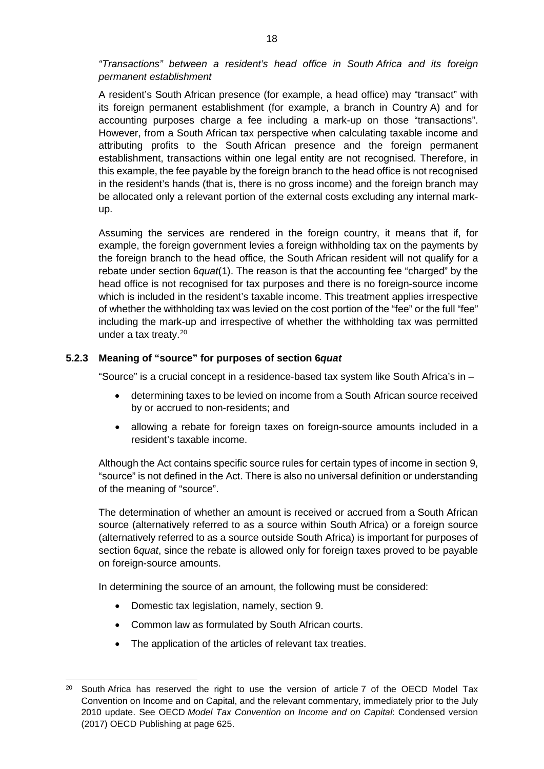*"Transactions" between a resident's head office in South Africa and its foreign permanent establishment*

A resident's South African presence (for example, a head office) may "transact" with its foreign permanent establishment (for example, a branch in Country A) and for accounting purposes charge a fee including a mark-up on those "transactions". However, from a South African tax perspective when calculating taxable income and attributing profits to the South African presence and the foreign permanent establishment, transactions within one legal entity are not recognised. Therefore, in this example, the fee payable by the foreign branch to the head office is not recognised in the resident's hands (that is, there is no gross income) and the foreign branch may be allocated only a relevant portion of the external costs excluding any internal mark-up.

Assuming the services are rendered in the foreign country, it means that if, for example, the foreign government levies a foreign withholding tax on the payments by the foreign branch to the head office, the South African resident will not qualify for a rebate under section 6*quat*(1). The reason is that the accounting fee "charged" by the head office is not recognised for tax purposes and there is no foreign-source income which is included in the resident's taxable income. This treatment applies irrespective of whether the withholding tax was levied on the cost portion of the "fee" or the full "fee" including the mark-up and irrespective of whether the withholding tax was permitted under a tax treaty.[20]

### 5.2.3 Meaning of "source" for purposes of section 6*quat*

"Source" is a crucial concept in a residence-based tax system like South Africa's in –

- determining taxes to be levied on income from a South African source received by or accrued to non-residents; and
- allowing a rebate for foreign taxes on foreign-source amounts included in a resident's taxable income.

Although the Act contains specific source rules for certain types of income in section 9, "source" is not defined in the Act. There is also no universal definition or understanding of the meaning of "source".

The determination of whether an amount is received or accrued from a South African source (alternatively referred to as a source within South Africa) or a foreign source (alternatively referred to as a source outside South Africa) is important for purposes of section 6*quat*, since the rebate is allowed only for foreign taxes proved to be payable on foreign-source amounts.

In determining the source of an amount, the following must be considered:

- Domestic tax legislation, namely, section 9.
- Common law as formulated by South African courts.
- The application of the articles of relevant tax treaties.

---

[20] South Africa has reserved the right to use the version of article 7 of the OECD Model Tax Convention on Income and on Capital, and the relevant commentary, immediately prior to the July 2010 update. See OECD *Model Tax Convention on Income and on Capital*: Condensed version (2017) OECD Publishing at page 625.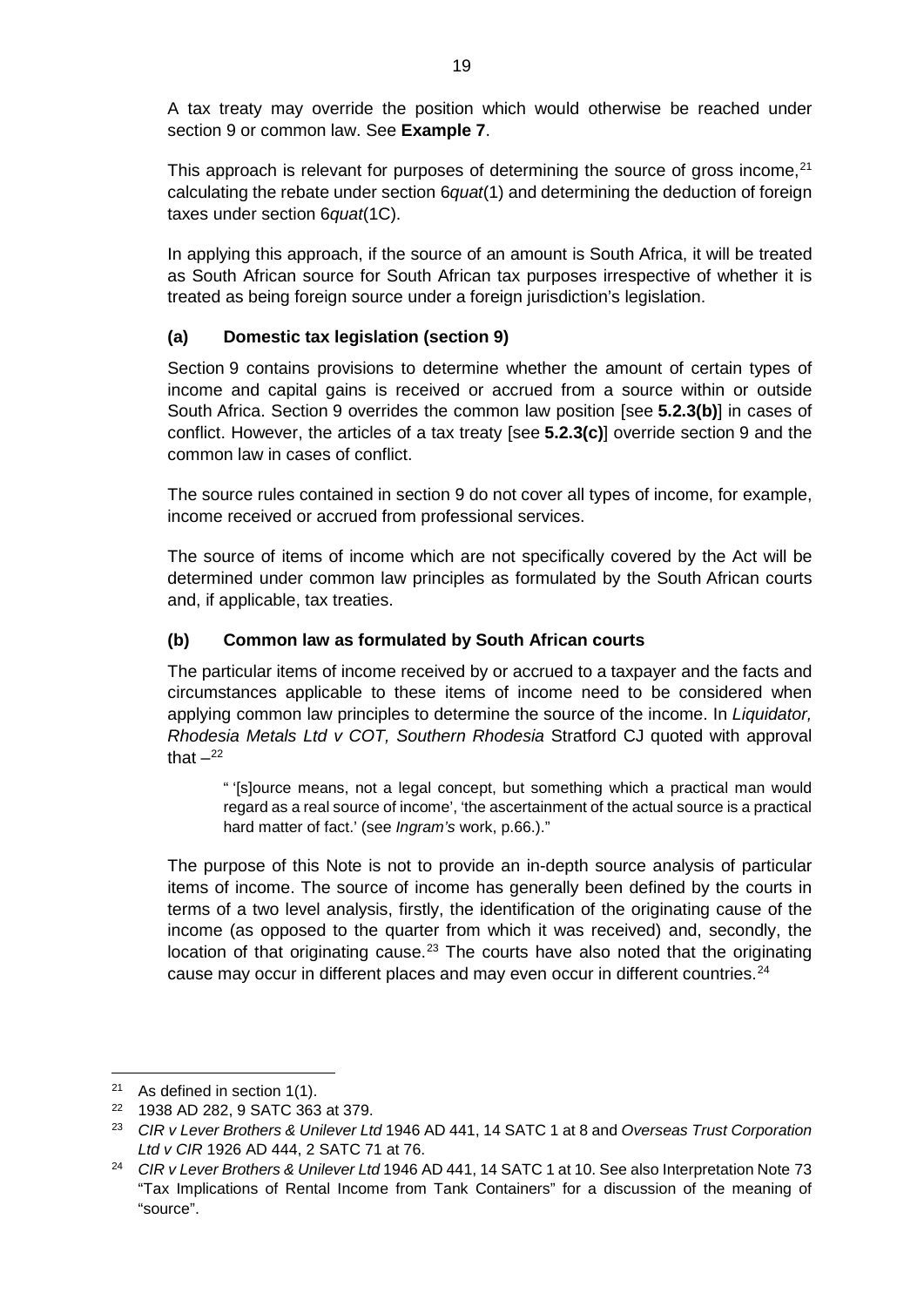A tax treaty may override the position which would otherwise be reached under section 9 or common law. See **Example 7**.

This approach is relevant for purposes of determining the source of gross income,[21] calculating the rebate under section 6*quat*(1) and determining the deduction of foreign taxes under section 6*quat*(1C).

In applying this approach, if the source of an amount is South Africa, it will be treated as South African source for South African tax purposes irrespective of whether it is treated as being foreign source under a foreign jurisdiction's legislation.

#### (a) Domestic tax legislation (section 9)

Section 9 contains provisions to determine whether the amount of certain types of income and capital gains is received or accrued from a source within or outside South Africa. Section 9 overrides the common law position [see **5.2.3(b)**] in cases of conflict. However, the articles of a tax treaty [see **5.2.3(c)**] override section 9 and the common law in cases of conflict.

The source rules contained in section 9 do not cover all types of income, for example, income received or accrued from professional services.

The source of items of income which are not specifically covered by the Act will be determined under common law principles as formulated by the South African courts and, if applicable, tax treaties.

#### (b) Common law as formulated by South African courts

The particular items of income received by or accrued to a taxpayer and the facts and circumstances applicable to these items of income need to be considered when applying common law principles to determine the source of the income. In *Liquidator, Rhodesia Metals Ltd v COT, Southern Rhodesia* Stratford CJ quoted with approval that –[22]

> " '[s]ource means, not a legal concept, but something which a practical man would regard as a real source of income', 'the ascertainment of the actual source is a practical hard matter of fact.' (see *Ingram's* work, p.66.)."

The purpose of this Note is not to provide an in-depth source analysis of particular items of income. The source of income has generally been defined by the courts in terms of a two level analysis, firstly, the identification of the originating cause of the income (as opposed to the quarter from which it was received) and, secondly, the location of that originating cause.[23] The courts have also noted that the originating cause may occur in different places and may even occur in different countries.[24]

---

[21] As defined in section 1(1).

[22] 1938 AD 282, 9 SATC 363 at 379.

[23] *CIR v Lever Brothers & Unilever Ltd* 1946 AD 441, 14 SATC 1 at 8 and *Overseas Trust Corporation Ltd v CIR* 1926 AD 444, 2 SATC 71 at 76.

[24] *CIR v Lever Brothers & Unilever Ltd* 1946 AD 441, 14 SATC 1 at 10. See also Interpretation Note 73 "Tax Implications of Rental Income from Tank Containers" for a discussion of the meaning of "source".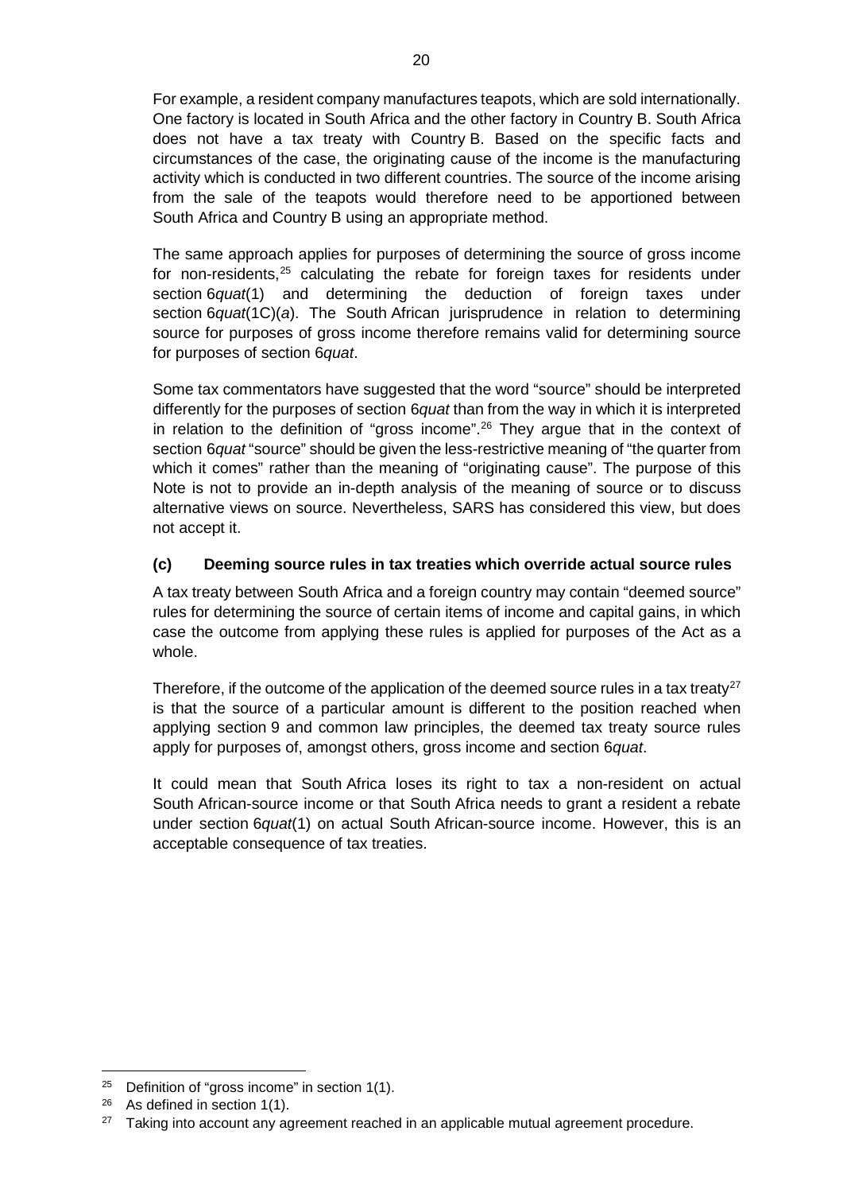For example, a resident company manufactures teapots, which are sold internationally. One factory is located in South Africa and the other factory in Country B. South Africa does not have a tax treaty with Country B. Based on the specific facts and circumstances of the case, the originating cause of the income is the manufacturing activity which is conducted in two different countries. The source of the income arising from the sale of the teapots would therefore need to be apportioned between South Africa and Country B using an appropriate method.

The same approach applies for purposes of determining the source of gross income for non-residents,[25] calculating the rebate for foreign taxes for residents under section 6*quat*(1) and determining the deduction of foreign taxes under section 6*quat*(1C)(*a*). The South African jurisprudence in relation to determining source for purposes of gross income therefore remains valid for determining source for purposes of section 6*quat*.

Some tax commentators have suggested that the word "source" should be interpreted differently for the purposes of section 6*quat* than from the way in which it is interpreted in relation to the definition of "gross income".[26] They argue that in the context of section 6*quat* "source" should be given the less-restrictive meaning of "the quarter from which it comes" rather than the meaning of "originating cause". The purpose of this Note is not to provide an in-depth analysis of the meaning of source or to discuss alternative views on source. Nevertheless, SARS has considered this view, but does not accept it.

#### (c) Deeming source rules in tax treaties which override actual source rules

A tax treaty between South Africa and a foreign country may contain "deemed source" rules for determining the source of certain items of income and capital gains, in which case the outcome from applying these rules is applied for purposes of the Act as a whole.

Therefore, if the outcome of the application of the deemed source rules in a tax treaty[27] is that the source of a particular amount is different to the position reached when applying section 9 and common law principles, the deemed tax treaty source rules apply for purposes of, amongst others, gross income and section 6*quat*.

It could mean that South Africa loses its right to tax a non-resident on actual South African-source income or that South Africa needs to grant a resident a rebate under section 6*quat*(1) on actual South African-source income. However, this is an acceptable consequence of tax treaties.

---

[25] Definition of "gross income" in section 1(1).

[26] As defined in section 1(1).

[27] Taking into account any agreement reached in an applicable mutual agreement procedure.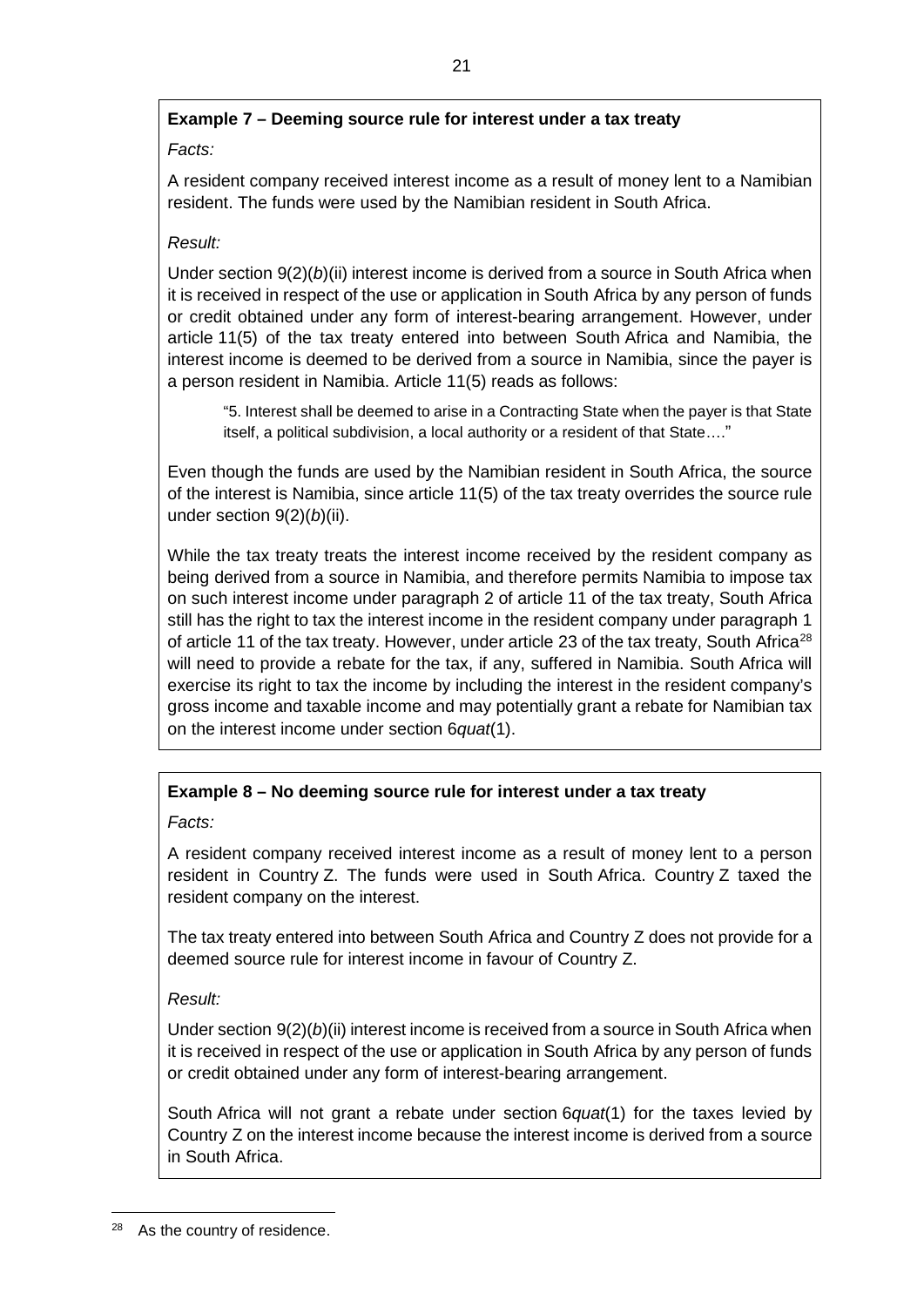**Example 7 – Deeming source rule for interest under a tax treaty**

*Facts:*

A resident company received interest income as a result of money lent to a Namibian resident. The funds were used by the Namibian resident in South Africa.

*Result:*

Under section 9(2)(*b*)(ii) interest income is derived from a source in South Africa when it is received in respect of the use or application in South Africa by any person of funds or credit obtained under any form of interest-bearing arrangement. However, under article 11(5) of the tax treaty entered into between South Africa and Namibia, the interest income is deemed to be derived from a source in Namibia, since the payer is a person resident in Namibia. Article 11(5) reads as follows:

> "5. Interest shall be deemed to arise in a Contracting State when the payer is that State itself, a political subdivision, a local authority or a resident of that State…."

Even though the funds are used by the Namibian resident in South Africa, the source of the interest is Namibia, since article 11(5) of the tax treaty overrides the source rule under section 9(2)(*b*)(ii).

While the tax treaty treats the interest income received by the resident company as being derived from a source in Namibia, and therefore permits Namibia to impose tax on such interest income under paragraph 2 of article 11 of the tax treaty, South Africa still has the right to tax the interest income in the resident company under paragraph 1 of article 11 of the tax treaty. However, under article 23 of the tax treaty, South Africa[28] will need to provide a rebate for the tax, if any, suffered in Namibia. South Africa will exercise its right to tax the income by including the interest in the resident company's gross income and taxable income and may potentially grant a rebate for Namibian tax on the interest income under section 6*quat*(1).

**Example 8 – No deeming source rule for interest under a tax treaty**

*Facts:*

A resident company received interest income as a result of money lent to a person resident in Country Z. The funds were used in South Africa. Country Z taxed the resident company on the interest.

The tax treaty entered into between South Africa and Country Z does not provide for a deemed source rule for interest income in favour of Country Z.

*Result:*

Under section 9(2)(*b*)(ii) interest income is received from a source in South Africa when it is received in respect of the use or application in South Africa by any person of funds or credit obtained under any form of interest-bearing arrangement.

South Africa will not grant a rebate under section 6*quat*(1) for the taxes levied by Country Z on the interest income because the interest income is derived from a source in South Africa.

---

[28] As the country of residence.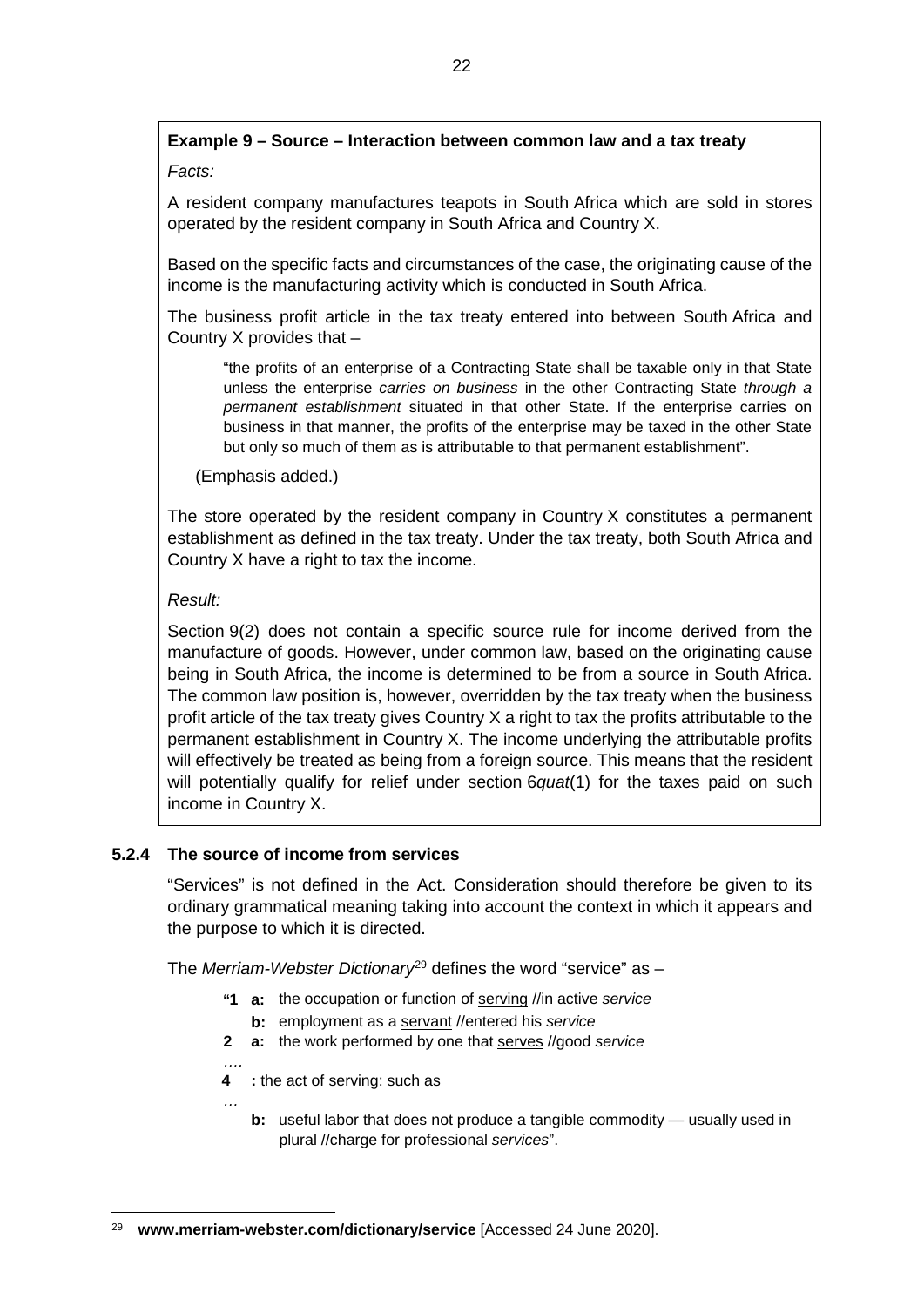**Example 9 – Source – Interaction between common law and a tax treaty**

*Facts:*

A resident company manufactures teapots in South Africa which are sold in stores operated by the resident company in South Africa and Country X.

Based on the specific facts and circumstances of the case, the originating cause of the income is the manufacturing activity which is conducted in South Africa.

The business profit article in the tax treaty entered into between South Africa and Country X provides that –

> "the profits of an enterprise of a Contracting State shall be taxable only in that State unless the enterprise *carries on business* in the other Contracting State *through a permanent establishment* situated in that other State. If the enterprise carries on business in that manner, the profits of the enterprise may be taxed in the other State but only so much of them as is attributable to that permanent establishment".

(Emphasis added.)

The store operated by the resident company in Country X constitutes a permanent establishment as defined in the tax treaty. Under the tax treaty, both South Africa and Country X have a right to tax the income.

*Result:*

Section 9(2) does not contain a specific source rule for income derived from the manufacture of goods. However, under common law, based on the originating cause being in South Africa, the income is determined to be from a source in South Africa. The common law position is, however, overridden by the tax treaty when the business profit article of the tax treaty gives Country X a right to tax the profits attributable to the permanent establishment in Country X. The income underlying the attributable profits will effectively be treated as being from a foreign source. This means that the resident will potentially qualify for relief under section 6*quat*(1) for the taxes paid on such income in Country X.

### 5.2.4 The source of income from services

"Services" is not defined in the Act. Consideration should therefore be given to its ordinary grammatical meaning taking into account the context in which it appears and the purpose to which it is directed.

The *Merriam-Webster Dictionary*[29] defines the word "service" as –

> "**1 a:** the occupation or function of serving //in active *service*
>
> **b:** employment as a servant //entered his *service*
>
> **2 a:** the work performed by one that serves //good *service*
>
> ….
>
> **4 :** the act of serving: such as
>
> …
>
> **b:** useful labor that does not produce a tangible commodity — usually used in plural //charge for professional *services*".

[29] **www.merriam-webster.com/dictionary/service** [Accessed 24 June 2020].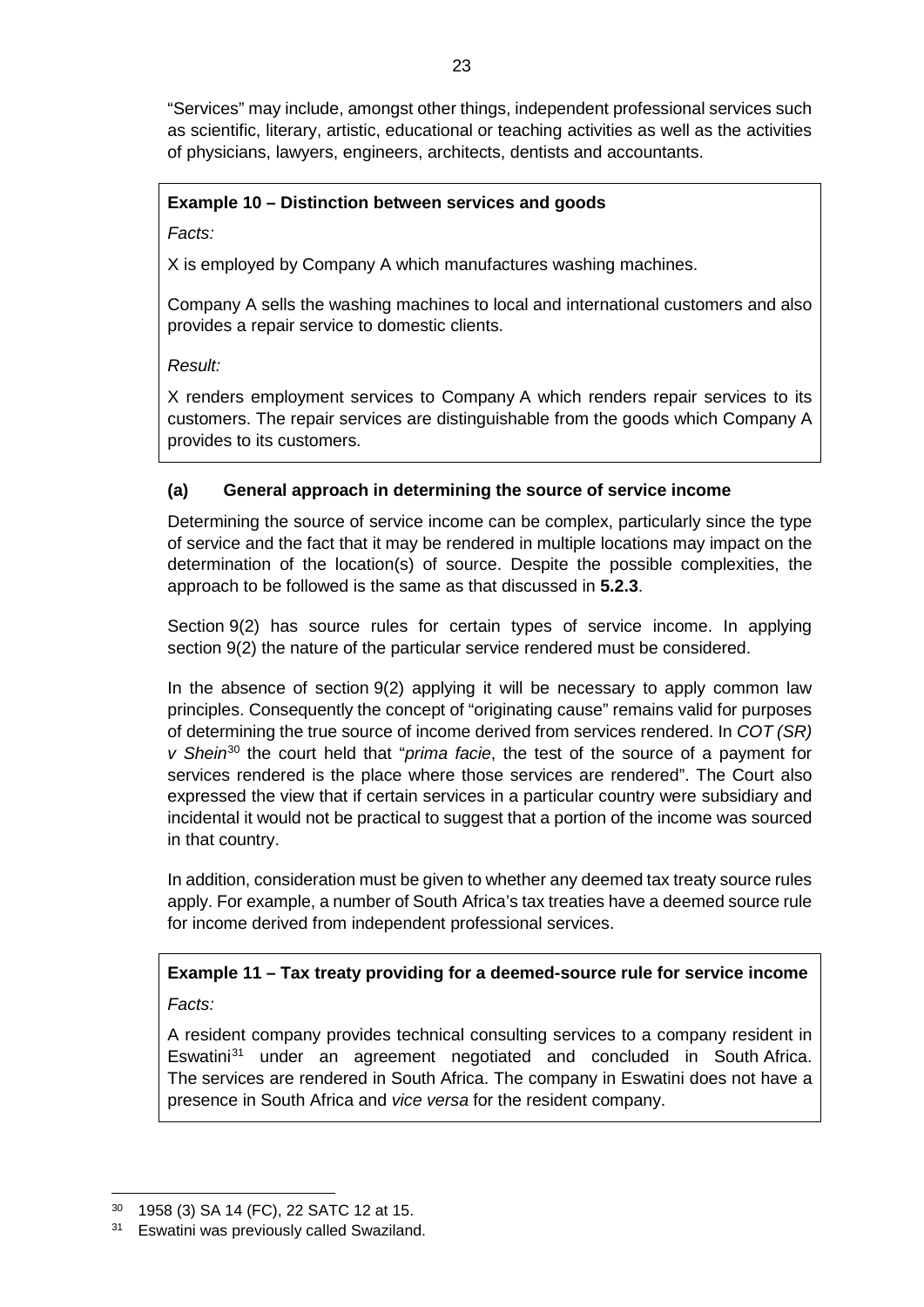"Services" may include, amongst other things, independent professional services such as scientific, literary, artistic, educational or teaching activities as well as the activities of physicians, lawyers, engineers, architects, dentists and accountants.

**Example 10 – Distinction between services and goods**

*Facts:*

X is employed by Company A which manufactures washing machines.

Company A sells the washing machines to local and international customers and also provides a repair service to domestic clients.

*Result:*

X renders employment services to Company A which renders repair services to its customers. The repair services are distinguishable from the goods which Company A provides to its customers.

#### (a) General approach in determining the source of service income

Determining the source of service income can be complex, particularly since the type of service and the fact that it may be rendered in multiple locations may impact on the determination of the location(s) of source. Despite the possible complexities, the approach to be followed is the same as that discussed in **5.2.3**.

Section 9(2) has source rules for certain types of service income. In applying section 9(2) the nature of the particular service rendered must be considered.

In the absence of section 9(2) applying it will be necessary to apply common law principles. Consequently the concept of "originating cause" remains valid for purposes of determining the true source of income derived from services rendered. In *COT (SR) v Shein*[30] the court held that "*prima facie*, the test of the source of a payment for services rendered is the place where those services are rendered". The Court also expressed the view that if certain services in a particular country were subsidiary and incidental it would not be practical to suggest that a portion of the income was sourced in that country.

In addition, consideration must be given to whether any deemed tax treaty source rules apply. For example, a number of South Africa's tax treaties have a deemed source rule for income derived from independent professional services.

**Example 11 – Tax treaty providing for a deemed-source rule for service income**

*Facts:*

A resident company provides technical consulting services to a company resident in Eswatini[31] under an agreement negotiated and concluded in South Africa. The services are rendered in South Africa. The company in Eswatini does not have a presence in South Africa and *vice versa* for the resident company.

---

[30] 1958 (3) SA 14 (FC), 22 SATC 12 at 15.

[31] Eswatini was previously called Swaziland.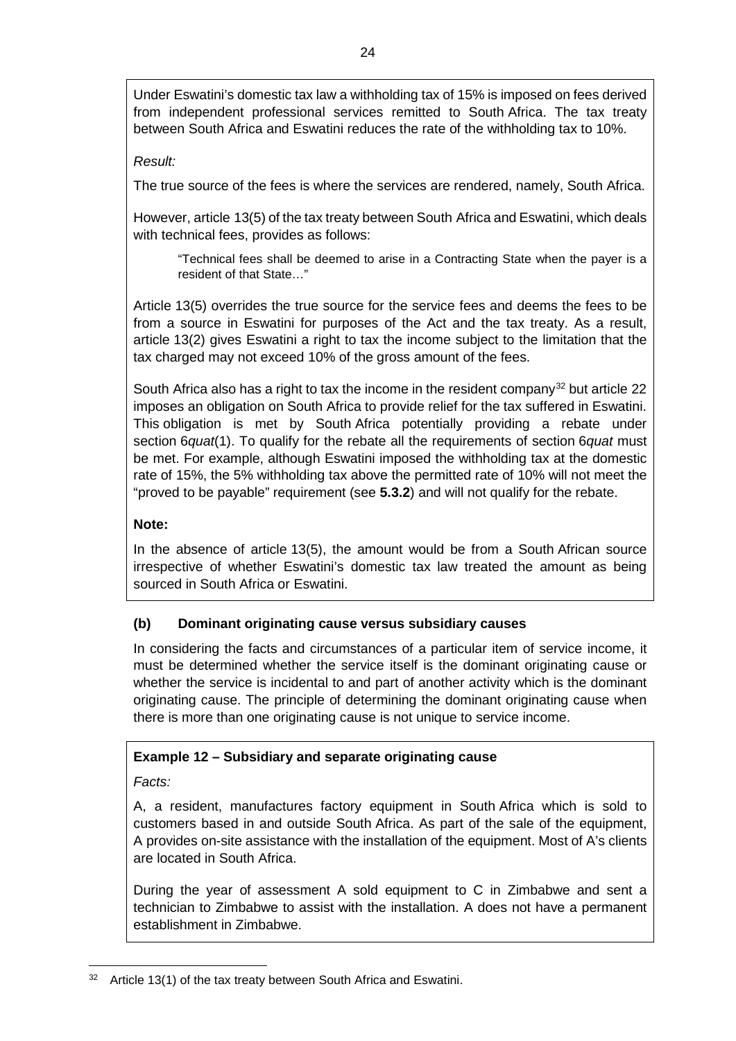Under Eswatini's domestic tax law a withholding tax of 15% is imposed on fees derived from independent professional services remitted to South Africa. The tax treaty between South Africa and Eswatini reduces the rate of the withholding tax to 10%.

*Result:*

The true source of the fees is where the services are rendered, namely, South Africa.

However, article 13(5) of the tax treaty between South Africa and Eswatini, which deals with technical fees, provides as follows:

> "Technical fees shall be deemed to arise in a Contracting State when the payer is a resident of that State…"

Article 13(5) overrides the true source for the service fees and deems the fees to be from a source in Eswatini for purposes of the Act and the tax treaty. As a result, article 13(2) gives Eswatini a right to tax the income subject to the limitation that the tax charged may not exceed 10% of the gross amount of the fees.

South Africa also has a right to tax the income in the resident company[32] but article 22 imposes an obligation on South Africa to provide relief for the tax suffered in Eswatini. This obligation is met by South Africa potentially providing a rebate under section 6*quat*(1). To qualify for the rebate all the requirements of section 6*quat* must be met. For example, although Eswatini imposed the withholding tax at the domestic rate of 15%, the 5% withholding tax above the permitted rate of 10% will not meet the "proved to be payable" requirement (see **5.3.2**) and will not qualify for the rebate.

**Note:**

In the absence of article 13(5), the amount would be from a South African source irrespective of whether Eswatini's domestic tax law treated the amount as being sourced in South Africa or Eswatini.

### (b) Dominant originating cause versus subsidiary causes

In considering the facts and circumstances of a particular item of service income, it must be determined whether the service itself is the dominant originating cause or whether the service is incidental to and part of another activity which is the dominant originating cause. The principle of determining the dominant originating cause when there is more than one originating cause is not unique to service income.

**Example 12 – Subsidiary and separate originating cause**

*Facts:*

A, a resident, manufactures factory equipment in South Africa which is sold to customers based in and outside South Africa. As part of the sale of the equipment, A provides on-site assistance with the installation of the equipment. Most of A's clients are located in South Africa.

During the year of assessment A sold equipment to C in Zimbabwe and sent a technician to Zimbabwe to assist with the installation. A does not have a permanent establishment in Zimbabwe.

---

[32] Article 13(1) of the tax treaty between South Africa and Eswatini.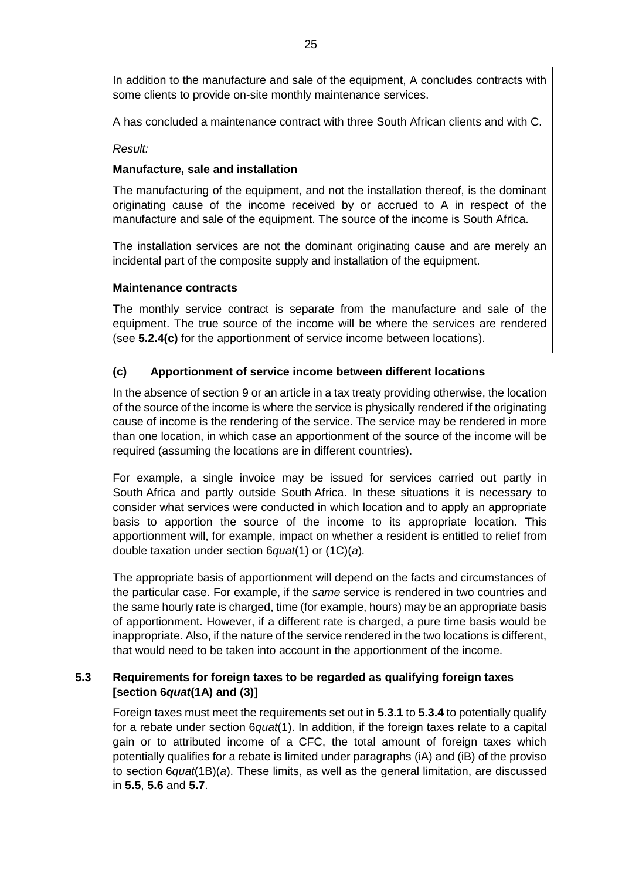In addition to the manufacture and sale of the equipment, A concludes contracts with some clients to provide on-site monthly maintenance services.

A has concluded a maintenance contract with three South African clients and with C.

*Result:*

**Manufacture, sale and installation**

The manufacturing of the equipment, and not the installation thereof, is the dominant originating cause of the income received by or accrued to A in respect of the manufacture and sale of the equipment. The source of the income is South Africa.

The installation services are not the dominant originating cause and are merely an incidental part of the composite supply and installation of the equipment.

**Maintenance contracts**

The monthly service contract is separate from the manufacture and sale of the equipment. The true source of the income will be where the services are rendered (see **5.2.4(c)** for the apportionment of service income between locations).

#### (c) Apportionment of service income between different locations

In the absence of section 9 or an article in a tax treaty providing otherwise, the location of the source of the income is where the service is physically rendered if the originating cause of income is the rendering of the service. The service may be rendered in more than one location, in which case an apportionment of the source of the income will be required (assuming the locations are in different countries).

For example, a single invoice may be issued for services carried out partly in South Africa and partly outside South Africa. In these situations it is necessary to consider what services were conducted in which location and to apply an appropriate basis to apportion the source of the income to its appropriate location. This apportionment will, for example, impact on whether a resident is entitled to relief from double taxation under section 6*quat*(1) or (1C)(*a*).

The appropriate basis of apportionment will depend on the facts and circumstances of the particular case. For example, if the *same* service is rendered in two countries and the same hourly rate is charged, time (for example, hours) may be an appropriate basis of apportionment. However, if a different rate is charged, a pure time basis would be inappropriate. Also, if the nature of the service rendered in the two locations is different, that would need to be taken into account in the apportionment of the income.

### 5.3 Requirements for foreign taxes to be regarded as qualifying foreign taxes [section 6*quat*(1A) and (3)]

Foreign taxes must meet the requirements set out in **5.3.1** to **5.3.4** to potentially qualify for a rebate under section 6*quat*(1). In addition, if the foreign taxes relate to a capital gain or to attributed income of a CFC, the total amount of foreign taxes which potentially qualifies for a rebate is limited under paragraphs (iA) and (iB) of the proviso to section 6*quat*(1B)(*a*). These limits, as well as the general limitation, are discussed in **5.5**, **5.6** and **5.7**.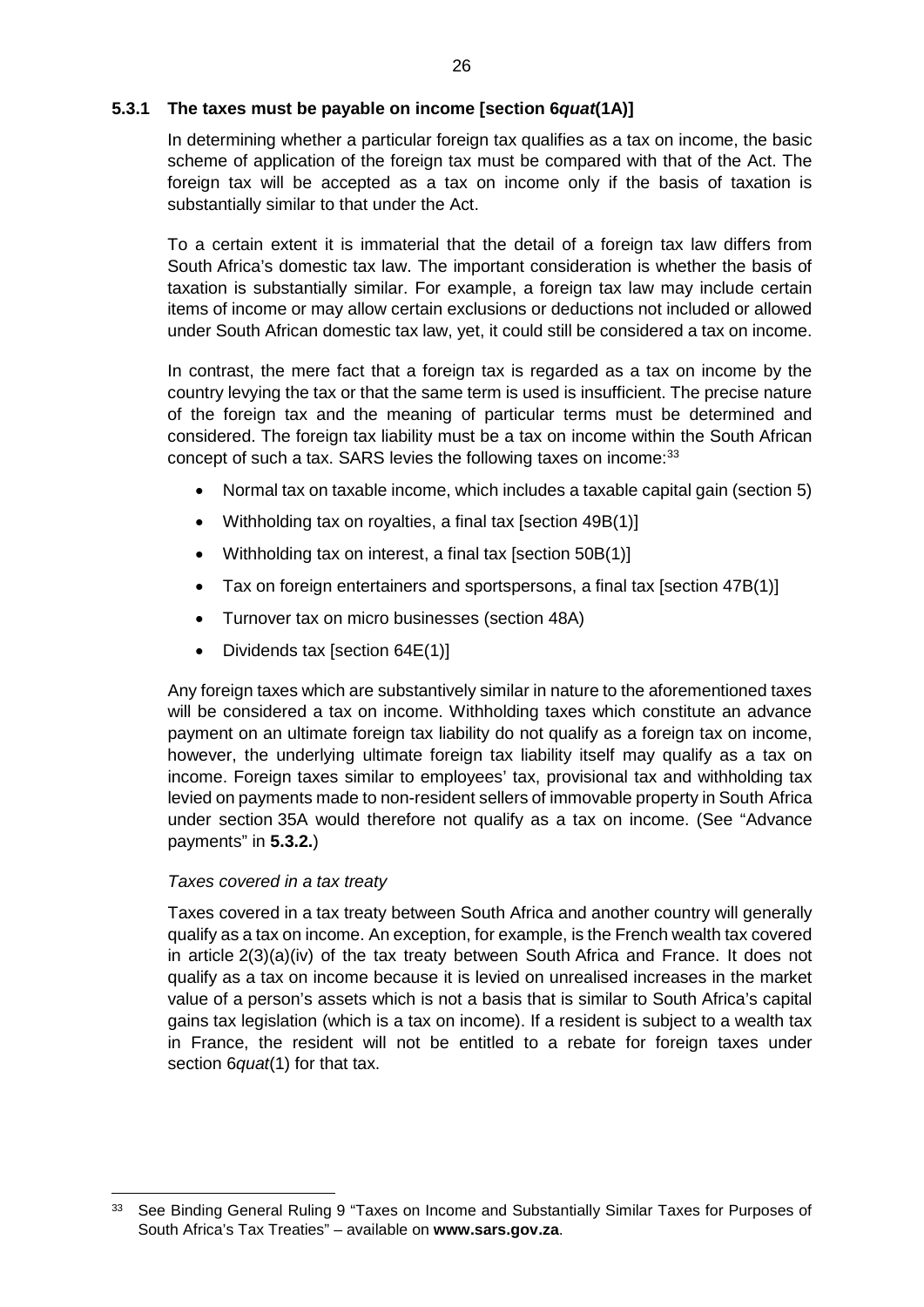### 5.3.1 The taxes must be payable on income [section 6*quat*(1A)]

In determining whether a particular foreign tax qualifies as a tax on income, the basic scheme of application of the foreign tax must be compared with that of the Act. The foreign tax will be accepted as a tax on income only if the basis of taxation is substantially similar to that under the Act.

To a certain extent it is immaterial that the detail of a foreign tax law differs from South Africa's domestic tax law. The important consideration is whether the basis of taxation is substantially similar. For example, a foreign tax law may include certain items of income or may allow certain exclusions or deductions not included or allowed under South African domestic tax law, yet, it could still be considered a tax on income.

In contrast, the mere fact that a foreign tax is regarded as a tax on income by the country levying the tax or that the same term is used is insufficient. The precise nature of the foreign tax and the meaning of particular terms must be determined and considered. The foreign tax liability must be a tax on income within the South African concept of such a tax. SARS levies the following taxes on income:[33]

- Normal tax on taxable income, which includes a taxable capital gain (section 5)
- Withholding tax on royalties, a final tax [section 49B(1)]
- Withholding tax on interest, a final tax [section 50B(1)]
- Tax on foreign entertainers and sportspersons, a final tax [section 47B(1)]
- Turnover tax on micro businesses (section 48A)
- Dividends tax [section 64E(1)]

Any foreign taxes which are substantively similar in nature to the aforementioned taxes will be considered a tax on income. Withholding taxes which constitute an advance payment on an ultimate foreign tax liability do not qualify as a foreign tax on income, however, the underlying ultimate foreign tax liability itself may qualify as a tax on income. Foreign taxes similar to employees' tax, provisional tax and withholding tax levied on payments made to non-resident sellers of immovable property in South Africa under section 35A would therefore not qualify as a tax on income. (See "Advance payments" in **5.3.2.**)

*Taxes covered in a tax treaty*

Taxes covered in a tax treaty between South Africa and another country will generally qualify as a tax on income. An exception, for example, is the French wealth tax covered in article 2(3)(a)(iv) of the tax treaty between South Africa and France. It does not qualify as a tax on income because it is levied on unrealised increases in the market value of a person's assets which is not a basis that is similar to South Africa's capital gains tax legislation (which is a tax on income). If a resident is subject to a wealth tax in France, the resident will not be entitled to a rebate for foreign taxes under section 6*quat*(1) for that tax.

---

[33] See Binding General Ruling 9 "Taxes on Income and Substantially Similar Taxes for Purposes of South Africa's Tax Treaties" – available on **www.sars.gov.za**.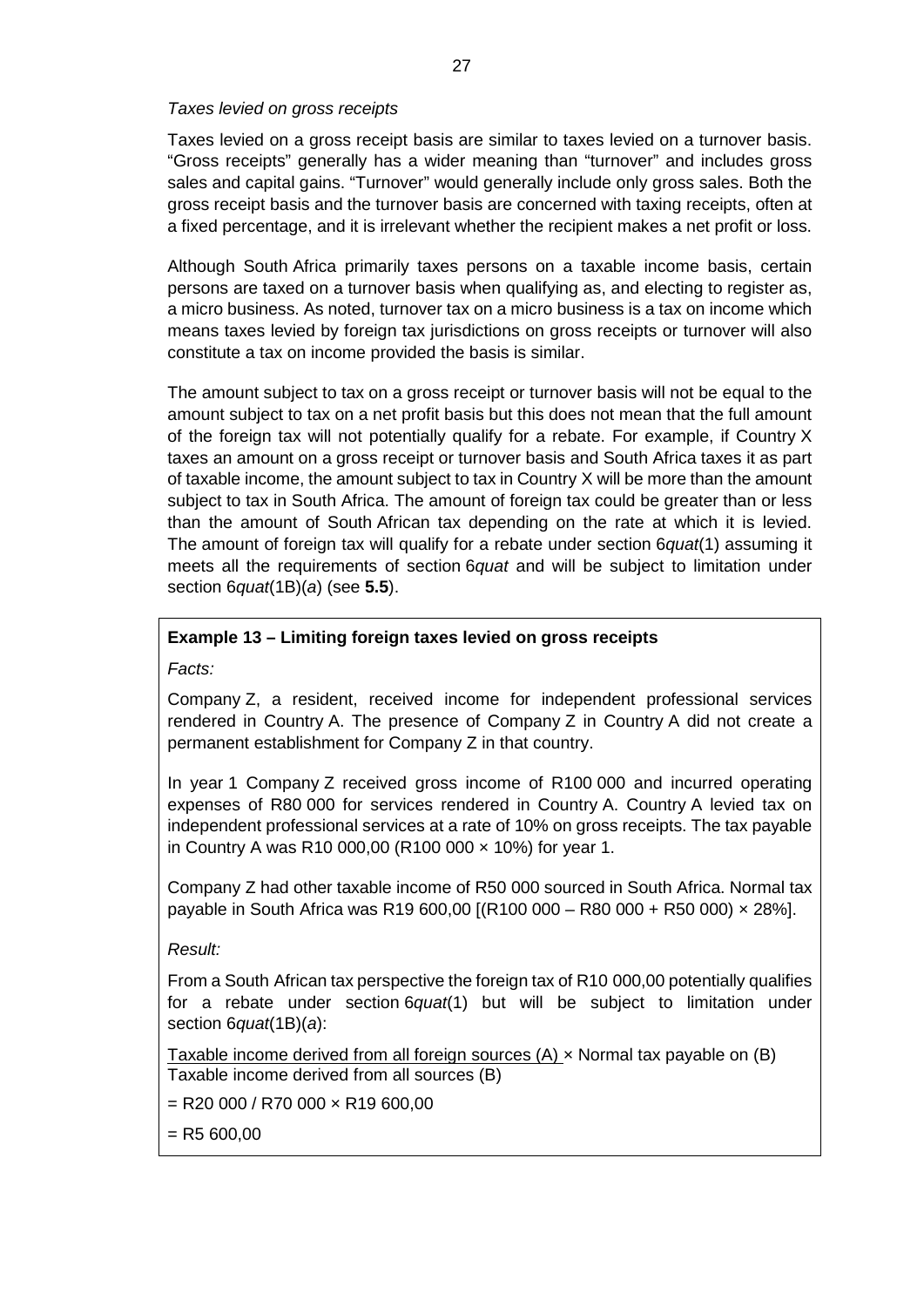*Taxes levied on gross receipts*

Taxes levied on a gross receipt basis are similar to taxes levied on a turnover basis. "Gross receipts" generally has a wider meaning than "turnover" and includes gross sales and capital gains. "Turnover" would generally include only gross sales. Both the gross receipt basis and the turnover basis are concerned with taxing receipts, often at a fixed percentage, and it is irrelevant whether the recipient makes a net profit or loss.

Although South Africa primarily taxes persons on a taxable income basis, certain persons are taxed on a turnover basis when qualifying as, and electing to register as, a micro business. As noted, turnover tax on a micro business is a tax on income which means taxes levied by foreign tax jurisdictions on gross receipts or turnover will also constitute a tax on income provided the basis is similar.

The amount subject to tax on a gross receipt or turnover basis will not be equal to the amount subject to tax on a net profit basis but this does not mean that the full amount of the foreign tax will not potentially qualify for a rebate. For example, if Country X taxes an amount on a gross receipt or turnover basis and South Africa taxes it as part of taxable income, the amount subject to tax in Country X will be more than the amount subject to tax in South Africa. The amount of foreign tax could be greater than or less than the amount of South African tax depending on the rate at which it is levied. The amount of foreign tax will qualify for a rebate under section 6*quat*(1) assuming it meets all the requirements of section 6*quat* and will be subject to limitation under section 6*quat*(1B)(*a*) (see **5.5**).

**Example 13 – Limiting foreign taxes levied on gross receipts**

*Facts:*

Company Z, a resident, received income for independent professional services rendered in Country A. The presence of Company Z in Country A did not create a permanent establishment for Company Z in that country.

In year 1 Company Z received gross income of R100 000 and incurred operating expenses of R80 000 for services rendered in Country A. Country A levied tax on independent professional services at a rate of 10% on gross receipts. The tax payable in Country A was R10 000,00 (R100 000 × 10%) for year 1.

Company Z had other taxable income of R50 000 sourced in South Africa. Normal tax payable in South Africa was R19 600,00 [(R100 000 – R80 000 + R50 000) × 28%].

*Result:*

From a South African tax perspective the foreign tax of R10 000,00 potentially qualifies for a rebate under section 6*quat*(1) but will be subject to limitation under section 6*quat*(1B)(*a*):

$$\frac{\text{Taxable income derived from all foreign sources (A)}}{\text{Taxable income derived from all sources (B)}} \times \text{Normal tax payable on (B)}$$

= R20 000 / R70 000 × R19 600,00

= R5 600,00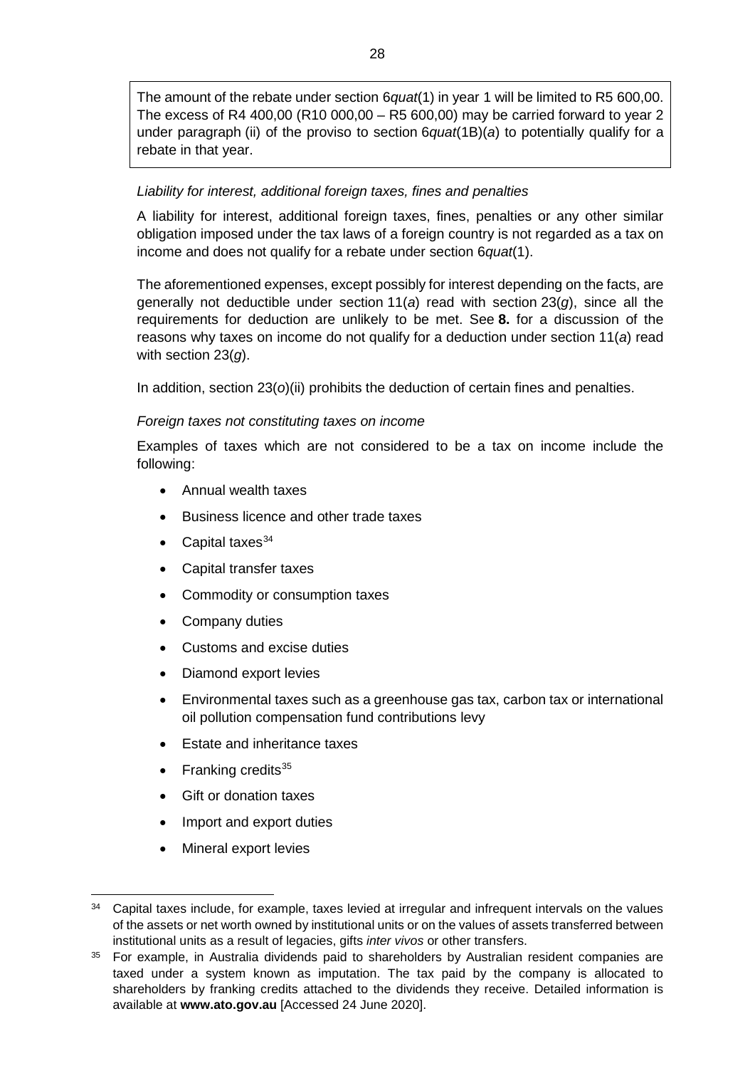> The amount of the rebate under section 6*quat*(1) in year 1 will be limited to R5 600,00. The excess of R4 400,00 (R10 000,00 – R5 600,00) may be carried forward to year 2 under paragraph (ii) of the proviso to section 6*quat*(1B)(*a*) to potentially qualify for a rebate in that year.

*Liability for interest, additional foreign taxes, fines and penalties*

A liability for interest, additional foreign taxes, fines, penalties or any other similar obligation imposed under the tax laws of a foreign country is not regarded as a tax on income and does not qualify for a rebate under section 6*quat*(1).

The aforementioned expenses, except possibly for interest depending on the facts, are generally not deductible under section 11(*a*) read with section 23(*g*), since all the requirements for deduction are unlikely to be met. See **8.** for a discussion of the reasons why taxes on income do not qualify for a deduction under section 11(*a*) read with section 23(*g*).

In addition, section 23(*o*)(ii) prohibits the deduction of certain fines and penalties.

*Foreign taxes not constituting taxes on income*

Examples of taxes which are not considered to be a tax on income include the following:

- Annual wealth taxes
- Business licence and other trade taxes
- Capital taxes[34]
- Capital transfer taxes
- Commodity or consumption taxes
- Company duties
- Customs and excise duties
- Diamond export levies
- Environmental taxes such as a greenhouse gas tax, carbon tax or international oil pollution compensation fund contributions levy
- Estate and inheritance taxes
- Franking credits[35]
- Gift or donation taxes
- Import and export duties
- Mineral export levies

---

[34] Capital taxes include, for example, taxes levied at irregular and infrequent intervals on the values of the assets or net worth owned by institutional units or on the values of assets transferred between institutional units as a result of legacies, gifts *inter vivos* or other transfers.

[35] For example, in Australia dividends paid to shareholders by Australian resident companies are taxed under a system known as imputation. The tax paid by the company is allocated to shareholders by franking credits attached to the dividends they receive. Detailed information is available at **www.ato.gov.au** [Accessed 24 June 2020].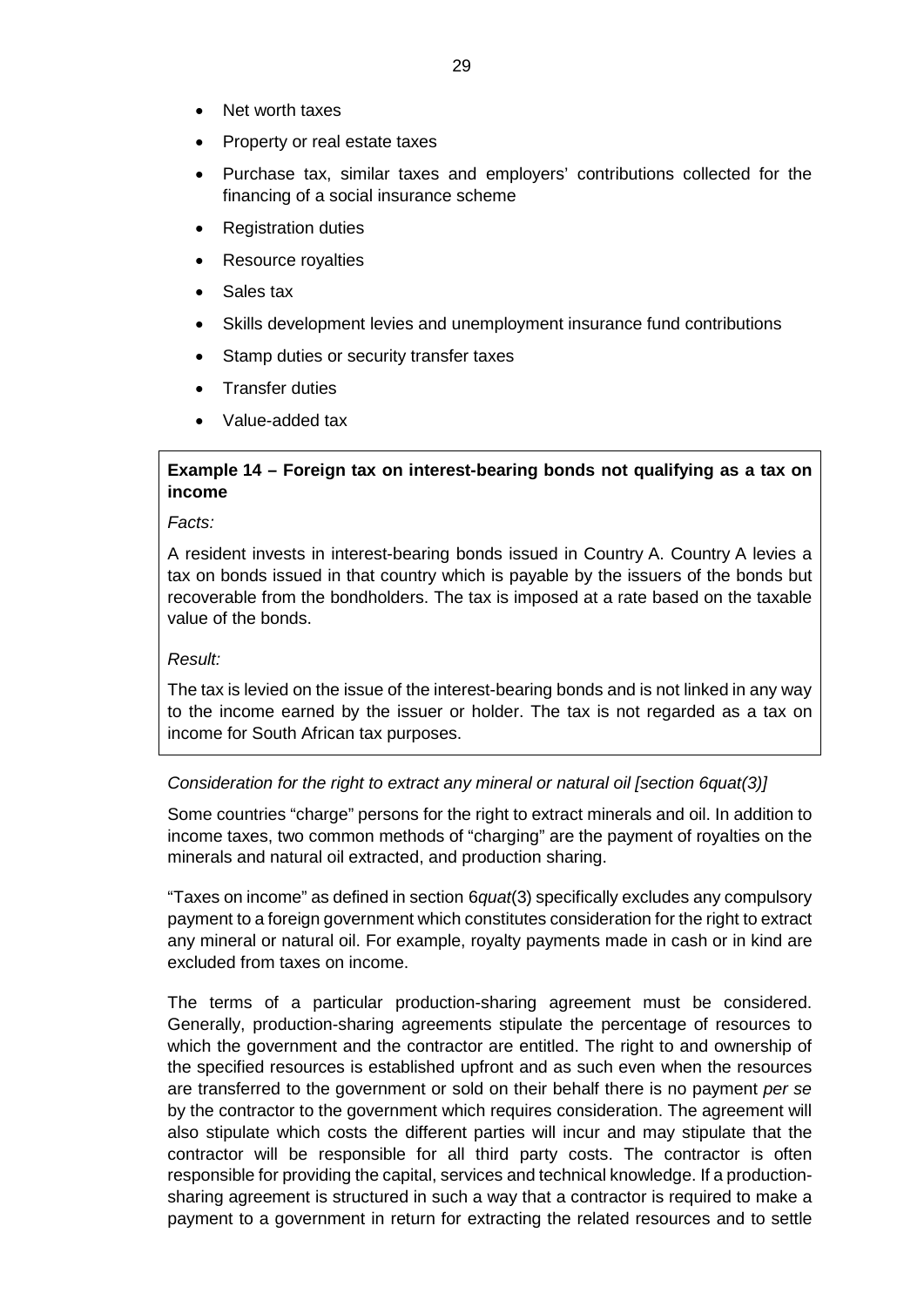- Net worth taxes
- Property or real estate taxes
- Purchase tax, similar taxes and employers' contributions collected for the financing of a social insurance scheme
- Registration duties
- Resource royalties
- Sales tax
- Skills development levies and unemployment insurance fund contributions
- Stamp duties or security transfer taxes
- Transfer duties
- Value-added tax

**Example 14 – Foreign tax on interest-bearing bonds not qualifying as a tax on income**

*Facts:*

A resident invests in interest-bearing bonds issued in Country A. Country A levies a tax on bonds issued in that country which is payable by the issuers of the bonds but recoverable from the bondholders. The tax is imposed at a rate based on the taxable value of the bonds.

*Result:*

The tax is levied on the issue of the interest-bearing bonds and is not linked in any way to the income earned by the issuer or holder. The tax is not regarded as a tax on income for South African tax purposes.

*Consideration for the right to extract any mineral or natural oil [section 6quat(3)]*

Some countries "charge" persons for the right to extract minerals and oil. In addition to income taxes, two common methods of "charging" are the payment of royalties on the minerals and natural oil extracted, and production sharing.

"Taxes on income" as defined in section 6*quat*(3) specifically excludes any compulsory payment to a foreign government which constitutes consideration for the right to extract any mineral or natural oil. For example, royalty payments made in cash or in kind are excluded from taxes on income.

The terms of a particular production-sharing agreement must be considered. Generally, production-sharing agreements stipulate the percentage of resources to which the government and the contractor are entitled. The right to and ownership of the specified resources is established upfront and as such even when the resources are transferred to the government or sold on their behalf there is no payment *per se* by the contractor to the government which requires consideration. The agreement will also stipulate which costs the different parties will incur and may stipulate that the contractor will be responsible for all third party costs. The contractor is often responsible for providing the capital, services and technical knowledge. If a production-sharing agreement is structured in such a way that a contractor is required to make a payment to a government in return for extracting the related resources and to settle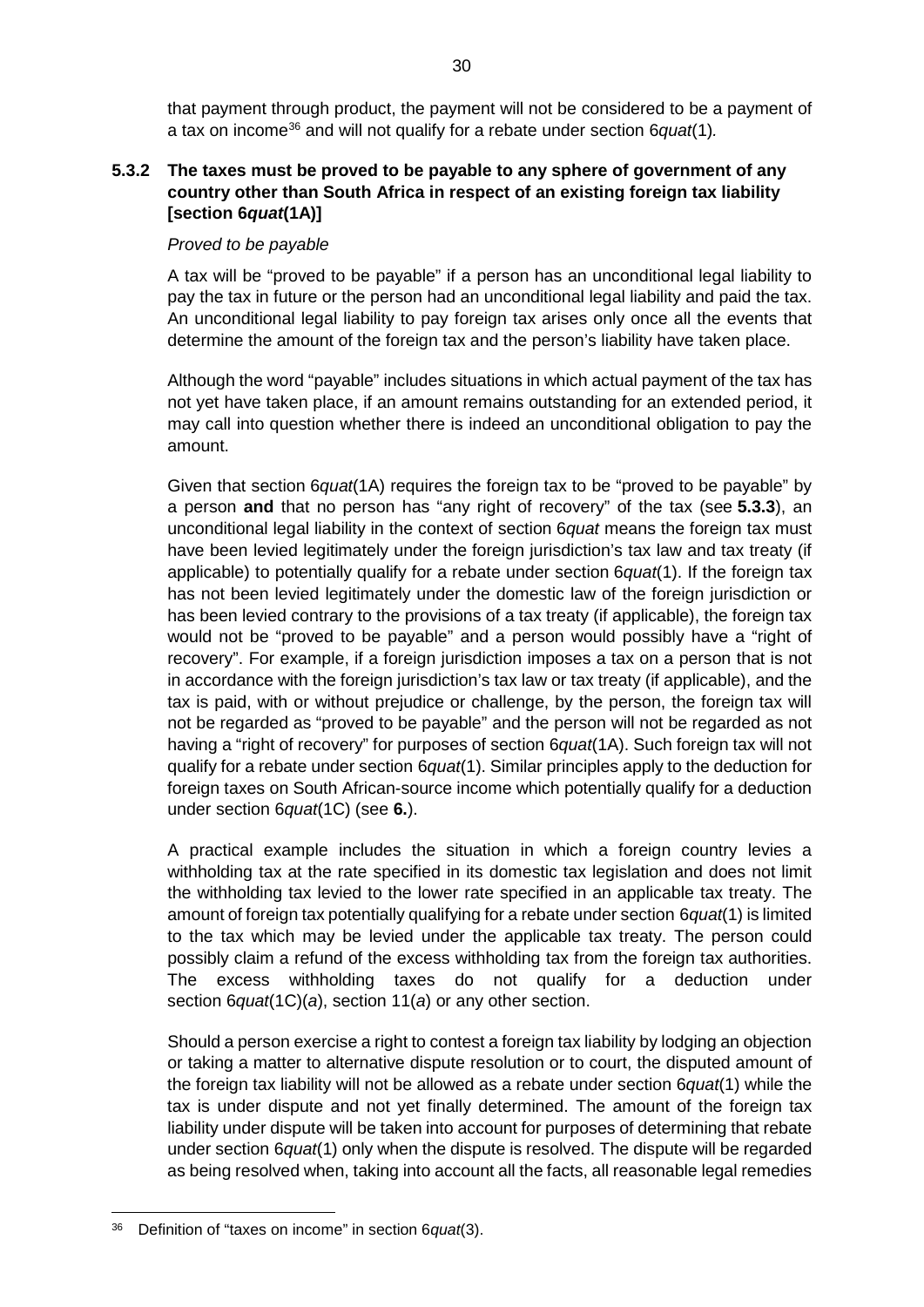that payment through product, the payment will not be considered to be a payment of a tax on income[36] and will not qualify for a rebate under section 6*quat*(1).

### 5.3.2 The taxes must be proved to be payable to any sphere of government of any country other than South Africa in respect of an existing foreign tax liability [section 6*quat*(1A)]

*Proved to be payable*

A tax will be "proved to be payable" if a person has an unconditional legal liability to pay the tax in future or the person had an unconditional legal liability and paid the tax. An unconditional legal liability to pay foreign tax arises only once all the events that determine the amount of the foreign tax and the person's liability have taken place.

Although the word "payable" includes situations in which actual payment of the tax has not yet have taken place, if an amount remains outstanding for an extended period, it may call into question whether there is indeed an unconditional obligation to pay the amount.

Given that section 6*quat*(1A) requires the foreign tax to be "proved to be payable" by a person **and** that no person has "any right of recovery" of the tax (see **5.3.3**), an unconditional legal liability in the context of section 6*quat* means the foreign tax must have been levied legitimately under the foreign jurisdiction's tax law and tax treaty (if applicable) to potentially qualify for a rebate under section 6*quat*(1). If the foreign tax has not been levied legitimately under the domestic law of the foreign jurisdiction or has been levied contrary to the provisions of a tax treaty (if applicable), the foreign tax would not be "proved to be payable" and a person would possibly have a "right of recovery". For example, if a foreign jurisdiction imposes a tax on a person that is not in accordance with the foreign jurisdiction's tax law or tax treaty (if applicable), and the tax is paid, with or without prejudice or challenge, by the person, the foreign tax will not be regarded as "proved to be payable" and the person will not be regarded as not having a "right of recovery" for purposes of section 6*quat*(1A). Such foreign tax will not qualify for a rebate under section 6*quat*(1). Similar principles apply to the deduction for foreign taxes on South African-source income which potentially qualify for a deduction under section 6*quat*(1C) (see **6.**).

A practical example includes the situation in which a foreign country levies a withholding tax at the rate specified in its domestic tax legislation and does not limit the withholding tax levied to the lower rate specified in an applicable tax treaty. The amount of foreign tax potentially qualifying for a rebate under section 6*quat*(1) is limited to the tax which may be levied under the applicable tax treaty. The person could possibly claim a refund of the excess withholding tax from the foreign tax authorities. The excess withholding taxes do not qualify for a deduction under section 6*quat*(1C)(*a*), section 11(*a*) or any other section.

Should a person exercise a right to contest a foreign tax liability by lodging an objection or taking a matter to alternative dispute resolution or to court, the disputed amount of the foreign tax liability will not be allowed as a rebate under section 6*quat*(1) while the tax is under dispute and not yet finally determined. The amount of the foreign tax liability under dispute will be taken into account for purposes of determining that rebate under section 6*quat*(1) only when the dispute is resolved. The dispute will be regarded as being resolved when, taking into account all the facts, all reasonable legal remedies

[36] Definition of "taxes on income" in section 6*quat*(3).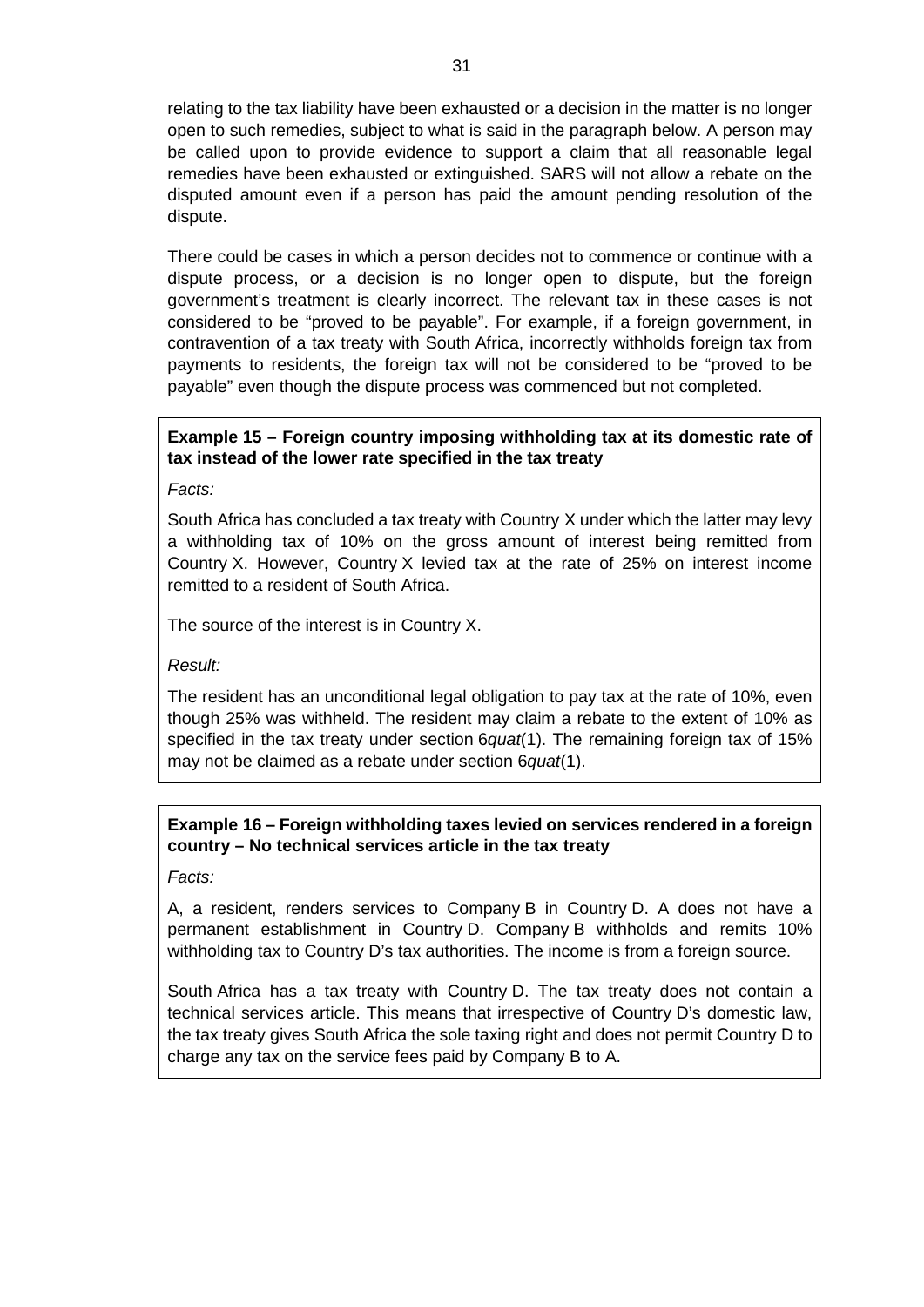relating to the tax liability have been exhausted or a decision in the matter is no longer open to such remedies, subject to what is said in the paragraph below. A person may be called upon to provide evidence to support a claim that all reasonable legal remedies have been exhausted or extinguished. SARS will not allow a rebate on the disputed amount even if a person has paid the amount pending resolution of the dispute.

There could be cases in which a person decides not to commence or continue with a dispute process, or a decision is no longer open to dispute, but the foreign government's treatment is clearly incorrect. The relevant tax in these cases is not considered to be "proved to be payable". For example, if a foreign government, in contravention of a tax treaty with South Africa, incorrectly withholds foreign tax from payments to residents, the foreign tax will not be considered to be "proved to be payable" even though the dispute process was commenced but not completed.

**Example 15 – Foreign country imposing withholding tax at its domestic rate of tax instead of the lower rate specified in the tax treaty**

*Facts:*

South Africa has concluded a tax treaty with Country X under which the latter may levy a withholding tax of 10% on the gross amount of interest being remitted from Country X. However, Country X levied tax at the rate of 25% on interest income remitted to a resident of South Africa.

The source of the interest is in Country X.

*Result:*

The resident has an unconditional legal obligation to pay tax at the rate of 10%, even though 25% was withheld. The resident may claim a rebate to the extent of 10% as specified in the tax treaty under section 6*quat*(1). The remaining foreign tax of 15% may not be claimed as a rebate under section 6*quat*(1).

**Example 16 – Foreign withholding taxes levied on services rendered in a foreign country – No technical services article in the tax treaty**

*Facts:*

A, a resident, renders services to Company B in Country D. A does not have a permanent establishment in Country D. Company B withholds and remits 10% withholding tax to Country D's tax authorities. The income is from a foreign source.

South Africa has a tax treaty with Country D. The tax treaty does not contain a technical services article. This means that irrespective of Country D's domestic law, the tax treaty gives South Africa the sole taxing right and does not permit Country D to charge any tax on the service fees paid by Company B to A.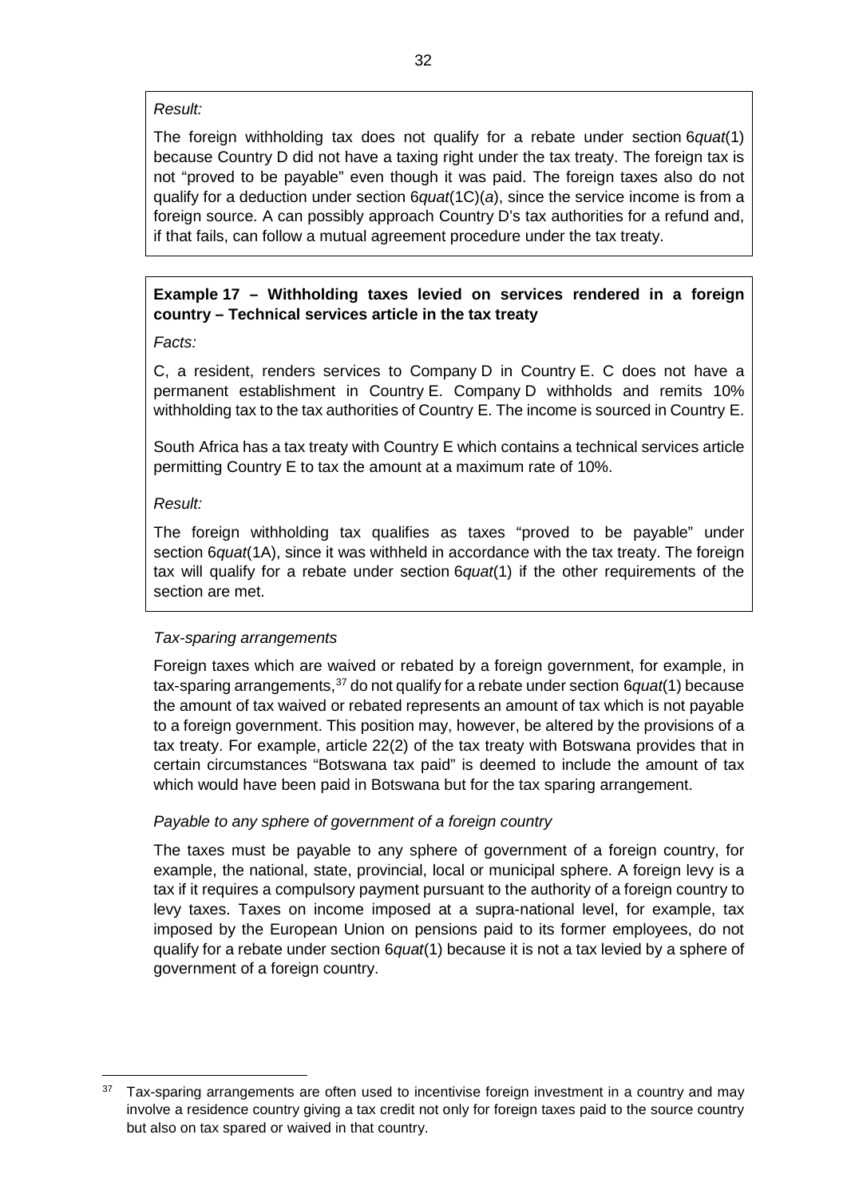*Result:*

The foreign withholding tax does not qualify for a rebate under section 6*quat*(1) because Country D did not have a taxing right under the tax treaty. The foreign tax is not "proved to be payable" even though it was paid. The foreign taxes also do not qualify for a deduction under section 6*quat*(1C)(*a*), since the service income is from a foreign source. A can possibly approach Country D's tax authorities for a refund and, if that fails, can follow a mutual agreement procedure under the tax treaty.

**Example 17 – Withholding taxes levied on services rendered in a foreign country – Technical services article in the tax treaty**

*Facts:*

C, a resident, renders services to Company D in Country E. C does not have a permanent establishment in Country E. Company D withholds and remits 10% withholding tax to the tax authorities of Country E. The income is sourced in Country E.

South Africa has a tax treaty with Country E which contains a technical services article permitting Country E to tax the amount at a maximum rate of 10%.

*Result:*

The foreign withholding tax qualifies as taxes "proved to be payable" under section 6*quat*(1A), since it was withheld in accordance with the tax treaty. The foreign tax will qualify for a rebate under section 6*quat*(1) if the other requirements of the section are met.

*Tax-sparing arrangements*

Foreign taxes which are waived or rebated by a foreign government, for example, in tax-sparing arrangements,[37] do not qualify for a rebate under section 6*quat*(1) because the amount of tax waived or rebated represents an amount of tax which is not payable to a foreign government. This position may, however, be altered by the provisions of a tax treaty. For example, article 22(2) of the tax treaty with Botswana provides that in certain circumstances "Botswana tax paid" is deemed to include the amount of tax which would have been paid in Botswana but for the tax sparing arrangement.

*Payable to any sphere of government of a foreign country*

The taxes must be payable to any sphere of government of a foreign country, for example, the national, state, provincial, local or municipal sphere. A foreign levy is a tax if it requires a compulsory payment pursuant to the authority of a foreign country to levy taxes. Taxes on income imposed at a supra-national level, for example, tax imposed by the European Union on pensions paid to its former employees, do not qualify for a rebate under section 6*quat*(1) because it is not a tax levied by a sphere of government of a foreign country.

[37] Tax-sparing arrangements are often used to incentivise foreign investment in a country and may involve a residence country giving a tax credit not only for foreign taxes paid to the source country but also on tax spared or waived in that country.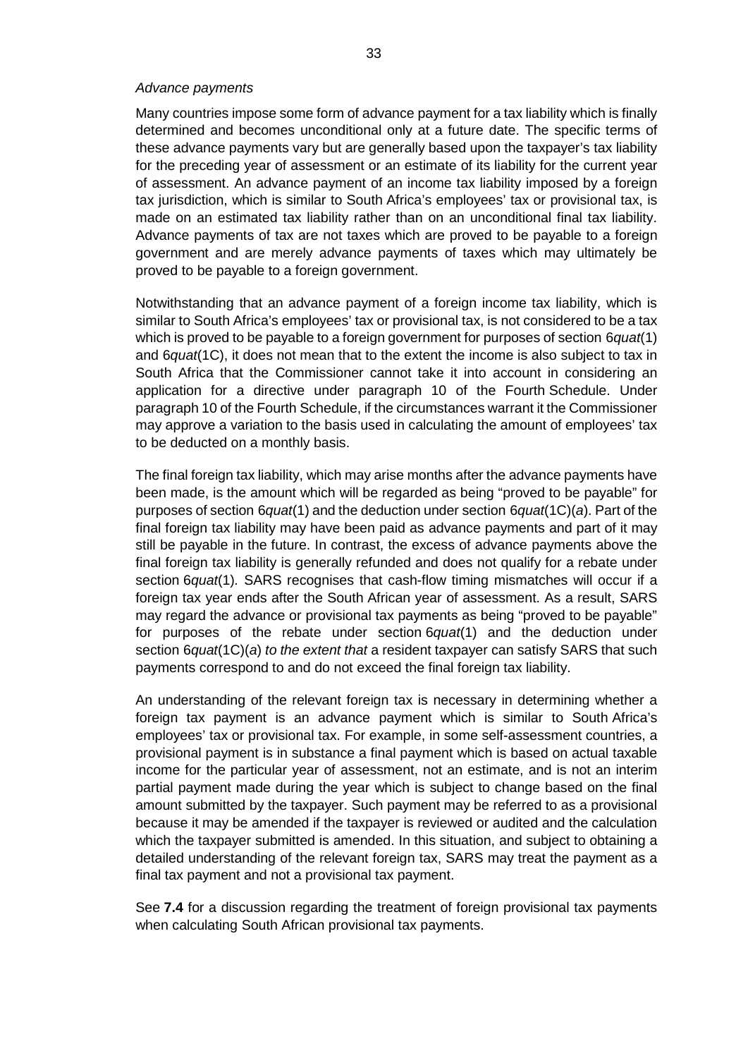*Advance payments*

Many countries impose some form of advance payment for a tax liability which is finally determined and becomes unconditional only at a future date. The specific terms of these advance payments vary but are generally based upon the taxpayer's tax liability for the preceding year of assessment or an estimate of its liability for the current year of assessment. An advance payment of an income tax liability imposed by a foreign tax jurisdiction, which is similar to South Africa's employees' tax or provisional tax, is made on an estimated tax liability rather than on an unconditional final tax liability. Advance payments of tax are not taxes which are proved to be payable to a foreign government and are merely advance payments of taxes which may ultimately be proved to be payable to a foreign government.

Notwithstanding that an advance payment of a foreign income tax liability, which is similar to South Africa's employees' tax or provisional tax, is not considered to be a tax which is proved to be payable to a foreign government for purposes of section 6*quat*(1) and 6*quat*(1C), it does not mean that to the extent the income is also subject to tax in South Africa that the Commissioner cannot take it into account in considering an application for a directive under paragraph 10 of the Fourth Schedule. Under paragraph 10 of the Fourth Schedule, if the circumstances warrant it the Commissioner may approve a variation to the basis used in calculating the amount of employees' tax to be deducted on a monthly basis.

The final foreign tax liability, which may arise months after the advance payments have been made, is the amount which will be regarded as being "proved to be payable" for purposes of section 6*quat*(1) and the deduction under section 6*quat*(1C)(*a*). Part of the final foreign tax liability may have been paid as advance payments and part of it may still be payable in the future. In contrast, the excess of advance payments above the final foreign tax liability is generally refunded and does not qualify for a rebate under section 6*quat*(1). SARS recognises that cash-flow timing mismatches will occur if a foreign tax year ends after the South African year of assessment. As a result, SARS may regard the advance or provisional tax payments as being "proved to be payable" for purposes of the rebate under section 6*quat*(1) and the deduction under section 6*quat*(1C)(*a*) *to the extent that* a resident taxpayer can satisfy SARS that such payments correspond to and do not exceed the final foreign tax liability.

An understanding of the relevant foreign tax is necessary in determining whether a foreign tax payment is an advance payment which is similar to South Africa's employees' tax or provisional tax. For example, in some self-assessment countries, a provisional payment is in substance a final payment which is based on actual taxable income for the particular year of assessment, not an estimate, and is not an interim partial payment made during the year which is subject to change based on the final amount submitted by the taxpayer. Such payment may be referred to as a provisional because it may be amended if the taxpayer is reviewed or audited and the calculation which the taxpayer submitted is amended. In this situation, and subject to obtaining a detailed understanding of the relevant foreign tax, SARS may treat the payment as a final tax payment and not a provisional tax payment.

See **7.4** for a discussion regarding the treatment of foreign provisional tax payments when calculating South African provisional tax payments.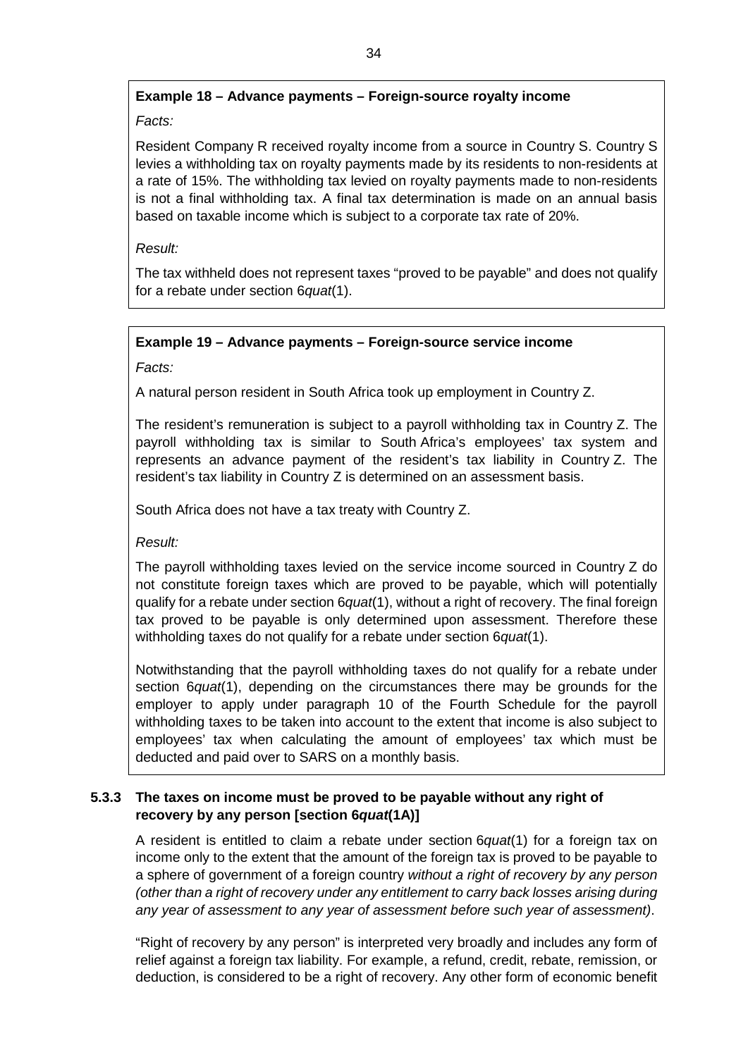**Example 18 – Advance payments – Foreign-source royalty income**

*Facts:*

Resident Company R received royalty income from a source in Country S. Country S levies a withholding tax on royalty payments made by its residents to non-residents at a rate of 15%. The withholding tax levied on royalty payments made to non-residents is not a final withholding tax. A final tax determination is made on an annual basis based on taxable income which is subject to a corporate tax rate of 20%.

*Result:*

The tax withheld does not represent taxes "proved to be payable" and does not qualify for a rebate under section 6*quat*(1).

**Example 19 – Advance payments – Foreign-source service income**

*Facts:*

A natural person resident in South Africa took up employment in Country Z.

The resident's remuneration is subject to a payroll withholding tax in Country Z. The payroll withholding tax is similar to South Africa's employees' tax system and represents an advance payment of the resident's tax liability in Country Z. The resident's tax liability in Country Z is determined on an assessment basis.

South Africa does not have a tax treaty with Country Z.

*Result:*

The payroll withholding taxes levied on the service income sourced in Country Z do not constitute foreign taxes which are proved to be payable, which will potentially qualify for a rebate under section 6*quat*(1), without a right of recovery. The final foreign tax proved to be payable is only determined upon assessment. Therefore these withholding taxes do not qualify for a rebate under section 6*quat*(1).

Notwithstanding that the payroll withholding taxes do not qualify for a rebate under section 6*quat*(1), depending on the circumstances there may be grounds for the employer to apply under paragraph 10 of the Fourth Schedule for the payroll withholding taxes to be taken into account to the extent that income is also subject to employees' tax when calculating the amount of employees' tax which must be deducted and paid over to SARS on a monthly basis.

### 5.3.3 The taxes on income must be proved to be payable without any right of recovery by any person [section 6*quat*(1A)]

A resident is entitled to claim a rebate under section 6*quat*(1) for a foreign tax on income only to the extent that the amount of the foreign tax is proved to be payable to a sphere of government of a foreign country *without a right of recovery by any person (other than a right of recovery under any entitlement to carry back losses arising during any year of assessment to any year of assessment before such year of assessment)*.

"Right of recovery by any person" is interpreted very broadly and includes any form of relief against a foreign tax liability. For example, a refund, credit, rebate, remission, or deduction, is considered to be a right of recovery. Any other form of economic benefit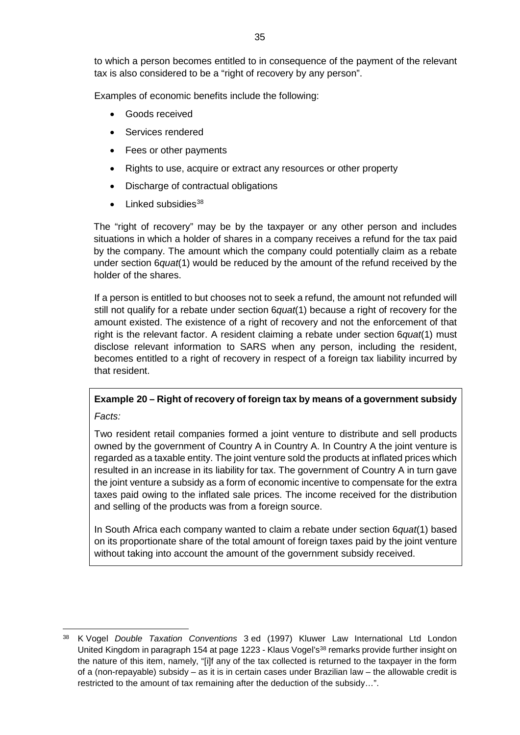to which a person becomes entitled to in consequence of the payment of the relevant tax is also considered to be a "right of recovery by any person".

Examples of economic benefits include the following:

- Goods received
- Services rendered
- Fees or other payments
- Rights to use, acquire or extract any resources or other property
- Discharge of contractual obligations
- Linked subsidies[38]

The "right of recovery" may be by the taxpayer or any other person and includes situations in which a holder of shares in a company receives a refund for the tax paid by the company. The amount which the company could potentially claim as a rebate under section 6*quat*(1) would be reduced by the amount of the refund received by the holder of the shares.

If a person is entitled to but chooses not to seek a refund, the amount not refunded will still not qualify for a rebate under section 6*quat*(1) because a right of recovery for the amount existed. The existence of a right of recovery and not the enforcement of that right is the relevant factor. A resident claiming a rebate under section 6*quat*(1) must disclose relevant information to SARS when any person, including the resident, becomes entitled to a right of recovery in respect of a foreign tax liability incurred by that resident.

**Example 20 – Right of recovery of foreign tax by means of a government subsidy**

*Facts:*

Two resident retail companies formed a joint venture to distribute and sell products owned by the government of Country A in Country A. In Country A the joint venture is regarded as a taxable entity. The joint venture sold the products at inflated prices which resulted in an increase in its liability for tax. The government of Country A in turn gave the joint venture a subsidy as a form of economic incentive to compensate for the extra taxes paid owing to the inflated sale prices. The income received for the distribution and selling of the products was from a foreign source.

In South Africa each company wanted to claim a rebate under section 6*quat*(1) based on its proportionate share of the total amount of foreign taxes paid by the joint venture without taking into account the amount of the government subsidy received.

---

[38] K Vogel *Double Taxation Conventions* 3 ed (1997) Kluwer Law International Ltd London United Kingdom in paragraph 154 at page 1223 - Klaus Vogel's[38] remarks provide further insight on the nature of this item, namely, "[i]f any of the tax collected is returned to the taxpayer in the form of a (non-repayable) subsidy – as it is in certain cases under Brazilian law – the allowable credit is restricted to the amount of tax remaining after the deduction of the subsidy…".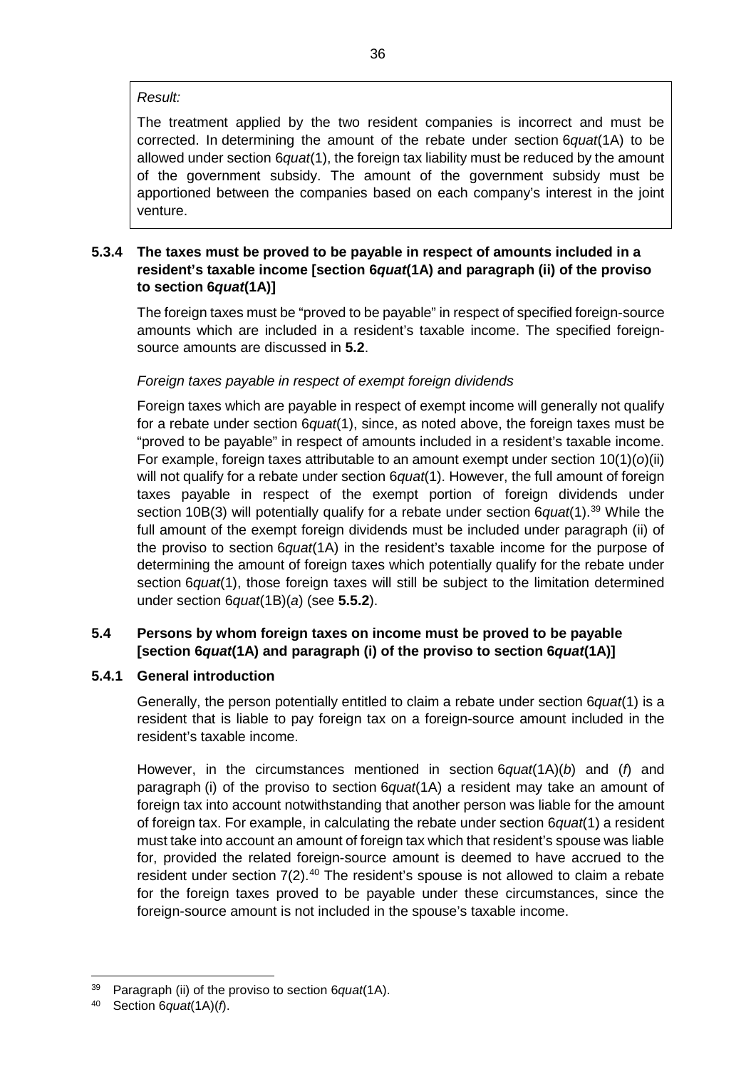*Result:*

The treatment applied by the two resident companies is incorrect and must be corrected. In determining the amount of the rebate under section 6*quat*(1A) to be allowed under section 6*quat*(1), the foreign tax liability must be reduced by the amount of the government subsidy. The amount of the government subsidy must be apportioned between the companies based on each company's interest in the joint venture.

### 5.3.4 The taxes must be proved to be payable in respect of amounts included in a resident's taxable income [section 6*quat*(1A) and paragraph (ii) of the proviso to section 6*quat*(1A)]

The foreign taxes must be "proved to be payable" in respect of specified foreign-source amounts which are included in a resident's taxable income. The specified foreign-source amounts are discussed in **5.2**.

*Foreign taxes payable in respect of exempt foreign dividends*

Foreign taxes which are payable in respect of exempt income will generally not qualify for a rebate under section 6*quat*(1), since, as noted above, the foreign taxes must be "proved to be payable" in respect of amounts included in a resident's taxable income. For example, foreign taxes attributable to an amount exempt under section 10(1)(*o*)(ii) will not qualify for a rebate under section 6*quat*(1). However, the full amount of foreign taxes payable in respect of the exempt portion of foreign dividends under section 10B(3) will potentially qualify for a rebate under section 6*quat*(1).[39] While the full amount of the exempt foreign dividends must be included under paragraph (ii) of the proviso to section 6*quat*(1A) in the resident's taxable income for the purpose of determining the amount of foreign taxes which potentially qualify for the rebate under section 6*quat*(1), those foreign taxes will still be subject to the limitation determined under section 6*quat*(1B)(*a*) (see **5.5.2**).

## 5.4 Persons by whom foreign taxes on income must be proved to be payable [section 6*quat*(1A) and paragraph (i) of the proviso to section 6*quat*(1A)]

### 5.4.1 General introduction

Generally, the person potentially entitled to claim a rebate under section 6*quat*(1) is a resident that is liable to pay foreign tax on a foreign-source amount included in the resident's taxable income.

However, in the circumstances mentioned in section 6*quat*(1A)(*b*) and (*f*) and paragraph (i) of the proviso to section 6*quat*(1A) a resident may take an amount of foreign tax into account notwithstanding that another person was liable for the amount of foreign tax. For example, in calculating the rebate under section 6*quat*(1) a resident must take into account an amount of foreign tax which that resident's spouse was liable for, provided the related foreign-source amount is deemed to have accrued to the resident under section 7(2).[40] The resident's spouse is not allowed to claim a rebate for the foreign taxes proved to be payable under these circumstances, since the foreign-source amount is not included in the spouse's taxable income.

---

[39] Paragraph (ii) of the proviso to section 6*quat*(1A).

[40] Section 6*quat*(1A)(*f*).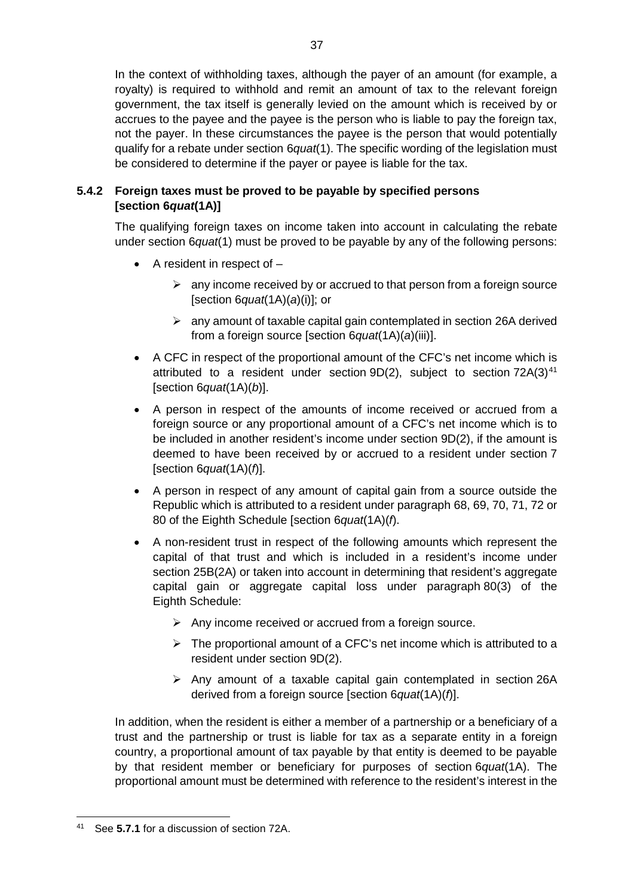In the context of withholding taxes, although the payer of an amount (for example, a royalty) is required to withhold and remit an amount of tax to the relevant foreign government, the tax itself is generally levied on the amount which is received by or accrues to the payee and the payee is the person who is liable to pay the foreign tax, not the payer. In these circumstances the payee is the person that would potentially qualify for a rebate under section 6*quat*(1). The specific wording of the legislation must be considered to determine if the payer or payee is liable for the tax.

### 5.4.2 Foreign taxes must be proved to be payable by specified persons [section 6*quat*(1A)]

The qualifying foreign taxes on income taken into account in calculating the rebate under section 6*quat*(1) must be proved to be payable by any of the following persons:

- A resident in respect of –
  - any income received by or accrued to that person from a foreign source [section 6*quat*(1A)(*a*)(i)]; or
  - any amount of taxable capital gain contemplated in section 26A derived from a foreign source [section 6*quat*(1A)(*a*)(iii)].
- A CFC in respect of the proportional amount of the CFC's net income which is attributed to a resident under section 9D(2), subject to section 72A(3)[41] [section 6*quat*(1A)(*b*)].
- A person in respect of the amounts of income received or accrued from a foreign source or any proportional amount of a CFC's net income which is to be included in another resident's income under section 9D(2), if the amount is deemed to have been received by or accrued to a resident under section 7 [section 6*quat*(1A)(*f*)].
- A person in respect of any amount of capital gain from a source outside the Republic which is attributed to a resident under paragraph 68, 69, 70, 71, 72 or 80 of the Eighth Schedule [section 6*quat*(1A)(*f*).
- A non-resident trust in respect of the following amounts which represent the capital of that trust and which is included in a resident's income under section 25B(2A) or taken into account in determining that resident's aggregate capital gain or aggregate capital loss under paragraph 80(3) of the Eighth Schedule:
  - Any income received or accrued from a foreign source.
  - The proportional amount of a CFC's net income which is attributed to a resident under section 9D(2).
  - Any amount of a taxable capital gain contemplated in section 26A derived from a foreign source [section 6*quat*(1A)(*f*)].

In addition, when the resident is either a member of a partnership or a beneficiary of a trust and the partnership or trust is liable for tax as a separate entity in a foreign country, a proportional amount of tax payable by that entity is deemed to be payable by that resident member or beneficiary for purposes of section 6*quat*(1A). The proportional amount must be determined with reference to the resident's interest in the

[41] See **5.7.1** for a discussion of section 72A.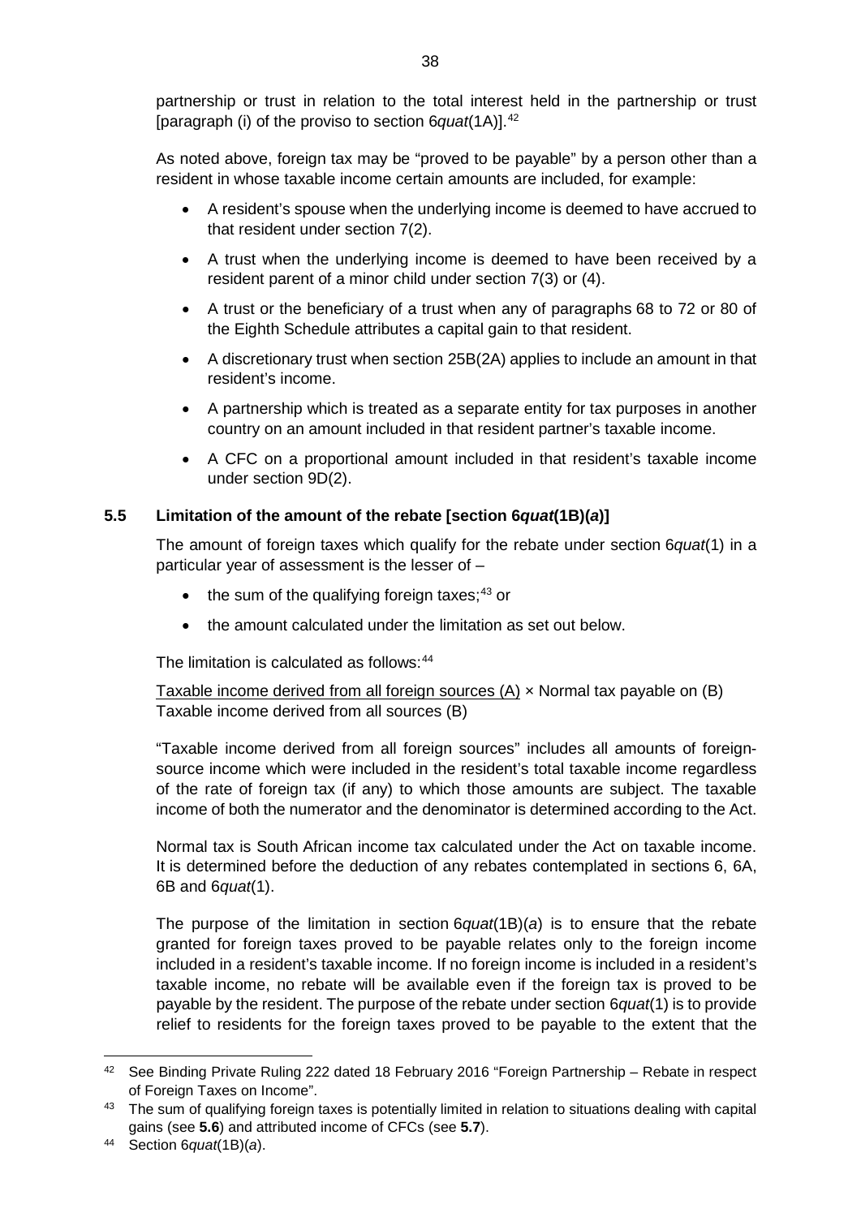partnership or trust in relation to the total interest held in the partnership or trust [paragraph (i) of the proviso to section 6*quat*(1A)].[42]

As noted above, foreign tax may be "proved to be payable" by a person other than a resident in whose taxable income certain amounts are included, for example:

- A resident's spouse when the underlying income is deemed to have accrued to that resident under section 7(2).
- A trust when the underlying income is deemed to have been received by a resident parent of a minor child under section 7(3) or (4).
- A trust or the beneficiary of a trust when any of paragraphs 68 to 72 or 80 of the Eighth Schedule attributes a capital gain to that resident.
- A discretionary trust when section 25B(2A) applies to include an amount in that resident's income.
- A partnership which is treated as a separate entity for tax purposes in another country on an amount included in that resident partner's taxable income.
- A CFC on a proportional amount included in that resident's taxable income under section 9D(2).

### 5.5 Limitation of the amount of the rebate [section 6*quat*(1B)(*a*)]

The amount of foreign taxes which qualify for the rebate under section 6*quat*(1) in a particular year of assessment is the lesser of –

- the sum of the qualifying foreign taxes;[43] or
- the amount calculated under the limitation as set out below.

The limitation is calculated as follows:[44]

$$\frac{\text{Taxable income derived from all foreign sources (A)}}{\text{Taxable income derived from all sources (B)}} \times \text{Normal tax payable on (B)}$$

"Taxable income derived from all foreign sources" includes all amounts of foreign-source income which were included in the resident's total taxable income regardless of the rate of foreign tax (if any) to which those amounts are subject. The taxable income of both the numerator and the denominator is determined according to the Act.

Normal tax is South African income tax calculated under the Act on taxable income. It is determined before the deduction of any rebates contemplated in sections 6, 6A, 6B and 6*quat*(1).

The purpose of the limitation in section 6*quat*(1B)(*a*) is to ensure that the rebate granted for foreign taxes proved to be payable relates only to the foreign income included in a resident's taxable income. If no foreign income is included in a resident's taxable income, no rebate will be available even if the foreign tax is proved to be payable by the resident. The purpose of the rebate under section 6*quat*(1) is to provide relief to residents for the foreign taxes proved to be payable to the extent that the

---

[42] See Binding Private Ruling 222 dated 18 February 2016 "Foreign Partnership – Rebate in respect of Foreign Taxes on Income".

[43] The sum of qualifying foreign taxes is potentially limited in relation to situations dealing with capital gains (see **5.6**) and attributed income of CFCs (see **5.7**).

[44] Section 6*quat*(1B)(*a*).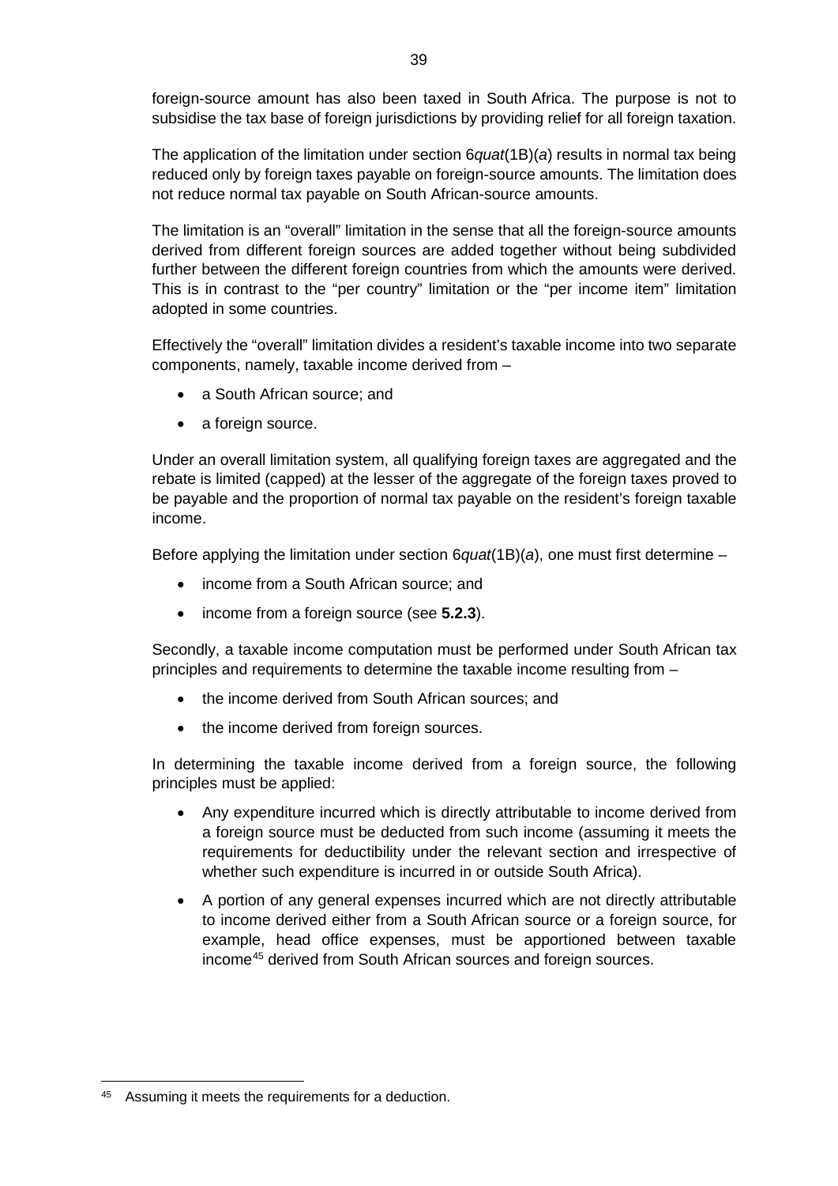foreign-source amount has also been taxed in South Africa. The purpose is not to subsidise the tax base of foreign jurisdictions by providing relief for all foreign taxation.

The application of the limitation under section 6*quat*(1B)(*a*) results in normal tax being reduced only by foreign taxes payable on foreign-source amounts. The limitation does not reduce normal tax payable on South African-source amounts.

The limitation is an "overall" limitation in the sense that all the foreign-source amounts derived from different foreign sources are added together without being subdivided further between the different foreign countries from which the amounts were derived. This is in contrast to the "per country" limitation or the "per income item" limitation adopted in some countries.

Effectively the "overall" limitation divides a resident's taxable income into two separate components, namely, taxable income derived from –

- a South African source; and
- a foreign source.

Under an overall limitation system, all qualifying foreign taxes are aggregated and the rebate is limited (capped) at the lesser of the aggregate of the foreign taxes proved to be payable and the proportion of normal tax payable on the resident's foreign taxable income.

Before applying the limitation under section 6*quat*(1B)(*a*), one must first determine –

- income from a South African source; and
- income from a foreign source (see **5.2.3**).

Secondly, a taxable income computation must be performed under South African tax principles and requirements to determine the taxable income resulting from –

- the income derived from South African sources; and
- the income derived from foreign sources.

In determining the taxable income derived from a foreign source, the following principles must be applied:

- Any expenditure incurred which is directly attributable to income derived from a foreign source must be deducted from such income (assuming it meets the requirements for deductibility under the relevant section and irrespective of whether such expenditure is incurred in or outside South Africa).
- A portion of any general expenses incurred which are not directly attributable to income derived either from a South African source or a foreign source, for example, head office expenses, must be apportioned between taxable income[45] derived from South African sources and foreign sources.

[45] Assuming it meets the requirements for a deduction.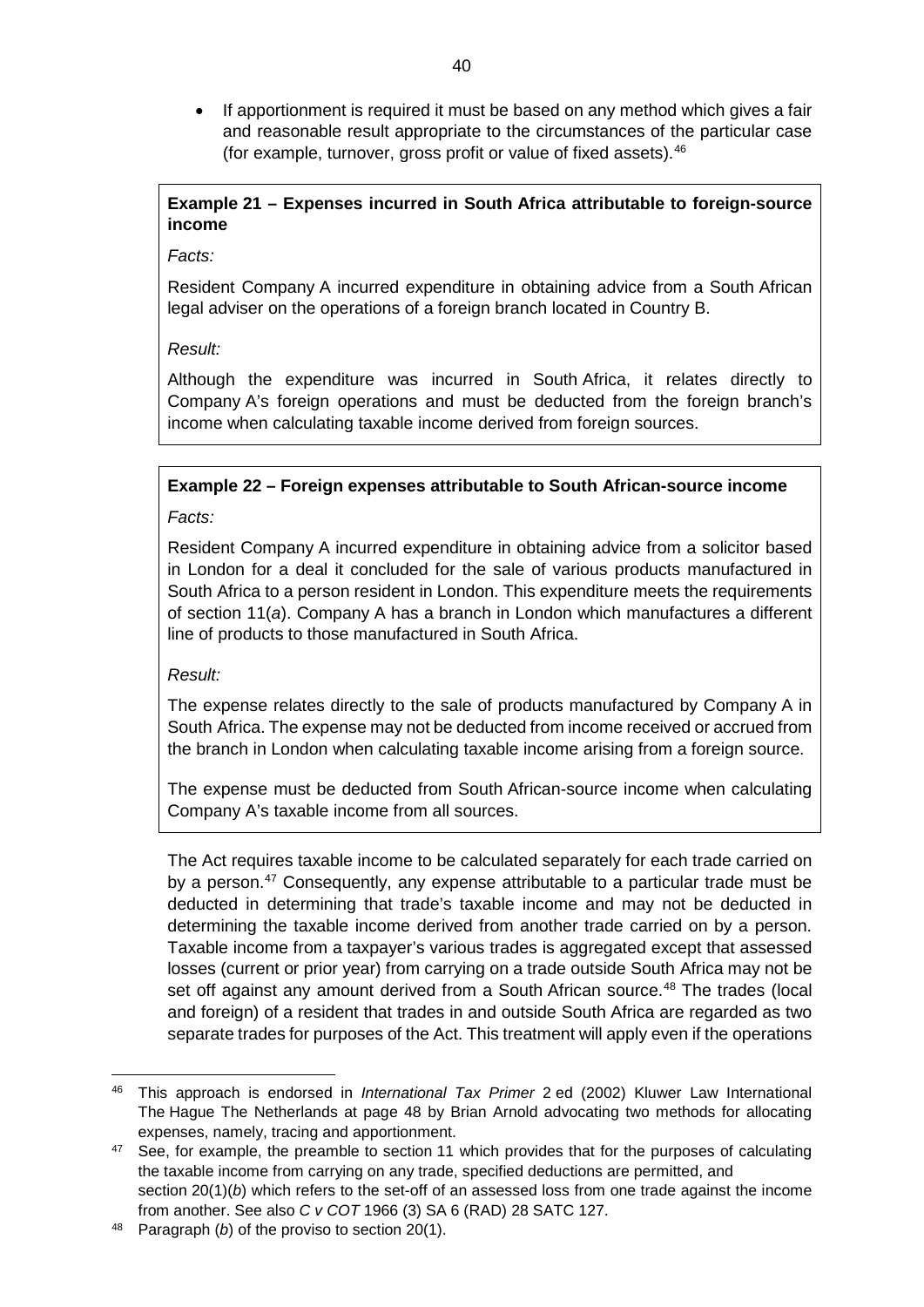- If apportionment is required it must be based on any method which gives a fair and reasonable result appropriate to the circumstances of the particular case (for example, turnover, gross profit or value of fixed assets).[46]

**Example 21 – Expenses incurred in South Africa attributable to foreign-source income**

*Facts:*

Resident Company A incurred expenditure in obtaining advice from a South African legal adviser on the operations of a foreign branch located in Country B.

*Result:*

Although the expenditure was incurred in South Africa, it relates directly to Company A's foreign operations and must be deducted from the foreign branch's income when calculating taxable income derived from foreign sources.

**Example 22 – Foreign expenses attributable to South African-source income**

*Facts:*

Resident Company A incurred expenditure in obtaining advice from a solicitor based in London for a deal it concluded for the sale of various products manufactured in South Africa to a person resident in London. This expenditure meets the requirements of section 11(*a*). Company A has a branch in London which manufactures a different line of products to those manufactured in South Africa.

*Result:*

The expense relates directly to the sale of products manufactured by Company A in South Africa. The expense may not be deducted from income received or accrued from the branch in London when calculating taxable income arising from a foreign source.

The expense must be deducted from South African-source income when calculating Company A's taxable income from all sources.

The Act requires taxable income to be calculated separately for each trade carried on by a person.[47] Consequently, any expense attributable to a particular trade must be deducted in determining that trade's taxable income and may not be deducted in determining the taxable income derived from another trade carried on by a person. Taxable income from a taxpayer's various trades is aggregated except that assessed losses (current or prior year) from carrying on a trade outside South Africa may not be set off against any amount derived from a South African source.[48] The trades (local and foreign) of a resident that trades in and outside South Africa are regarded as two separate trades for purposes of the Act. This treatment will apply even if the operations

---

[46] This approach is endorsed in *International Tax Primer* 2 ed (2002) Kluwer Law International The Hague The Netherlands at page 48 by Brian Arnold advocating two methods for allocating expenses, namely, tracing and apportionment.

[47] See, for example, the preamble to section 11 which provides that for the purposes of calculating the taxable income from carrying on any trade, specified deductions are permitted, and section 20(1)(*b*) which refers to the set-off of an assessed loss from one trade against the income from another. See also *C v COT* 1966 (3) SA 6 (RAD) 28 SATC 127.

[48] Paragraph (*b*) of the proviso to section 20(1).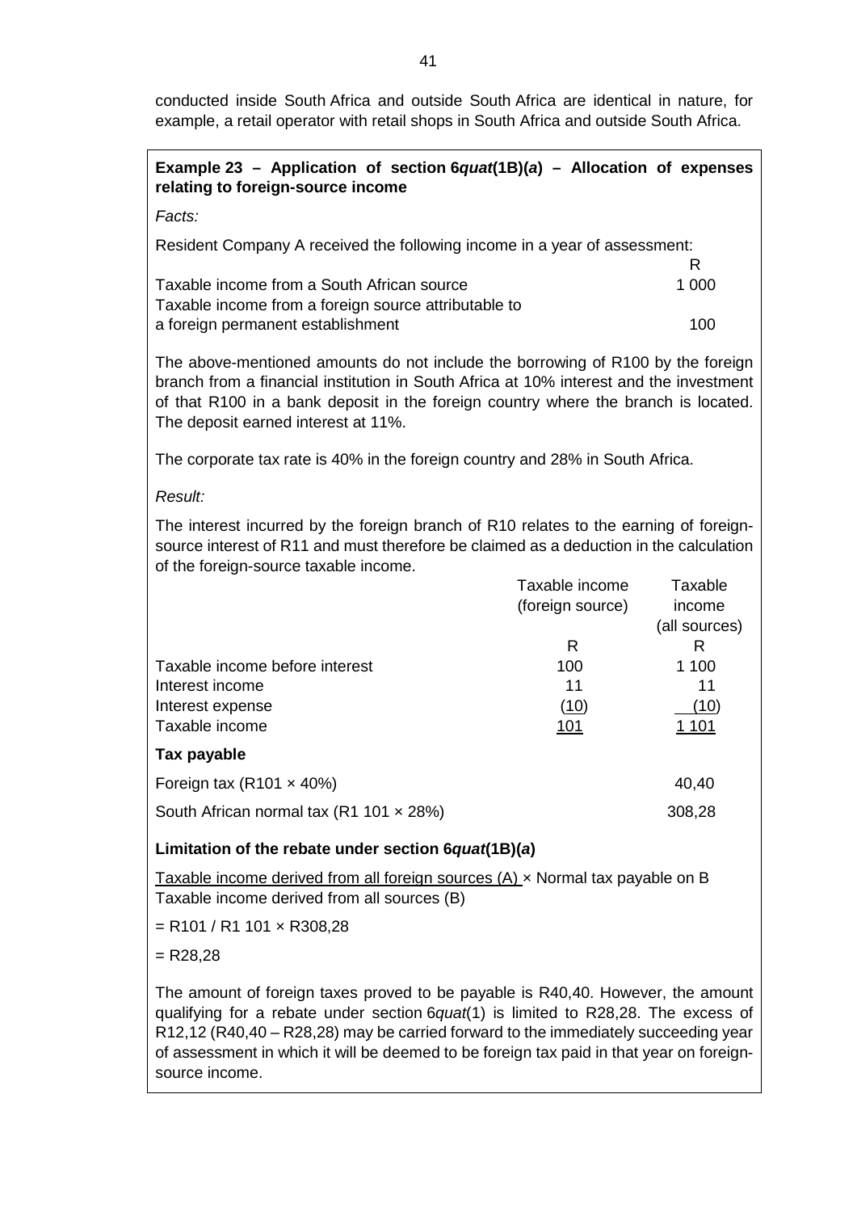conducted inside South Africa and outside South Africa are identical in nature, for example, a retail operator with retail shops in South Africa and outside South Africa.

**Example 23 – Application of section 6*quat*(1B)(*a*) – Allocation of expenses relating to foreign-source income**

*Facts:*

Resident Company A received the following income in a year of assessment:

| | R |
|---|---|
| Taxable income from a South African source | 1 000 |
| Taxable income from a foreign source attributable to a foreign permanent establishment | 100 |

The above-mentioned amounts do not include the borrowing of R100 by the foreign branch from a financial institution in South Africa at 10% interest and the investment of that R100 in a bank deposit in the foreign country where the branch is located. The deposit earned interest at 11%.

The corporate tax rate is 40% in the foreign country and 28% in South Africa.

*Result:*

The interest incurred by the foreign branch of R10 relates to the earning of foreign-source interest of R11 and must therefore be claimed as a deduction in the calculation of the foreign-source taxable income.

| | Taxable income (foreign source) | Taxable income (all sources) |
|---|---|---|
| | R | R |
| Taxable income before interest | 100 | 1 100 |
| Interest income | 11 | 11 |
| Interest expense | (10) | (10) |
| Taxable income | 101 | 1 101 |

**Tax payable**

| | |
|---|---|
| Foreign tax (R101 × 40%) | 40,40 |
| South African normal tax (R1 101 × 28%) | 308,28 |

**Limitation of the rebate under section 6*quat*(1B)(*a*)**

$$\frac{\text{Taxable income derived from all foreign sources (A)}}{\text{Taxable income derived from all sources (B)}} \times \text{Normal tax payable on B}$$

= R101 / R1 101 × R308,28

= R28,28

The amount of foreign taxes proved to be payable is R40,40. However, the amount qualifying for a rebate under section 6*quat*(1) is limited to R28,28. The excess of R12,12 (R40,40 – R28,28) may be carried forward to the immediately succeeding year of assessment in which it will be deemed to be foreign tax paid in that year on foreign-source income.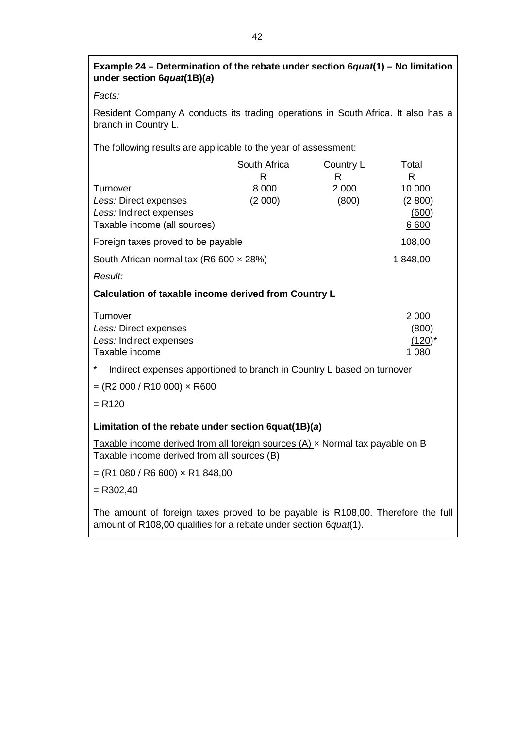**Example 24 – Determination of the rebate under section 6*quat*(1) – No limitation under section 6*quat*(1B)(*a*)**

*Facts:*

Resident Company A conducts its trading operations in South Africa. It also has a branch in Country L.

The following results are applicable to the year of assessment:

| | South Africa | Country L | Total |
|---|---|---|---|
| | R | R | R |
| Turnover | 8 000 | 2 000 | 10 000 |
| *Less:* Direct expenses | (2 000) | (800) | (2 800) |
| *Less:* Indirect expenses | | | (600) |
| Taxable income (all sources) | | | 6 600 |
| Foreign taxes proved to be payable | | | 108,00 |
| South African normal tax (R6 600 × 28%) | | | 1 848,00 |

*Result:*

**Calculation of taxable income derived from Country L**

| | |
|---|---|
| Turnover | 2 000 |
| *Less:* Direct expenses | (800) |
| *Less:* Indirect expenses | (120)* |
| Taxable income | 1 080 |

\* Indirect expenses apportioned to branch in Country L based on turnover

= (R2 000 / R10 000) × R600

= R120

**Limitation of the rebate under section 6quat(1B)(*a*)**

$$\frac{\text{Taxable income derived from all foreign sources (A)}}{\text{Taxable income derived from all sources (B)}} \times \text{Normal tax payable on B}$$

= (R1 080 / R6 600) × R1 848,00

= R302,40

The amount of foreign taxes proved to be payable is R108,00. Therefore the full amount of R108,00 qualifies for a rebate under section 6*quat*(1).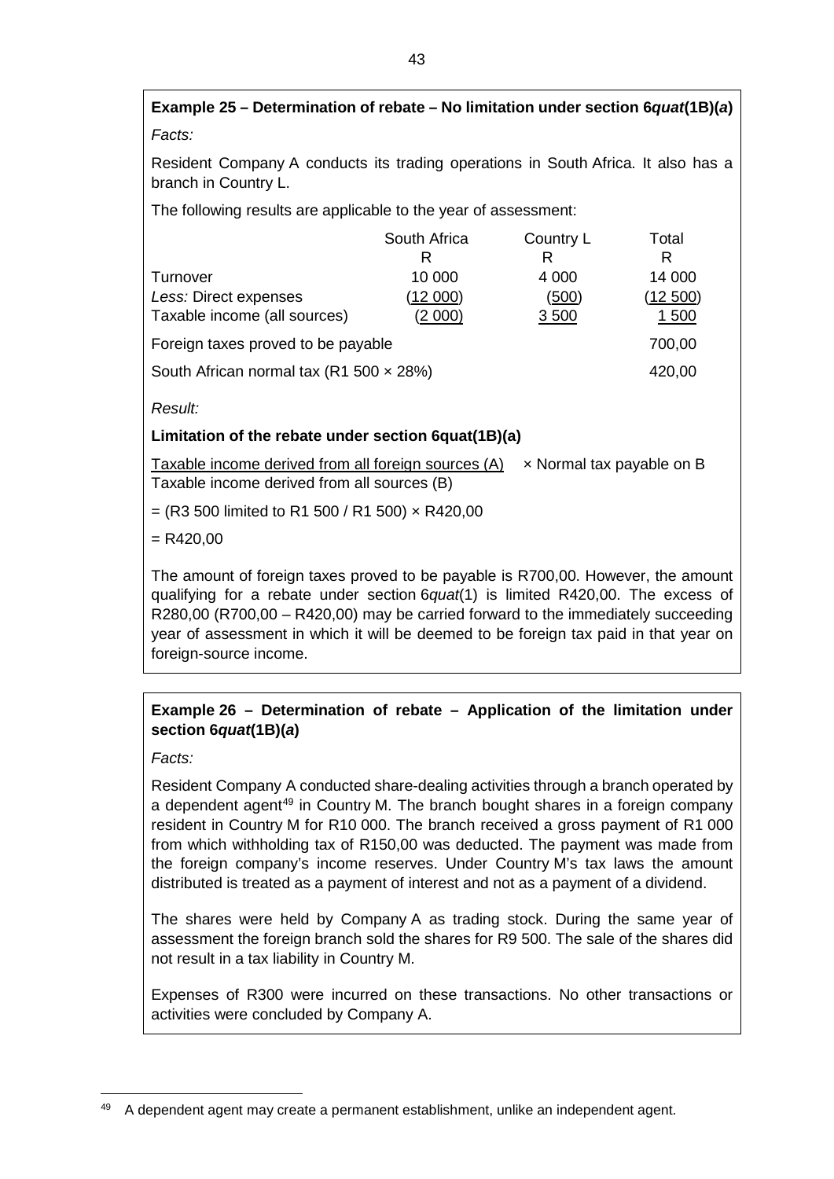**Example 25 – Determination of rebate – No limitation under section 6*quat*(1B)(*a*)**

*Facts:*

Resident Company A conducts its trading operations in South Africa. It also has a branch in Country L.

The following results are applicable to the year of assessment:

| | South Africa | Country L | Total |
|---|---|---|---|
| | R | R | R |
| Turnover | 10 000 | 4 000 | 14 000 |
| *Less:* Direct expenses | (12 000) | (500) | (12 500) |
| Taxable income (all sources) | (2 000) | 3 500 | 1 500 |
| Foreign taxes proved to be payable | | | 700,00 |
| South African normal tax (R1 500 × 28%) | | | 420,00 |

*Result:*

**Limitation of the rebate under section 6quat(1B)(a)**

$$\frac{\text{Taxable income derived from all foreign sources (A)}}{\text{Taxable income derived from all sources (B)}} \times \text{Normal tax payable on B}$$

= (R3 500 limited to R1 500 / R1 500) × R420,00

= R420,00

The amount of foreign taxes proved to be payable is R700,00. However, the amount qualifying for a rebate under section 6*quat*(1) is limited R420,00. The excess of R280,00 (R700,00 – R420,00) may be carried forward to the immediately succeeding year of assessment in which it will be deemed to be foreign tax paid in that year on foreign-source income.

**Example 26 – Determination of rebate – Application of the limitation under section 6*quat*(1B)(*a*)**

*Facts:*

Resident Company A conducted share-dealing activities through a branch operated by a dependent agent[49] in Country M. The branch bought shares in a foreign company resident in Country M for R10 000. The branch received a gross payment of R1 000 from which withholding tax of R150,00 was deducted. The payment was made from the foreign company's income reserves. Under Country M's tax laws the amount distributed is treated as a payment of interest and not as a payment of a dividend.

The shares were held by Company A as trading stock. During the same year of assessment the foreign branch sold the shares for R9 500. The sale of the shares did not result in a tax liability in Country M.

Expenses of R300 were incurred on these transactions. No other transactions or activities were concluded by Company A.

[49] A dependent agent may create a permanent establishment, unlike an independent agent.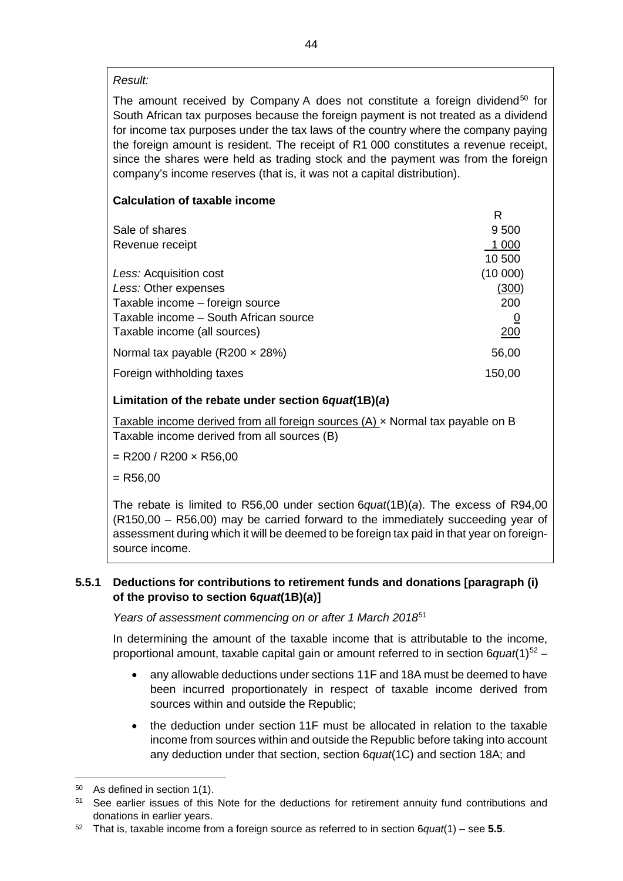*Result:*

The amount received by Company A does not constitute a foreign dividend[50] for South African tax purposes because the foreign payment is not treated as a dividend for income tax purposes under the tax laws of the country where the company paying the foreign amount is resident. The receipt of R1 000 constitutes a revenue receipt, since the shares were held as trading stock and the payment was from the foreign company's income reserves (that is, it was not a capital distribution).

**Calculation of taxable income**

| | R |
|---|---|
| Sale of shares | 9 500 |
| Revenue receipt | 1 000 |
| | 10 500 |
| *Less:* Acquisition cost | (10 000) |
| *Less:* Other expenses | (300) |
| Taxable income – foreign source | 200 |
| Taxable income – South African source | 0 |
| Taxable income (all sources) | 200 |
| Normal tax payable (R200 × 28%) | 56,00 |
| Foreign withholding taxes | 150,00 |

**Limitation of the rebate under section 6*quat*(1B)(*a*)**

Taxable income derived from all foreign sources (A) × Normal tax payable on B
Taxable income derived from all sources (B)

= R200 / R200 × R56,00

= R56,00

The rebate is limited to R56,00 under section 6*quat*(1B)(*a*). The excess of R94,00 (R150,00 – R56,00) may be carried forward to the immediately succeeding year of assessment during which it will be deemed to be foreign tax paid in that year on foreign-source income.

### 5.5.1 Deductions for contributions to retirement funds and donations [paragraph (i) of the proviso to section 6*quat*(1B)(*a*)]

*Years of assessment commencing on or after 1 March 2018*[51]

In determining the amount of the taxable income that is attributable to the income, proportional amount, taxable capital gain or amount referred to in section 6*quat*(1)[52] –

- any allowable deductions under sections 11F and 18A must be deemed to have been incurred proportionately in respect of taxable income derived from sources within and outside the Republic;
- the deduction under section 11F must be allocated in relation to the taxable income from sources within and outside the Republic before taking into account any deduction under that section, section 6*quat*(1C) and section 18A; and

---

[50] As defined in section 1(1).

[51] See earlier issues of this Note for the deductions for retirement annuity fund contributions and donations in earlier years.

[52] That is, taxable income from a foreign source as referred to in section 6*quat*(1) – see **5.5**.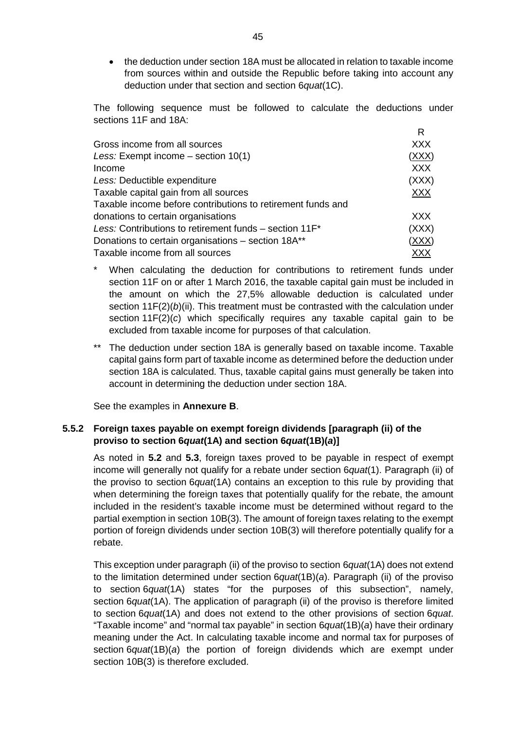- the deduction under section 18A must be allocated in relation to taxable income from sources within and outside the Republic before taking into account any deduction under that section and section 6*quat*(1C).

The following sequence must be followed to calculate the deductions under sections 11F and 18A:

| | R |
|---|---|
| Gross income from all sources | XXX |
| *Less:* Exempt income – section 10(1) | (XXX) |
| Income | XXX |
| *Less:* Deductible expenditure | (XXX) |
| Taxable capital gain from all sources | XXX |
| Taxable income before contributions to retirement funds and donations to certain organisations | XXX |
| *Less:* Contributions to retirement funds – section 11F* | (XXX) |
| Donations to certain organisations – section 18A** | (XXX) |
| Taxable income from all sources | XXX |

\* When calculating the deduction for contributions to retirement funds under section 11F on or after 1 March 2016, the taxable capital gain must be included in the amount on which the 27,5% allowable deduction is calculated under section 11F(2)(*b*)(ii). This treatment must be contrasted with the calculation under section 11F(2)(*c*) which specifically requires any taxable capital gain to be excluded from taxable income for purposes of that calculation.

\*\* The deduction under section 18A is generally based on taxable income. Taxable capital gains form part of taxable income as determined before the deduction under section 18A is calculated. Thus, taxable capital gains must generally be taken into account in determining the deduction under section 18A.

See the examples in **Annexure B**.

### 5.5.2 Foreign taxes payable on exempt foreign dividends [paragraph (ii) of the proviso to section 6*quat*(1A) and section 6*quat*(1B)(*a*)]

As noted in **5.2** and **5.3**, foreign taxes proved to be payable in respect of exempt income will generally not qualify for a rebate under section 6*quat*(1). Paragraph (ii) of the proviso to section 6*quat*(1A) contains an exception to this rule by providing that when determining the foreign taxes that potentially qualify for the rebate, the amount included in the resident's taxable income must be determined without regard to the partial exemption in section 10B(3). The amount of foreign taxes relating to the exempt portion of foreign dividends under section 10B(3) will therefore potentially qualify for a rebate.

This exception under paragraph (ii) of the proviso to section 6*quat*(1A) does not extend to the limitation determined under section 6*quat*(1B)(*a*). Paragraph (ii) of the proviso to section 6*quat*(1A) states "for the purposes of this subsection", namely, section 6*quat*(1A). The application of paragraph (ii) of the proviso is therefore limited to section 6*quat*(1A) and does not extend to the other provisions of section 6*quat*. "Taxable income" and "normal tax payable" in section 6*quat*(1B)(*a*) have their ordinary meaning under the Act. In calculating taxable income and normal tax for purposes of section 6*quat*(1B)(*a*) the portion of foreign dividends which are exempt under section 10B(3) is therefore excluded.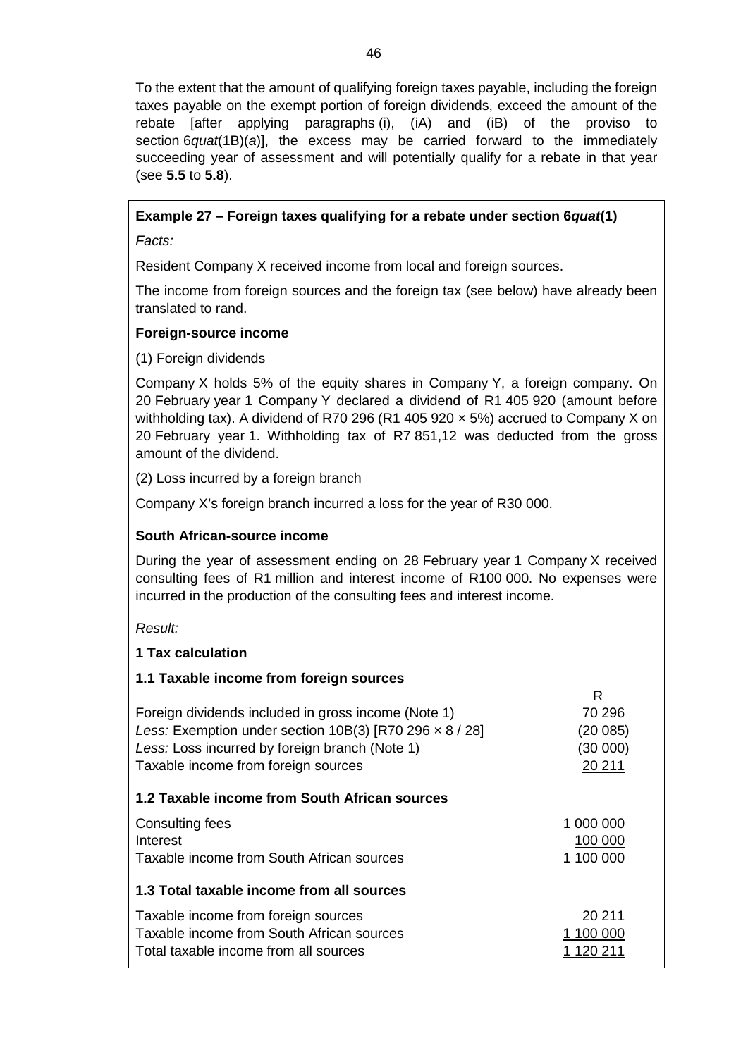To the extent that the amount of qualifying foreign taxes payable, including the foreign taxes payable on the exempt portion of foreign dividends, exceed the amount of the rebate [after applying paragraphs (i), (iA) and (iB) of the proviso to section 6*quat*(1B)(*a*)], the excess may be carried forward to the immediately succeeding year of assessment and will potentially qualify for a rebate in that year (see **5.5** to **5.8**).

**Example 27 – Foreign taxes qualifying for a rebate under section 6*quat*(1)**

*Facts:*

Resident Company X received income from local and foreign sources.

The income from foreign sources and the foreign tax (see below) have already been translated to rand.

**Foreign-source income**

(1) Foreign dividends

Company X holds 5% of the equity shares in Company Y, a foreign company. On 20 February year 1 Company Y declared a dividend of R1 405 920 (amount before withholding tax). A dividend of R70 296 (R1 405 920 × 5%) accrued to Company X on 20 February year 1. Withholding tax of R7 851,12 was deducted from the gross amount of the dividend.

(2) Loss incurred by a foreign branch

Company X's foreign branch incurred a loss for the year of R30 000.

**South African-source income**

During the year of assessment ending on 28 February year 1 Company X received consulting fees of R1 million and interest income of R100 000. No expenses were incurred in the production of the consulting fees and interest income.

*Result:*

**1 Tax calculation**

**1.1 Taxable income from foreign sources**

| | R |
|---|---|
| Foreign dividends included in gross income (Note 1) | 70 296 |
| *Less:* Exemption under section 10B(3) [R70 296 × 8 / 28] | (20 085) |
| *Less:* Loss incurred by foreign branch (Note 1) | (30 000) |
| Taxable income from foreign sources | 20 211 |

**1.2 Taxable income from South African sources**

| | R |
|---|---|
| Consulting fees | 1 000 000 |
| Interest | 100 000 |
| Taxable income from South African sources | 1 100 000 |

**1.3 Total taxable income from all sources**

| | R |
|---|---|
| Taxable income from foreign sources | 20 211 |
| Taxable income from South African sources | 1 100 000 |
| Total taxable income from all sources | 1 120 211 |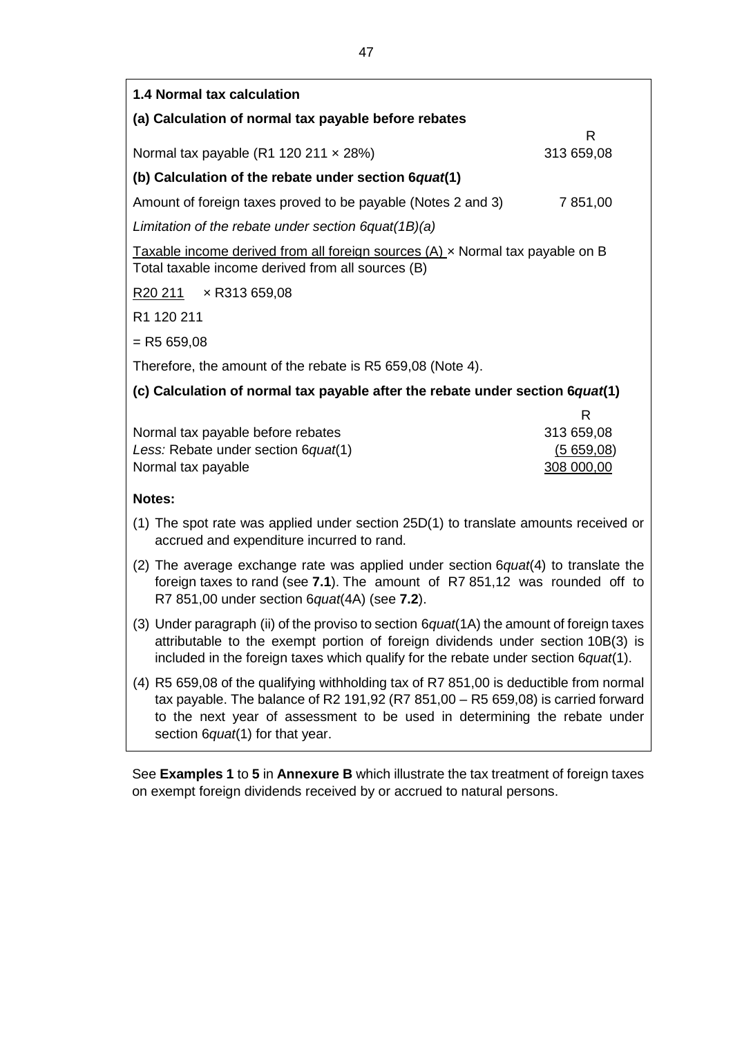**1.4 Normal tax calculation**

**(a) Calculation of normal tax payable before rebates**

| | R |
|---|---|
| Normal tax payable (R1 120 211 × 28%) | 313 659,08 |

**(b) Calculation of the rebate under section 6*quat*(1)**

| | |
|---|---|
| Amount of foreign taxes proved to be payable (Notes 2 and 3) | 7 851,00 |

*Limitation of the rebate under section 6quat(1B)(a)*

$$\frac{\text{Taxable income derived from all foreign sources (A)}}{\text{Total taxable income derived from all sources (B)}} \times \text{Normal tax payable on B}$$

$$\frac{\text{R20 211}}{\text{R1 120 211}} \times \text{R313 659,08}$$

= R5 659,08

Therefore, the amount of the rebate is R5 659,08 (Note 4).

**(c) Calculation of normal tax payable after the rebate under section 6*quat*(1)**

| | R |
|---|---|
| Normal tax payable before rebates | 313 659,08 |
| *Less:* Rebate under section 6*quat*(1) | (5 659,08) |
| Normal tax payable | 308 000,00 |

**Notes:**

(1) The spot rate was applied under section 25D(1) to translate amounts received or accrued and expenditure incurred to rand.

(2) The average exchange rate was applied under section 6*quat*(4) to translate the foreign taxes to rand (see **7.1**). The amount of R7 851,12 was rounded off to R7 851,00 under section 6*quat*(4A) (see **7.2**).

(3) Under paragraph (ii) of the proviso to section 6*quat*(1A) the amount of foreign taxes attributable to the exempt portion of foreign dividends under section 10B(3) is included in the foreign taxes which qualify for the rebate under section 6*quat*(1).

(4) R5 659,08 of the qualifying withholding tax of R7 851,00 is deductible from normal tax payable. The balance of R2 191,92 (R7 851,00 – R5 659,08) is carried forward to the next year of assessment to be used in determining the rebate under section 6*quat*(1) for that year.

See **Examples 1** to **5** in **Annexure B** which illustrate the tax treatment of foreign taxes on exempt foreign dividends received by or accrued to natural persons.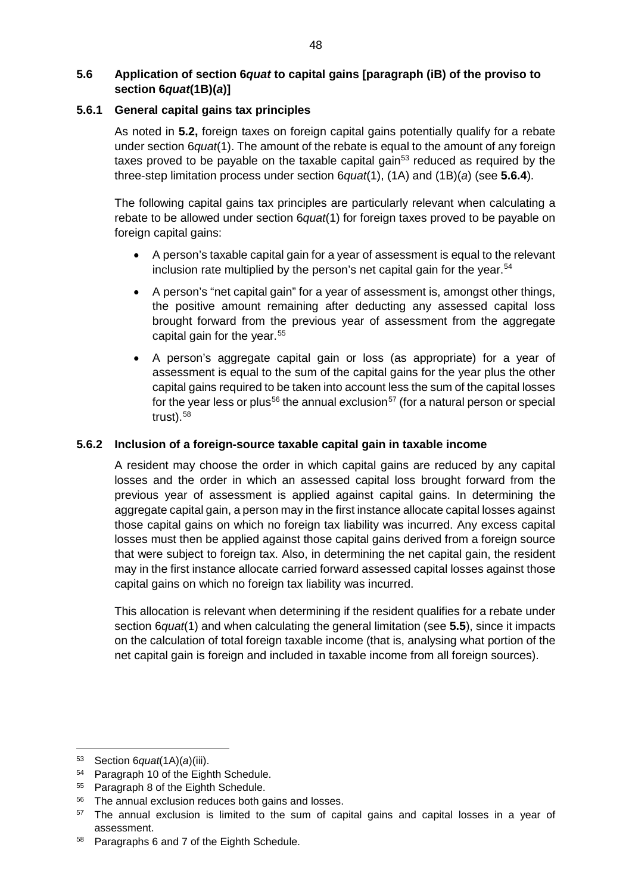## 5.6 Application of section 6*quat* to capital gains [paragraph (iB) of the proviso to section 6*quat*(1B)(*a*)]

### 5.6.1 General capital gains tax principles

As noted in **5.2,** foreign taxes on foreign capital gains potentially qualify for a rebate under section 6*quat*(1). The amount of the rebate is equal to the amount of any foreign taxes proved to be payable on the taxable capital gain[53] reduced as required by the three-step limitation process under section 6*quat*(1), (1A) and (1B)(*a*) (see **5.6.4**).

The following capital gains tax principles are particularly relevant when calculating a rebate to be allowed under section 6*quat*(1) for foreign taxes proved to be payable on foreign capital gains:

- A person's taxable capital gain for a year of assessment is equal to the relevant inclusion rate multiplied by the person's net capital gain for the year.[54]
- A person's "net capital gain" for a year of assessment is, amongst other things, the positive amount remaining after deducting any assessed capital loss brought forward from the previous year of assessment from the aggregate capital gain for the year.[55]
- A person's aggregate capital gain or loss (as appropriate) for a year of assessment is equal to the sum of the capital gains for the year plus the other capital gains required to be taken into account less the sum of the capital losses for the year less or plus[56] the annual exclusion[57] (for a natural person or special trust).[58]

### 5.6.2 Inclusion of a foreign-source taxable capital gain in taxable income

A resident may choose the order in which capital gains are reduced by any capital losses and the order in which an assessed capital loss brought forward from the previous year of assessment is applied against capital gains. In determining the aggregate capital gain, a person may in the first instance allocate capital losses against those capital gains on which no foreign tax liability was incurred. Any excess capital losses must then be applied against those capital gains derived from a foreign source that were subject to foreign tax. Also, in determining the net capital gain, the resident may in the first instance allocate carried forward assessed capital losses against those capital gains on which no foreign tax liability was incurred.

This allocation is relevant when determining if the resident qualifies for a rebate under section 6*quat*(1) and when calculating the general limitation (see **5.5**), since it impacts on the calculation of total foreign taxable income (that is, analysing what portion of the net capital gain is foreign and included in taxable income from all foreign sources).

---

[53] Section 6*quat*(1A)(*a*)(iii).

[54] Paragraph 10 of the Eighth Schedule.

[55] Paragraph 8 of the Eighth Schedule.

[56] The annual exclusion reduces both gains and losses.

[57] The annual exclusion is limited to the sum of capital gains and capital losses in a year of assessment.

[58] Paragraphs 6 and 7 of the Eighth Schedule.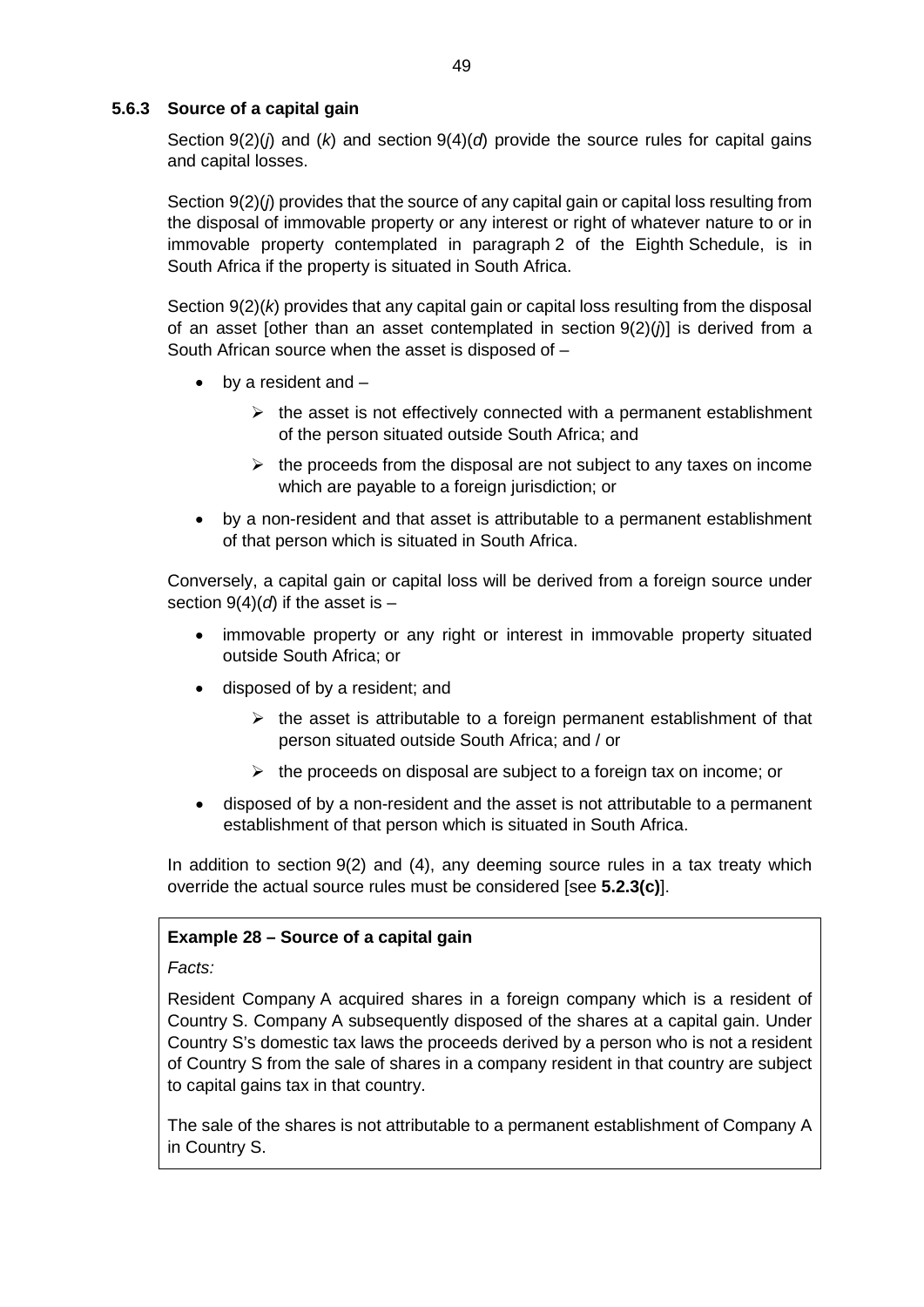### 5.6.3 Source of a capital gain

Section 9(2)(*j*) and (*k*) and section 9(4)(*d*) provide the source rules for capital gains and capital losses.

Section 9(2)(*j*) provides that the source of any capital gain or capital loss resulting from the disposal of immovable property or any interest or right of whatever nature to or in immovable property contemplated in paragraph 2 of the Eighth Schedule, is in South Africa if the property is situated in South Africa.

Section 9(2)(*k*) provides that any capital gain or capital loss resulting from the disposal of an asset [other than an asset contemplated in section 9(2)(*j*)] is derived from a South African source when the asset is disposed of –

- by a resident and –
  - the asset is not effectively connected with a permanent establishment of the person situated outside South Africa; and
  - the proceeds from the disposal are not subject to any taxes on income which are payable to a foreign jurisdiction; or
- by a non-resident and that asset is attributable to a permanent establishment of that person which is situated in South Africa.

Conversely, a capital gain or capital loss will be derived from a foreign source under section 9(4)(*d*) if the asset is –

- immovable property or any right or interest in immovable property situated outside South Africa; or
- disposed of by a resident; and
  - the asset is attributable to a foreign permanent establishment of that person situated outside South Africa; and / or
  - the proceeds on disposal are subject to a foreign tax on income; or
- disposed of by a non-resident and the asset is not attributable to a permanent establishment of that person which is situated in South Africa.

In addition to section 9(2) and (4), any deeming source rules in a tax treaty which override the actual source rules must be considered [see **5.2.3(c)**].

**Example 28 – Source of a capital gain**

*Facts:*

Resident Company A acquired shares in a foreign company which is a resident of Country S. Company A subsequently disposed of the shares at a capital gain. Under Country S's domestic tax laws the proceeds derived by a person who is not a resident of Country S from the sale of shares in a company resident in that country are subject to capital gains tax in that country.

The sale of the shares is not attributable to a permanent establishment of Company A in Country S.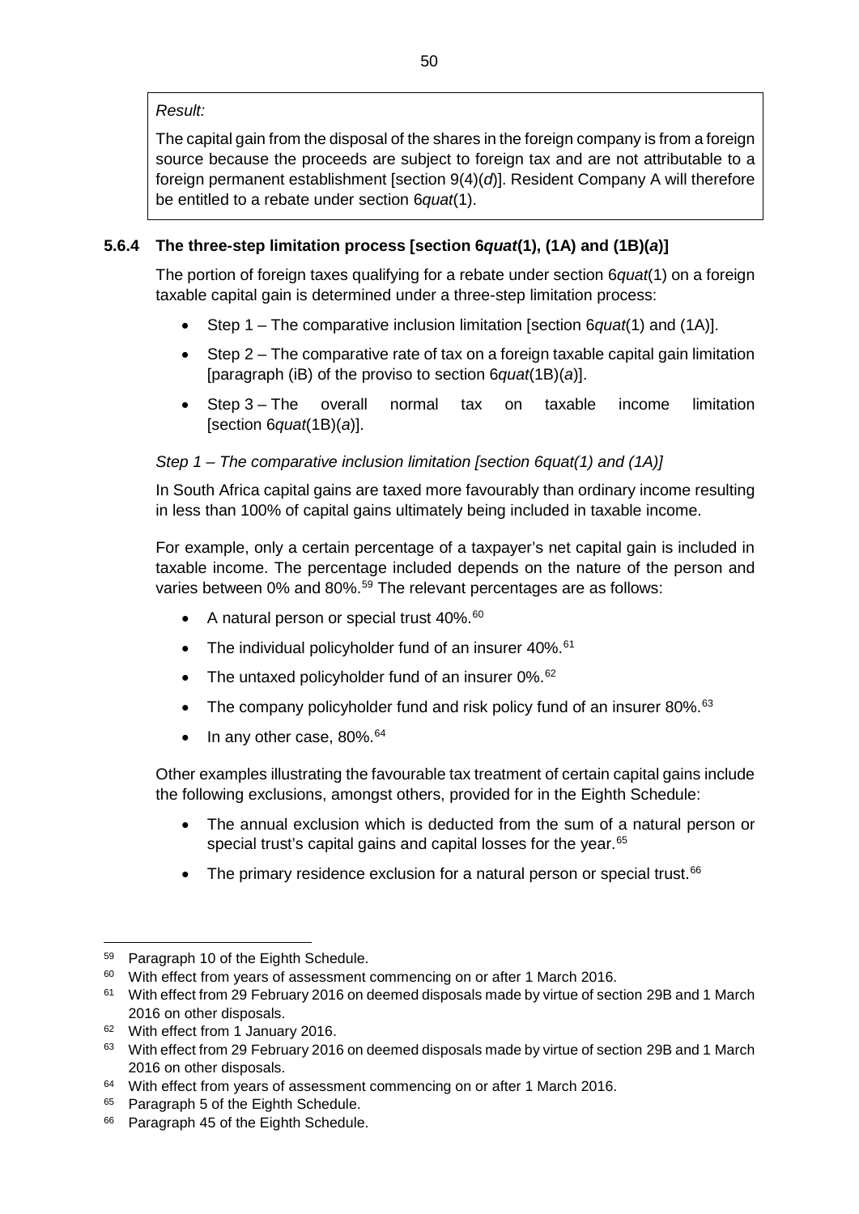*Result:*

The capital gain from the disposal of the shares in the foreign company is from a foreign source because the proceeds are subject to foreign tax and are not attributable to a foreign permanent establishment [section 9(4)(*d*)]. Resident Company A will therefore be entitled to a rebate under section 6*quat*(1).

### 5.6.4 The three-step limitation process [section 6*quat*(1), (1A) and (1B)(*a*)]

The portion of foreign taxes qualifying for a rebate under section 6*quat*(1) on a foreign taxable capital gain is determined under a three-step limitation process:

- Step 1 – The comparative inclusion limitation [section 6*quat*(1) and (1A)].
- Step 2 – The comparative rate of tax on a foreign taxable capital gain limitation [paragraph (iB) of the proviso to section 6*quat*(1B)(*a*)].
- Step 3 – The overall normal tax on taxable income limitation [section 6*quat*(1B)(*a*)].

*Step 1 – The comparative inclusion limitation [section 6quat(1) and (1A)]*

In South Africa capital gains are taxed more favourably than ordinary income resulting in less than 100% of capital gains ultimately being included in taxable income.

For example, only a certain percentage of a taxpayer's net capital gain is included in taxable income. The percentage included depends on the nature of the person and varies between 0% and 80%.[59] The relevant percentages are as follows:

- A natural person or special trust 40%.[60]
- The individual policyholder fund of an insurer 40%.[61]
- The untaxed policyholder fund of an insurer 0%.[62]
- The company policyholder fund and risk policy fund of an insurer 80%.[63]
- In any other case, 80%.[64]

Other examples illustrating the favourable tax treatment of certain capital gains include the following exclusions, amongst others, provided for in the Eighth Schedule:

- The annual exclusion which is deducted from the sum of a natural person or special trust's capital gains and capital losses for the year.[65]
- The primary residence exclusion for a natural person or special trust.[66]

---

[59] Paragraph 10 of the Eighth Schedule.

[60] With effect from years of assessment commencing on or after 1 March 2016.

[61] With effect from 29 February 2016 on deemed disposals made by virtue of section 29B and 1 March 2016 on other disposals.

[62] With effect from 1 January 2016.

[63] With effect from 29 February 2016 on deemed disposals made by virtue of section 29B and 1 March 2016 on other disposals.

[64] With effect from years of assessment commencing on or after 1 March 2016.

[65] Paragraph 5 of the Eighth Schedule.

[66] Paragraph 45 of the Eighth Schedule.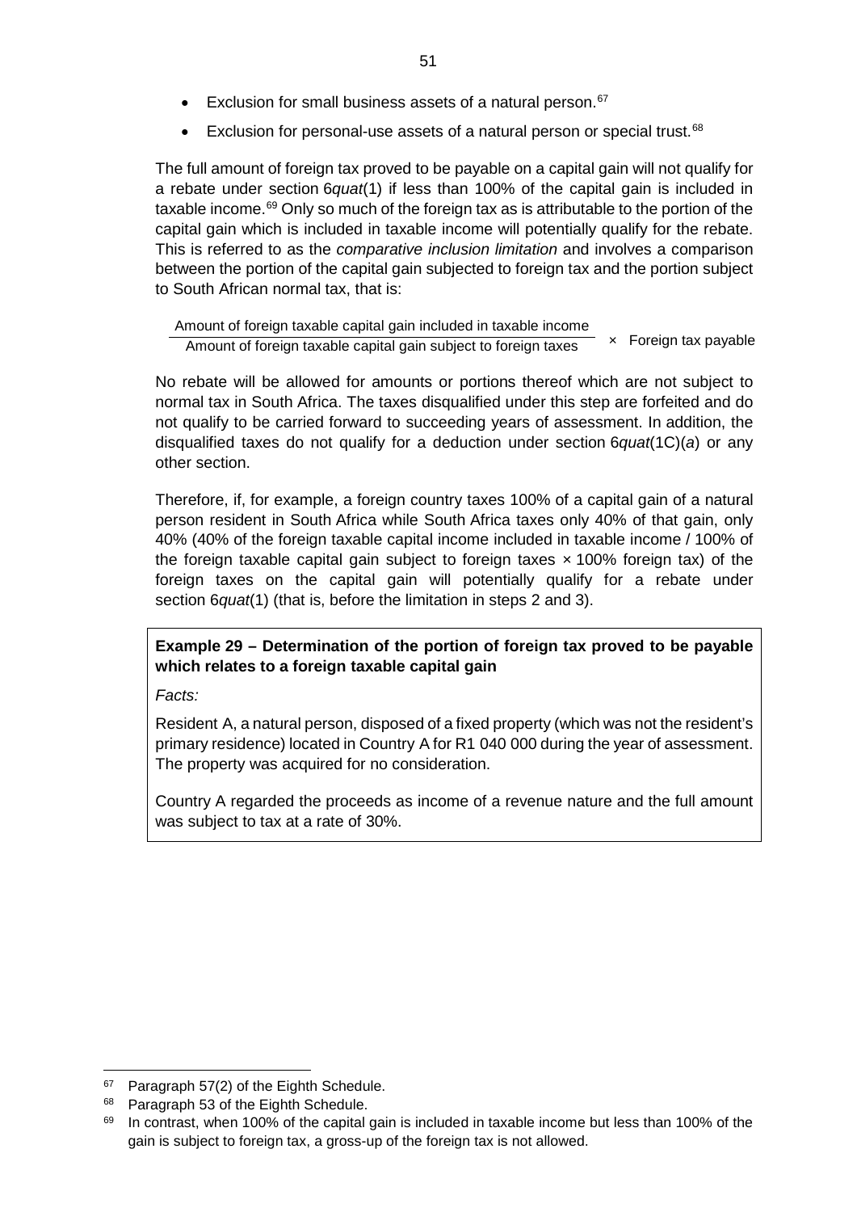- Exclusion for small business assets of a natural person.[67]
- Exclusion for personal-use assets of a natural person or special trust.[68]

The full amount of foreign tax proved to be payable on a capital gain will not qualify for a rebate under section 6*quat*(1) if less than 100% of the capital gain is included in taxable income.[69] Only so much of the foreign tax as is attributable to the portion of the capital gain which is included in taxable income will potentially qualify for the rebate. This is referred to as the *comparative inclusion limitation* and involves a comparison between the portion of the capital gain subjected to foreign tax and the portion subject to South African normal tax, that is:

$$\frac{\text{Amount of foreign taxable capital gain included in taxable income}}{\text{Amount of foreign taxable capital gain subject to foreign taxes}} \times \text{Foreign tax payable}$$

No rebate will be allowed for amounts or portions thereof which are not subject to normal tax in South Africa. The taxes disqualified under this step are forfeited and do not qualify to be carried forward to succeeding years of assessment. In addition, the disqualified taxes do not qualify for a deduction under section 6*quat*(1C)(*a*) or any other section.

Therefore, if, for example, a foreign country taxes 100% of a capital gain of a natural person resident in South Africa while South Africa taxes only 40% of that gain, only 40% (40% of the foreign taxable capital income included in taxable income / 100% of the foreign taxable capital gain subject to foreign taxes × 100% foreign tax) of the foreign taxes on the capital gain will potentially qualify for a rebate under section 6*quat*(1) (that is, before the limitation in steps 2 and 3).

**Example 29 – Determination of the portion of foreign tax proved to be payable which relates to a foreign taxable capital gain**

*Facts:*

Resident A, a natural person, disposed of a fixed property (which was not the resident's primary residence) located in Country A for R1 040 000 during the year of assessment. The property was acquired for no consideration.

Country A regarded the proceeds as income of a revenue nature and the full amount was subject to tax at a rate of 30%.

---

[67] Paragraph 57(2) of the Eighth Schedule.

[68] Paragraph 53 of the Eighth Schedule.

[69] In contrast, when 100% of the capital gain is included in taxable income but less than 100% of the gain is subject to foreign tax, a gross-up of the foreign tax is not allowed.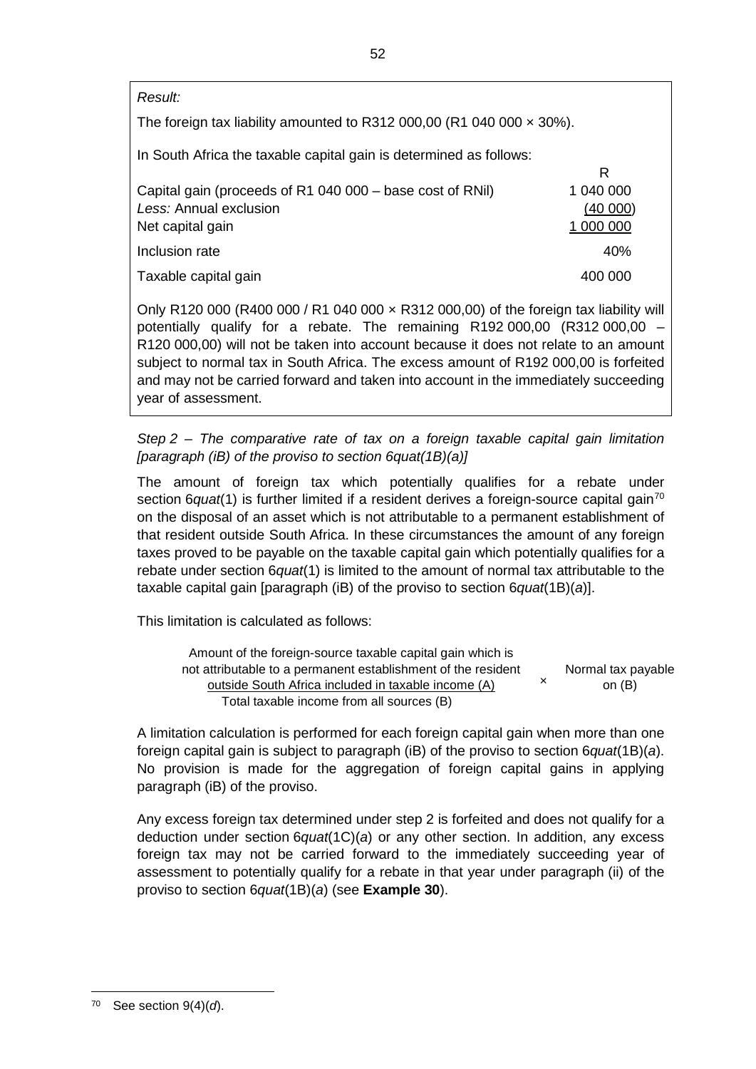*Result:*

The foreign tax liability amounted to R312 000,00 (R1 040 000 × 30%).

In South Africa the taxable capital gain is determined as follows:

| | R |
|---|---|
| Capital gain (proceeds of R1 040 000 – base cost of RNil) | 1 040 000 |
| *Less:* Annual exclusion | (40 000) |
| Net capital gain | 1 000 000 |
| Inclusion rate | 40% |
| Taxable capital gain | 400 000 |

Only R120 000 (R400 000 / R1 040 000 × R312 000,00) of the foreign tax liability will potentially qualify for a rebate. The remaining R192 000,00 (R312 000,00 – R120 000,00) will not be taken into account because it does not relate to an amount subject to normal tax in South Africa. The excess amount of R192 000,00 is forfeited and may not be carried forward and taken into account in the immediately succeeding year of assessment.

*Step 2 – The comparative rate of tax on a foreign taxable capital gain limitation [paragraph (iB) of the proviso to section 6quat(1B)(a)]*

The amount of foreign tax which potentially qualifies for a rebate under section 6*quat*(1) is further limited if a resident derives a foreign-source capital gain[70] on the disposal of an asset which is not attributable to a permanent establishment of that resident outside South Africa. In these circumstances the amount of any foreign taxes proved to be payable on the taxable capital gain which potentially qualifies for a rebate under section 6*quat*(1) is limited to the amount of normal tax attributable to the taxable capital gain [paragraph (iB) of the proviso to section 6*quat*(1B)(*a*)].

This limitation is calculated as follows:

$$\frac{\text{Amount of the foreign-source taxable capital gain which is not attributable to a permanent establishment of the resident outside South Africa included in taxable income (A)}}{\text{Total taxable income from all sources (B)}} \times \text{Normal tax payable on (B)}$$

A limitation calculation is performed for each foreign capital gain when more than one foreign capital gain is subject to paragraph (iB) of the proviso to section 6*quat*(1B)(*a*). No provision is made for the aggregation of foreign capital gains in applying paragraph (iB) of the proviso.

Any excess foreign tax determined under step 2 is forfeited and does not qualify for a deduction under section 6*quat*(1C)(*a*) or any other section. In addition, any excess foreign tax may not be carried forward to the immediately succeeding year of assessment to potentially qualify for a rebate in that year under paragraph (ii) of the proviso to section 6*quat*(1B)(*a*) (see **Example 30**).

---

[70] See section 9(4)(*d*).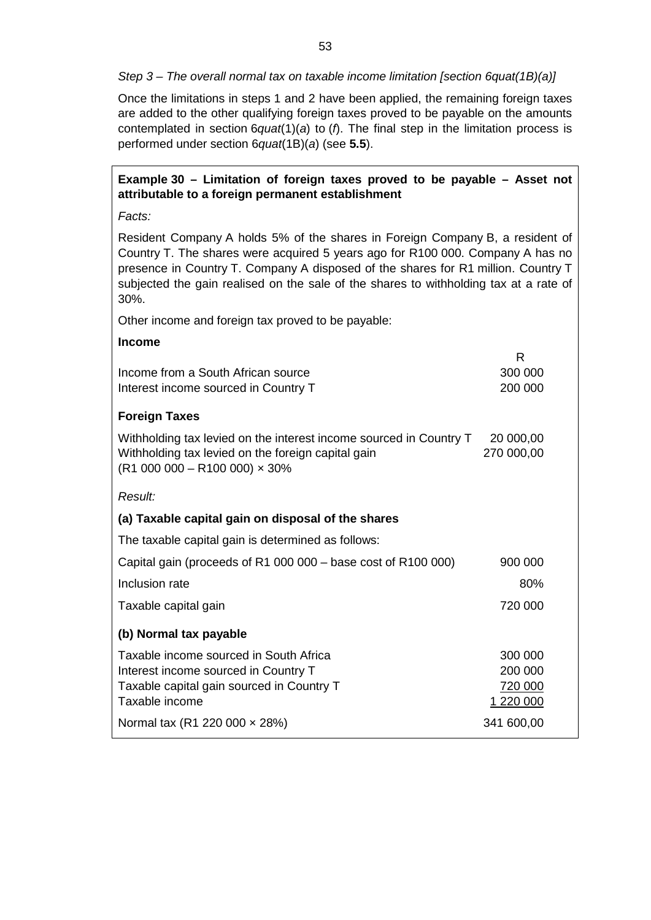*Step 3 – The overall normal tax on taxable income limitation [section 6quat(1B)(a)]*

Once the limitations in steps 1 and 2 have been applied, the remaining foreign taxes are added to the other qualifying foreign taxes proved to be payable on the amounts contemplated in section 6*quat*(1)(*a*) to (*f*). The final step in the limitation process is performed under section 6*quat*(1B)(*a*) (see **5.5**).

**Example 30 – Limitation of foreign taxes proved to be payable – Asset not attributable to a foreign permanent establishment**

*Facts:*

Resident Company A holds 5% of the shares in Foreign Company B, a resident of Country T. The shares were acquired 5 years ago for R100 000. Company A has no presence in Country T. Company A disposed of the shares for R1 million. Country T subjected the gain realised on the sale of the shares to withholding tax at a rate of 30%.

Other income and foreign tax proved to be payable:

**Income**

| | R |
|---|---|
| Income from a South African source | 300 000 |
| Interest income sourced in Country T | 200 000 |

**Foreign Taxes**

| | |
|---|---|
| Withholding tax levied on the interest income sourced in Country T | 20 000,00 |
| Withholding tax levied on the foreign capital gain (R1 000 000 – R100 000) × 30% | 270 000,00 |

*Result:*

**(a) Taxable capital gain on disposal of the shares**

The taxable capital gain is determined as follows:

| | |
|---|---|
| Capital gain (proceeds of R1 000 000 – base cost of R100 000) | 900 000 |
| Inclusion rate | 80% |
| Taxable capital gain | 720 000 |

**(b) Normal tax payable**

| | |
|---|---|
| Taxable income sourced in South Africa | 300 000 |
| Interest income sourced in Country T | 200 000 |
| Taxable capital gain sourced in Country T | 720 000 |
| Taxable income | 1 220 000 |
| Normal tax (R1 220 000 × 28%) | 341 600,00 |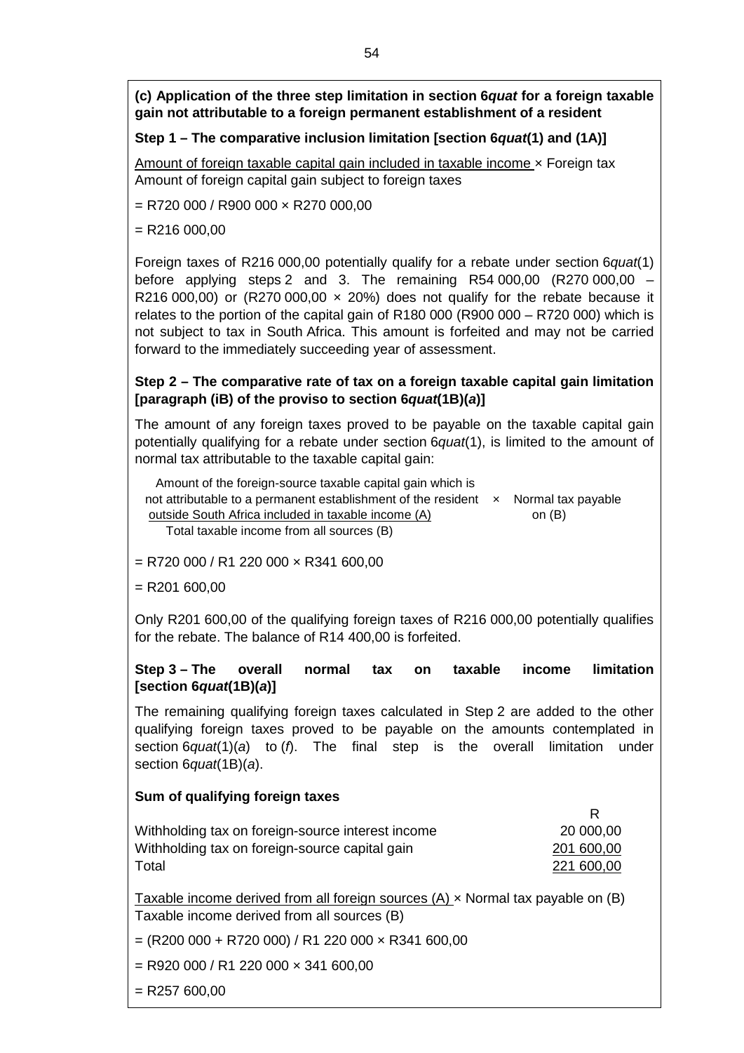**(c) Application of the three step limitation in section 6*quat* for a foreign taxable gain not attributable to a foreign permanent establishment of a resident**

**Step 1 – The comparative inclusion limitation [section 6*quat*(1) and (1A)]**

$$\frac{\text{Amount of foreign taxable capital gain included in taxable income}}{\text{Amount of foreign capital gain subject to foreign taxes}} \times \text{Foreign tax}$$

= R720 000 / R900 000 × R270 000,00

= R216 000,00

Foreign taxes of R216 000,00 potentially qualify for a rebate under section 6*quat*(1) before applying steps 2 and 3. The remaining R54 000,00 (R270 000,00 – R216 000,00) or (R270 000,00 × 20%) does not qualify for the rebate because it relates to the portion of the capital gain of R180 000 (R900 000 – R720 000) which is not subject to tax in South Africa. This amount is forfeited and may not be carried forward to the immediately succeeding year of assessment.

**Step 2 – The comparative rate of tax on a foreign taxable capital gain limitation [paragraph (iB) of the proviso to section 6*quat*(1B)(*a*)]**

The amount of any foreign taxes proved to be payable on the taxable capital gain potentially qualifying for a rebate under section 6*quat*(1), is limited to the amount of normal tax attributable to the taxable capital gain:

$$\frac{\text{Amount of the foreign-source taxable capital gain which is not attributable to a permanent establishment of the resident outside South Africa included in taxable income (A)}}{\text{Total taxable income from all sources (B)}} \times \text{Normal tax payable on (B)}$$

= R720 000 / R1 220 000 × R341 600,00

= R201 600,00

Only R201 600,00 of the qualifying foreign taxes of R216 000,00 potentially qualifies for the rebate. The balance of R14 400,00 is forfeited.

**Step 3 – The overall normal tax on taxable income limitation [section 6*quat*(1B)(*a*)]**

The remaining qualifying foreign taxes calculated in Step 2 are added to the other qualifying foreign taxes proved to be payable on the amounts contemplated in section 6*quat*(1)(*a*) to (*f*). The final step is the overall limitation under section 6*quat*(1B)(*a*).

**Sum of qualifying foreign taxes**

| | R |
|---|---|
| Withholding tax on foreign-source interest income | 20 000,00 |
| Withholding tax on foreign-source capital gain | 201 600,00 |
| Total | 221 600,00 |

$$\frac{\text{Taxable income derived from all foreign sources (A)}}{\text{Taxable income derived from all sources (B)}} \times \text{Normal tax payable on (B)}$$

= (R200 000 + R720 000) / R1 220 000 × R341 600,00

= R920 000 / R1 220 000 × 341 600,00

= R257 600,00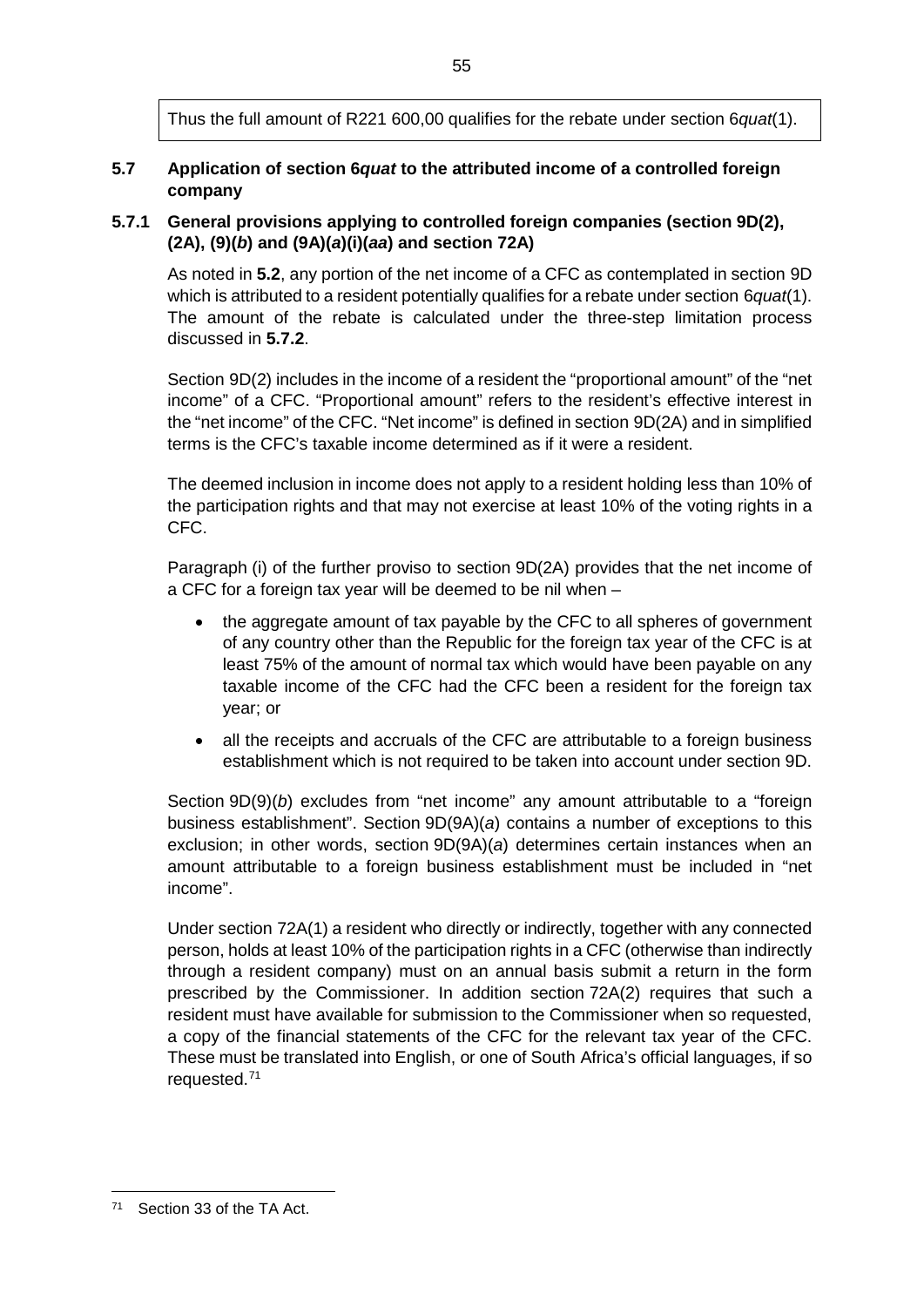Thus the full amount of R221 600,00 qualifies for the rebate under section 6*quat*(1).

### 5.7 Application of section 6*quat* to the attributed income of a controlled foreign company

#### 5.7.1 General provisions applying to controlled foreign companies (section 9D(2), (2A), (9)(*b*) and (9A)(*a*)(i)(*aa*) and section 72A)

As noted in **5.2**, any portion of the net income of a CFC as contemplated in section 9D which is attributed to a resident potentially qualifies for a rebate under section 6*quat*(1). The amount of the rebate is calculated under the three-step limitation process discussed in **5.7.2**.

Section 9D(2) includes in the income of a resident the "proportional amount" of the "net income" of a CFC. "Proportional amount" refers to the resident's effective interest in the "net income" of the CFC. "Net income" is defined in section 9D(2A) and in simplified terms is the CFC's taxable income determined as if it were a resident.

The deemed inclusion in income does not apply to a resident holding less than 10% of the participation rights and that may not exercise at least 10% of the voting rights in a CFC.

Paragraph (i) of the further proviso to section 9D(2A) provides that the net income of a CFC for a foreign tax year will be deemed to be nil when –

- the aggregate amount of tax payable by the CFC to all spheres of government of any country other than the Republic for the foreign tax year of the CFC is at least 75% of the amount of normal tax which would have been payable on any taxable income of the CFC had the CFC been a resident for the foreign tax year; or
- all the receipts and accruals of the CFC are attributable to a foreign business establishment which is not required to be taken into account under section 9D.

Section 9D(9)(*b*) excludes from "net income" any amount attributable to a "foreign business establishment". Section 9D(9A)(*a*) contains a number of exceptions to this exclusion; in other words, section 9D(9A)(*a*) determines certain instances when an amount attributable to a foreign business establishment must be included in "net income".

Under section 72A(1) a resident who directly or indirectly, together with any connected person, holds at least 10% of the participation rights in a CFC (otherwise than indirectly through a resident company) must on an annual basis submit a return in the form prescribed by the Commissioner. In addition section 72A(2) requires that such a resident must have available for submission to the Commissioner when so requested, a copy of the financial statements of the CFC for the relevant tax year of the CFC. These must be translated into English, or one of South Africa's official languages, if so requested.[71]

---

[71] Section 33 of the TA Act.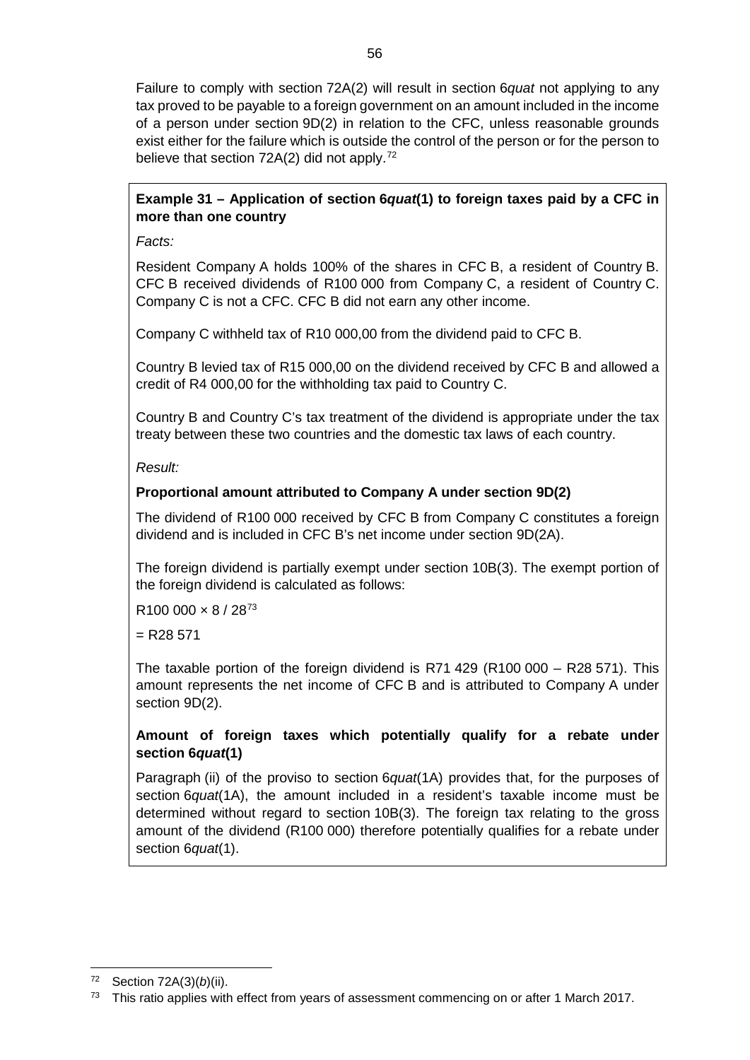Failure to comply with section 72A(2) will result in section 6*quat* not applying to any tax proved to be payable to a foreign government on an amount included in the income of a person under section 9D(2) in relation to the CFC, unless reasonable grounds exist either for the failure which is outside the control of the person or for the person to believe that section 72A(2) did not apply.[72]

**Example 31 – Application of section 6*quat*(1) to foreign taxes paid by a CFC in more than one country**

*Facts:*

Resident Company A holds 100% of the shares in CFC B, a resident of Country B. CFC B received dividends of R100 000 from Company C, a resident of Country C. Company C is not a CFC. CFC B did not earn any other income.

Company C withheld tax of R10 000,00 from the dividend paid to CFC B.

Country B levied tax of R15 000,00 on the dividend received by CFC B and allowed a credit of R4 000,00 for the withholding tax paid to Country C.

Country B and Country C's tax treatment of the dividend is appropriate under the tax treaty between these two countries and the domestic tax laws of each country.

*Result:*

**Proportional amount attributed to Company A under section 9D(2)**

The dividend of R100 000 received by CFC B from Company C constitutes a foreign dividend and is included in CFC B's net income under section 9D(2A).

The foreign dividend is partially exempt under section 10B(3). The exempt portion of the foreign dividend is calculated as follows:

R100 000 × 8 / 28[73]

= R28 571

The taxable portion of the foreign dividend is R71 429 (R100 000 – R28 571). This amount represents the net income of CFC B and is attributed to Company A under section 9D(2).

**Amount of foreign taxes which potentially qualify for a rebate under section 6*quat*(1)**

Paragraph (ii) of the proviso to section 6*quat*(1A) provides that, for the purposes of section 6*quat*(1A), the amount included in a resident's taxable income must be determined without regard to section 10B(3). The foreign tax relating to the gross amount of the dividend (R100 000) therefore potentially qualifies for a rebate under section 6*quat*(1).

---

[72] Section 72A(3)(*b*)(ii).

[73] This ratio applies with effect from years of assessment commencing on or after 1 March 2017.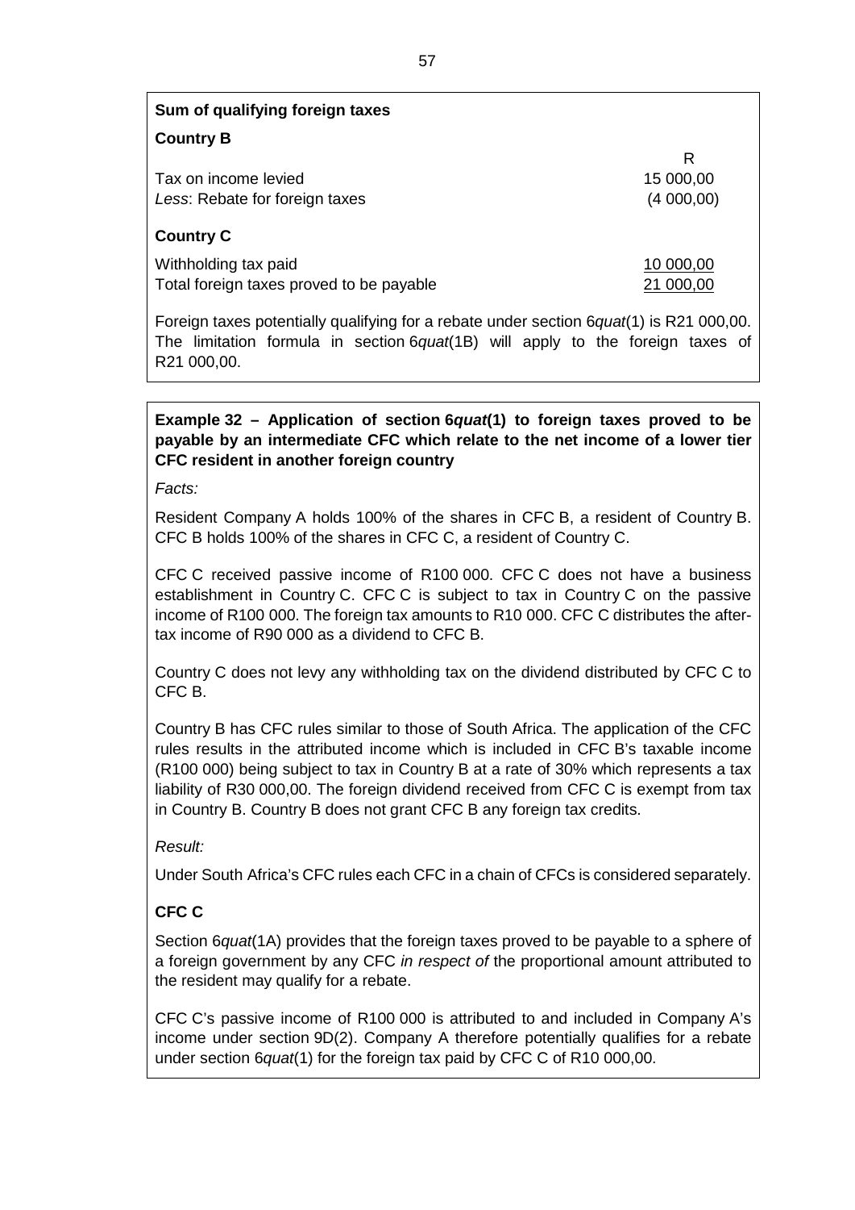**Sum of qualifying foreign taxes**

**Country B**

| | R |
|---|---|
| Tax on income levied | 15 000,00 |
| *Less*: Rebate for foreign taxes | (4 000,00) |
| **Country C** | |
| Withholding tax paid | 10 000,00 |
| Total foreign taxes proved to be payable | 21 000,00 |

Foreign taxes potentially qualifying for a rebate under section 6*quat*(1) is R21 000,00. The limitation formula in section 6*quat*(1B) will apply to the foreign taxes of R21 000,00.

**Example 32 – Application of section 6*quat*(1) to foreign taxes proved to be payable by an intermediate CFC which relate to the net income of a lower tier CFC resident in another foreign country**

*Facts:*

Resident Company A holds 100% of the shares in CFC B, a resident of Country B. CFC B holds 100% of the shares in CFC C, a resident of Country C.

CFC C received passive income of R100 000. CFC C does not have a business establishment in Country C. CFC C is subject to tax in Country C on the passive income of R100 000. The foreign tax amounts to R10 000. CFC C distributes the after-tax income of R90 000 as a dividend to CFC B.

Country C does not levy any withholding tax on the dividend distributed by CFC C to CFC B.

Country B has CFC rules similar to those of South Africa. The application of the CFC rules results in the attributed income which is included in CFC B's taxable income (R100 000) being subject to tax in Country B at a rate of 30% which represents a tax liability of R30 000,00. The foreign dividend received from CFC C is exempt from tax in Country B. Country B does not grant CFC B any foreign tax credits.

*Result:*

Under South Africa's CFC rules each CFC in a chain of CFCs is considered separately.

**CFC C**

Section 6*quat*(1A) provides that the foreign taxes proved to be payable to a sphere of a foreign government by any CFC *in respect of* the proportional amount attributed to the resident may qualify for a rebate.

CFC C's passive income of R100 000 is attributed to and included in Company A's income under section 9D(2). Company A therefore potentially qualifies for a rebate under section 6*quat*(1) for the foreign tax paid by CFC C of R10 000,00.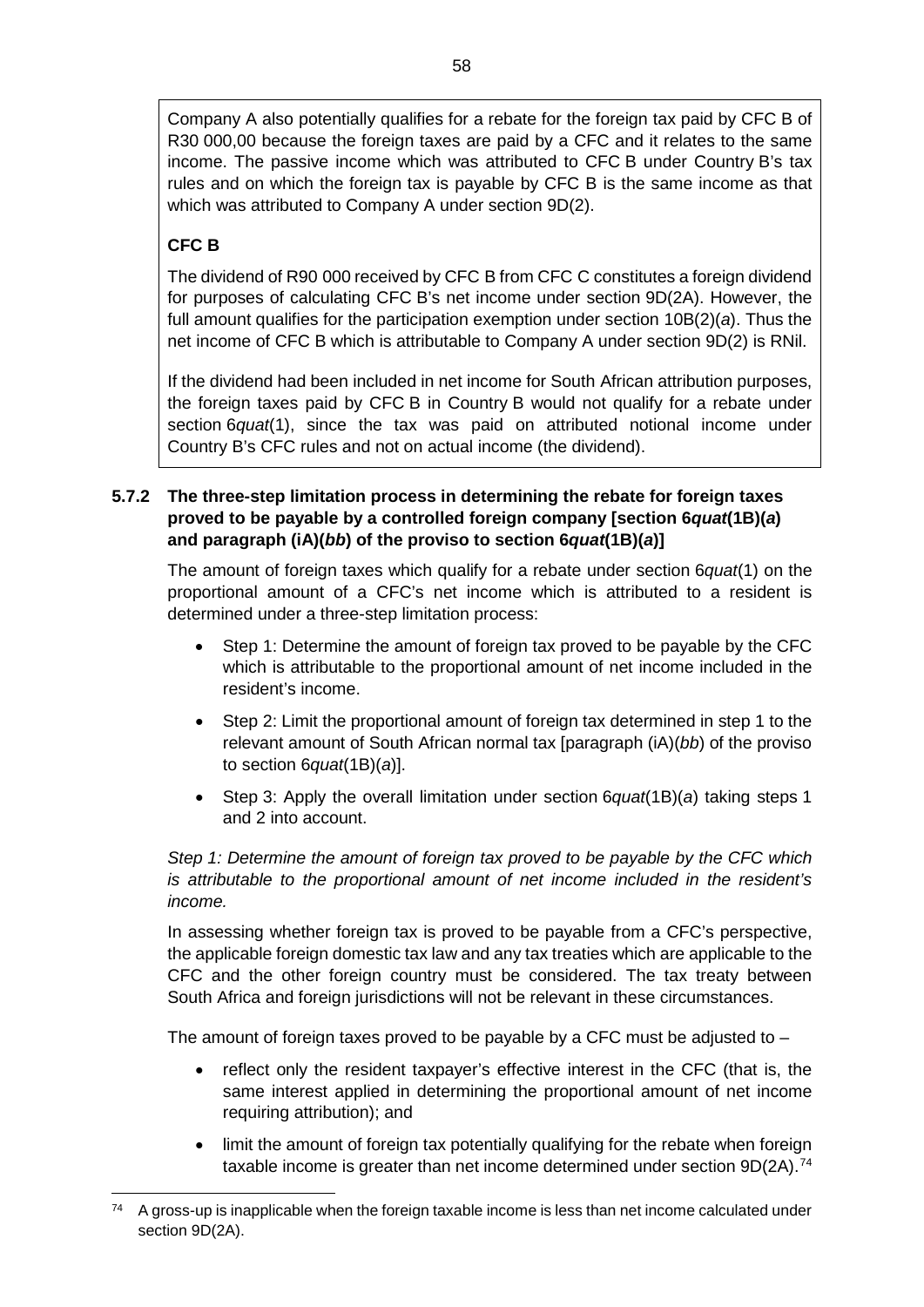Company A also potentially qualifies for a rebate for the foreign tax paid by CFC B of R30 000,00 because the foreign taxes are paid by a CFC and it relates to the same income. The passive income which was attributed to CFC B under Country B's tax rules and on which the foreign tax is payable by CFC B is the same income as that which was attributed to Company A under section 9D(2).

**CFC B**

The dividend of R90 000 received by CFC B from CFC C constitutes a foreign dividend for purposes of calculating CFC B's net income under section 9D(2A). However, the full amount qualifies for the participation exemption under section 10B(2)(*a*). Thus the net income of CFC B which is attributable to Company A under section 9D(2) is RNil.

If the dividend had been included in net income for South African attribution purposes, the foreign taxes paid by CFC B in Country B would not qualify for a rebate under section 6*quat*(1), since the tax was paid on attributed notional income under Country B's CFC rules and not on actual income (the dividend).

### 5.7.2 The three-step limitation process in determining the rebate for foreign taxes proved to be payable by a controlled foreign company [section 6*quat*(1B)(*a*) and paragraph (iA)(*bb*) of the proviso to section 6*quat*(1B)(*a*)]

The amount of foreign taxes which qualify for a rebate under section 6*quat*(1) on the proportional amount of a CFC's net income which is attributed to a resident is determined under a three-step limitation process:

- Step 1: Determine the amount of foreign tax proved to be payable by the CFC which is attributable to the proportional amount of net income included in the resident's income.
- Step 2: Limit the proportional amount of foreign tax determined in step 1 to the relevant amount of South African normal tax [paragraph (iA)(*bb*) of the proviso to section 6*quat*(1B)(*a*)].
- Step 3: Apply the overall limitation under section 6*quat*(1B)(*a*) taking steps 1 and 2 into account.

*Step 1: Determine the amount of foreign tax proved to be payable by the CFC which is attributable to the proportional amount of net income included in the resident's income.*

In assessing whether foreign tax is proved to be payable from a CFC's perspective, the applicable foreign domestic tax law and any tax treaties which are applicable to the CFC and the other foreign country must be considered. The tax treaty between South Africa and foreign jurisdictions will not be relevant in these circumstances.

The amount of foreign taxes proved to be payable by a CFC must be adjusted to –

- reflect only the resident taxpayer's effective interest in the CFC (that is, the same interest applied in determining the proportional amount of net income requiring attribution); and
- limit the amount of foreign tax potentially qualifying for the rebate when foreign taxable income is greater than net income determined under section 9D(2A).[74]

[74] A gross-up is inapplicable when the foreign taxable income is less than net income calculated under section 9D(2A).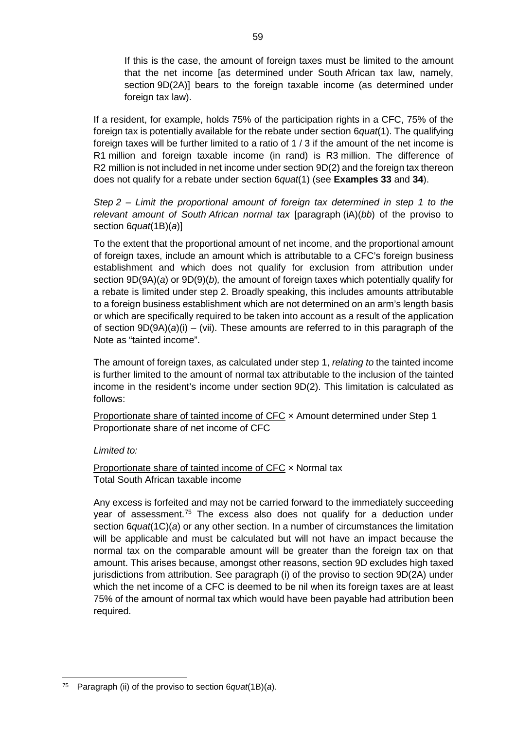If this is the case, the amount of foreign taxes must be limited to the amount that the net income [as determined under South African tax law, namely, section 9D(2A)] bears to the foreign taxable income (as determined under foreign tax law).

If a resident, for example, holds 75% of the participation rights in a CFC, 75% of the foreign tax is potentially available for the rebate under section 6*quat*(1). The qualifying foreign taxes will be further limited to a ratio of 1 / 3 if the amount of the net income is R1 million and foreign taxable income (in rand) is R3 million. The difference of R2 million is not included in net income under section 9D(2) and the foreign tax thereon does not qualify for a rebate under section 6*quat*(1) (see **Examples 33** and **34**).

*Step 2 – Limit the proportional amount of foreign tax determined in step 1 to the relevant amount of South African normal tax* [paragraph (iA)(*bb*) of the proviso to section 6*quat*(1B)(*a*)]

To the extent that the proportional amount of net income, and the proportional amount of foreign taxes, include an amount which is attributable to a CFC's foreign business establishment and which does not qualify for exclusion from attribution under section 9D(9A)(*a*) or 9D(9)(*b*)*,* the amount of foreign taxes which potentially qualify for a rebate is limited under step 2. Broadly speaking, this includes amounts attributable to a foreign business establishment which are not determined on an arm's length basis or which are specifically required to be taken into account as a result of the application of section 9D(9A)(*a*)(i) – (vii). These amounts are referred to in this paragraph of the Note as "tainted income".

The amount of foreign taxes, as calculated under step 1, *relating to* the tainted income is further limited to the amount of normal tax attributable to the inclusion of the tainted income in the resident's income under section 9D(2). This limitation is calculated as follows:

$$\frac{\text{Proportionate share of tainted income of CFC}}{\text{Proportionate share of net income of CFC}} \times \text{Amount determined under Step 1}$$

*Limited to:*

$$\frac{\text{Proportionate share of tainted income of CFC}}{\text{Total South African taxable income}} \times \text{Normal tax}$$

Any excess is forfeited and may not be carried forward to the immediately succeeding year of assessment.[75] The excess also does not qualify for a deduction under section 6*quat*(1C)(*a*) or any other section. In a number of circumstances the limitation will be applicable and must be calculated but will not have an impact because the normal tax on the comparable amount will be greater than the foreign tax on that amount. This arises because, amongst other reasons, section 9D excludes high taxed jurisdictions from attribution. See paragraph (i) of the proviso to section 9D(2A) under which the net income of a CFC is deemed to be nil when its foreign taxes are at least 75% of the amount of normal tax which would have been payable had attribution been required.

[75] Paragraph (ii) of the proviso to section 6*quat*(1B)(*a*).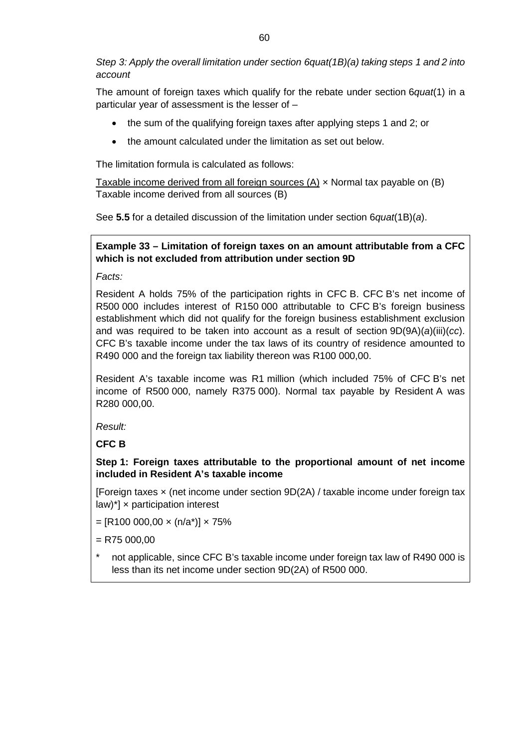*Step 3: Apply the overall limitation under section 6quat(1B)(a) taking steps 1 and 2 into account*

The amount of foreign taxes which qualify for the rebate under section 6*quat*(1) in a particular year of assessment is the lesser of –

- the sum of the qualifying foreign taxes after applying steps 1 and 2; or
- the amount calculated under the limitation as set out below.

The limitation formula is calculated as follows:

$$\frac{\text{Taxable income derived from all foreign sources (A)}}{\text{Taxable income derived from all sources (B)}} \times \text{Normal tax payable on (B)}$$

See **5.5** for a detailed discussion of the limitation under section 6*quat*(1B)(*a*).

**Example 33 – Limitation of foreign taxes on an amount attributable from a CFC which is not excluded from attribution under section 9D**

*Facts:*

Resident A holds 75% of the participation rights in CFC B. CFC B's net income of R500 000 includes interest of R150 000 attributable to CFC B's foreign business establishment which did not qualify for the foreign business establishment exclusion and was required to be taken into account as a result of section 9D(9A)(*a*)(iii)(*cc*). CFC B's taxable income under the tax laws of its country of residence amounted to R490 000 and the foreign tax liability thereon was R100 000,00.

Resident A's taxable income was R1 million (which included 75% of CFC B's net income of R500 000, namely R375 000). Normal tax payable by Resident A was R280 000,00.

*Result:*

**CFC B**

**Step 1: Foreign taxes attributable to the proportional amount of net income included in Resident A's taxable income**

[Foreign taxes × (net income under section 9D(2A) / taxable income under foreign tax law)*] × participation interest

= [R100 000,00 × (n/a*)] × 75%

= R75 000,00

\* not applicable, since CFC B's taxable income under foreign tax law of R490 000 is less than its net income under section 9D(2A) of R500 000.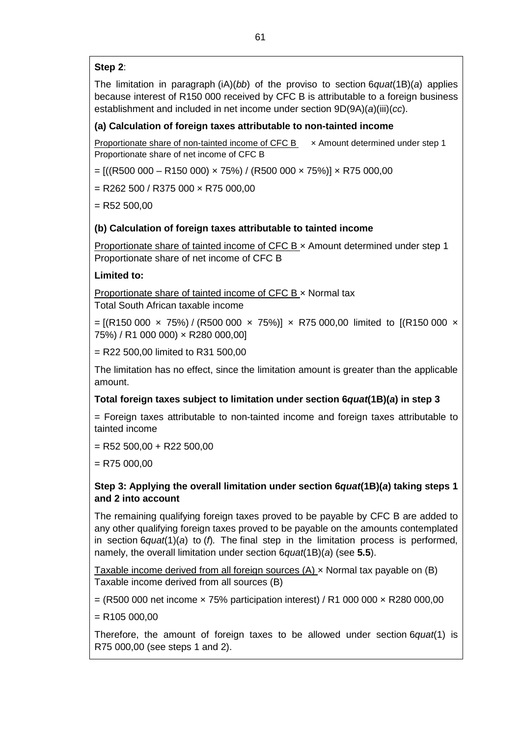**Step 2**:

The limitation in paragraph (iA)(*bb*) of the proviso to section 6*quat*(1B)(*a*) applies because interest of R150 000 received by CFC B is attributable to a foreign business establishment and included in net income under section 9D(9A)(*a*)(iii)(*cc*).

**(a) Calculation of foreign taxes attributable to non-tainted income**

$$\frac{\text{Proportionate share of non-tainted income of CFC B}}{\text{Proportionate share of net income of CFC B}} \times \text{Amount determined under step 1}$$

= [((R500 000 – R150 000) × 75%) / (R500 000 × 75%)] × R75 000,00

= R262 500 / R375 000 × R75 000,00

= R52 500,00

**(b) Calculation of foreign taxes attributable to tainted income**

$$\frac{\text{Proportionate share of tainted income of CFC B}}{\text{Proportionate share of net income of CFC B}} \times \text{Amount determined under step 1}$$

**Limited to:**

$$\frac{\text{Proportionate share of tainted income of CFC B}}{\text{Total South African taxable income}} \times \text{Normal tax}$$

= [(R150 000 × 75%) / (R500 000 × 75%)] × R75 000,00 limited to [(R150 000 × 75%) / R1 000 000) × R280 000,00]

= R22 500,00 limited to R31 500,00

The limitation has no effect, since the limitation amount is greater than the applicable amount.

**Total foreign taxes subject to limitation under section 6*quat*(1B)(*a*) in step 3**

= Foreign taxes attributable to non-tainted income and foreign taxes attributable to tainted income

= R52 500,00 + R22 500,00

= R75 000,00

**Step 3: Applying the overall limitation under section 6*quat*(1B)(*a*) taking steps 1 and 2 into account**

The remaining qualifying foreign taxes proved to be payable by CFC B are added to any other qualifying foreign taxes proved to be payable on the amounts contemplated in section 6*quat*(1)(*a*) to (*f*). The final step in the limitation process is performed, namely, the overall limitation under section 6*quat*(1B)(*a*) (see **5.5**).

$$\frac{\text{Taxable income derived from all foreign sources (A)}}{\text{Taxable income derived from all sources (B)}} \times \text{Normal tax payable on (B)}$$

= (R500 000 net income × 75% participation interest) / R1 000 000 × R280 000,00

= R105 000,00

Therefore, the amount of foreign taxes to be allowed under section 6*quat*(1) is R75 000,00 (see steps 1 and 2).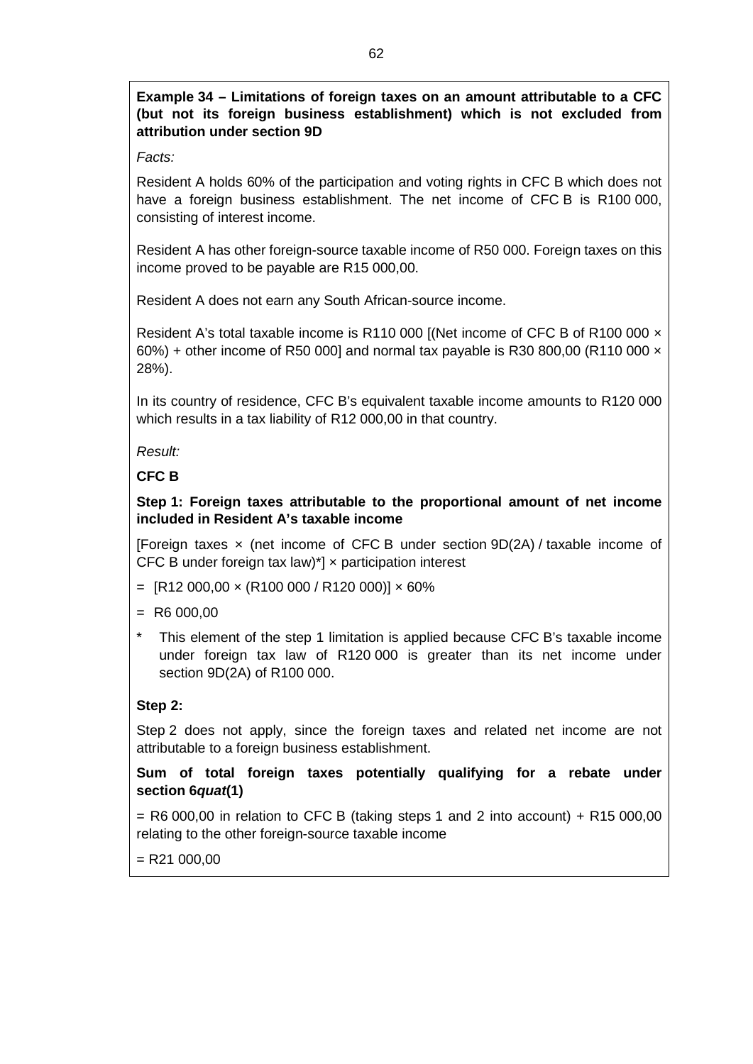**Example 34 – Limitations of foreign taxes on an amount attributable to a CFC (but not its foreign business establishment) which is not excluded from attribution under section 9D**

*Facts:*

Resident A holds 60% of the participation and voting rights in CFC B which does not have a foreign business establishment. The net income of CFC B is R100 000, consisting of interest income.

Resident A has other foreign-source taxable income of R50 000. Foreign taxes on this income proved to be payable are R15 000,00.

Resident A does not earn any South African-source income.

Resident A's total taxable income is R110 000 [(Net income of CFC B of R100 000 × 60%) + other income of R50 000] and normal tax payable is R30 800,00 (R110 000 × 28%).

In its country of residence, CFC B's equivalent taxable income amounts to R120 000 which results in a tax liability of R12 000,00 in that country.

*Result:*

**CFC B**

**Step 1: Foreign taxes attributable to the proportional amount of net income included in Resident A's taxable income**

[Foreign taxes × (net income of CFC B under section 9D(2A) / taxable income of CFC B under foreign tax law)*] × participation interest

= [R12 000,00 × (R100 000 / R120 000)] × 60%

= R6 000,00

\* This element of the step 1 limitation is applied because CFC B's taxable income under foreign tax law of R120 000 is greater than its net income under section 9D(2A) of R100 000.

**Step 2:**

Step 2 does not apply, since the foreign taxes and related net income are not attributable to a foreign business establishment.

**Sum of total foreign taxes potentially qualifying for a rebate under section 6*quat*(1)**

= R6 000,00 in relation to CFC B (taking steps 1 and 2 into account) + R15 000,00 relating to the other foreign-source taxable income

= R21 000,00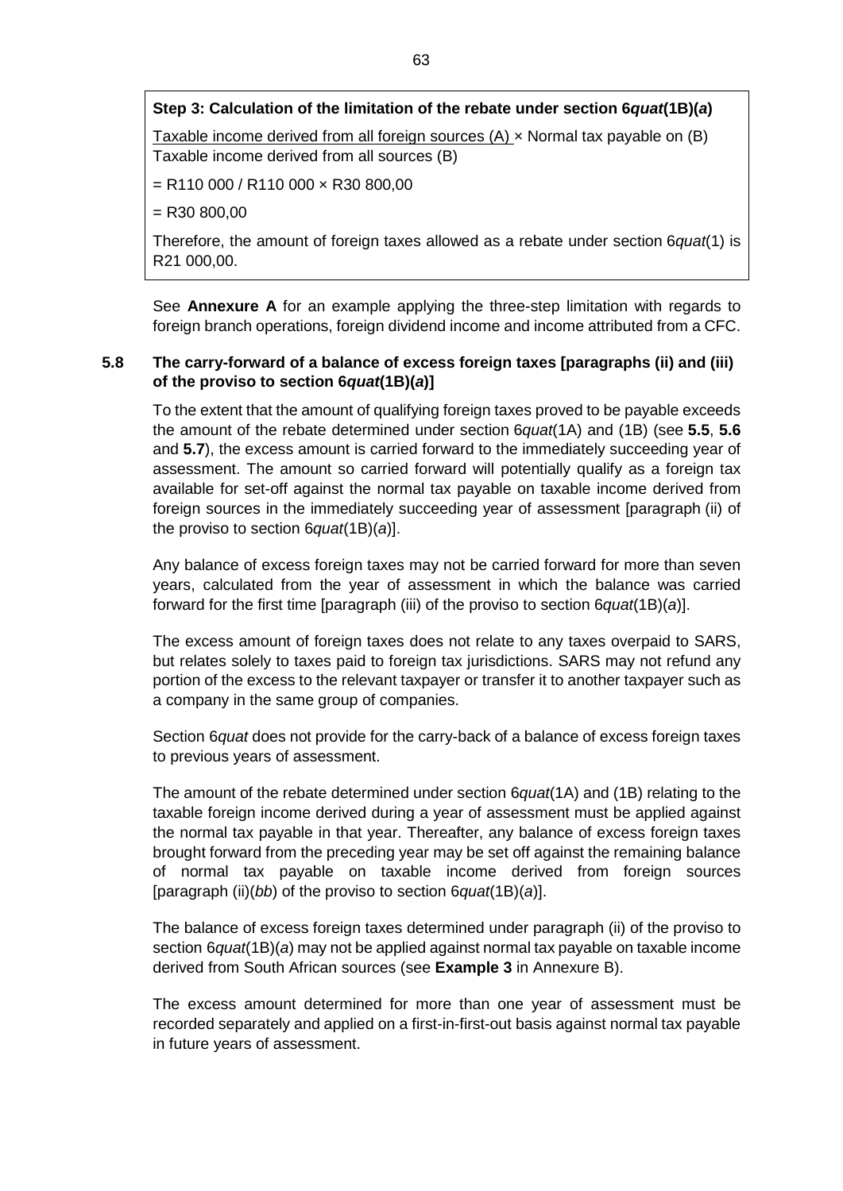**Step 3: Calculation of the limitation of the rebate under section 6*quat*(1B)(*a*)**

Taxable income derived from all foreign sources (A) × Normal tax payable on (B)
Taxable income derived from all sources (B)

= R110 000 / R110 000 × R30 800,00

= R30 800,00

Therefore, the amount of foreign taxes allowed as a rebate under section 6*quat*(1) is R21 000,00.

See **Annexure A** for an example applying the three-step limitation with regards to foreign branch operations, foreign dividend income and income attributed from a CFC.

### 5.8 The carry-forward of a balance of excess foreign taxes [paragraphs (ii) and (iii) of the proviso to section 6*quat*(1B)(*a*)]

To the extent that the amount of qualifying foreign taxes proved to be payable exceeds the amount of the rebate determined under section 6*quat*(1A) and (1B) (see **5.5**, **5.6** and **5.7**), the excess amount is carried forward to the immediately succeeding year of assessment. The amount so carried forward will potentially qualify as a foreign tax available for set-off against the normal tax payable on taxable income derived from foreign sources in the immediately succeeding year of assessment [paragraph (ii) of the proviso to section 6*quat*(1B)(*a*)].

Any balance of excess foreign taxes may not be carried forward for more than seven years, calculated from the year of assessment in which the balance was carried forward for the first time [paragraph (iii) of the proviso to section 6*quat*(1B)(*a*)].

The excess amount of foreign taxes does not relate to any taxes overpaid to SARS, but relates solely to taxes paid to foreign tax jurisdictions. SARS may not refund any portion of the excess to the relevant taxpayer or transfer it to another taxpayer such as a company in the same group of companies.

Section 6*quat* does not provide for the carry-back of a balance of excess foreign taxes to previous years of assessment.

The amount of the rebate determined under section 6*quat*(1A) and (1B) relating to the taxable foreign income derived during a year of assessment must be applied against the normal tax payable in that year. Thereafter, any balance of excess foreign taxes brought forward from the preceding year may be set off against the remaining balance of normal tax payable on taxable income derived from foreign sources [paragraph (ii)(*bb*) of the proviso to section 6*quat*(1B)(*a*)].

The balance of excess foreign taxes determined under paragraph (ii) of the proviso to section 6*quat*(1B)(*a*) may not be applied against normal tax payable on taxable income derived from South African sources (see **Example 3** in Annexure B).

The excess amount determined for more than one year of assessment must be recorded separately and applied on a first-in-first-out basis against normal tax payable in future years of assessment.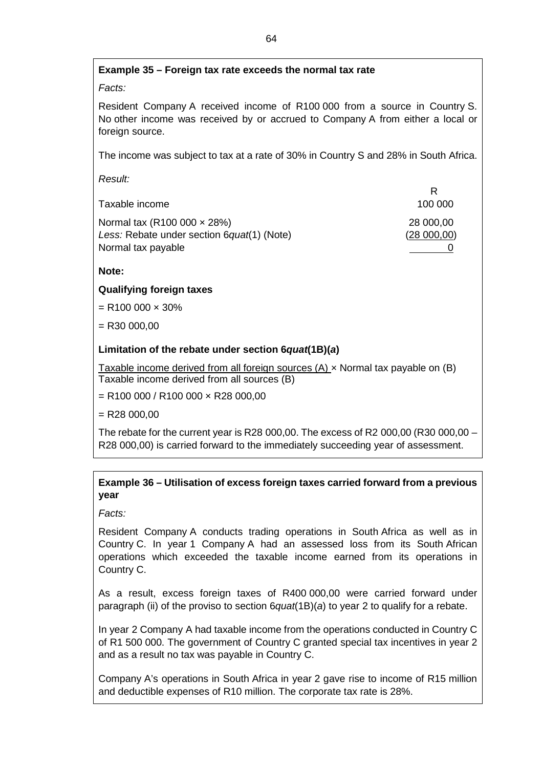**Example 35 – Foreign tax rate exceeds the normal tax rate**

*Facts:*

Resident Company A received income of R100 000 from a source in Country S. No other income was received by or accrued to Company A from either a local or foreign source.

The income was subject to tax at a rate of 30% in Country S and 28% in South Africa.

*Result:*

| | R |
|---|---|
| Taxable income | 100 000 |
| Normal tax (R100 000 × 28%) | 28 000,00 |
| *Less:* Rebate under section 6*quat*(1) (Note) | (28 000,00) |
| Normal tax payable | 0 |

**Note:**

**Qualifying foreign taxes**

= R100 000 × 30%

= R30 000,00

**Limitation of the rebate under section 6*quat*(1B)(*a*)**

$$\frac{\text{Taxable income derived from all foreign sources (A)}}{\text{Taxable income derived from all sources (B)}} \times \text{Normal tax payable on (B)}$$

= R100 000 / R100 000 × R28 000,00

= R28 000,00

The rebate for the current year is R28 000,00. The excess of R2 000,00 (R30 000,00 – R28 000,00) is carried forward to the immediately succeeding year of assessment.

**Example 36 – Utilisation of excess foreign taxes carried forward from a previous year**

*Facts:*

Resident Company A conducts trading operations in South Africa as well as in Country C. In year 1 Company A had an assessed loss from its South African operations which exceeded the taxable income earned from its operations in Country C.

As a result, excess foreign taxes of R400 000,00 were carried forward under paragraph (ii) of the proviso to section 6*quat*(1B)(*a*) to year 2 to qualify for a rebate.

In year 2 Company A had taxable income from the operations conducted in Country C of R1 500 000. The government of Country C granted special tax incentives in year 2 and as a result no tax was payable in Country C.

Company A's operations in South Africa in year 2 gave rise to income of R15 million and deductible expenses of R10 million. The corporate tax rate is 28%.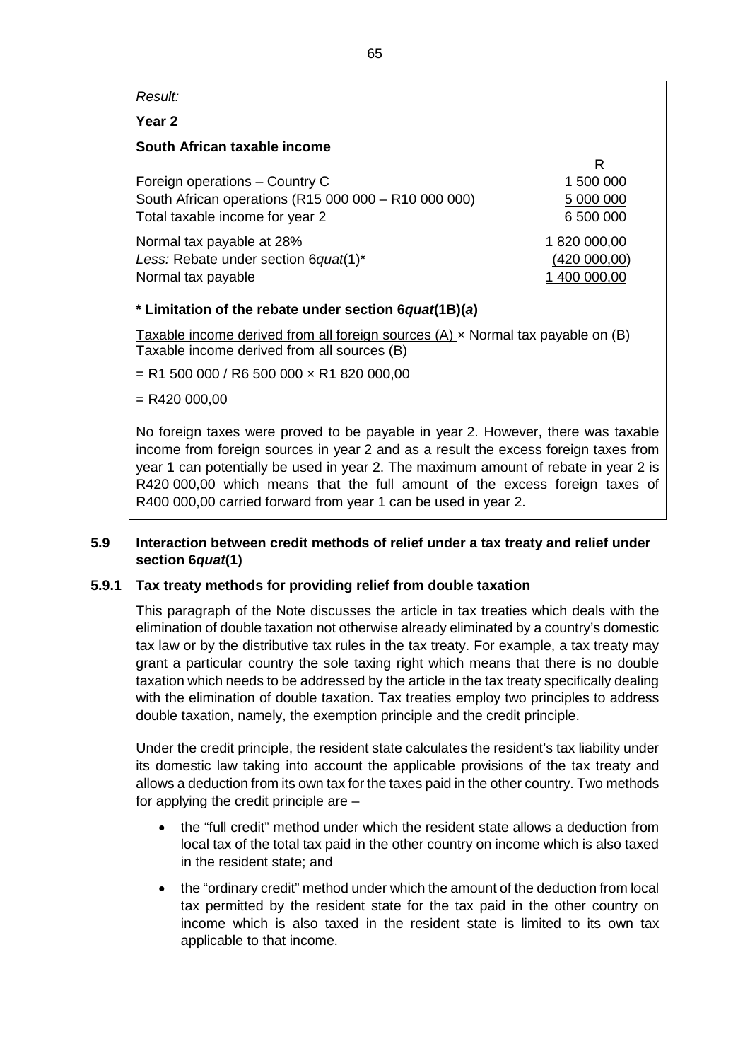*Result:*

**Year 2**

**South African taxable income**

| | R |
|---|---|
| Foreign operations – Country C | 1 500 000 |
| South African operations (R15 000 000 – R10 000 000) | 5 000 000 |
| Total taxable income for year 2 | 6 500 000 |
| Normal tax payable at 28% | 1 820 000,00 |
| *Less:* Rebate under section 6*quat*(1)* | (420 000,00) |
| Normal tax payable | 1 400 000,00 |

**\* Limitation of the rebate under section 6*quat*(1B)(*a*)**

$$\frac{\text{Taxable income derived from all foreign sources (A)}}{\text{Taxable income derived from all sources (B)}} \times \text{Normal tax payable on (B)}$$

= R1 500 000 / R6 500 000 × R1 820 000,00

= R420 000,00

No foreign taxes were proved to be payable in year 2. However, there was taxable income from foreign sources in year 2 and as a result the excess foreign taxes from year 1 can potentially be used in year 2. The maximum amount of rebate in year 2 is R420 000,00 which means that the full amount of the excess foreign taxes of R400 000,00 carried forward from year 1 can be used in year 2.

## 5.9 Interaction between credit methods of relief under a tax treaty and relief under section 6*quat*(1)

### 5.9.1 Tax treaty methods for providing relief from double taxation

This paragraph of the Note discusses the article in tax treaties which deals with the elimination of double taxation not otherwise already eliminated by a country's domestic tax law or by the distributive tax rules in the tax treaty. For example, a tax treaty may grant a particular country the sole taxing right which means that there is no double taxation which needs to be addressed by the article in the tax treaty specifically dealing with the elimination of double taxation. Tax treaties employ two principles to address double taxation, namely, the exemption principle and the credit principle.

Under the credit principle, the resident state calculates the resident's tax liability under its domestic law taking into account the applicable provisions of the tax treaty and allows a deduction from its own tax for the taxes paid in the other country. Two methods for applying the credit principle are –

- the "full credit" method under which the resident state allows a deduction from local tax of the total tax paid in the other country on income which is also taxed in the resident state; and
- the "ordinary credit" method under which the amount of the deduction from local tax permitted by the resident state for the tax paid in the other country on income which is also taxed in the resident state is limited to its own tax applicable to that income.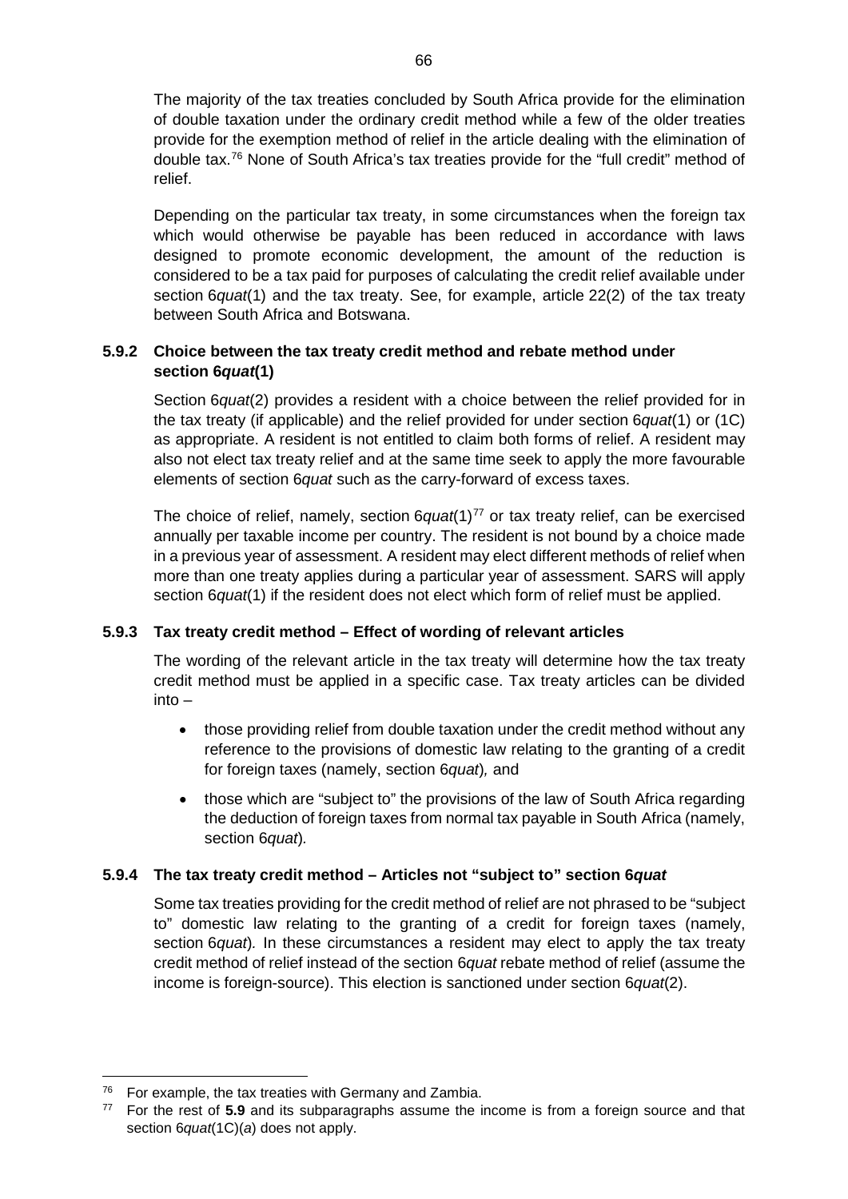The majority of the tax treaties concluded by South Africa provide for the elimination of double taxation under the ordinary credit method while a few of the older treaties provide for the exemption method of relief in the article dealing with the elimination of double tax.[76] None of South Africa's tax treaties provide for the "full credit" method of relief.

Depending on the particular tax treaty, in some circumstances when the foreign tax which would otherwise be payable has been reduced in accordance with laws designed to promote economic development, the amount of the reduction is considered to be a tax paid for purposes of calculating the credit relief available under section 6*quat*(1) and the tax treaty. See, for example, article 22(2) of the tax treaty between South Africa and Botswana.

### 5.9.2 Choice between the tax treaty credit method and rebate method under section 6*quat*(1)

Section 6*quat*(2) provides a resident with a choice between the relief provided for in the tax treaty (if applicable) and the relief provided for under section 6*quat*(1) or (1C) as appropriate. A resident is not entitled to claim both forms of relief. A resident may also not elect tax treaty relief and at the same time seek to apply the more favourable elements of section 6*quat* such as the carry-forward of excess taxes.

The choice of relief, namely, section 6*quat*(1)[77] or tax treaty relief, can be exercised annually per taxable income per country. The resident is not bound by a choice made in a previous year of assessment. A resident may elect different methods of relief when more than one treaty applies during a particular year of assessment. SARS will apply section 6*quat*(1) if the resident does not elect which form of relief must be applied.

### 5.9.3 Tax treaty credit method – Effect of wording of relevant articles

The wording of the relevant article in the tax treaty will determine how the tax treaty credit method must be applied in a specific case. Tax treaty articles can be divided into –

- those providing relief from double taxation under the credit method without any reference to the provisions of domestic law relating to the granting of a credit for foreign taxes (namely, section 6*quat*)*,* and
- those which are "subject to" the provisions of the law of South Africa regarding the deduction of foreign taxes from normal tax payable in South Africa (namely, section 6*quat*)*.*

### 5.9.4 The tax treaty credit method – Articles not "subject to" section 6*quat*

Some tax treaties providing for the credit method of relief are not phrased to be "subject to" domestic law relating to the granting of a credit for foreign taxes (namely, section 6*quat*)*.* In these circumstances a resident may elect to apply the tax treaty credit method of relief instead of the section 6*quat* rebate method of relief (assume the income is foreign-source). This election is sanctioned under section 6*quat*(2).

---

[76] For example, the tax treaties with Germany and Zambia.

[77] For the rest of **5.9** and its subparagraphs assume the income is from a foreign source and that section 6*quat*(1C)(*a*) does not apply.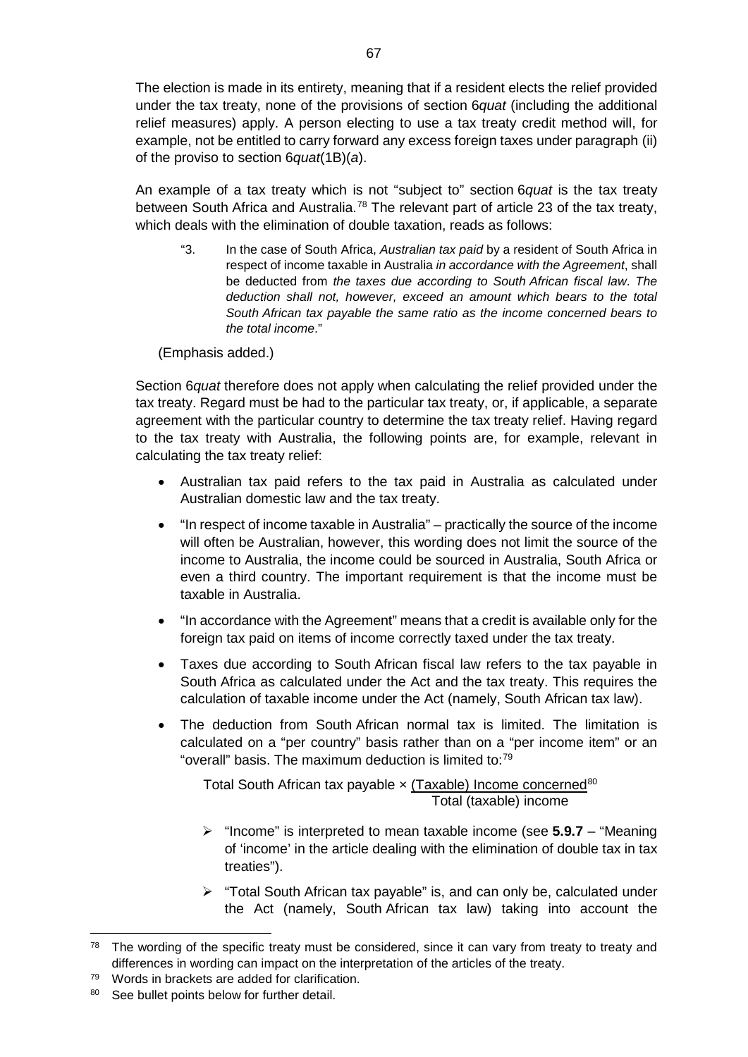The election is made in its entirety, meaning that if a resident elects the relief provided under the tax treaty, none of the provisions of section 6*quat* (including the additional relief measures) apply. A person electing to use a tax treaty credit method will, for example, not be entitled to carry forward any excess foreign taxes under paragraph (ii) of the proviso to section 6*quat*(1B)(*a*).

An example of a tax treaty which is not "subject to" section 6*quat* is the tax treaty between South Africa and Australia.[78] The relevant part of article 23 of the tax treaty, which deals with the elimination of double taxation, reads as follows:

> "3. In the case of South Africa, *Australian tax paid* by a resident of South Africa in respect of income taxable in Australia *in accordance with the Agreement*, shall be deducted from *the taxes due according to South African fiscal law*. *The deduction shall not, however, exceed an amount which bears to the total South African tax payable the same ratio as the income concerned bears to the total income*."

(Emphasis added.)

Section 6*quat* therefore does not apply when calculating the relief provided under the tax treaty. Regard must be had to the particular tax treaty, or, if applicable, a separate agreement with the particular country to determine the tax treaty relief. Having regard to the tax treaty with Australia, the following points are, for example, relevant in calculating the tax treaty relief:

- Australian tax paid refers to the tax paid in Australia as calculated under Australian domestic law and the tax treaty.
- "In respect of income taxable in Australia" – practically the source of the income will often be Australian, however, this wording does not limit the source of the income to Australia, the income could be sourced in Australia, South Africa or even a third country. The important requirement is that the income must be taxable in Australia.
- "In accordance with the Agreement" means that a credit is available only for the foreign tax paid on items of income correctly taxed under the tax treaty.
- Taxes due according to South African fiscal law refers to the tax payable in South Africa as calculated under the Act and the tax treaty. This requires the calculation of taxable income under the Act (namely, South African tax law).
- The deduction from South African normal tax is limited. The limitation is calculated on a "per country" basis rather than on a "per income item" or an "overall" basis. The maximum deduction is limited to:[79]

  $$\text{Total South African tax payable} \times \frac{\text{(Taxable) Income concerned}^{80}}{\text{Total (taxable) income}}$$

  - "Income" is interpreted to mean taxable income (see **5.9.7** – "Meaning of 'income' in the article dealing with the elimination of double tax in tax treaties").
  - "Total South African tax payable" is, and can only be, calculated under the Act (namely, South African tax law) taking into account the

---

[78] The wording of the specific treaty must be considered, since it can vary from treaty to treaty and differences in wording can impact on the interpretation of the articles of the treaty.

[79] Words in brackets are added for clarification.

[80] See bullet points below for further detail.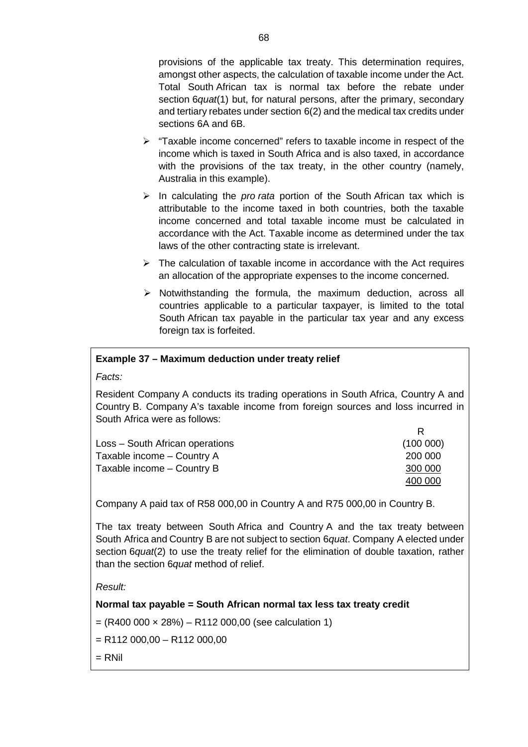provisions of the applicable tax treaty. This determination requires, amongst other aspects, the calculation of taxable income under the Act. Total South African tax is normal tax before the rebate under section 6*quat*(1) but, for natural persons, after the primary, secondary and tertiary rebates under section 6(2) and the medical tax credits under sections 6A and 6B.

- "Taxable income concerned" refers to taxable income in respect of the income which is taxed in South Africa and is also taxed, in accordance with the provisions of the tax treaty, in the other country (namely, Australia in this example).
- In calculating the *pro rata* portion of the South African tax which is attributable to the income taxed in both countries, both the taxable income concerned and total taxable income must be calculated in accordance with the Act. Taxable income as determined under the tax laws of the other contracting state is irrelevant.
- The calculation of taxable income in accordance with the Act requires an allocation of the appropriate expenses to the income concerned.
- Notwithstanding the formula, the maximum deduction, across all countries applicable to a particular taxpayer, is limited to the total South African tax payable in the particular tax year and any excess foreign tax is forfeited.

**Example 37 – Maximum deduction under treaty relief**

*Facts:*

Resident Company A conducts its trading operations in South Africa, Country A and Country B. Company A's taxable income from foreign sources and loss incurred in South Africa were as follows:

| | R |
|---|---|
| Loss – South African operations | (100 000) |
| Taxable income – Country A | 200 000 |
| Taxable income – Country B | 300 000 |
| | 400 000 |

Company A paid tax of R58 000,00 in Country A and R75 000,00 in Country B.

The tax treaty between South Africa and Country A and the tax treaty between South Africa and Country B are not subject to section 6*quat*. Company A elected under section 6*quat*(2) to use the treaty relief for the elimination of double taxation, rather than the section 6*quat* method of relief.

*Result:*

**Normal tax payable = South African normal tax less tax treaty credit**

= (R400 000 × 28%) – R112 000,00 (see calculation 1)

= R112 000,00 – R112 000,00

= RNil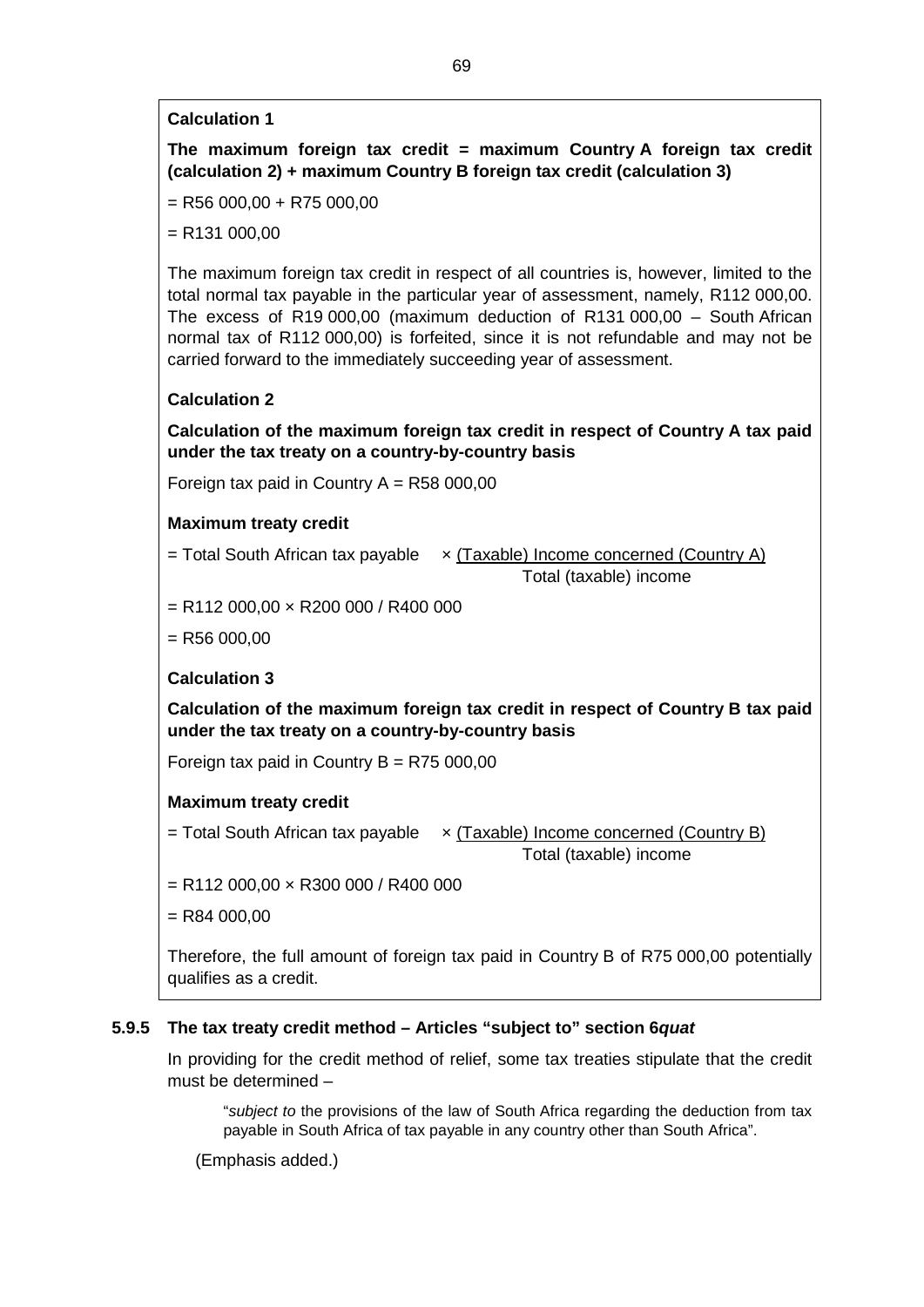**Calculation 1**

**The maximum foreign tax credit = maximum Country A foreign tax credit (calculation 2) + maximum Country B foreign tax credit (calculation 3)**

= R56 000,00 + R75 000,00

= R131 000,00

The maximum foreign tax credit in respect of all countries is, however, limited to the total normal tax payable in the particular year of assessment, namely, R112 000,00. The excess of R19 000,00 (maximum deduction of R131 000,00 – South African normal tax of R112 000,00) is forfeited, since it is not refundable and may not be carried forward to the immediately succeeding year of assessment.

**Calculation 2**

**Calculation of the maximum foreign tax credit in respect of Country A tax paid under the tax treaty on a country-by-country basis**

Foreign tax paid in Country A = R58 000,00

**Maximum treaty credit**

$$= \text{Total South African tax payable} \times \frac{\text{(Taxable) Income concerned (Country A)}}{\text{Total (taxable) income}}$$

= R112 000,00 × R200 000 / R400 000

= R56 000,00

**Calculation 3**

**Calculation of the maximum foreign tax credit in respect of Country B tax paid under the tax treaty on a country-by-country basis**

Foreign tax paid in Country B = R75 000,00

**Maximum treaty credit**

$$= \text{Total South African tax payable} \times \frac{\text{(Taxable) Income concerned (Country B)}}{\text{Total (taxable) income}}$$

= R112 000,00 × R300 000 / R400 000

= R84 000,00

Therefore, the full amount of foreign tax paid in Country B of R75 000,00 potentially qualifies as a credit.

### 5.9.5 The tax treaty credit method – Articles "subject to" section 6*quat*

In providing for the credit method of relief, some tax treaties stipulate that the credit must be determined –

> "*subject to* the provisions of the law of South Africa regarding the deduction from tax payable in South Africa of tax payable in any country other than South Africa".

(Emphasis added.)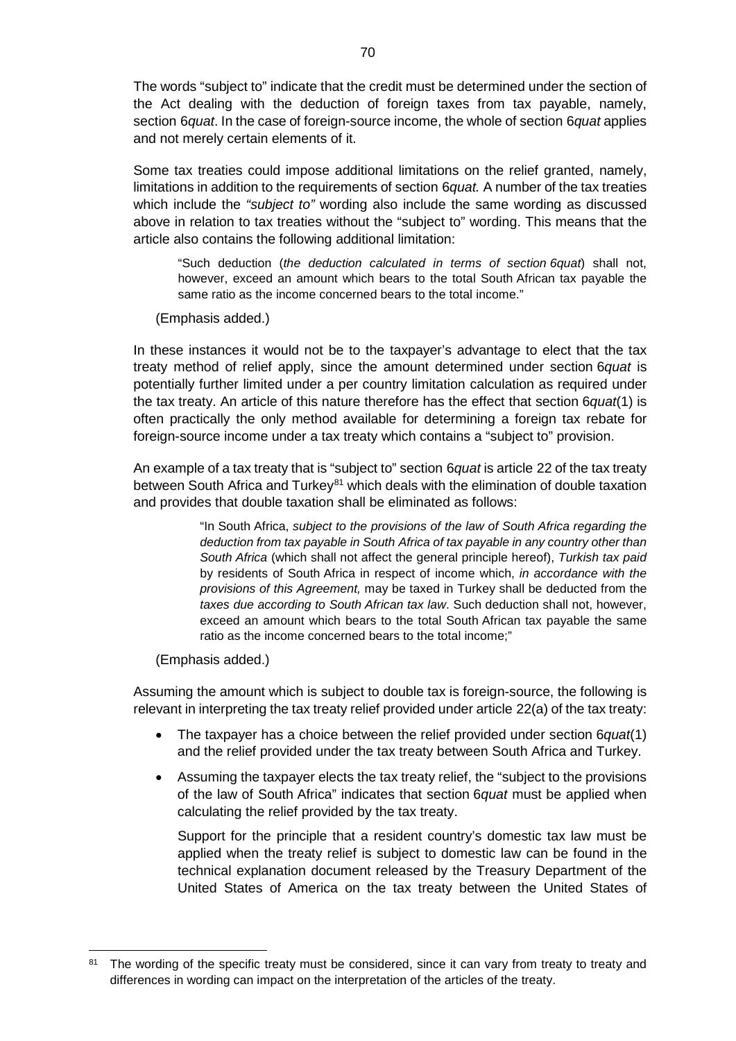The words "subject to" indicate that the credit must be determined under the section of the Act dealing with the deduction of foreign taxes from tax payable, namely, section 6*quat*. In the case of foreign-source income, the whole of section 6*quat* applies and not merely certain elements of it.

Some tax treaties could impose additional limitations on the relief granted, namely, limitations in addition to the requirements of section 6*quat.* A number of the tax treaties which include the *"subject to"* wording also include the same wording as discussed above in relation to tax treaties without the "subject to" wording. This means that the article also contains the following additional limitation:

> "Such deduction (*the deduction calculated in terms of section 6quat*) shall not, however, exceed an amount which bears to the total South African tax payable the same ratio as the income concerned bears to the total income."

(Emphasis added.)

In these instances it would not be to the taxpayer's advantage to elect that the tax treaty method of relief apply, since the amount determined under section 6*quat* is potentially further limited under a per country limitation calculation as required under the tax treaty. An article of this nature therefore has the effect that section 6*quat*(1) is often practically the only method available for determining a foreign tax rebate for foreign-source income under a tax treaty which contains a "subject to" provision.

An example of a tax treaty that is "subject to" section 6*quat* is article 22 of the tax treaty between South Africa and Turkey[81] which deals with the elimination of double taxation and provides that double taxation shall be eliminated as follows:

> "In South Africa, *subject to the provisions of the law of South Africa regarding the deduction from tax payable in South Africa of tax payable in any country other than South Africa* (which shall not affect the general principle hereof), *Turkish tax paid* by residents of South Africa in respect of income which, *in accordance with the provisions of this Agreement,* may be taxed in Turkey shall be deducted from the *taxes due according to South African tax law*. Such deduction shall not, however, exceed an amount which bears to the total South African tax payable the same ratio as the income concerned bears to the total income;"

(Emphasis added.)

Assuming the amount which is subject to double tax is foreign-source, the following is relevant in interpreting the tax treaty relief provided under article 22(a) of the tax treaty:

- The taxpayer has a choice between the relief provided under section 6*quat*(1) and the relief provided under the tax treaty between South Africa and Turkey.
- Assuming the taxpayer elects the tax treaty relief, the "subject to the provisions of the law of South Africa" indicates that section 6*quat* must be applied when calculating the relief provided by the tax treaty.

  Support for the principle that a resident country's domestic tax law must be applied when the treaty relief is subject to domestic law can be found in the technical explanation document released by the Treasury Department of the United States of America on the tax treaty between the United States of

---

[81] The wording of the specific treaty must be considered, since it can vary from treaty to treaty and differences in wording can impact on the interpretation of the articles of the treaty.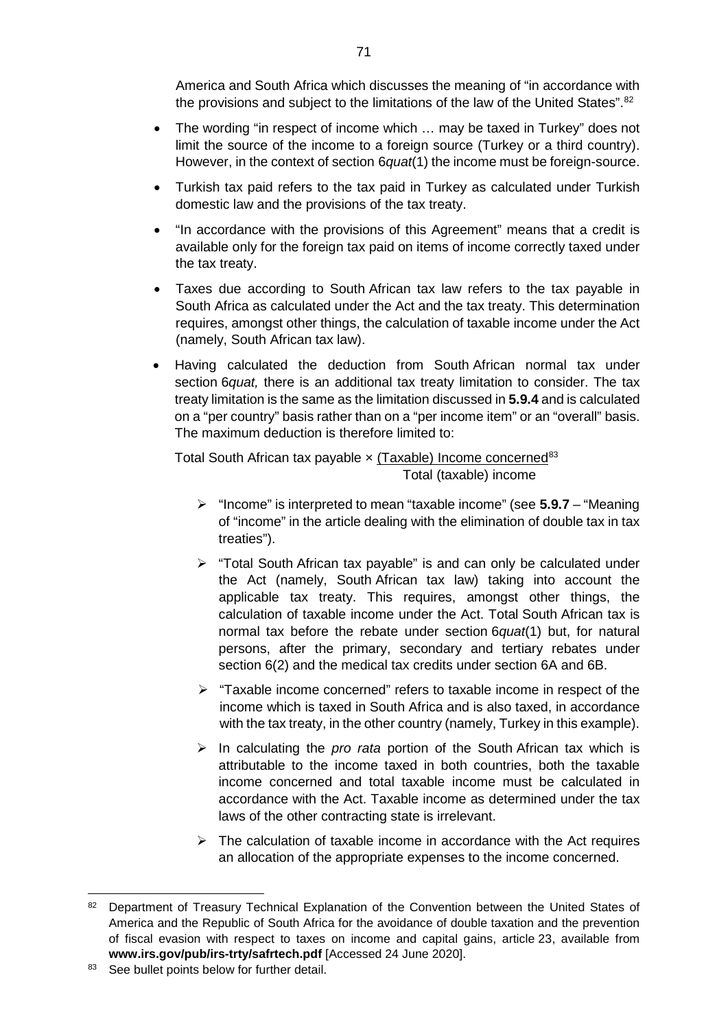America and South Africa which discusses the meaning of "in accordance with the provisions and subject to the limitations of the law of the United States".[82]

- The wording "in respect of income which … may be taxed in Turkey" does not limit the source of the income to a foreign source (Turkey or a third country). However, in the context of section 6*quat*(1) the income must be foreign-source.
- Turkish tax paid refers to the tax paid in Turkey as calculated under Turkish domestic law and the provisions of the tax treaty.
- "In accordance with the provisions of this Agreement" means that a credit is available only for the foreign tax paid on items of income correctly taxed under the tax treaty.
- Taxes due according to South African tax law refers to the tax payable in South Africa as calculated under the Act and the tax treaty. This determination requires, amongst other things, the calculation of taxable income under the Act (namely, South African tax law).
- Having calculated the deduction from South African normal tax under section 6*quat,* there is an additional tax treaty limitation to consider. The tax treaty limitation is the same as the limitation discussed in **5.9.4** and is calculated on a "per country" basis rather than on a "per income item" or an "overall" basis. The maximum deduction is therefore limited to:

  $$\text{Total South African tax payable} \times \frac{\text{(Taxable) Income concerned}^{83}}{\text{Total (taxable) income}}$$

  - "Income" is interpreted to mean "taxable income" (see **5.9.7** – "Meaning of "income" in the article dealing with the elimination of double tax in tax treaties").
  - "Total South African tax payable" is and can only be calculated under the Act (namely, South African tax law) taking into account the applicable tax treaty. This requires, amongst other things, the calculation of taxable income under the Act. Total South African tax is normal tax before the rebate under section 6*quat*(1) but, for natural persons, after the primary, secondary and tertiary rebates under section 6(2) and the medical tax credits under section 6A and 6B.
  - "Taxable income concerned" refers to taxable income in respect of the income which is taxed in South Africa and is also taxed, in accordance with the tax treaty, in the other country (namely, Turkey in this example).
  - In calculating the *pro rata* portion of the South African tax which is attributable to the income taxed in both countries, both the taxable income concerned and total taxable income must be calculated in accordance with the Act. Taxable income as determined under the tax laws of the other contracting state is irrelevant.
  - The calculation of taxable income in accordance with the Act requires an allocation of the appropriate expenses to the income concerned.

---

[82] Department of Treasury Technical Explanation of the Convention between the United States of America and the Republic of South Africa for the avoidance of double taxation and the prevention of fiscal evasion with respect to taxes on income and capital gains, article 23, available from **www.irs.gov/pub/irs-trty/safrtech.pdf** [Accessed 24 June 2020].

[83] See bullet points below for further detail.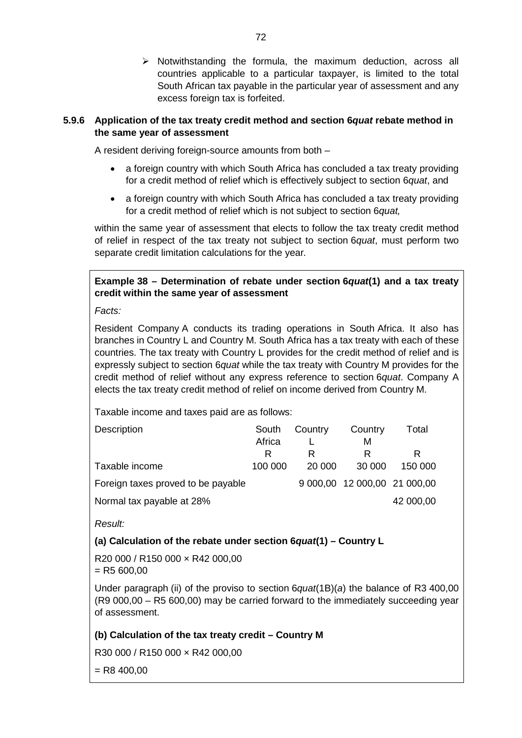- Notwithstanding the formula, the maximum deduction, across all countries applicable to a particular taxpayer, is limited to the total South African tax payable in the particular year of assessment and any excess foreign tax is forfeited.

### 5.9.6 Application of the tax treaty credit method and section 6*quat* rebate method in the same year of assessment

A resident deriving foreign-source amounts from both –

- a foreign country with which South Africa has concluded a tax treaty providing for a credit method of relief which is effectively subject to section 6*quat*, and
- a foreign country with which South Africa has concluded a tax treaty providing for a credit method of relief which is not subject to section 6*quat,*

within the same year of assessment that elects to follow the tax treaty credit method of relief in respect of the tax treaty not subject to section 6*quat*, must perform two separate credit limitation calculations for the year.

**Example 38 – Determination of rebate under section 6*quat*(1) and a tax treaty credit within the same year of assessment**

*Facts:*

Resident Company A conducts its trading operations in South Africa. It also has branches in Country L and Country M. South Africa has a tax treaty with each of these countries. The tax treaty with Country L provides for the credit method of relief and is expressly subject to section 6*quat* while the tax treaty with Country M provides for the credit method of relief without any express reference to section 6*quat*. Company A elects the tax treaty credit method of relief on income derived from Country M.

Taxable income and taxes paid are as follows:

| Description | South Africa | Country L | Country M | Total |
|---|---|---|---|---|
| | R | R | R | R |
| Taxable income | 100 000 | 20 000 | 30 000 | 150 000 |
| Foreign taxes proved to be payable | | 9 000,00 | 12 000,00 | 21 000,00 |
| Normal tax payable at 28% | | | | 42 000,00 |

*Result:*

**(a) Calculation of the rebate under section 6*quat*(1) – Country L**

R20 000 / R150 000 × R42 000,00
= R5 600,00

Under paragraph (ii) of the proviso to section 6*quat*(1B)(*a*) the balance of R3 400,00 (R9 000,00 – R5 600,00) may be carried forward to the immediately succeeding year of assessment.

**(b) Calculation of the tax treaty credit – Country M**

R30 000 / R150 000 × R42 000,00

= R8 400,00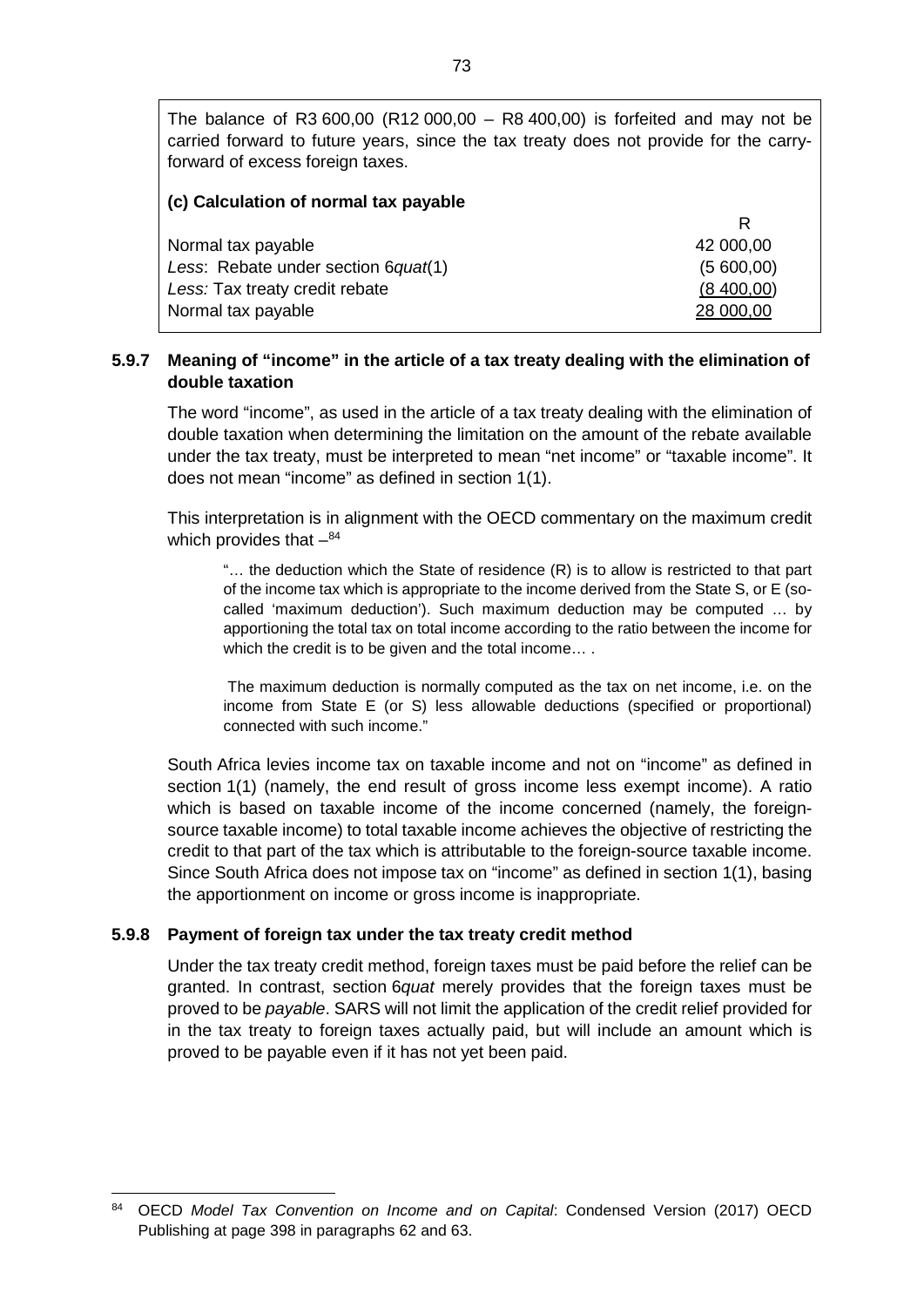The balance of R3 600,00 (R12 000,00 – R8 400,00) is forfeited and may not be carried forward to future years, since the tax treaty does not provide for the carry-forward of excess foreign taxes.

**(c) Calculation of normal tax payable**

| | R |
|---|---|
| Normal tax payable | 42 000,00 |
| *Less*: Rebate under section 6*quat*(1) | (5 600,00) |
| *Less:* Tax treaty credit rebate | (8 400,00) |
| Normal tax payable | 28 000,00 |

### 5.9.7 Meaning of "income" in the article of a tax treaty dealing with the elimination of double taxation

The word "income", as used in the article of a tax treaty dealing with the elimination of double taxation when determining the limitation on the amount of the rebate available under the tax treaty, must be interpreted to mean "net income" or "taxable income". It does not mean "income" as defined in section 1(1).

This interpretation is in alignment with the OECD commentary on the maximum credit which provides that –[84]

> "… the deduction which the State of residence (R) is to allow is restricted to that part of the income tax which is appropriate to the income derived from the State S, or E (so-called 'maximum deduction'). Such maximum deduction may be computed … by apportioning the total tax on total income according to the ratio between the income for which the credit is to be given and the total income… .
>
> The maximum deduction is normally computed as the tax on net income, i.e. on the income from State E (or S) less allowable deductions (specified or proportional) connected with such income."

South Africa levies income tax on taxable income and not on "income" as defined in section 1(1) (namely, the end result of gross income less exempt income). A ratio which is based on taxable income of the income concerned (namely, the foreign-source taxable income) to total taxable income achieves the objective of restricting the credit to that part of the tax which is attributable to the foreign-source taxable income. Since South Africa does not impose tax on "income" as defined in section 1(1), basing the apportionment on income or gross income is inappropriate.

### 5.9.8 Payment of foreign tax under the tax treaty credit method

Under the tax treaty credit method, foreign taxes must be paid before the relief can be granted. In contrast, section 6*quat* merely provides that the foreign taxes must be proved to be *payable*. SARS will not limit the application of the credit relief provided for in the tax treaty to foreign taxes actually paid, but will include an amount which is proved to be payable even if it has not yet been paid.

---

[84] OECD *Model Tax Convention on Income and on Capital*: Condensed Version (2017) OECD Publishing at page 398 in paragraphs 62 and 63.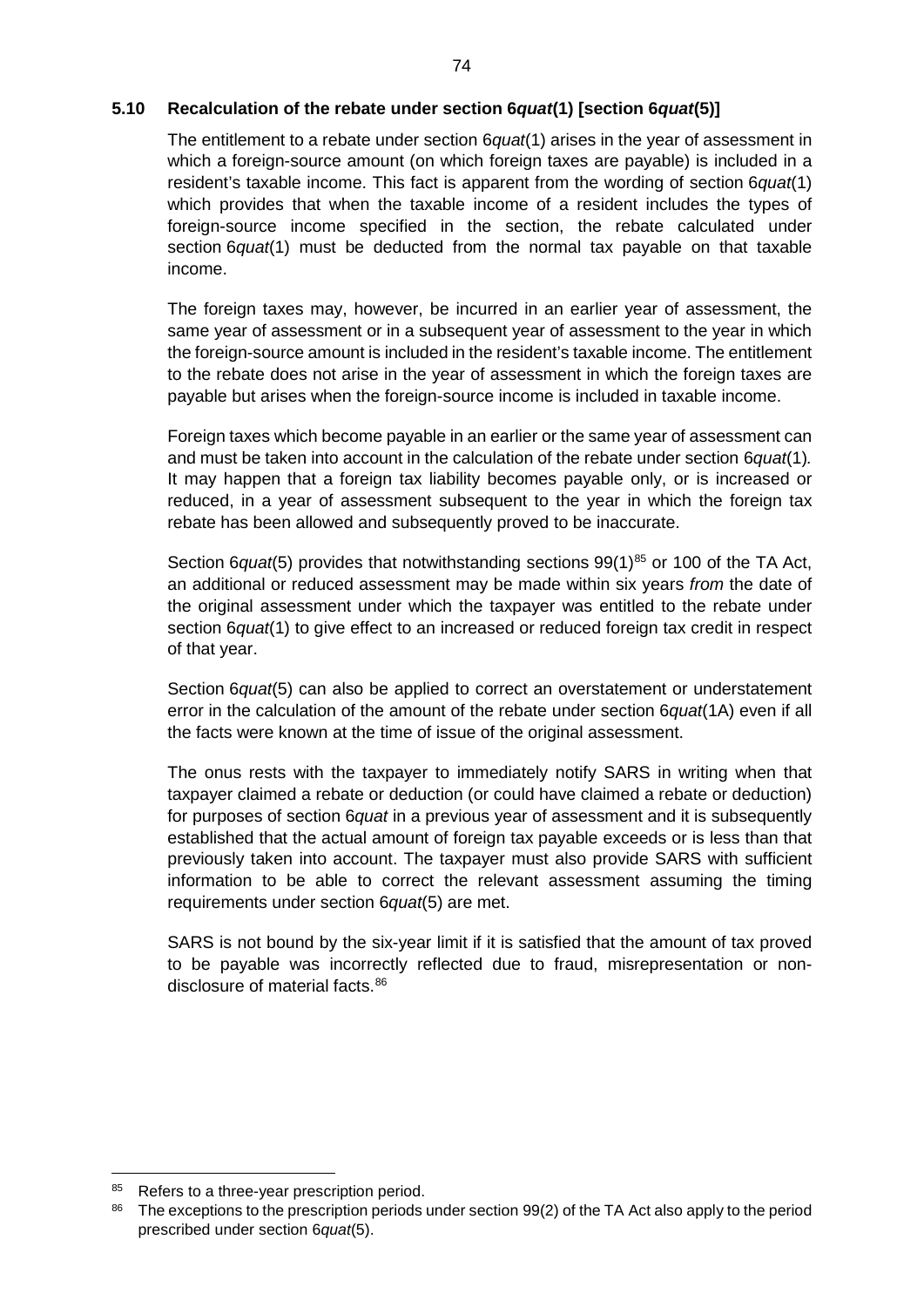### 5.10 Recalculation of the rebate under section 6*quat*(1) [section 6*quat*(5)]

The entitlement to a rebate under section 6*quat*(1) arises in the year of assessment in which a foreign-source amount (on which foreign taxes are payable) is included in a resident's taxable income. This fact is apparent from the wording of section 6*quat*(1) which provides that when the taxable income of a resident includes the types of foreign-source income specified in the section, the rebate calculated under section 6*quat*(1) must be deducted from the normal tax payable on that taxable income.

The foreign taxes may, however, be incurred in an earlier year of assessment, the same year of assessment or in a subsequent year of assessment to the year in which the foreign-source amount is included in the resident's taxable income. The entitlement to the rebate does not arise in the year of assessment in which the foreign taxes are payable but arises when the foreign-source income is included in taxable income.

Foreign taxes which become payable in an earlier or the same year of assessment can and must be taken into account in the calculation of the rebate under section 6*quat*(1). It may happen that a foreign tax liability becomes payable only, or is increased or reduced, in a year of assessment subsequent to the year in which the foreign tax rebate has been allowed and subsequently proved to be inaccurate.

Section 6*quat*(5) provides that notwithstanding sections 99(1)[85] or 100 of the TA Act, an additional or reduced assessment may be made within six years *from* the date of the original assessment under which the taxpayer was entitled to the rebate under section 6*quat*(1) to give effect to an increased or reduced foreign tax credit in respect of that year.

Section 6*quat*(5) can also be applied to correct an overstatement or understatement error in the calculation of the amount of the rebate under section 6*quat*(1A) even if all the facts were known at the time of issue of the original assessment.

The onus rests with the taxpayer to immediately notify SARS in writing when that taxpayer claimed a rebate or deduction (or could have claimed a rebate or deduction) for purposes of section 6*quat* in a previous year of assessment and it is subsequently established that the actual amount of foreign tax payable exceeds or is less than that previously taken into account. The taxpayer must also provide SARS with sufficient information to be able to correct the relevant assessment assuming the timing requirements under section 6*quat*(5) are met.

SARS is not bound by the six-year limit if it is satisfied that the amount of tax proved to be payable was incorrectly reflected due to fraud, misrepresentation or non-disclosure of material facts.[86]

---

[85] Refers to a three-year prescription period.

[86] The exceptions to the prescription periods under section 99(2) of the TA Act also apply to the period prescribed under section 6*quat*(5).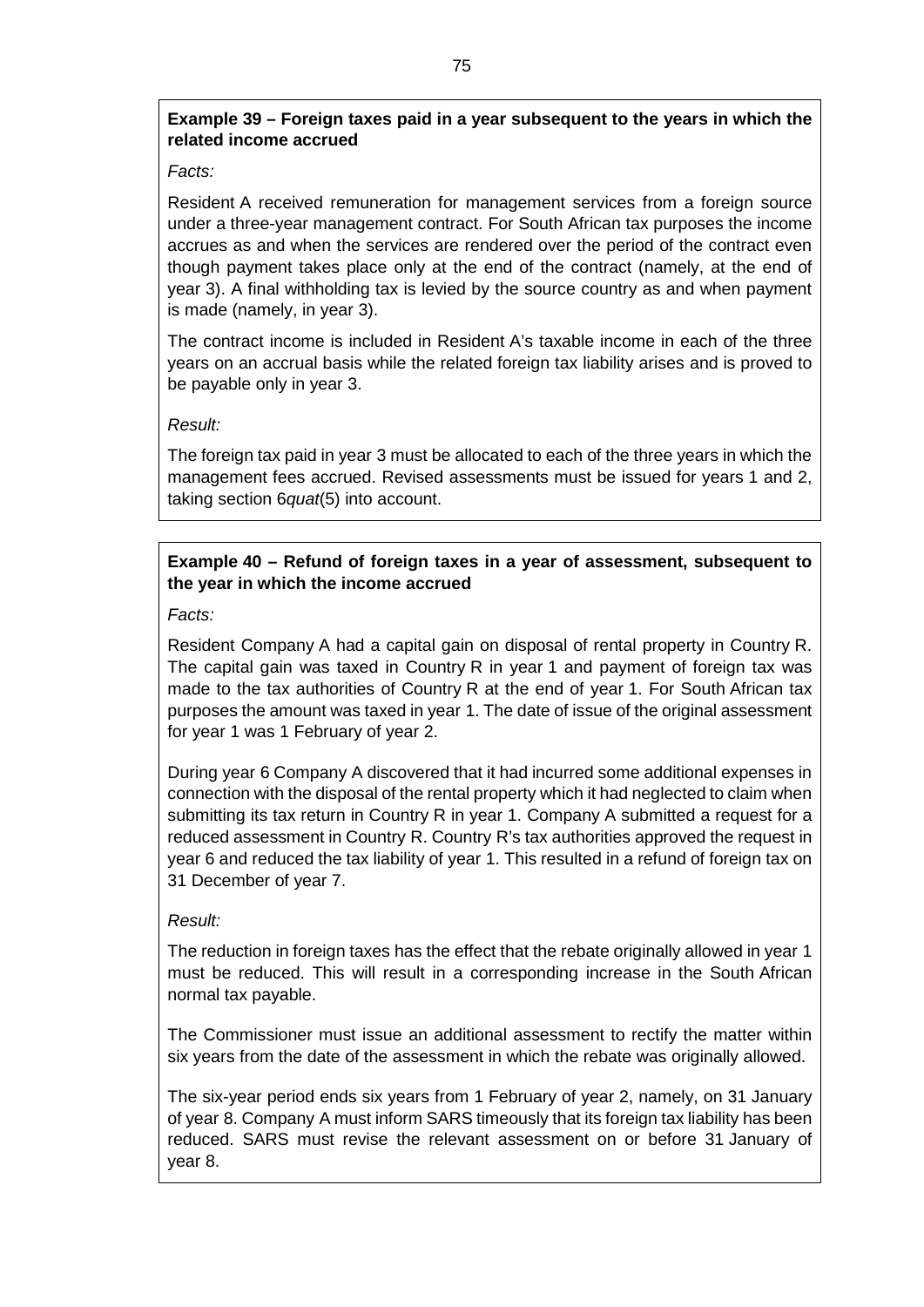**Example 39 – Foreign taxes paid in a year subsequent to the years in which the related income accrued**

*Facts:*

Resident A received remuneration for management services from a foreign source under a three-year management contract. For South African tax purposes the income accrues as and when the services are rendered over the period of the contract even though payment takes place only at the end of the contract (namely, at the end of year 3). A final withholding tax is levied by the source country as and when payment is made (namely, in year 3).

The contract income is included in Resident A's taxable income in each of the three years on an accrual basis while the related foreign tax liability arises and is proved to be payable only in year 3.

*Result:*

The foreign tax paid in year 3 must be allocated to each of the three years in which the management fees accrued. Revised assessments must be issued for years 1 and 2, taking section 6*quat*(5) into account.

**Example 40 – Refund of foreign taxes in a year of assessment, subsequent to the year in which the income accrued**

*Facts:*

Resident Company A had a capital gain on disposal of rental property in Country R. The capital gain was taxed in Country R in year 1 and payment of foreign tax was made to the tax authorities of Country R at the end of year 1. For South African tax purposes the amount was taxed in year 1. The date of issue of the original assessment for year 1 was 1 February of year 2.

During year 6 Company A discovered that it had incurred some additional expenses in connection with the disposal of the rental property which it had neglected to claim when submitting its tax return in Country R in year 1. Company A submitted a request for a reduced assessment in Country R. Country R's tax authorities approved the request in year 6 and reduced the tax liability of year 1. This resulted in a refund of foreign tax on 31 December of year 7.

*Result:*

The reduction in foreign taxes has the effect that the rebate originally allowed in year 1 must be reduced. This will result in a corresponding increase in the South African normal tax payable.

The Commissioner must issue an additional assessment to rectify the matter within six years from the date of the assessment in which the rebate was originally allowed.

The six-year period ends six years from 1 February of year 2, namely, on 31 January of year 8. Company A must inform SARS timeously that its foreign tax liability has been reduced. SARS must revise the relevant assessment on or before 31 January of year 8.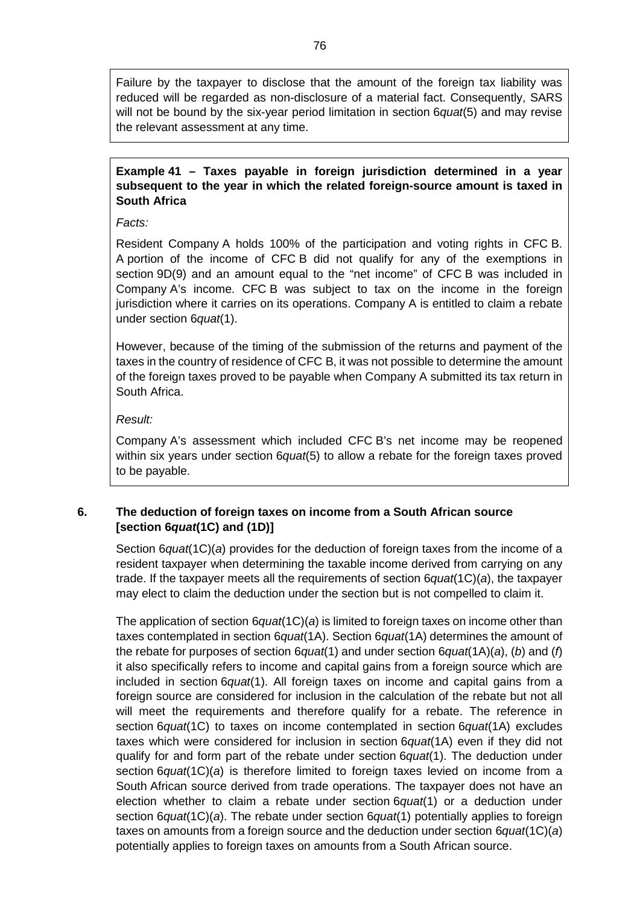Failure by the taxpayer to disclose that the amount of the foreign tax liability was reduced will be regarded as non-disclosure of a material fact. Consequently, SARS will not be bound by the six-year period limitation in section 6*quat*(5) and may revise the relevant assessment at any time.

**Example 41 – Taxes payable in foreign jurisdiction determined in a year subsequent to the year in which the related foreign-source amount is taxed in South Africa**

*Facts:*

Resident Company A holds 100% of the participation and voting rights in CFC B. A portion of the income of CFC B did not qualify for any of the exemptions in section 9D(9) and an amount equal to the "net income" of CFC B was included in Company A's income. CFC B was subject to tax on the income in the foreign jurisdiction where it carries on its operations. Company A is entitled to claim a rebate under section 6*quat*(1).

However, because of the timing of the submission of the returns and payment of the taxes in the country of residence of CFC B, it was not possible to determine the amount of the foreign taxes proved to be payable when Company A submitted its tax return in South Africa.

*Result:*

Company A's assessment which included CFC B's net income may be reopened within six years under section 6*quat*(5) to allow a rebate for the foreign taxes proved to be payable.

## 6. The deduction of foreign taxes on income from a South African source [section 6*quat*(1C) and (1D)]

Section 6*quat*(1C)(*a*) provides for the deduction of foreign taxes from the income of a resident taxpayer when determining the taxable income derived from carrying on any trade. If the taxpayer meets all the requirements of section 6*quat*(1C)(*a*), the taxpayer may elect to claim the deduction under the section but is not compelled to claim it.

The application of section 6*quat*(1C)(*a*) is limited to foreign taxes on income other than taxes contemplated in section 6*quat*(1A). Section 6*quat*(1A) determines the amount of the rebate for purposes of section 6*quat*(1) and under section 6*quat*(1A)(*a*), (*b*) and (*f*) it also specifically refers to income and capital gains from a foreign source which are included in section 6*quat*(1). All foreign taxes on income and capital gains from a foreign source are considered for inclusion in the calculation of the rebate but not all will meet the requirements and therefore qualify for a rebate. The reference in section 6*quat*(1C) to taxes on income contemplated in section 6*quat*(1A) excludes taxes which were considered for inclusion in section 6*quat*(1A) even if they did not qualify for and form part of the rebate under section 6*quat*(1). The deduction under section 6*quat*(1C)(*a*) is therefore limited to foreign taxes levied on income from a South African source derived from trade operations. The taxpayer does not have an election whether to claim a rebate under section 6*quat*(1) or a deduction under section 6*quat*(1C)(*a*). The rebate under section 6*quat*(1) potentially applies to foreign taxes on amounts from a foreign source and the deduction under section 6*quat*(1C)(*a*) potentially applies to foreign taxes on amounts from a South African source.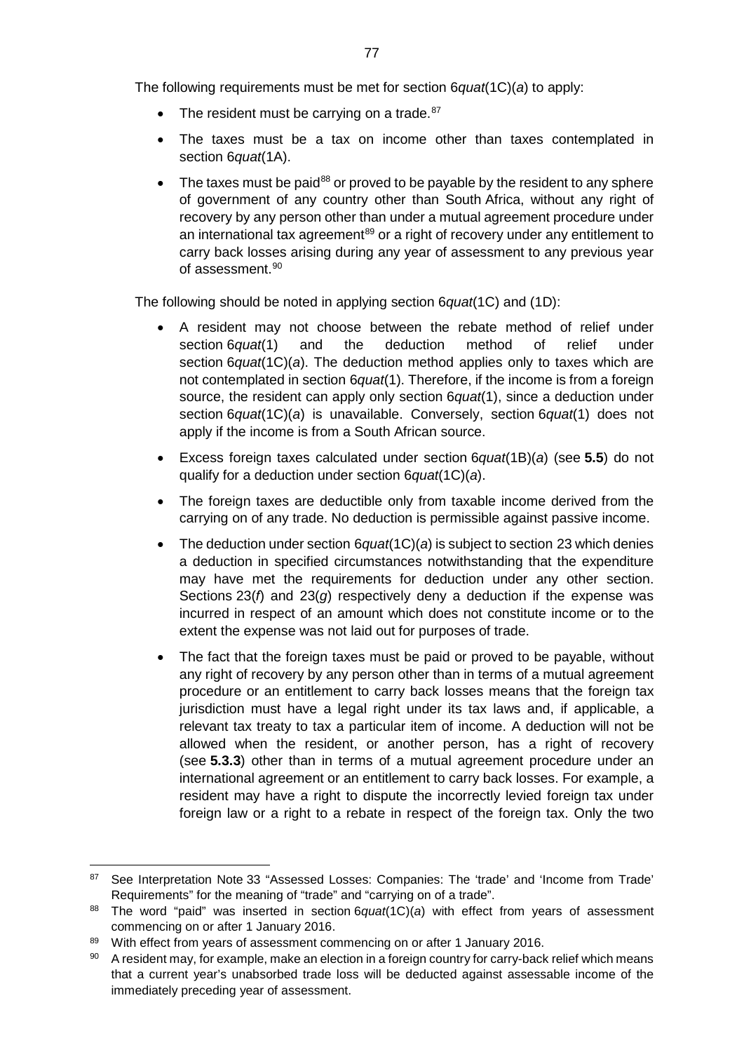The following requirements must be met for section 6*quat*(1C)(*a*) to apply:

- The resident must be carrying on a trade.[87]
- The taxes must be a tax on income other than taxes contemplated in section 6*quat*(1A).
- The taxes must be paid[88] or proved to be payable by the resident to any sphere of government of any country other than South Africa, without any right of recovery by any person other than under a mutual agreement procedure under an international tax agreement[89] or a right of recovery under any entitlement to carry back losses arising during any year of assessment to any previous year of assessment.[90]

The following should be noted in applying section 6*quat*(1C) and (1D):

- A resident may not choose between the rebate method of relief under section 6*quat*(1) and the deduction method of relief under section 6*quat*(1C)(*a*). The deduction method applies only to taxes which are not contemplated in section 6*quat*(1). Therefore, if the income is from a foreign source, the resident can apply only section 6*quat*(1), since a deduction under section 6*quat*(1C)(*a*) is unavailable. Conversely, section 6*quat*(1) does not apply if the income is from a South African source.
- Excess foreign taxes calculated under section 6*quat*(1B)(*a*) (see **5.5**) do not qualify for a deduction under section 6*quat*(1C)(*a*).
- The foreign taxes are deductible only from taxable income derived from the carrying on of any trade. No deduction is permissible against passive income.
- The deduction under section 6*quat*(1C)(*a*) is subject to section 23 which denies a deduction in specified circumstances notwithstanding that the expenditure may have met the requirements for deduction under any other section. Sections 23(*f*) and 23(*g*) respectively deny a deduction if the expense was incurred in respect of an amount which does not constitute income or to the extent the expense was not laid out for purposes of trade.
- The fact that the foreign taxes must be paid or proved to be payable, without any right of recovery by any person other than in terms of a mutual agreement procedure or an entitlement to carry back losses means that the foreign tax jurisdiction must have a legal right under its tax laws and, if applicable, a relevant tax treaty to tax a particular item of income. A deduction will not be allowed when the resident, or another person, has a right of recovery (see **5.3.3**) other than in terms of a mutual agreement procedure under an international agreement or an entitlement to carry back losses. For example, a resident may have a right to dispute the incorrectly levied foreign tax under foreign law or a right to a rebate in respect of the foreign tax. Only the two

---

[87] See Interpretation Note 33 "Assessed Losses: Companies: The 'trade' and 'Income from Trade' Requirements" for the meaning of "trade" and "carrying on of a trade".

[88] The word "paid" was inserted in section 6*quat*(1C)(*a*) with effect from years of assessment commencing on or after 1 January 2016.

[89] With effect from years of assessment commencing on or after 1 January 2016.

[90] A resident may, for example, make an election in a foreign country for carry-back relief which means that a current year's unabsorbed trade loss will be deducted against assessable income of the immediately preceding year of assessment.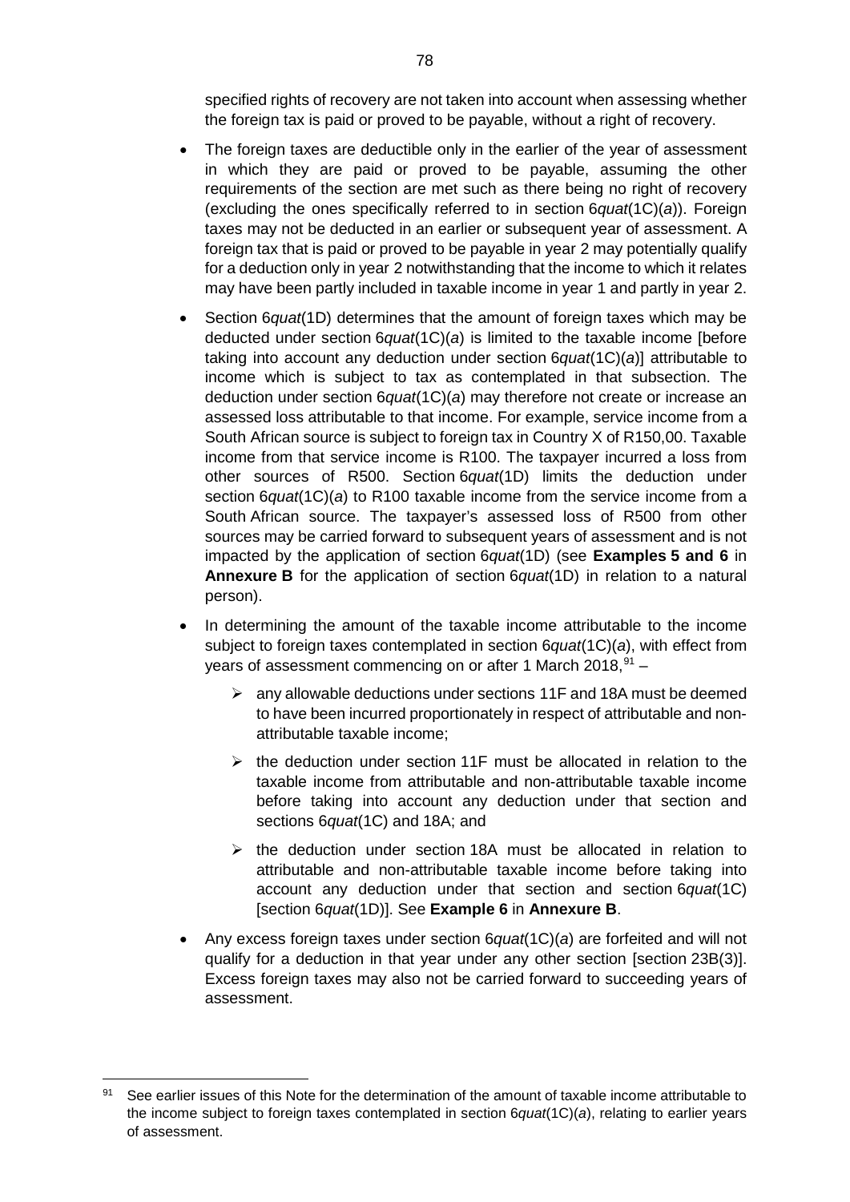specified rights of recovery are not taken into account when assessing whether the foreign tax is paid or proved to be payable, without a right of recovery.

- The foreign taxes are deductible only in the earlier of the year of assessment in which they are paid or proved to be payable, assuming the other requirements of the section are met such as there being no right of recovery (excluding the ones specifically referred to in section 6*quat*(1C)(*a*)). Foreign taxes may not be deducted in an earlier or subsequent year of assessment. A foreign tax that is paid or proved to be payable in year 2 may potentially qualify for a deduction only in year 2 notwithstanding that the income to which it relates may have been partly included in taxable income in year 1 and partly in year 2.

- Section 6*quat*(1D) determines that the amount of foreign taxes which may be deducted under section 6*quat*(1C)(*a*) is limited to the taxable income [before taking into account any deduction under section 6*quat*(1C)(*a*)] attributable to income which is subject to tax as contemplated in that subsection. The deduction under section 6*quat*(1C)(*a*) may therefore not create or increase an assessed loss attributable to that income. For example, service income from a South African source is subject to foreign tax in Country X of R150,00. Taxable income from that service income is R100. The taxpayer incurred a loss from other sources of R500. Section 6*quat*(1D) limits the deduction under section 6*quat*(1C)(*a*) to R100 taxable income from the service income from a South African source. The taxpayer's assessed loss of R500 from other sources may be carried forward to subsequent years of assessment and is not impacted by the application of section 6*quat*(1D) (see **Examples 5 and 6** in **Annexure B** for the application of section 6*quat*(1D) in relation to a natural person).

- In determining the amount of the taxable income attributable to the income subject to foreign taxes contemplated in section 6*quat*(1C)(*a*), with effect from years of assessment commencing on or after 1 March 2018,[91] –
  - any allowable deductions under sections 11F and 18A must be deemed to have been incurred proportionately in respect of attributable and non-attributable taxable income;
  - the deduction under section 11F must be allocated in relation to the taxable income from attributable and non-attributable taxable income before taking into account any deduction under that section and sections 6*quat*(1C) and 18A; and
  - the deduction under section 18A must be allocated in relation to attributable and non-attributable taxable income before taking into account any deduction under that section and section 6*quat*(1C) [section 6*quat*(1D)]. See **Example 6** in **Annexure B**.

- Any excess foreign taxes under section 6*quat*(1C)(*a*) are forfeited and will not qualify for a deduction in that year under any other section [section 23B(3)]. Excess foreign taxes may also not be carried forward to succeeding years of assessment.

---

[91] See earlier issues of this Note for the determination of the amount of taxable income attributable to the income subject to foreign taxes contemplated in section 6*quat*(1C)(*a*), relating to earlier years of assessment.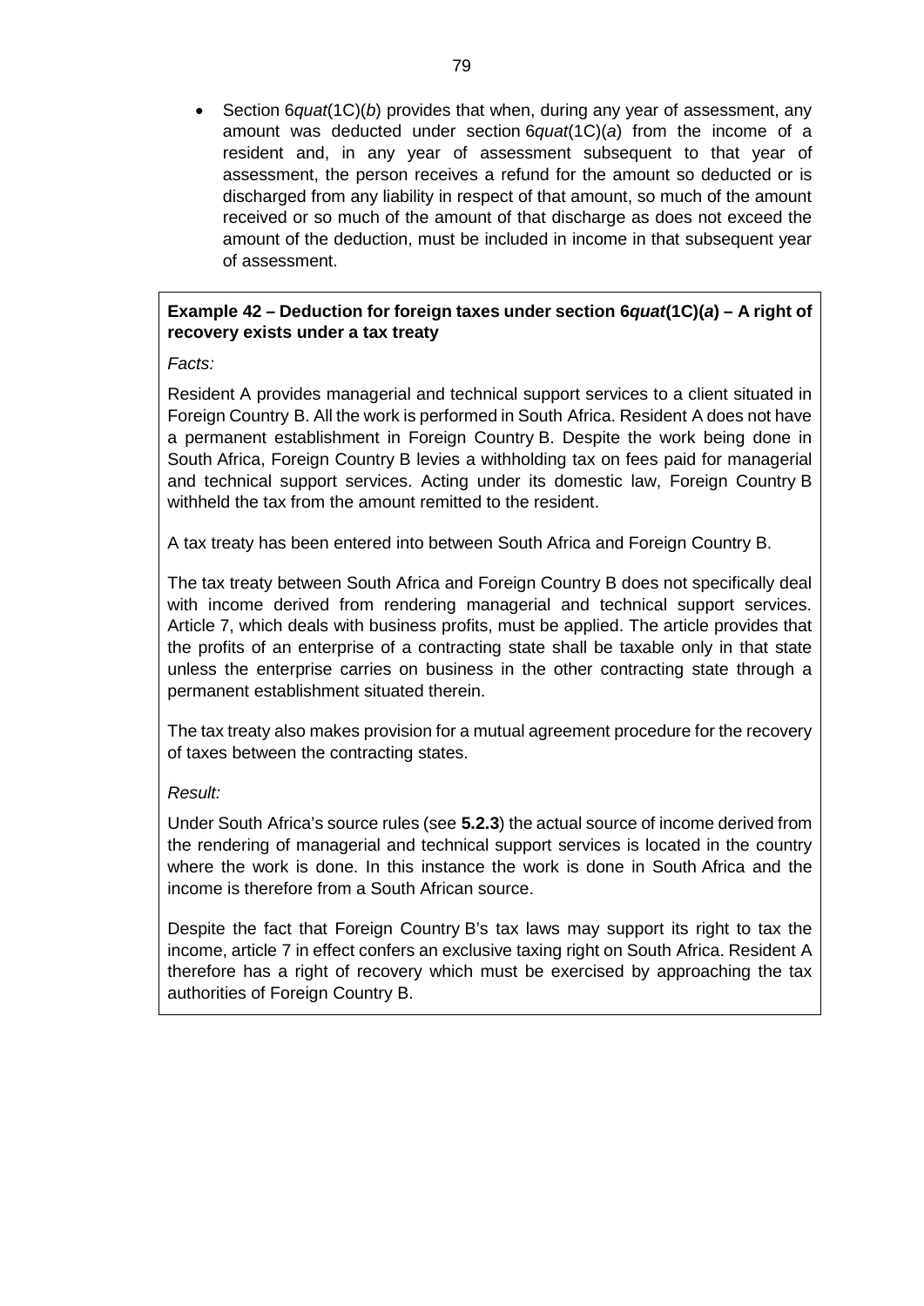- Section 6*quat*(1C)(*b*) provides that when, during any year of assessment, any amount was deducted under section 6*quat*(1C)(*a*) from the income of a resident and, in any year of assessment subsequent to that year of assessment, the person receives a refund for the amount so deducted or is discharged from any liability in respect of that amount, so much of the amount received or so much of the amount of that discharge as does not exceed the amount of the deduction, must be included in income in that subsequent year of assessment.

**Example 42 – Deduction for foreign taxes under section 6*quat*(1C)(*a*) – A right of recovery exists under a tax treaty**

*Facts:*

Resident A provides managerial and technical support services to a client situated in Foreign Country B. All the work is performed in South Africa. Resident A does not have a permanent establishment in Foreign Country B. Despite the work being done in South Africa, Foreign Country B levies a withholding tax on fees paid for managerial and technical support services. Acting under its domestic law, Foreign Country B withheld the tax from the amount remitted to the resident.

A tax treaty has been entered into between South Africa and Foreign Country B.

The tax treaty between South Africa and Foreign Country B does not specifically deal with income derived from rendering managerial and technical support services. Article 7, which deals with business profits, must be applied. The article provides that the profits of an enterprise of a contracting state shall be taxable only in that state unless the enterprise carries on business in the other contracting state through a permanent establishment situated therein.

The tax treaty also makes provision for a mutual agreement procedure for the recovery of taxes between the contracting states.

*Result:*

Under South Africa's source rules (see **5.2.3**) the actual source of income derived from the rendering of managerial and technical support services is located in the country where the work is done. In this instance the work is done in South Africa and the income is therefore from a South African source.

Despite the fact that Foreign Country B's tax laws may support its right to tax the income, article 7 in effect confers an exclusive taxing right on South Africa. Resident A therefore has a right of recovery which must be exercised by approaching the tax authorities of Foreign Country B.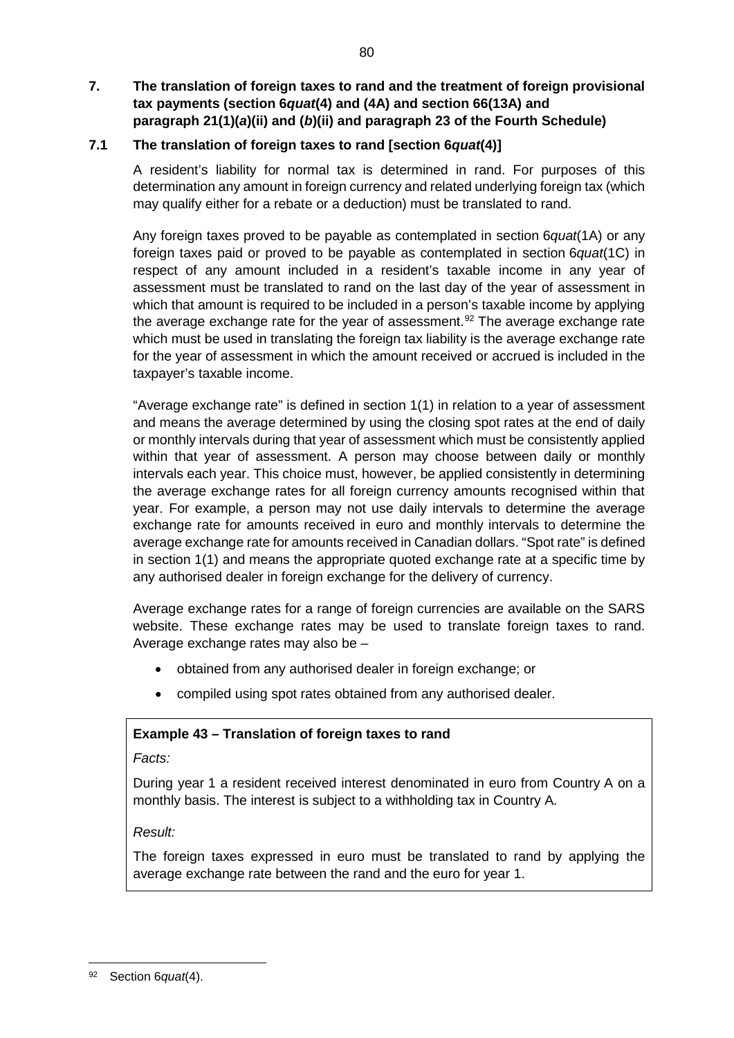## 7. The translation of foreign taxes to rand and the treatment of foreign provisional tax payments (section 6*quat*(4) and (4A) and section 66(13A) and paragraph 21(1)(*a*)(ii) and (*b*)(ii) and paragraph 23 of the Fourth Schedule)

### 7.1 The translation of foreign taxes to rand [section 6*quat*(4)]

A resident's liability for normal tax is determined in rand. For purposes of this determination any amount in foreign currency and related underlying foreign tax (which may qualify either for a rebate or a deduction) must be translated to rand.

Any foreign taxes proved to be payable as contemplated in section 6*quat*(1A) or any foreign taxes paid or proved to be payable as contemplated in section 6*quat*(1C) in respect of any amount included in a resident's taxable income in any year of assessment must be translated to rand on the last day of the year of assessment in which that amount is required to be included in a person's taxable income by applying the average exchange rate for the year of assessment.[92] The average exchange rate which must be used in translating the foreign tax liability is the average exchange rate for the year of assessment in which the amount received or accrued is included in the taxpayer's taxable income.

"Average exchange rate" is defined in section 1(1) in relation to a year of assessment and means the average determined by using the closing spot rates at the end of daily or monthly intervals during that year of assessment which must be consistently applied within that year of assessment. A person may choose between daily or monthly intervals each year. This choice must, however, be applied consistently in determining the average exchange rates for all foreign currency amounts recognised within that year. For example, a person may not use daily intervals to determine the average exchange rate for amounts received in euro and monthly intervals to determine the average exchange rate for amounts received in Canadian dollars. "Spot rate" is defined in section 1(1) and means the appropriate quoted exchange rate at a specific time by any authorised dealer in foreign exchange for the delivery of currency.

Average exchange rates for a range of foreign currencies are available on the SARS website. These exchange rates may be used to translate foreign taxes to rand. Average exchange rates may also be –

- obtained from any authorised dealer in foreign exchange; or
- compiled using spot rates obtained from any authorised dealer.

**Example 43 – Translation of foreign taxes to rand**

*Facts:*

During year 1 a resident received interest denominated in euro from Country A on a monthly basis. The interest is subject to a withholding tax in Country A.

*Result:*

The foreign taxes expressed in euro must be translated to rand by applying the average exchange rate between the rand and the euro for year 1.

---

[92] Section 6*quat*(4).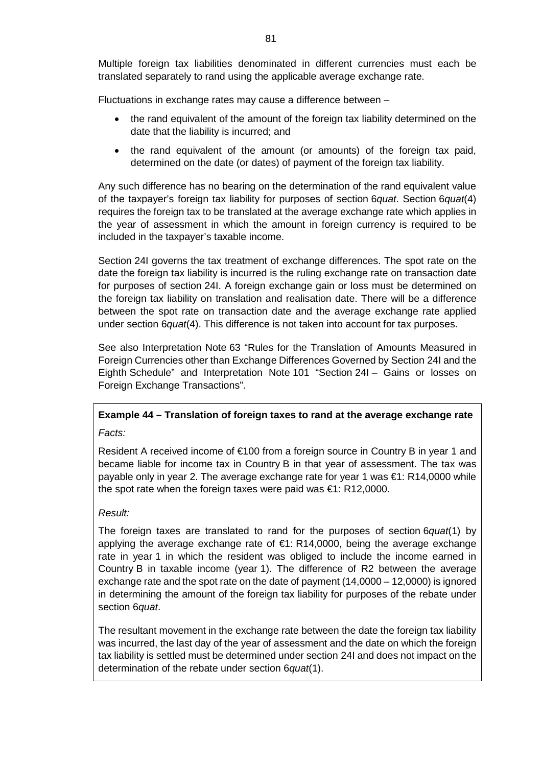Multiple foreign tax liabilities denominated in different currencies must each be translated separately to rand using the applicable average exchange rate.

Fluctuations in exchange rates may cause a difference between –

- the rand equivalent of the amount of the foreign tax liability determined on the date that the liability is incurred; and
- the rand equivalent of the amount (or amounts) of the foreign tax paid, determined on the date (or dates) of payment of the foreign tax liability.

Any such difference has no bearing on the determination of the rand equivalent value of the taxpayer's foreign tax liability for purposes of section 6*quat*. Section 6*quat*(4) requires the foreign tax to be translated at the average exchange rate which applies in the year of assessment in which the amount in foreign currency is required to be included in the taxpayer's taxable income.

Section 24I governs the tax treatment of exchange differences. The spot rate on the date the foreign tax liability is incurred is the ruling exchange rate on transaction date for purposes of section 24I. A foreign exchange gain or loss must be determined on the foreign tax liability on translation and realisation date. There will be a difference between the spot rate on transaction date and the average exchange rate applied under section 6*quat*(4). This difference is not taken into account for tax purposes.

See also Interpretation Note 63 "Rules for the Translation of Amounts Measured in Foreign Currencies other than Exchange Differences Governed by Section 24I and the Eighth Schedule" and Interpretation Note 101 "Section 24I – Gains or losses on Foreign Exchange Transactions".

**Example 44 – Translation of foreign taxes to rand at the average exchange rate**

*Facts:*

Resident A received income of €100 from a foreign source in Country B in year 1 and became liable for income tax in Country B in that year of assessment. The tax was payable only in year 2. The average exchange rate for year 1 was €1: R14,0000 while the spot rate when the foreign taxes were paid was €1: R12,0000.

*Result:*

The foreign taxes are translated to rand for the purposes of section 6*quat*(1) by applying the average exchange rate of €1: R14,0000, being the average exchange rate in year 1 in which the resident was obliged to include the income earned in Country B in taxable income (year 1). The difference of R2 between the average exchange rate and the spot rate on the date of payment (14,0000 – 12,0000) is ignored in determining the amount of the foreign tax liability for purposes of the rebate under section 6*quat*.

The resultant movement in the exchange rate between the date the foreign tax liability was incurred, the last day of the year of assessment and the date on which the foreign tax liability is settled must be determined under section 24I and does not impact on the determination of the rebate under section 6*quat*(1).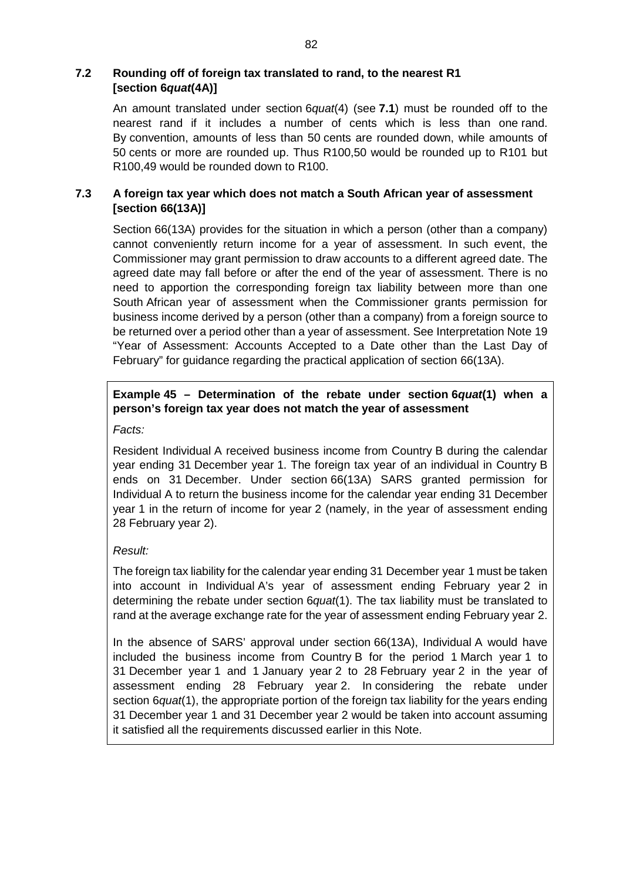### 7.2 Rounding off of foreign tax translated to rand, to the nearest R1 [section 6*quat*(4A)]

An amount translated under section 6*quat*(4) (see **7.1**) must be rounded off to the nearest rand if it includes a number of cents which is less than one rand. By convention, amounts of less than 50 cents are rounded down, while amounts of 50 cents or more are rounded up. Thus R100,50 would be rounded up to R101 but R100,49 would be rounded down to R100.

### 7.3 A foreign tax year which does not match a South African year of assessment [section 66(13A)]

Section 66(13A) provides for the situation in which a person (other than a company) cannot conveniently return income for a year of assessment. In such event, the Commissioner may grant permission to draw accounts to a different agreed date. The agreed date may fall before or after the end of the year of assessment. There is no need to apportion the corresponding foreign tax liability between more than one South African year of assessment when the Commissioner grants permission for business income derived by a person (other than a company) from a foreign source to be returned over a period other than a year of assessment. See Interpretation Note 19 "Year of Assessment: Accounts Accepted to a Date other than the Last Day of February" for guidance regarding the practical application of section 66(13A).

**Example 45 – Determination of the rebate under section 6*quat*(1) when a person's foreign tax year does not match the year of assessment**

*Facts:*

Resident Individual A received business income from Country B during the calendar year ending 31 December year 1. The foreign tax year of an individual in Country B ends on 31 December. Under section 66(13A) SARS granted permission for Individual A to return the business income for the calendar year ending 31 December year 1 in the return of income for year 2 (namely, in the year of assessment ending 28 February year 2).

*Result:*

The foreign tax liability for the calendar year ending 31 December year 1 must be taken into account in Individual A's year of assessment ending February year 2 in determining the rebate under section 6*quat*(1). The tax liability must be translated to rand at the average exchange rate for the year of assessment ending February year 2.

In the absence of SARS' approval under section 66(13A), Individual A would have included the business income from Country B for the period 1 March year 1 to 31 December year 1 and 1 January year 2 to 28 February year 2 in the year of assessment ending 28 February year 2. In considering the rebate under section 6*quat*(1), the appropriate portion of the foreign tax liability for the years ending 31 December year 1 and 31 December year 2 would be taken into account assuming it satisfied all the requirements discussed earlier in this Note.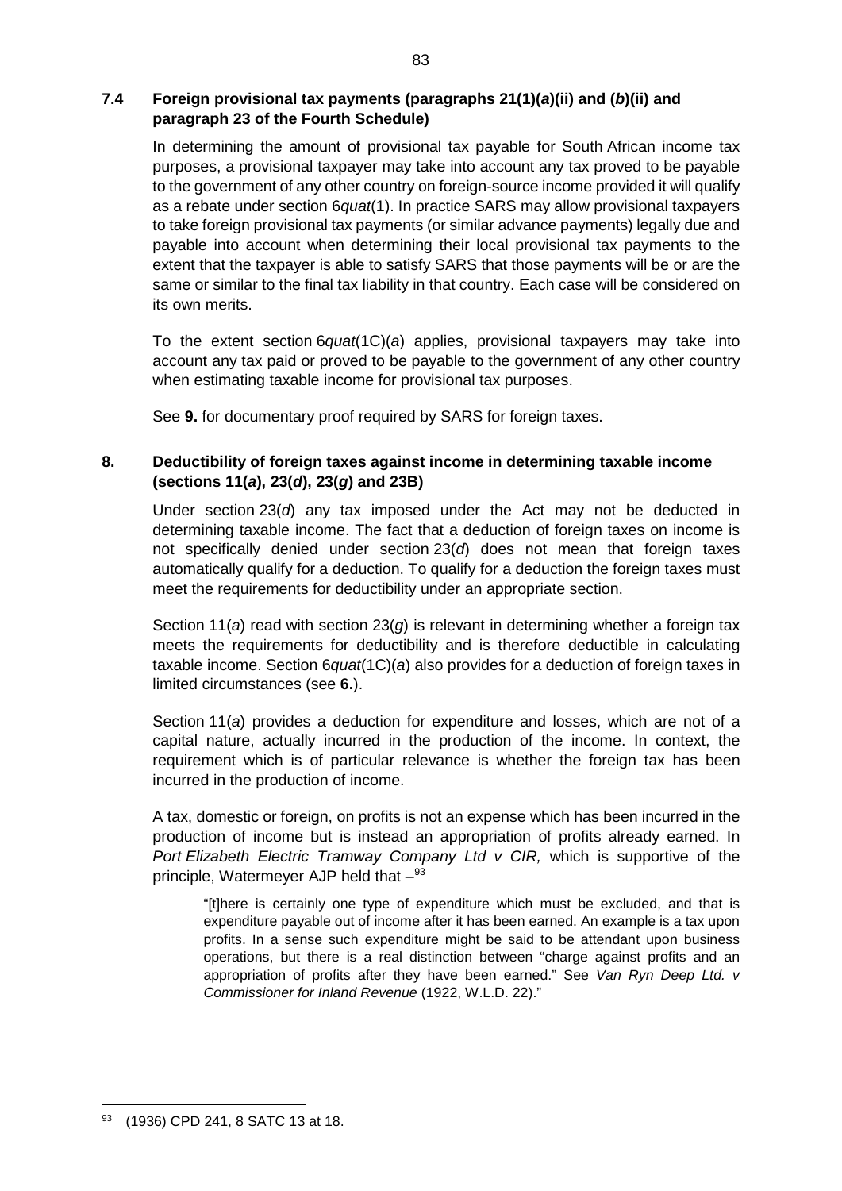### 7.4 Foreign provisional tax payments (paragraphs 21(1)(*a*)(ii) and (*b*)(ii) and paragraph 23 of the Fourth Schedule)

In determining the amount of provisional tax payable for South African income tax purposes, a provisional taxpayer may take into account any tax proved to be payable to the government of any other country on foreign-source income provided it will qualify as a rebate under section 6*quat*(1). In practice SARS may allow provisional taxpayers to take foreign provisional tax payments (or similar advance payments) legally due and payable into account when determining their local provisional tax payments to the extent that the taxpayer is able to satisfy SARS that those payments will be or are the same or similar to the final tax liability in that country. Each case will be considered on its own merits.

To the extent section 6*quat*(1C)(*a*) applies, provisional taxpayers may take into account any tax paid or proved to be payable to the government of any other country when estimating taxable income for provisional tax purposes.

See **9.** for documentary proof required by SARS for foreign taxes.

## 8. Deductibility of foreign taxes against income in determining taxable income (sections 11(*a*), 23(*d*), 23(*g*) and 23B)

Under section 23(*d*) any tax imposed under the Act may not be deducted in determining taxable income. The fact that a deduction of foreign taxes on income is not specifically denied under section 23(*d*) does not mean that foreign taxes automatically qualify for a deduction. To qualify for a deduction the foreign taxes must meet the requirements for deductibility under an appropriate section.

Section 11(*a*) read with section 23(*g*) is relevant in determining whether a foreign tax meets the requirements for deductibility and is therefore deductible in calculating taxable income. Section 6*quat*(1C)(*a*) also provides for a deduction of foreign taxes in limited circumstances (see **6.**).

Section 11(*a*) provides a deduction for expenditure and losses, which are not of a capital nature, actually incurred in the production of the income. In context, the requirement which is of particular relevance is whether the foreign tax has been incurred in the production of income.

A tax, domestic or foreign, on profits is not an expense which has been incurred in the production of income but is instead an appropriation of profits already earned. In *Port Elizabeth Electric Tramway Company Ltd v CIR,* which is supportive of the principle, Watermeyer AJP held that –[93]

> "[t]here is certainly one type of expenditure which must be excluded, and that is expenditure payable out of income after it has been earned. An example is a tax upon profits. In a sense such expenditure might be said to be attendant upon business operations, but there is a real distinction between "charge against profits and an appropriation of profits after they have been earned." See *Van Ryn Deep Ltd. v Commissioner for Inland Revenue* (1922, W.L.D. 22)."

---

[93] (1936) CPD 241, 8 SATC 13 at 18.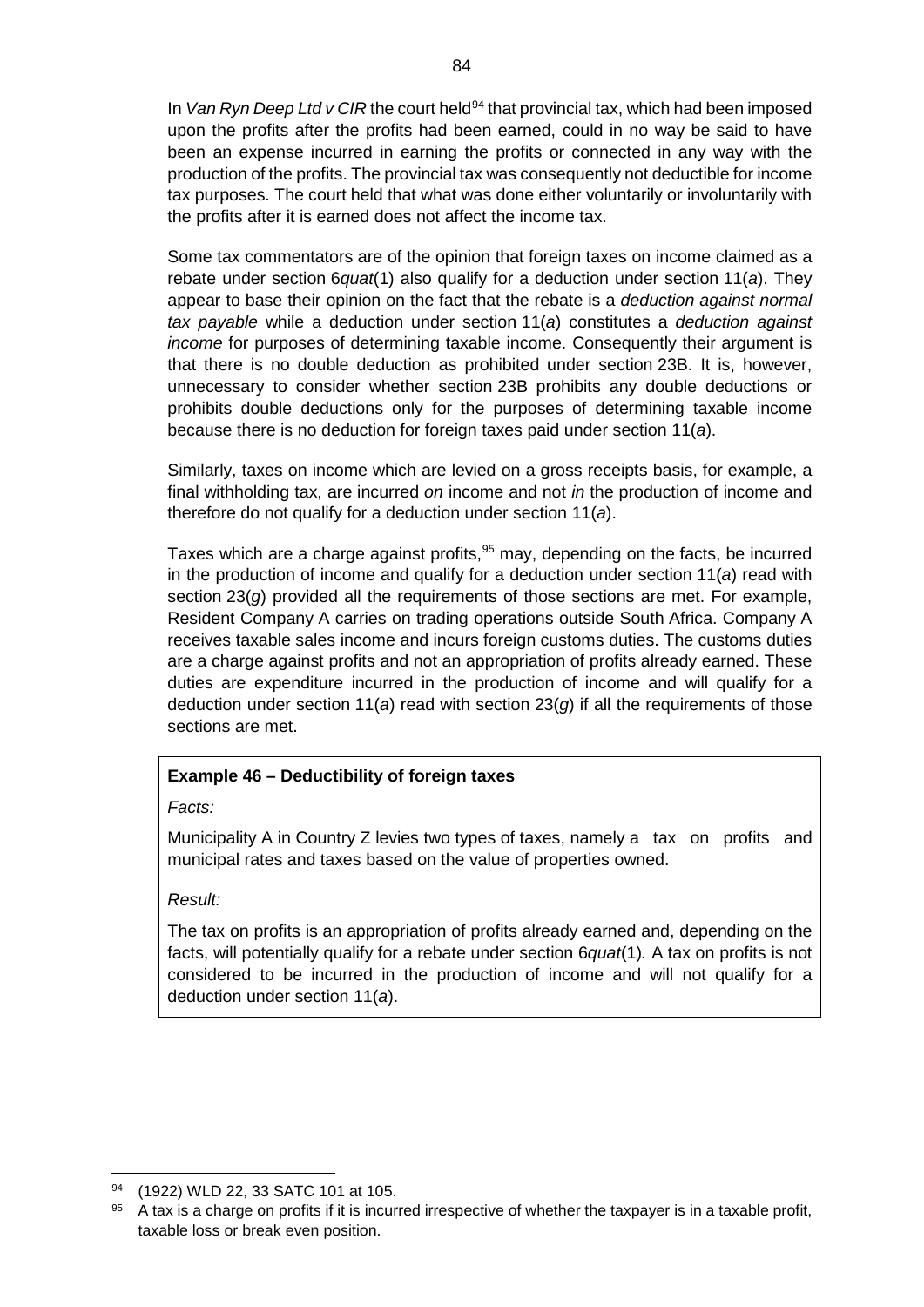In *Van Ryn Deep Ltd v CIR* the court held[94] that provincial tax, which had been imposed upon the profits after the profits had been earned, could in no way be said to have been an expense incurred in earning the profits or connected in any way with the production of the profits. The provincial tax was consequently not deductible for income tax purposes. The court held that what was done either voluntarily or involuntarily with the profits after it is earned does not affect the income tax.

Some tax commentators are of the opinion that foreign taxes on income claimed as a rebate under section 6*quat*(1) also qualify for a deduction under section 11(*a*). They appear to base their opinion on the fact that the rebate is a *deduction against normal tax payable* while a deduction under section 11(*a*) constitutes a *deduction against income* for purposes of determining taxable income. Consequently their argument is that there is no double deduction as prohibited under section 23B. It is, however, unnecessary to consider whether section 23B prohibits any double deductions or prohibits double deductions only for the purposes of determining taxable income because there is no deduction for foreign taxes paid under section 11(*a*).

Similarly, taxes on income which are levied on a gross receipts basis, for example, a final withholding tax, are incurred *on* income and not *in* the production of income and therefore do not qualify for a deduction under section 11(*a*).

Taxes which are a charge against profits,[95] may, depending on the facts, be incurred in the production of income and qualify for a deduction under section 11(*a*) read with section 23(*g*) provided all the requirements of those sections are met. For example, Resident Company A carries on trading operations outside South Africa. Company A receives taxable sales income and incurs foreign customs duties. The customs duties are a charge against profits and not an appropriation of profits already earned. These duties are expenditure incurred in the production of income and will qualify for a deduction under section 11(*a*) read with section 23(*g*) if all the requirements of those sections are met.

**Example 46 – Deductibility of foreign taxes**

*Facts:*

Municipality A in Country Z levies two types of taxes, namely a tax on profits and municipal rates and taxes based on the value of properties owned.

*Result:*

The tax on profits is an appropriation of profits already earned and, depending on the facts, will potentially qualify for a rebate under section 6*quat*(1)*.* A tax on profits is not considered to be incurred in the production of income and will not qualify for a deduction under section 11(*a*).

---

[94] (1922) WLD 22, 33 SATC 101 at 105.

[95] A tax is a charge on profits if it is incurred irrespective of whether the taxpayer is in a taxable profit, taxable loss or break even position.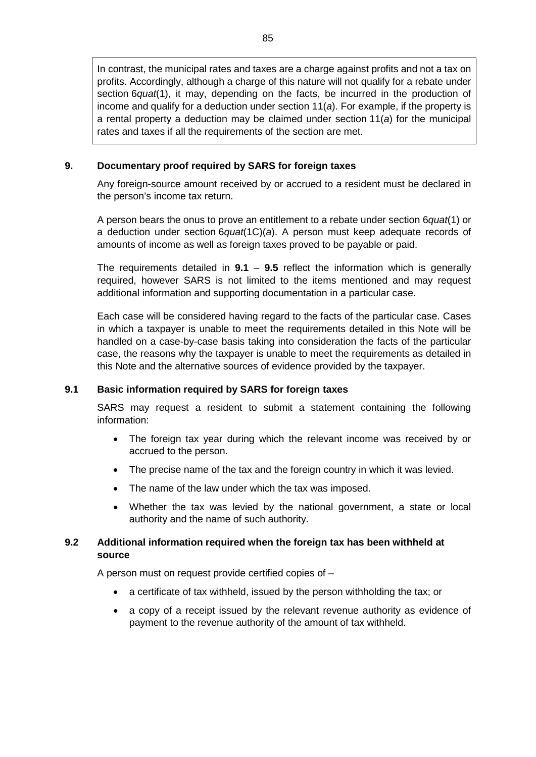In contrast, the municipal rates and taxes are a charge against profits and not a tax on profits. Accordingly, although a charge of this nature will not qualify for a rebate under section 6*quat*(1), it may, depending on the facts, be incurred in the production of income and qualify for a deduction under section 11(*a*). For example, if the property is a rental property a deduction may be claimed under section 11(*a*) for the municipal rates and taxes if all the requirements of the section are met.

## 9. Documentary proof required by SARS for foreign taxes

Any foreign-source amount received by or accrued to a resident must be declared in the person's income tax return.

A person bears the onus to prove an entitlement to a rebate under section 6*quat*(1) or a deduction under section 6*quat*(1C)(*a*). A person must keep adequate records of amounts of income as well as foreign taxes proved to be payable or paid.

The requirements detailed in **9.1** – **9.5** reflect the information which is generally required, however SARS is not limited to the items mentioned and may request additional information and supporting documentation in a particular case.

Each case will be considered having regard to the facts of the particular case. Cases in which a taxpayer is unable to meet the requirements detailed in this Note will be handled on a case-by-case basis taking into consideration the facts of the particular case, the reasons why the taxpayer is unable to meet the requirements as detailed in this Note and the alternative sources of evidence provided by the taxpayer.

### 9.1 Basic information required by SARS for foreign taxes

SARS may request a resident to submit a statement containing the following information:

- The foreign tax year during which the relevant income was received by or accrued to the person.
- The precise name of the tax and the foreign country in which it was levied.
- The name of the law under which the tax was imposed.
- Whether the tax was levied by the national government, a state or local authority and the name of such authority.

### 9.2 Additional information required when the foreign tax has been withheld at source

A person must on request provide certified copies of –

- a certificate of tax withheld, issued by the person withholding the tax; or
- a copy of a receipt issued by the relevant revenue authority as evidence of payment to the revenue authority of the amount of tax withheld.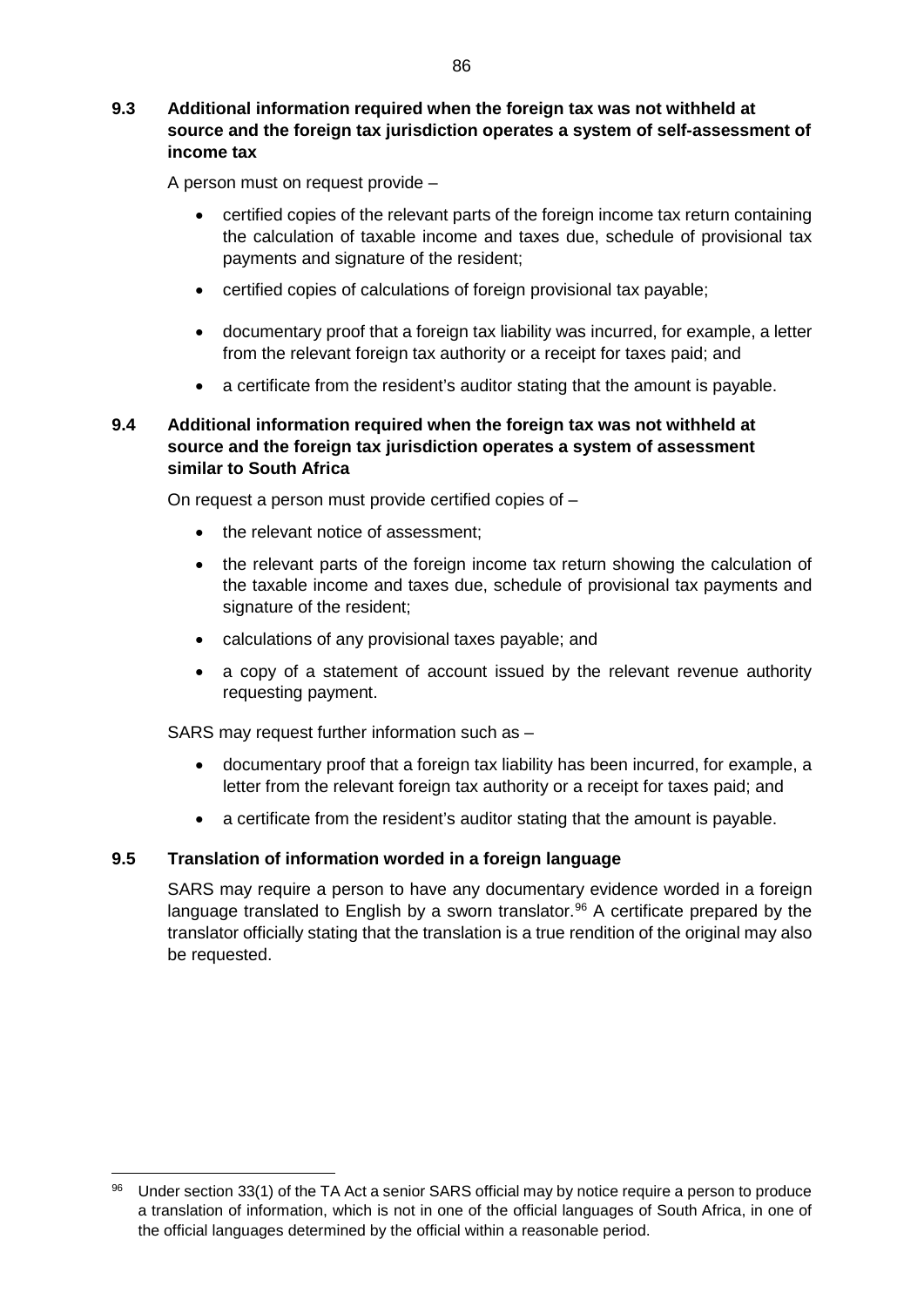### 9.3 Additional information required when the foreign tax was not withheld at source and the foreign tax jurisdiction operates a system of self-assessment of income tax

A person must on request provide –

- certified copies of the relevant parts of the foreign income tax return containing the calculation of taxable income and taxes due, schedule of provisional tax payments and signature of the resident;
- certified copies of calculations of foreign provisional tax payable;
- documentary proof that a foreign tax liability was incurred, for example, a letter from the relevant foreign tax authority or a receipt for taxes paid; and
- a certificate from the resident's auditor stating that the amount is payable.

### 9.4 Additional information required when the foreign tax was not withheld at source and the foreign tax jurisdiction operates a system of assessment similar to South Africa

On request a person must provide certified copies of –

- the relevant notice of assessment;
- the relevant parts of the foreign income tax return showing the calculation of the taxable income and taxes due, schedule of provisional tax payments and signature of the resident;
- calculations of any provisional taxes payable; and
- a copy of a statement of account issued by the relevant revenue authority requesting payment.

SARS may request further information such as –

- documentary proof that a foreign tax liability has been incurred, for example, a letter from the relevant foreign tax authority or a receipt for taxes paid; and
- a certificate from the resident's auditor stating that the amount is payable.

### 9.5 Translation of information worded in a foreign language

SARS may require a person to have any documentary evidence worded in a foreign language translated to English by a sworn translator.[96] A certificate prepared by the translator officially stating that the translation is a true rendition of the original may also be requested.

---

[96] Under section 33(1) of the TA Act a senior SARS official may by notice require a person to produce a translation of information, which is not in one of the official languages of South Africa, in one of the official languages determined by the official within a reasonable period.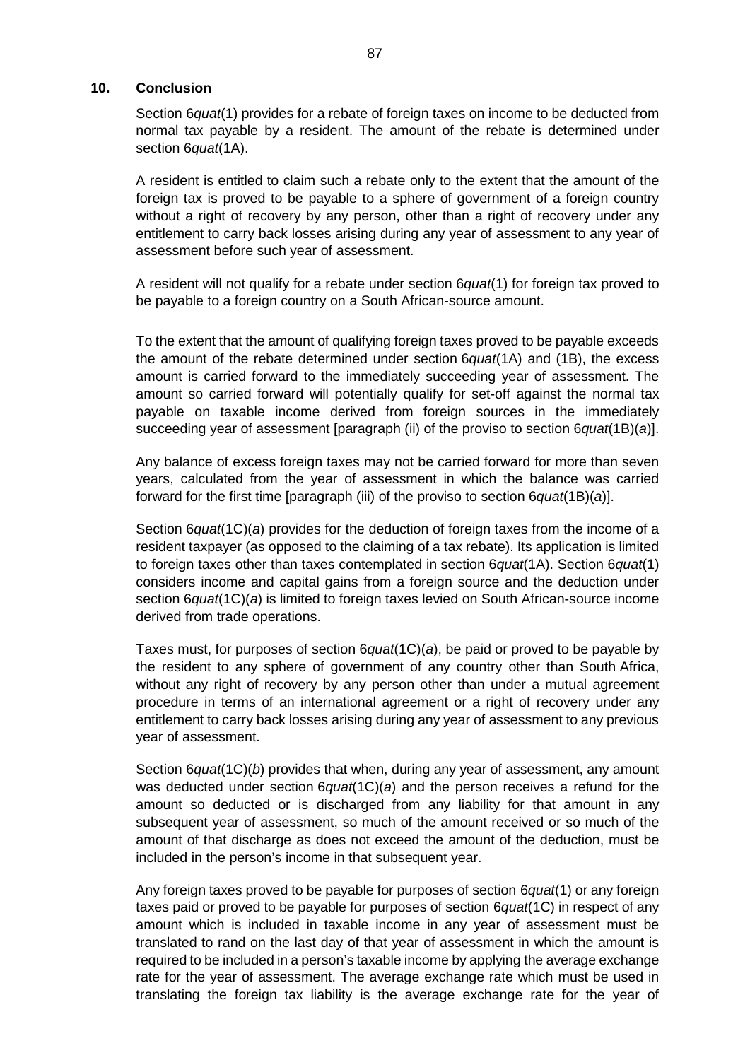## 10. Conclusion

Section 6*quat*(1) provides for a rebate of foreign taxes on income to be deducted from normal tax payable by a resident. The amount of the rebate is determined under section 6*quat*(1A).

A resident is entitled to claim such a rebate only to the extent that the amount of the foreign tax is proved to be payable to a sphere of government of a foreign country without a right of recovery by any person, other than a right of recovery under any entitlement to carry back losses arising during any year of assessment to any year of assessment before such year of assessment.

A resident will not qualify for a rebate under section 6*quat*(1) for foreign tax proved to be payable to a foreign country on a South African-source amount.

To the extent that the amount of qualifying foreign taxes proved to be payable exceeds the amount of the rebate determined under section 6*quat*(1A) and (1B), the excess amount is carried forward to the immediately succeeding year of assessment. The amount so carried forward will potentially qualify for set-off against the normal tax payable on taxable income derived from foreign sources in the immediately succeeding year of assessment [paragraph (ii) of the proviso to section 6*quat*(1B)(*a*)].

Any balance of excess foreign taxes may not be carried forward for more than seven years, calculated from the year of assessment in which the balance was carried forward for the first time [paragraph (iii) of the proviso to section 6*quat*(1B)(*a*)].

Section 6*quat*(1C)(*a*) provides for the deduction of foreign taxes from the income of a resident taxpayer (as opposed to the claiming of a tax rebate). Its application is limited to foreign taxes other than taxes contemplated in section 6*quat*(1A). Section 6*quat*(1) considers income and capital gains from a foreign source and the deduction under section 6*quat*(1C)(*a*) is limited to foreign taxes levied on South African-source income derived from trade operations.

Taxes must, for purposes of section 6*quat*(1C)(*a*), be paid or proved to be payable by the resident to any sphere of government of any country other than South Africa, without any right of recovery by any person other than under a mutual agreement procedure in terms of an international agreement or a right of recovery under any entitlement to carry back losses arising during any year of assessment to any previous year of assessment.

Section 6*quat*(1C)(*b*) provides that when, during any year of assessment, any amount was deducted under section 6*quat*(1C)(*a*) and the person receives a refund for the amount so deducted or is discharged from any liability for that amount in any subsequent year of assessment, so much of the amount received or so much of the amount of that discharge as does not exceed the amount of the deduction, must be included in the person's income in that subsequent year.

Any foreign taxes proved to be payable for purposes of section 6*quat*(1) or any foreign taxes paid or proved to be payable for purposes of section 6*quat*(1C) in respect of any amount which is included in taxable income in any year of assessment must be translated to rand on the last day of that year of assessment in which the amount is required to be included in a person's taxable income by applying the average exchange rate for the year of assessment. The average exchange rate which must be used in translating the foreign tax liability is the average exchange rate for the year of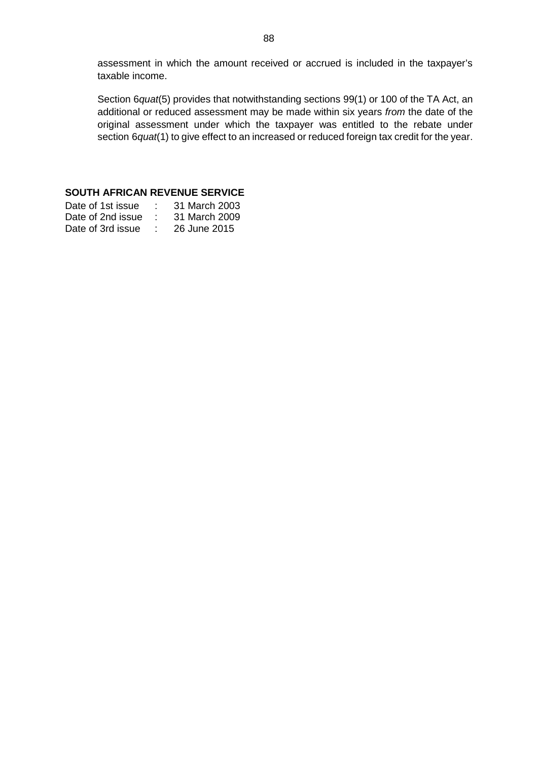assessment in which the amount received or accrued is included in the taxpayer's taxable income.

Section 6*quat*(5) provides that notwithstanding sections 99(1) or 100 of the TA Act, an additional or reduced assessment may be made within six years *from* the date of the original assessment under which the taxpayer was entitled to the rebate under section 6*quat*(1) to give effect to an increased or reduced foreign tax credit for the year.

**SOUTH AFRICAN REVENUE SERVICE**

Date of 1st issue : 31 March 2003
Date of 2nd issue : 31 March 2009
Date of 3rd issue : 26 June 2015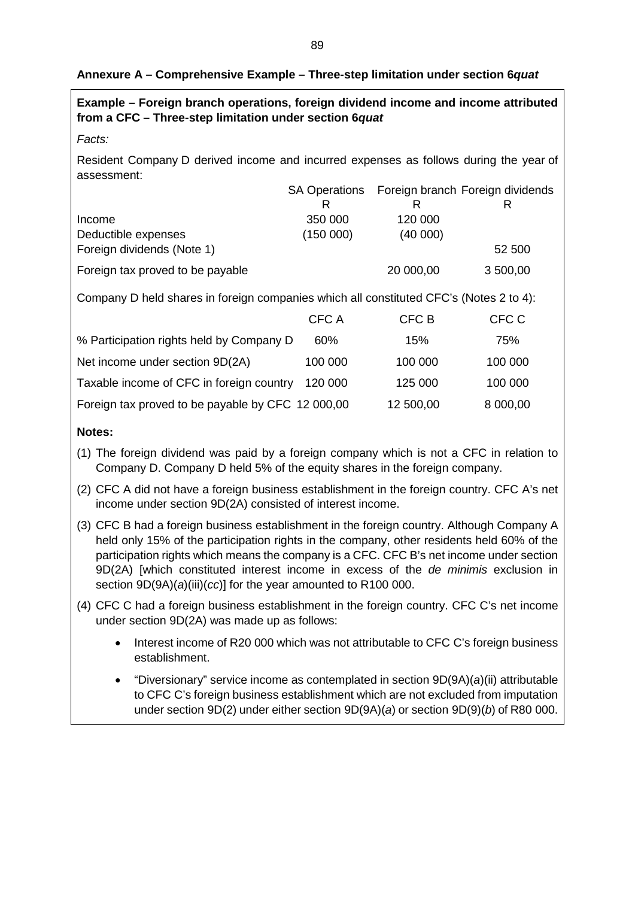## Annexure A – Comprehensive Example – Three-step limitation under section 6*quat*

**Example – Foreign branch operations, foreign dividend income and income attributed from a CFC – Three-step limitation under section 6*quat***

*Facts:*

Resident Company D derived income and incurred expenses as follows during the year of assessment:

| | SA Operations | Foreign branch | Foreign dividends |
|---|---|---|---|
| | R | R | R |
| Income | 350 000 | 120 000 | |
| Deductible expenses | (150 000) | (40 000) | |
| Foreign dividends (Note 1) | | | 52 500 |
| Foreign tax proved to be payable | | 20 000,00 | 3 500,00 |

Company D held shares in foreign companies which all constituted CFC's (Notes 2 to 4):

| | CFC A | CFC B | CFC C |
|---|---|---|---|
| % Participation rights held by Company D | 60% | 15% | 75% |
| Net income under section 9D(2A) | 100 000 | 100 000 | 100 000 |
| Taxable income of CFC in foreign country | 120 000 | 125 000 | 100 000 |
| Foreign tax proved to be payable by CFC | 12 000,00 | 12 500,00 | 8 000,00 |

**Notes:**

(1) The foreign dividend was paid by a foreign company which is not a CFC in relation to Company D. Company D held 5% of the equity shares in the foreign company.

(2) CFC A did not have a foreign business establishment in the foreign country. CFC A's net income under section 9D(2A) consisted of interest income.

(3) CFC B had a foreign business establishment in the foreign country. Although Company A held only 15% of the participation rights in the company, other residents held 60% of the participation rights which means the company is a CFC. CFC B's net income under section 9D(2A) [which constituted interest income in excess of the *de minimis* exclusion in section 9D(9A)(*a*)(iii)(*cc*)] for the year amounted to R100 000.

(4) CFC C had a foreign business establishment in the foreign country. CFC C's net income under section 9D(2A) was made up as follows:

- Interest income of R20 000 which was not attributable to CFC C's foreign business establishment.
- "Diversionary" service income as contemplated in section 9D(9A)(*a*)(ii) attributable to CFC C's foreign business establishment which are not excluded from imputation under section 9D(2) under either section 9D(9A)(*a*) or section 9D(9)(*b*) of R80 000.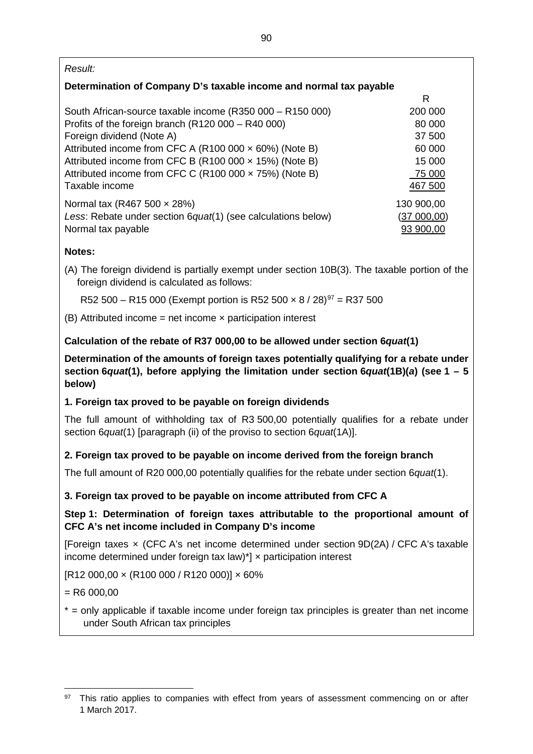*Result:*

**Determination of Company D's taxable income and normal tax payable**

| | R |
|---|---|
| South African-source taxable income (R350 000 – R150 000) | 200 000 |
| Profits of the foreign branch (R120 000 – R40 000) | 80 000 |
| Foreign dividend (Note A) | 37 500 |
| Attributed income from CFC A (R100 000 × 60%) (Note B) | 60 000 |
| Attributed income from CFC B (R100 000 × 15%) (Note B) | 15 000 |
| Attributed income from CFC C (R100 000 × 75%) (Note B) | 75 000 |
| Taxable income | 467 500 |
| Normal tax (R467 500 × 28%) | 130 900,00 |
| *Less*: Rebate under section 6*quat*(1) (see calculations below) | (37 000,00) |
| Normal tax payable | 93 900,00 |

**Notes:**

(A) The foreign dividend is partially exempt under section 10B(3). The taxable portion of the foreign dividend is calculated as follows:

R52 500 – R15 000 (Exempt portion is R52 500 × 8 / 28)[97] = R37 500

(B) Attributed income = net income × participation interest

**Calculation of the rebate of R37 000,00 to be allowed under section 6*quat*(1)**

**Determination of the amounts of foreign taxes potentially qualifying for a rebate under section 6*quat*(1), before applying the limitation under section 6*quat*(1B)(*a*) (see 1 – 5 below)**

**1. Foreign tax proved to be payable on foreign dividends**

The full amount of withholding tax of R3 500,00 potentially qualifies for a rebate under section 6*quat*(1) [paragraph (ii) of the proviso to section 6*quat*(1A)].

**2. Foreign tax proved to be payable on income derived from the foreign branch**

The full amount of R20 000,00 potentially qualifies for the rebate under section 6*quat*(1).

**3. Foreign tax proved to be payable on income attributed from CFC A**

**Step 1: Determination of foreign taxes attributable to the proportional amount of CFC A's net income included in Company D's income**

[Foreign taxes × (CFC A's net income determined under section 9D(2A) / CFC A's taxable income determined under foreign tax law)*] × participation interest

[R12 000,00 × (R100 000 / R120 000)] × 60%

= R6 000,00

* = only applicable if taxable income under foreign tax principles is greater than net income under South African tax principles

[97] This ratio applies to companies with effect from years of assessment commencing on or after 1 March 2017.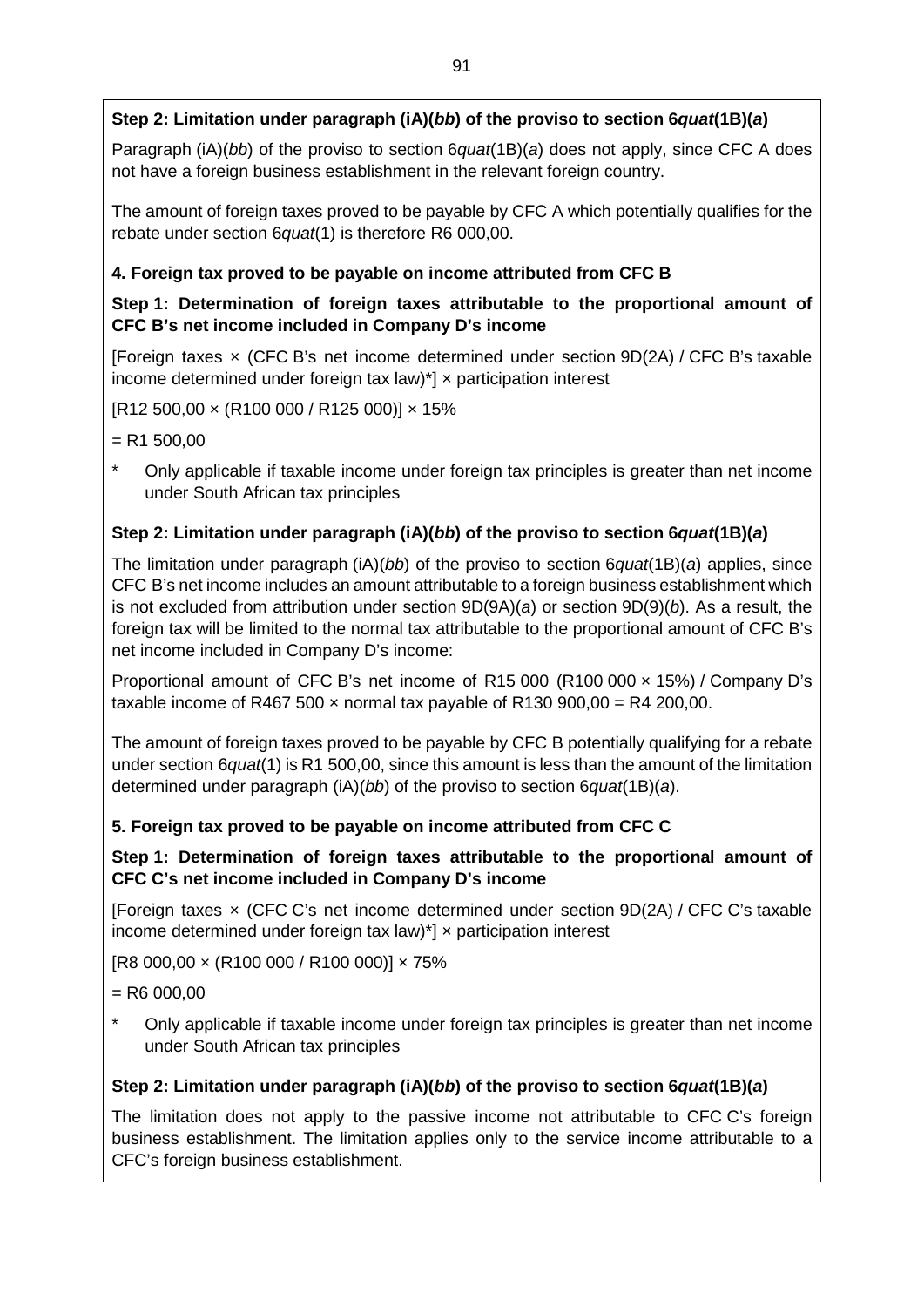**Step 2: Limitation under paragraph (iA)(*bb*) of the proviso to section 6*quat*(1B)(*a*)**

Paragraph (iA)(*bb*) of the proviso to section 6*quat*(1B)(*a*) does not apply, since CFC A does not have a foreign business establishment in the relevant foreign country.

The amount of foreign taxes proved to be payable by CFC A which potentially qualifies for the rebate under section 6*quat*(1) is therefore R6 000,00.

**4. Foreign tax proved to be payable on income attributed from CFC B**

**Step 1: Determination of foreign taxes attributable to the proportional amount of CFC B's net income included in Company D's income**

[Foreign taxes × (CFC B's net income determined under section 9D(2A) / CFC B's taxable income determined under foreign tax law)*] × participation interest

[R12 500,00 × (R100 000 / R125 000)] × 15%

= R1 500,00

\* Only applicable if taxable income under foreign tax principles is greater than net income under South African tax principles

**Step 2: Limitation under paragraph (iA)(*bb*) of the proviso to section 6*quat*(1B)(*a*)**

The limitation under paragraph (iA)(*bb*) of the proviso to section 6*quat*(1B)(*a*) applies, since CFC B's net income includes an amount attributable to a foreign business establishment which is not excluded from attribution under section 9D(9A)(*a*) or section 9D(9)(*b*). As a result, the foreign tax will be limited to the normal tax attributable to the proportional amount of CFC B's net income included in Company D's income:

Proportional amount of CFC B's net income of R15 000 (R100 000 × 15%) / Company D's taxable income of R467 500 × normal tax payable of R130 900,00 = R4 200,00.

The amount of foreign taxes proved to be payable by CFC B potentially qualifying for a rebate under section 6*quat*(1) is R1 500,00, since this amount is less than the amount of the limitation determined under paragraph (iA)(*bb*) of the proviso to section 6*quat*(1B)(*a*).

**5. Foreign tax proved to be payable on income attributed from CFC C**

**Step 1: Determination of foreign taxes attributable to the proportional amount of CFC C's net income included in Company D's income**

[Foreign taxes × (CFC C's net income determined under section 9D(2A) / CFC C's taxable income determined under foreign tax law)*] × participation interest

[R8 000,00 × (R100 000 / R100 000)] × 75%

= R6 000,00

\* Only applicable if taxable income under foreign tax principles is greater than net income under South African tax principles

**Step 2: Limitation under paragraph (iA)(*bb*) of the proviso to section 6*quat*(1B)(*a*)**

The limitation does not apply to the passive income not attributable to CFC C's foreign business establishment. The limitation applies only to the service income attributable to a CFC's foreign business establishment.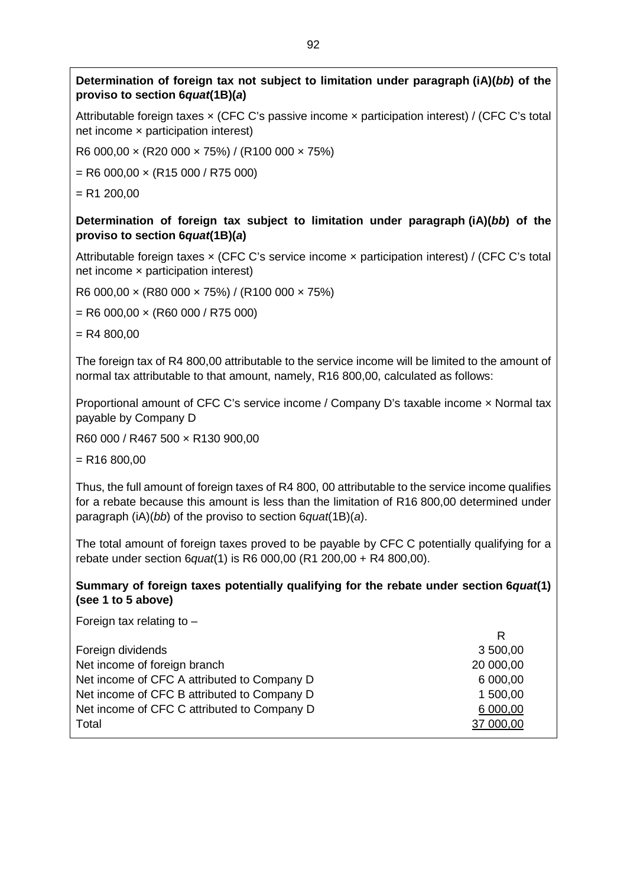**Determination of foreign tax not subject to limitation under paragraph (iA)(*bb*) of the proviso to section 6*quat*(1B)(*a*)**

Attributable foreign taxes × (CFC C's passive income × participation interest) / (CFC C's total net income × participation interest)

R6 000,00 × (R20 000 × 75%) / (R100 000 × 75%)

= R6 000,00 × (R15 000 / R75 000)

= R1 200,00

**Determination of foreign tax subject to limitation under paragraph (iA)(*bb*) of the proviso to section 6*quat*(1B)(*a*)**

Attributable foreign taxes × (CFC C's service income × participation interest) / (CFC C's total net income × participation interest)

R6 000,00 × (R80 000 × 75%) / (R100 000 × 75%)

= R6 000,00 × (R60 000 / R75 000)

= R4 800,00

The foreign tax of R4 800,00 attributable to the service income will be limited to the amount of normal tax attributable to that amount, namely, R16 800,00, calculated as follows:

Proportional amount of CFC C's service income / Company D's taxable income × Normal tax payable by Company D

R60 000 / R467 500 × R130 900,00

= R16 800,00

Thus, the full amount of foreign taxes of R4 800, 00 attributable to the service income qualifies for a rebate because this amount is less than the limitation of R16 800,00 determined under paragraph (iA)(*bb*) of the proviso to section 6*quat*(1B)(*a*).

The total amount of foreign taxes proved to be payable by CFC C potentially qualifying for a rebate under section 6*quat*(1) is R6 000,00 (R1 200,00 + R4 800,00).

**Summary of foreign taxes potentially qualifying for the rebate under section 6*quat*(1) (see 1 to 5 above)**

Foreign tax relating to –

| | R |
|---|---|
| Foreign dividends | 3 500,00 |
| Net income of foreign branch | 20 000,00 |
| Net income of CFC A attributed to Company D | 6 000,00 |
| Net income of CFC B attributed to Company D | 1 500,00 |
| Net income of CFC C attributed to Company D | 6 000,00 |
| Total | 37 000,00 |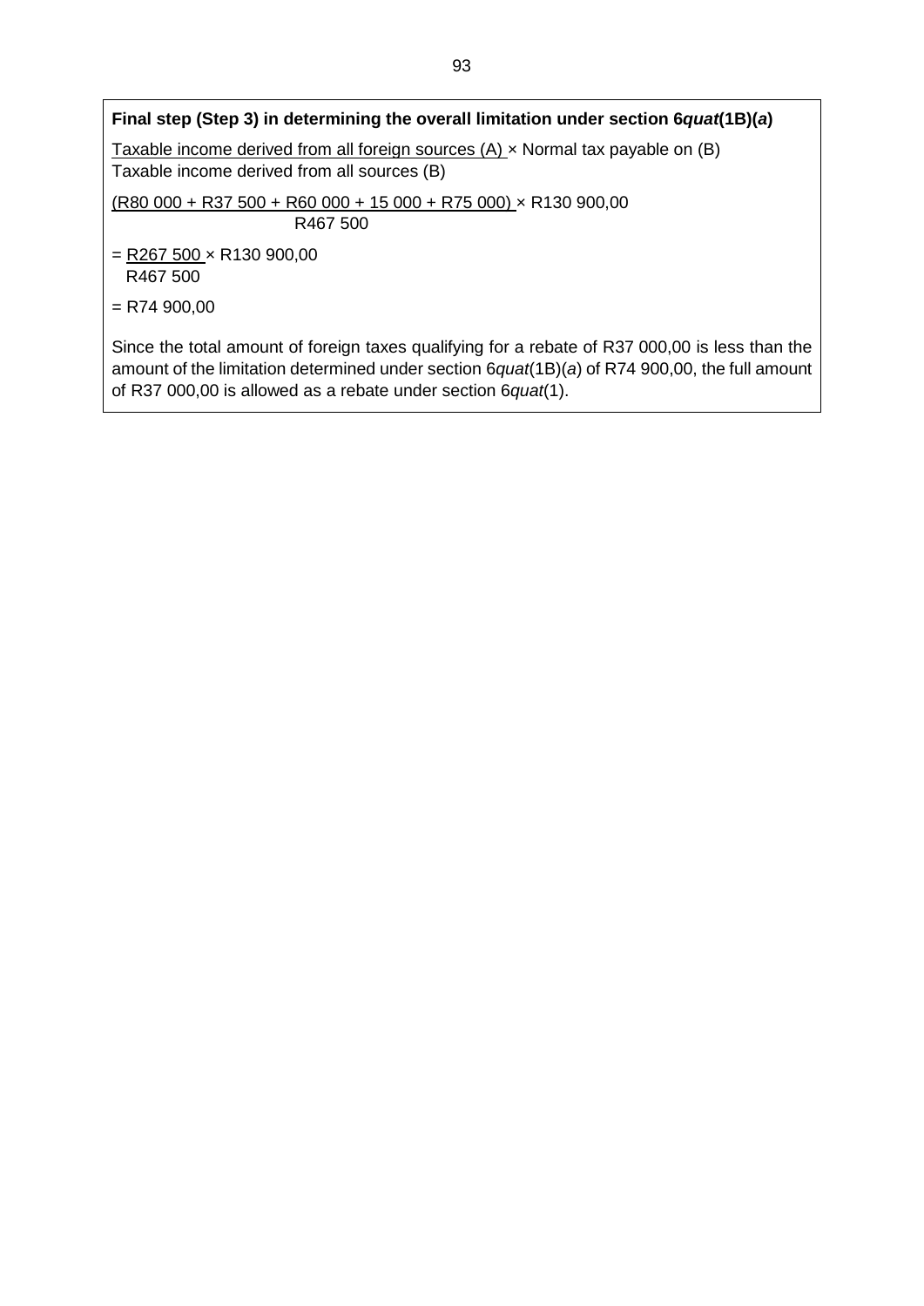**Final step (Step 3) in determining the overall limitation under section 6*quat*(1B)(*a*)**

$$\frac{\text{Taxable income derived from all foreign sources (A)}}{\text{Taxable income derived from all sources (B)}} \times \text{Normal tax payable on (B)}$$

$$\frac{(\text{R}80\ 000 + \text{R}37\ 500 + \text{R}60\ 000 + 15\ 000 + \text{R}75\ 000)}{\text{R}467\ 500} \times \text{R}130\ 900{,}00$$

$$= \frac{\text{R}267\ 500}{\text{R}467\ 500} \times \text{R}130\ 900{,}00$$

$$= \text{R}74\ 900{,}00$$

Since the total amount of foreign taxes qualifying for a rebate of R37 000,00 is less than the amount of the limitation determined under section 6*quat*(1B)(*a*) of R74 900,00, the full amount of R37 000,00 is allowed as a rebate under section 6*quat*(1).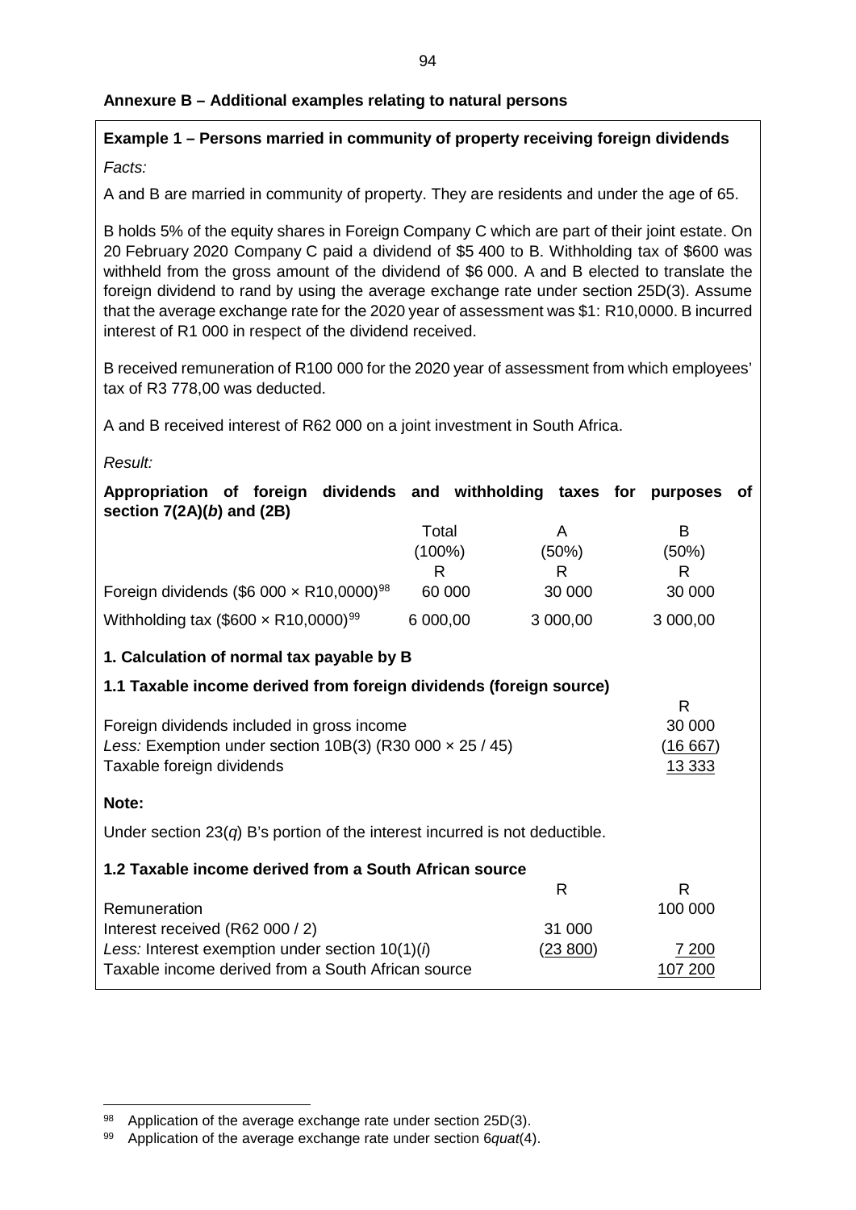## Annexure B – Additional examples relating to natural persons

**Example 1 – Persons married in community of property receiving foreign dividends**

*Facts:*

A and B are married in community of property. They are residents and under the age of 65.

B holds 5% of the equity shares in Foreign Company C which are part of their joint estate. On 20 February 2020 Company C paid a dividend of $5 400 to B. Withholding tax of $600 was withheld from the gross amount of the dividend of $6 000. A and B elected to translate the foreign dividend to rand by using the average exchange rate under section 25D(3). Assume that the average exchange rate for the 2020 year of assessment was $1: R10,0000. B incurred interest of R1 000 in respect of the dividend received.

B received remuneration of R100 000 for the 2020 year of assessment from which employees' tax of R3 778,00 was deducted.

A and B received interest of R62 000 on a joint investment in South Africa.

*Result:*

**Appropriation of foreign dividends and withholding taxes for purposes of section 7(2A)(*b*) and (2B)**

| | Total (100%) R | A (50%) R | B (50%) R |
|---|---|---|---|
| Foreign dividends ($6 000 × R10,0000)[98] | 60 000 | 30 000 | 30 000 |
| Withholding tax ($600 × R10,0000)[99] | 6 000,00 | 3 000,00 | 3 000,00 |

**1. Calculation of normal tax payable by B**

**1.1 Taxable income derived from foreign dividends (foreign source)**

| | R |
|---|---|
| Foreign dividends included in gross income | 30 000 |
| *Less:* Exemption under section 10B(3) (R30 000 × 25 / 45) | (16 667) |
| Taxable foreign dividends | 13 333 |

**Note:**

Under section 23(*q*) B's portion of the interest incurred is not deductible.

**1.2 Taxable income derived from a South African source**

| | R | R |
|---|---|---|
| Remuneration | | 100 000 |
| Interest received (R62 000 / 2) | 31 000 | |
| *Less:* Interest exemption under section 10(1)(*i*) | (23 800) | 7 200 |
| Taxable income derived from a South African source | | 107 200 |

[98] Application of the average exchange rate under section 25D(3).

[99] Application of the average exchange rate under section 6*quat*(4).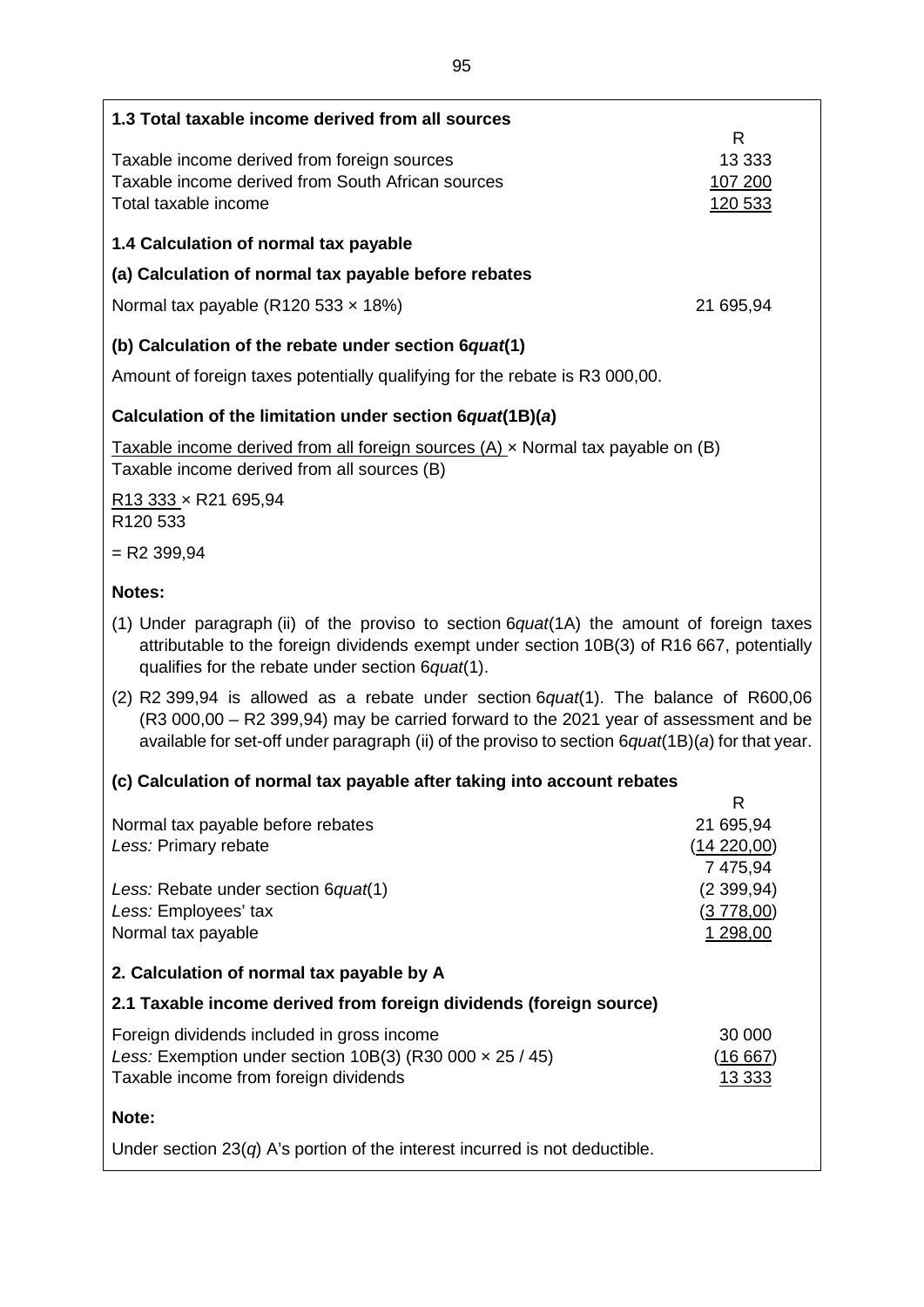### 1.3 Total taxable income derived from all sources

| | R |
|---|---|
| Taxable income derived from foreign sources | 13 333 |
| Taxable income derived from South African sources | 107 200 |
| Total taxable income | 120 533 |

### 1.4 Calculation of normal tax payable

**(a) Calculation of normal tax payable before rebates**

| | |
|---|---|
| Normal tax payable (R120 533 × 18%) | 21 695,94 |

**(b) Calculation of the rebate under section 6*quat*(1)**

Amount of foreign taxes potentially qualifying for the rebate is R3 000,00.

**Calculation of the limitation under section 6*quat*(1B)(*a*)**

$$\frac{\text{Taxable income derived from all foreign sources (A)}}{\text{Taxable income derived from all sources (B)}} \times \text{Normal tax payable on (B)}$$

$$\frac{\text{R13 333}}{\text{R120 533}} \times \text{R21 695,94}$$

= R2 399,94

**Notes:**

(1) Under paragraph (ii) of the proviso to section 6*quat*(1A) the amount of foreign taxes attributable to the foreign dividends exempt under section 10B(3) of R16 667, potentially qualifies for the rebate under section 6*quat*(1).

(2) R2 399,94 is allowed as a rebate under section 6*quat*(1). The balance of R600,06 (R3 000,00 – R2 399,94) may be carried forward to the 2021 year of assessment and be available for set-off under paragraph (ii) of the proviso to section 6*quat*(1B)(*a*) for that year.

**(c) Calculation of normal tax payable after taking into account rebates**

| | R |
|---|---|
| Normal tax payable before rebates | 21 695,94 |
| *Less:* Primary rebate | (14 220,00) |
| | 7 475,94 |
| *Less:* Rebate under section 6*quat*(1) | (2 399,94) |
| *Less:* Employees' tax | (3 778,00) |
| Normal tax payable | 1 298,00 |

### 2. Calculation of normal tax payable by A

### 2.1 Taxable income derived from foreign dividends (foreign source)

| | |
|---|---|
| Foreign dividends included in gross income | 30 000 |
| *Less:* Exemption under section 10B(3) (R30 000 × 25 / 45) | (16 667) |
| Taxable income from foreign dividends | 13 333 |

**Note:**

Under section 23(*q*) A's portion of the interest incurred is not deductible.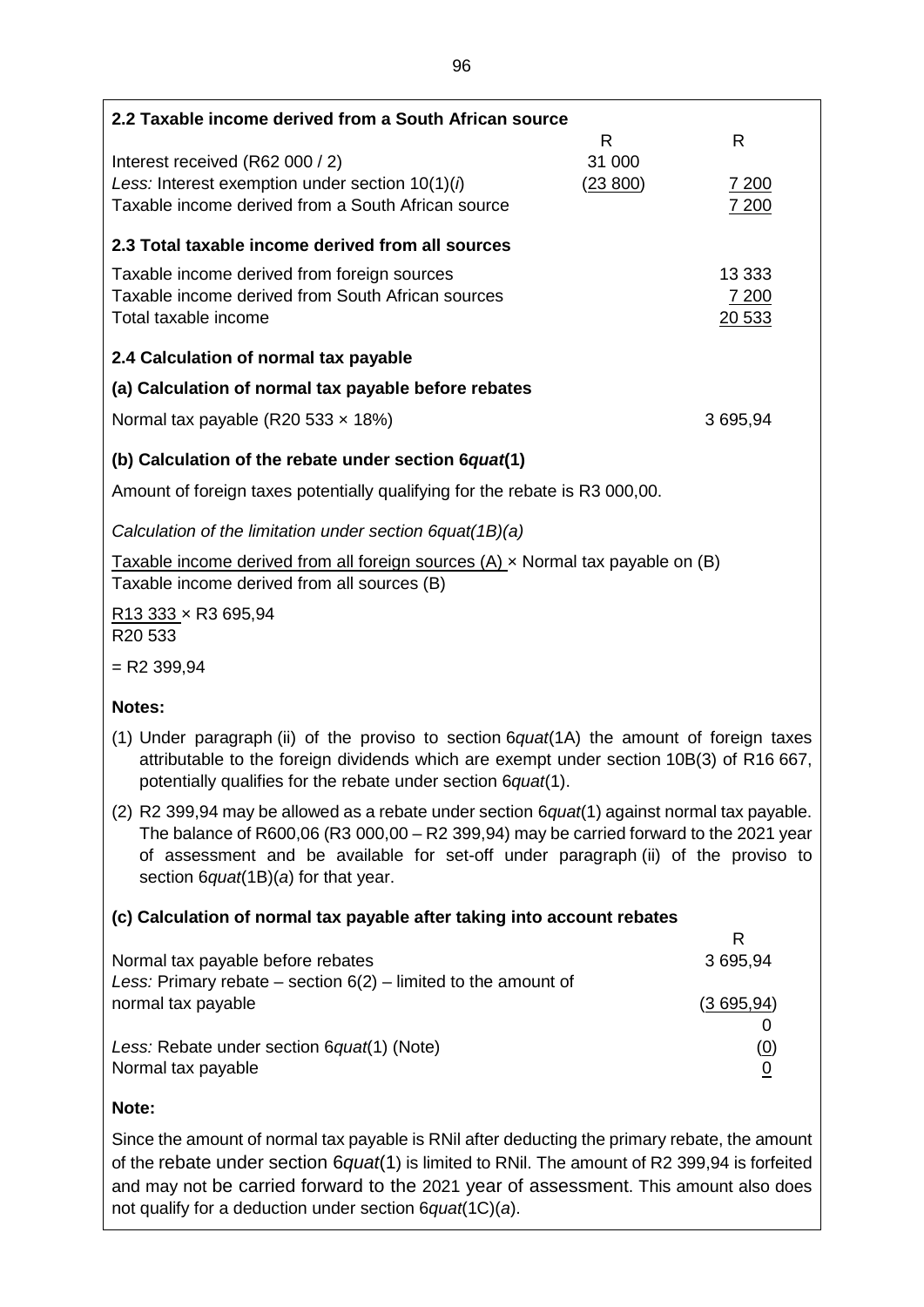**2.2 Taxable income derived from a South African source**

| | R | R |
|---|---|---|
| Interest received (R62 000 / 2) | 31 000 | |
| *Less:* Interest exemption under section 10(1)(*i*) | (23 800) | 7 200 |
| Taxable income derived from a South African source | | 7 200 |

**2.3 Total taxable income derived from all sources**

| | |
|---|---|
| Taxable income derived from foreign sources | 13 333 |
| Taxable income derived from South African sources | 7 200 |
| Total taxable income | 20 533 |

**2.4 Calculation of normal tax payable**

**(a) Calculation of normal tax payable before rebates**

| | |
|---|---|
| Normal tax payable (R20 533 × 18%) | 3 695,94 |

**(b) Calculation of the rebate under section 6*quat*(1)**

Amount of foreign taxes potentially qualifying for the rebate is R3 000,00.

*Calculation of the limitation under section 6quat(1B)(a)*

$$\frac{\text{Taxable income derived from all foreign sources (A)}}{\text{Taxable income derived from all sources (B)}} \times \text{Normal tax payable on (B)}$$

$$\frac{\text{R13 333}}{\text{R20 533}} \times \text{R3 695,94}$$

= R2 399,94

**Notes:**

(1) Under paragraph (ii) of the proviso to section 6*quat*(1A) the amount of foreign taxes attributable to the foreign dividends which are exempt under section 10B(3) of R16 667, potentially qualifies for the rebate under section 6*quat*(1).

(2) R2 399,94 may be allowed as a rebate under section 6*quat*(1) against normal tax payable. The balance of R600,06 (R3 000,00 – R2 399,94) may be carried forward to the 2021 year of assessment and be available for set-off under paragraph (ii) of the proviso to section 6*quat*(1B)(*a*) for that year.

**(c) Calculation of normal tax payable after taking into account rebates**

| | R |
|---|---|
| Normal tax payable before rebates | 3 695,94 |
| *Less:* Primary rebate – section 6(2) – limited to the amount of normal tax payable | (3 695,94) |
| | 0 |
| *Less:* Rebate under section 6*quat*(1) (Note) | (0) |
| Normal tax payable | 0 |

**Note:**

Since the amount of normal tax payable is RNil after deducting the primary rebate, the amount of the rebate under section 6*quat*(1) is limited to RNil. The amount of R2 399,94 is forfeited and may not be carried forward to the 2021 year of assessment. This amount also does not qualify for a deduction under section 6*quat*(1C)(*a*).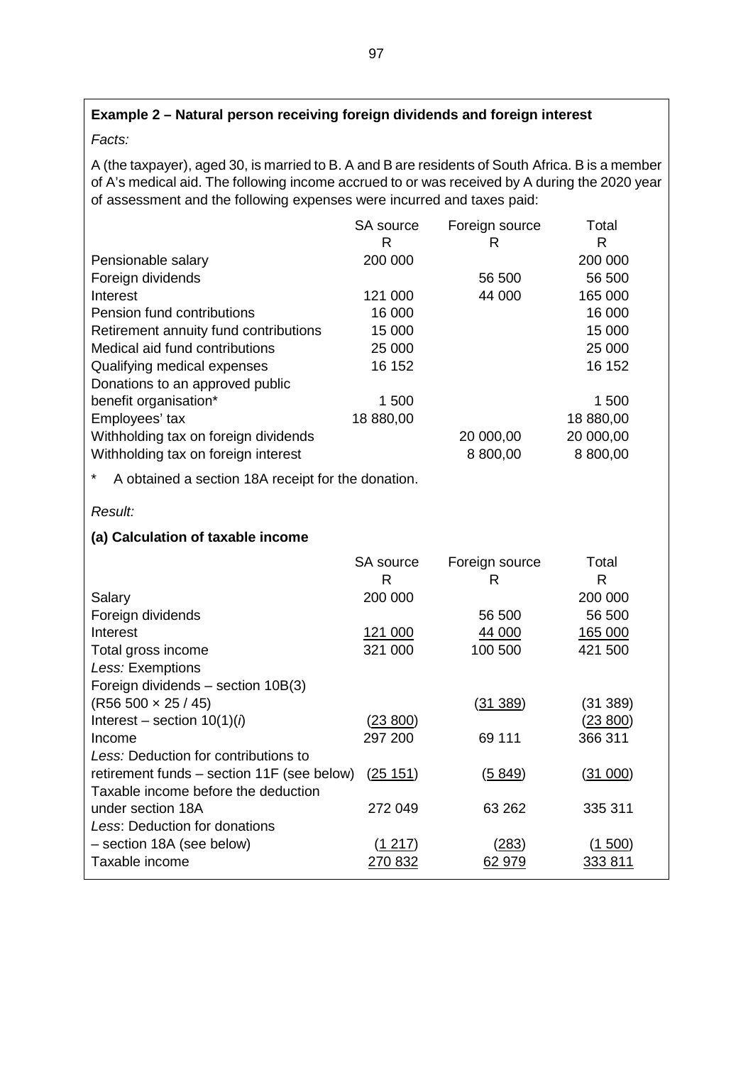**Example 2 – Natural person receiving foreign dividends and foreign interest**

*Facts:*

A (the taxpayer), aged 30, is married to B. A and B are residents of South Africa. B is a member of A's medical aid. The following income accrued to or was received by A during the 2020 year of assessment and the following expenses were incurred and taxes paid:

| | SA source<br>R | Foreign source<br>R | Total<br>R |
|---|---|---|---|
| Pensionable salary | 200 000 | | 200 000 |
| Foreign dividends | | 56 500 | 56 500 |
| Interest | 121 000 | 44 000 | 165 000 |
| Pension fund contributions | 16 000 | | 16 000 |
| Retirement annuity fund contributions | 15 000 | | 15 000 |
| Medical aid fund contributions | 25 000 | | 25 000 |
| Qualifying medical expenses | 16 152 | | 16 152 |
| Donations to an approved public benefit organisation* | 1 500 | | 1 500 |
| Employees' tax | 18 880,00 | | 18 880,00 |
| Withholding tax on foreign dividends | | 20 000,00 | 20 000,00 |
| Withholding tax on foreign interest | | 8 800,00 | 8 800,00 |

\* A obtained a section 18A receipt for the donation.

*Result:*

**(a) Calculation of taxable income**

| | SA source<br>R | Foreign source<br>R | Total<br>R |
|---|---|---|---|
| Salary | 200 000 | | 200 000 |
| Foreign dividends | | 56 500 | 56 500 |
| Interest | 121 000 | 44 000 | 165 000 |
| Total gross income | 321 000 | 100 500 | 421 500 |
| *Less:* Exemptions | | | |
| Foreign dividends – section 10B(3) (R56 500 × 25 / 45) | | (31 389) | (31 389) |
| Interest – section 10(1)(*i*) | (23 800) | | (23 800) |
| Income | 297 200 | 69 111 | 366 311 |
| *Less:* Deduction for contributions to retirement funds – section 11F (see below) | (25 151) | (5 849) | (31 000) |
| Taxable income before the deduction under section 18A | 272 049 | 63 262 | 335 311 |
| *Less*: Deduction for donations – section 18A (see below) | (1 217) | (283) | (1 500) |
| Taxable income | 270 832 | 62 979 | 333 811 |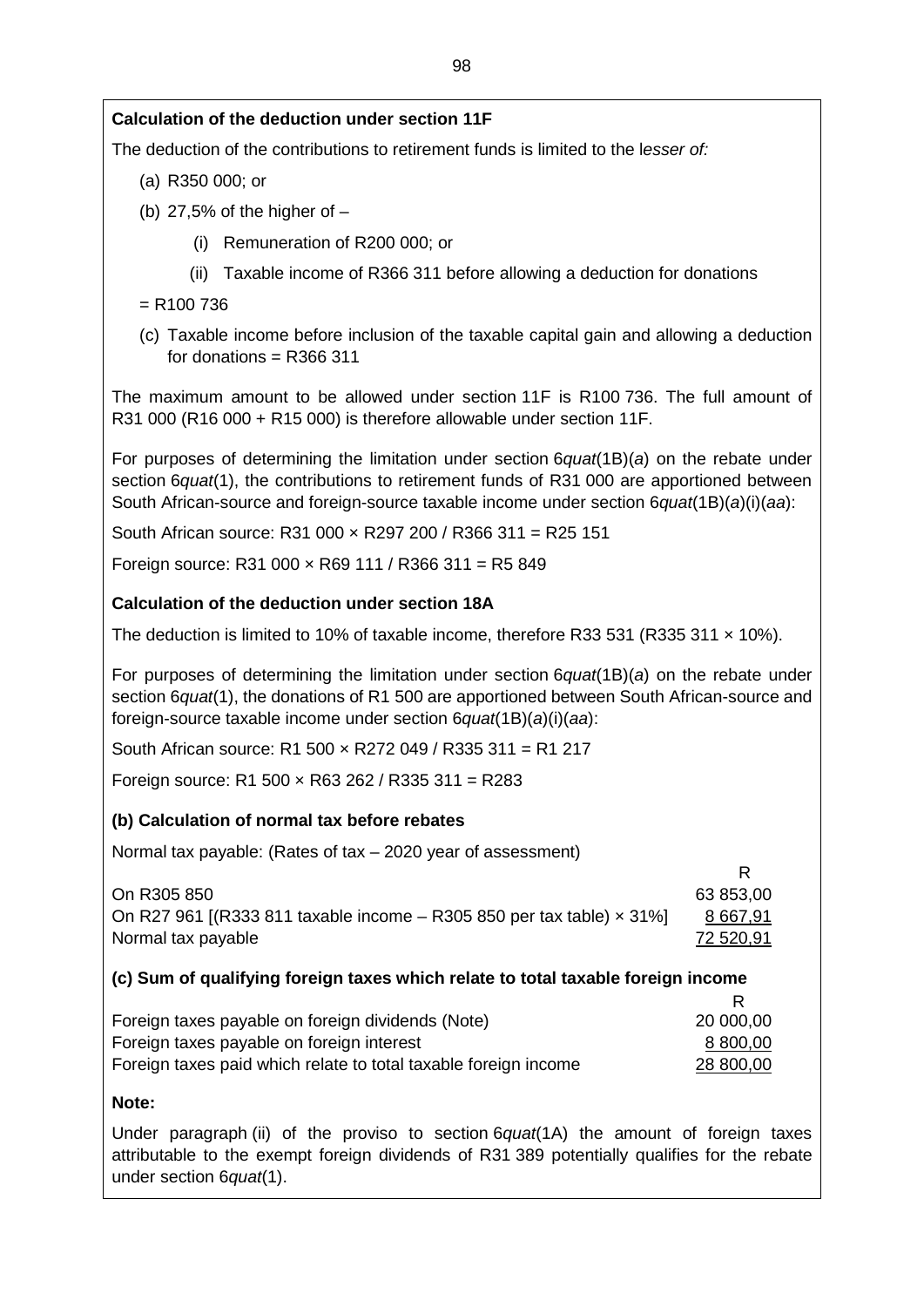**Calculation of the deduction under section 11F**

The deduction of the contributions to retirement funds is limited to the l*esser of:*

(a) R350 000; or

(b) 27,5% of the higher of –

   (i) Remuneration of R200 000; or

   (ii) Taxable income of R366 311 before allowing a deduction for donations

= R100 736

(c) Taxable income before inclusion of the taxable capital gain and allowing a deduction for donations = R366 311

The maximum amount to be allowed under section 11F is R100 736. The full amount of R31 000 (R16 000 + R15 000) is therefore allowable under section 11F.

For purposes of determining the limitation under section 6*quat*(1B)(*a*) on the rebate under section 6*quat*(1), the contributions to retirement funds of R31 000 are apportioned between South African-source and foreign-source taxable income under section 6*quat*(1B)(*a*)(i)(*aa*):

South African source: R31 000 × R297 200 / R366 311 = R25 151

Foreign source: R31 000 × R69 111 / R366 311 = R5 849

**Calculation of the deduction under section 18A**

The deduction is limited to 10% of taxable income, therefore R33 531 (R335 311 × 10%).

For purposes of determining the limitation under section 6*quat*(1B)(*a*) on the rebate under section 6*quat*(1), the donations of R1 500 are apportioned between South African-source and foreign-source taxable income under section 6*quat*(1B)(*a*)(i)(*aa*):

South African source: R1 500 × R272 049 / R335 311 = R1 217

Foreign source: R1 500 × R63 262 / R335 311 = R283

**(b) Calculation of normal tax before rebates**

Normal tax payable: (Rates of tax – 2020 year of assessment)

| | R |
|---|---|
| On R305 850 | 63 853,00 |
| On R27 961 [(R333 811 taxable income – R305 850 per tax table) × 31%] | 8 667,91 |
| Normal tax payable | 72 520,91 |

**(c) Sum of qualifying foreign taxes which relate to total taxable foreign income**

| | R |
|---|---|
| Foreign taxes payable on foreign dividends (Note) | 20 000,00 |
| Foreign taxes payable on foreign interest | 8 800,00 |
| Foreign taxes paid which relate to total taxable foreign income | 28 800,00 |

**Note:**

Under paragraph (ii) of the proviso to section 6*quat*(1A) the amount of foreign taxes attributable to the exempt foreign dividends of R31 389 potentially qualifies for the rebate under section 6*quat*(1).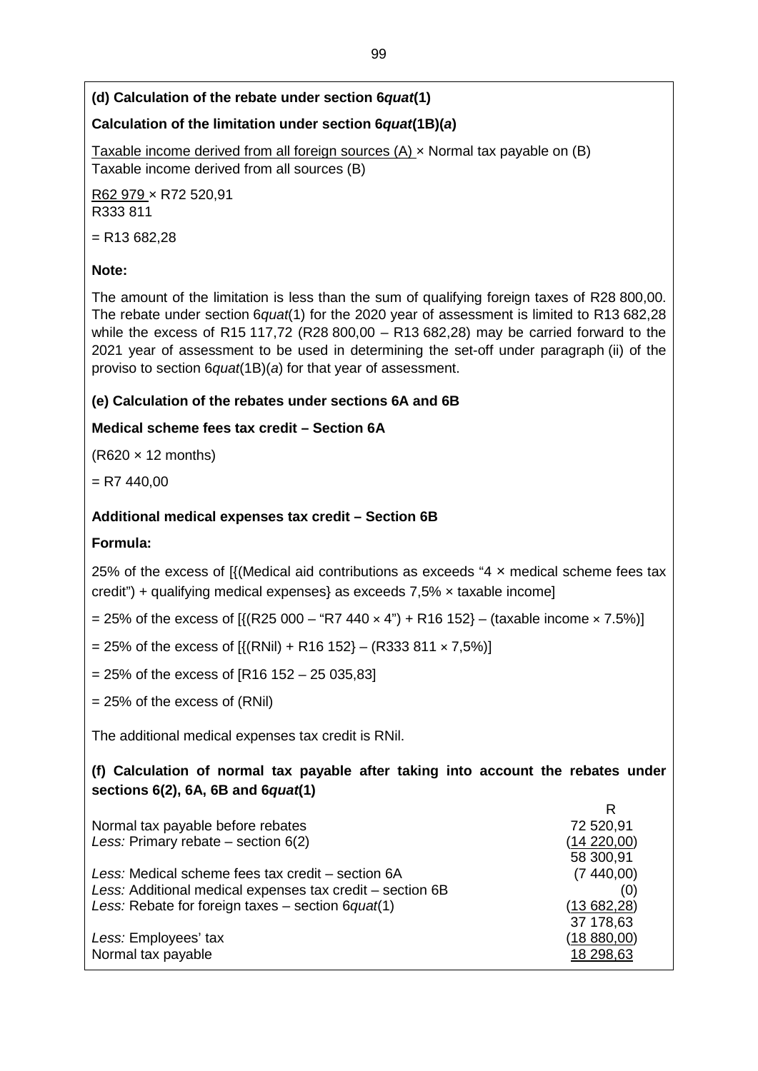**(d) Calculation of the rebate under section 6*quat*(1)**

**Calculation of the limitation under section 6*quat*(1B)(*a*)**

$$\frac{\text{Taxable income derived from all foreign sources (A)}}{\text{Taxable income derived from all sources (B)}} \times \text{Normal tax payable on (B)}$$

$$\frac{\text{R62 979}}{\text{R333 811}} \times \text{R72 520,91}$$

= R13 682,28

**Note:**

The amount of the limitation is less than the sum of qualifying foreign taxes of R28 800,00. The rebate under section 6*quat*(1) for the 2020 year of assessment is limited to R13 682,28 while the excess of R15 117,72 (R28 800,00 – R13 682,28) may be carried forward to the 2021 year of assessment to be used in determining the set-off under paragraph (ii) of the proviso to section 6*quat*(1B)(*a*) for that year of assessment.

**(e) Calculation of the rebates under sections 6A and 6B**

**Medical scheme fees tax credit – Section 6A**

(R620 × 12 months)

= R7 440,00

**Additional medical expenses tax credit – Section 6B**

**Formula:**

25% of the excess of [{(Medical aid contributions as exceeds "4 × medical scheme fees tax credit") + qualifying medical expenses} as exceeds 7,5% × taxable income]

= 25% of the excess of [{(R25 000 – "R7 440 × 4") + R16 152} – (taxable income × 7.5%)]

= 25% of the excess of [{(RNil) + R16 152} – (R333 811 × 7,5%)]

= 25% of the excess of [R16 152 – 25 035,83]

= 25% of the excess of (RNil)

The additional medical expenses tax credit is RNil.

**(f) Calculation of normal tax payable after taking into account the rebates under sections 6(2), 6A, 6B and 6*quat*(1)**

| | R |
|---|---|
| Normal tax payable before rebates | 72 520,91 |
| *Less:* Primary rebate – section 6(2) | (14 220,00) |
| | 58 300,91 |
| *Less:* Medical scheme fees tax credit – section 6A | (7 440,00) |
| *Less:* Additional medical expenses tax credit – section 6B | (0) |
| *Less:* Rebate for foreign taxes – section 6*quat*(1) | (13 682,28) |
| | 37 178,63 |
| *Less:* Employees' tax | (18 880,00) |
| Normal tax payable | 18 298,63 |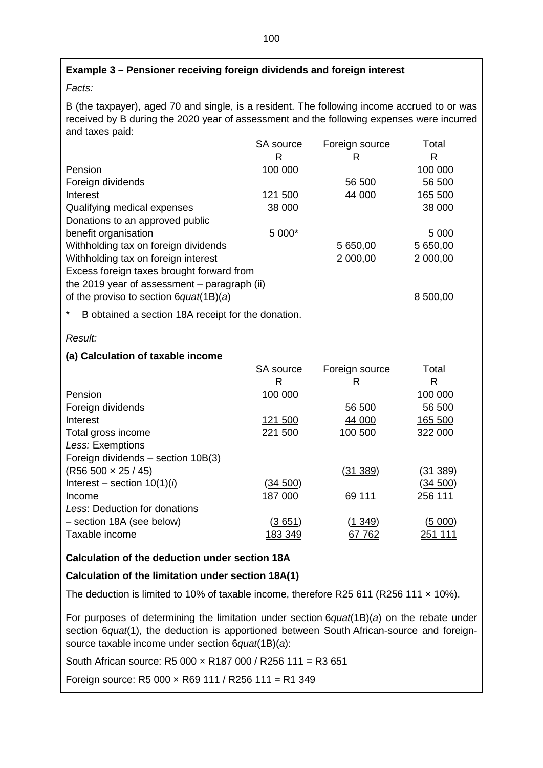**Example 3 – Pensioner receiving foreign dividends and foreign interest**

*Facts:*

B (the taxpayer), aged 70 and single, is a resident. The following income accrued to or was received by B during the 2020 year of assessment and the following expenses were incurred and taxes paid:

| | SA source | Foreign source | Total |
|---|---|---|---|
| | R | R | R |
| Pension | 100 000 | | 100 000 |
| Foreign dividends | | 56 500 | 56 500 |
| Interest | 121 500 | 44 000 | 165 500 |
| Qualifying medical expenses | 38 000 | | 38 000 |
| Donations to an approved public benefit organisation | 5 000* | | 5 000 |
| Withholding tax on foreign dividends | | 5 650,00 | 5 650,00 |
| Withholding tax on foreign interest | | 2 000,00 | 2 000,00 |
| Excess foreign taxes brought forward from the 2019 year of assessment – paragraph (ii) of the proviso to section 6*quat*(1B)(*a*) | | | 8 500,00 |

\* B obtained a section 18A receipt for the donation.

*Result:*

**(a) Calculation of taxable income**

| | SA source | Foreign source | Total |
|---|---|---|---|
| | R | R | R |
| Pension | 100 000 | | 100 000 |
| Foreign dividends | | 56 500 | 56 500 |
| Interest | 121 500 | 44 000 | 165 500 |
| Total gross income | 221 500 | 100 500 | 322 000 |
| *Less:* Exemptions | | | |
| Foreign dividends – section 10B(3) (R56 500 × 25 / 45) | | (31 389) | (31 389) |
| Interest – section 10(1)(*i*) | (34 500) | | (34 500) |
| Income | 187 000 | 69 111 | 256 111 |
| *Less*: Deduction for donations – section 18A (see below) | (3 651) | (1 349) | (5 000) |
| Taxable income | 183 349 | 67 762 | 251 111 |

**Calculation of the deduction under section 18A**

**Calculation of the limitation under section 18A(1)**

The deduction is limited to 10% of taxable income, therefore R25 611 (R256 111 × 10%).

For purposes of determining the limitation under section 6*quat*(1B)(*a*) on the rebate under section 6*quat*(1), the deduction is apportioned between South African-source and foreign-source taxable income under section 6*quat*(1B)(*a*):

South African source: R5 000 × R187 000 / R256 111 = R3 651

Foreign source: R5 000 × R69 111 / R256 111 = R1 349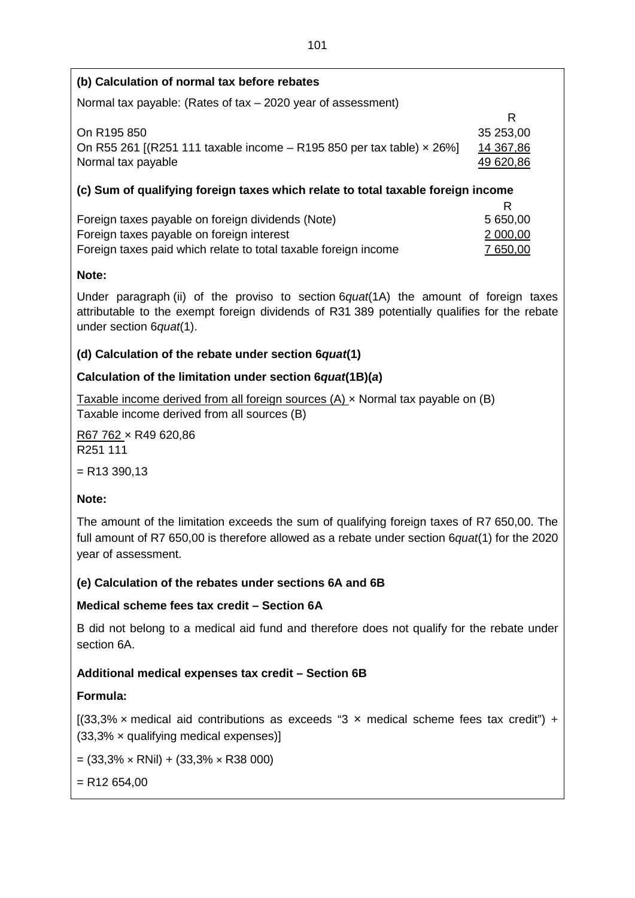**(b) Calculation of normal tax before rebates**

Normal tax payable: (Rates of tax – 2020 year of assessment)

| | R |
|---|---|
| On R195 850 | 35 253,00 |
| On R55 261 [(R251 111 taxable income – R195 850 per tax table) × 26%] | 14 367,86 |
| Normal tax payable | 49 620,86 |

**(c) Sum of qualifying foreign taxes which relate to total taxable foreign income**

| | R |
|---|---|
| Foreign taxes payable on foreign dividends (Note) | 5 650,00 |
| Foreign taxes payable on foreign interest | 2 000,00 |
| Foreign taxes paid which relate to total taxable foreign income | 7 650,00 |

**Note:**

Under paragraph (ii) of the proviso to section 6*quat*(1A) the amount of foreign taxes attributable to the exempt foreign dividends of R31 389 potentially qualifies for the rebate under section 6*quat*(1).

**(d) Calculation of the rebate under section 6*quat*(1)**

**Calculation of the limitation under section 6*quat*(1B)(*a*)**

$$\frac{\text{Taxable income derived from all foreign sources (A)}}{\text{Taxable income derived from all sources (B)}} \times \text{Normal tax payable on (B)}$$

$$\frac{R67\,762}{R251\,111} \times R49\,620,86$$

= R13 390,13

**Note:**

The amount of the limitation exceeds the sum of qualifying foreign taxes of R7 650,00. The full amount of R7 650,00 is therefore allowed as a rebate under section 6*quat*(1) for the 2020 year of assessment.

**(e) Calculation of the rebates under sections 6A and 6B**

**Medical scheme fees tax credit – Section 6A**

B did not belong to a medical aid fund and therefore does not qualify for the rebate under section 6A.

**Additional medical expenses tax credit – Section 6B**

**Formula:**

[(33,3% × medical aid contributions as exceeds "3 × medical scheme fees tax credit") + (33,3% × qualifying medical expenses)]

= (33,3% × RNil) + (33,3% × R38 000)

= R12 654,00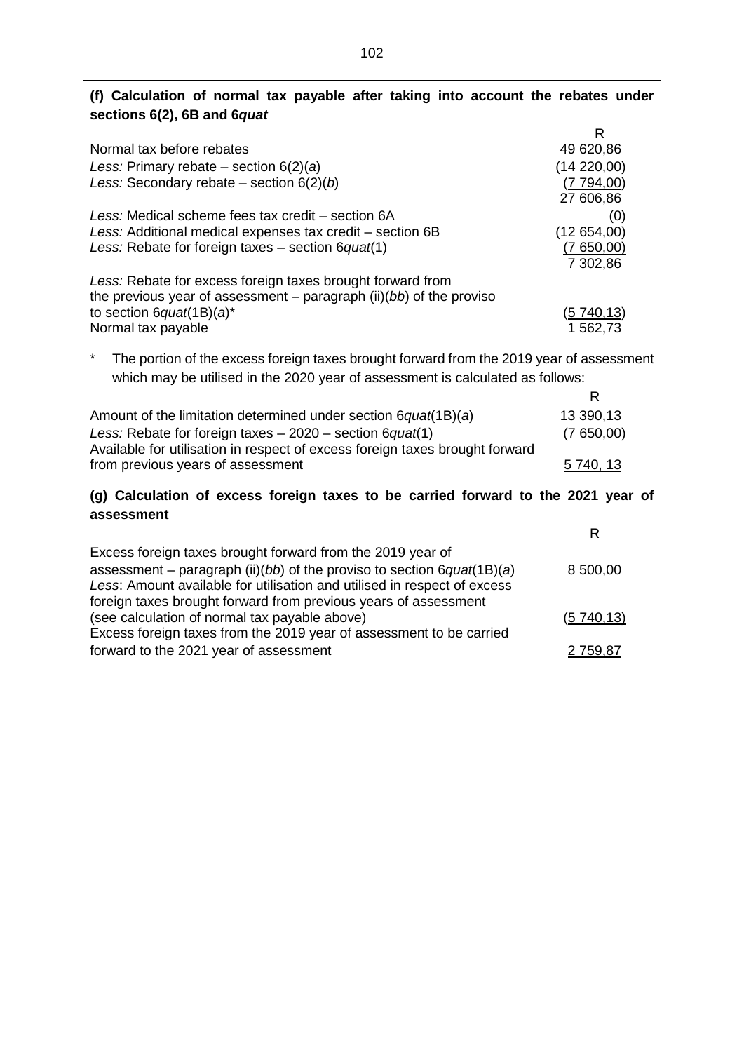**(f) Calculation of normal tax payable after taking into account the rebates under sections 6(2), 6B and 6*quat***

| | R |
|---|---|
| Normal tax before rebates | 49 620,86 |
| *Less:* Primary rebate – section 6(2)(*a*) | (14 220,00) |
| *Less:* Secondary rebate – section 6(2)(*b*) | (7 794,00) |
| | 27 606,86 |
| *Less:* Medical scheme fees tax credit – section 6A | (0) |
| *Less:* Additional medical expenses tax credit – section 6B | (12 654,00) |
| *Less:* Rebate for foreign taxes – section 6*quat*(1) | (7 650,00) |
| | 7 302,86 |
| *Less:* Rebate for excess foreign taxes brought forward from the previous year of assessment – paragraph (ii)(*bb*) of the proviso to section 6*quat*(1B)(*a*)* | (5 740,13) |
| Normal tax payable | 1 562,73 |

\* The portion of the excess foreign taxes brought forward from the 2019 year of assessment which may be utilised in the 2020 year of assessment is calculated as follows:

| | R |
|---|---|
| Amount of the limitation determined under section 6*quat*(1B)(*a*) | 13 390,13 |
| *Less:* Rebate for foreign taxes – 2020 – section 6*quat*(1) | (7 650,00) |
| Available for utilisation in respect of excess foreign taxes brought forward from previous years of assessment | 5 740, 13 |

**(g) Calculation of excess foreign taxes to be carried forward to the 2021 year of assessment**

| | R |
|---|---|
| Excess foreign taxes brought forward from the 2019 year of assessment – paragraph (ii)(*bb*) of the proviso to section 6*quat*(1B)(*a*) | 8 500,00 |
| *Less*: Amount available for utilisation and utilised in respect of excess foreign taxes brought forward from previous years of assessment (see calculation of normal tax payable above) | (5 740,13) |
| Excess foreign taxes from the 2019 year of assessment to be carried forward to the 2021 year of assessment | 2 759,87 |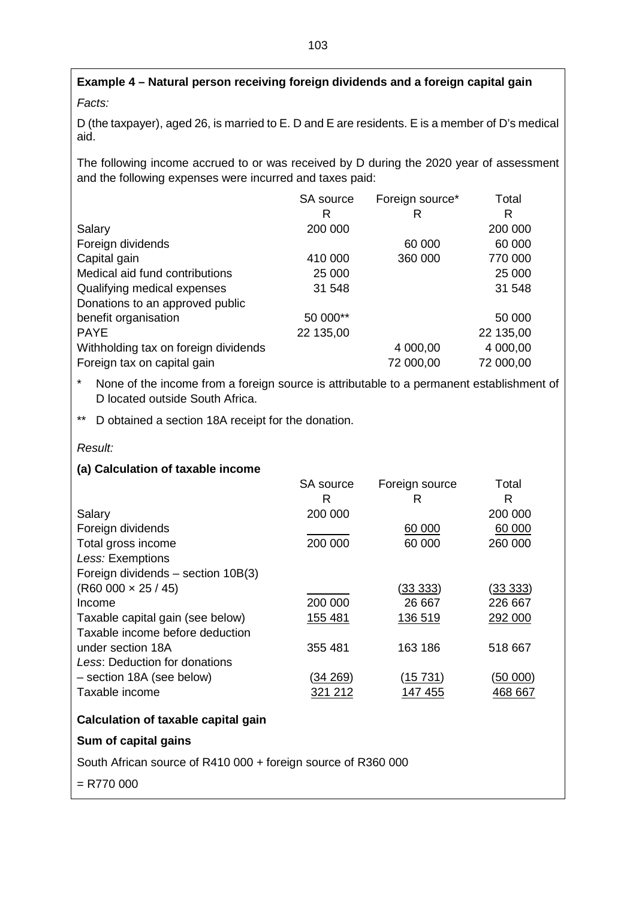**Example 4 – Natural person receiving foreign dividends and a foreign capital gain**

*Facts:*

D (the taxpayer), aged 26, is married to E. D and E are residents. E is a member of D's medical aid.

The following income accrued to or was received by D during the 2020 year of assessment and the following expenses were incurred and taxes paid:

| | SA source | Foreign source* | Total |
|---|---|---|---|
| | R | R | R |
| Salary | 200 000 | | 200 000 |
| Foreign dividends | | 60 000 | 60 000 |
| Capital gain | 410 000 | 360 000 | 770 000 |
| Medical aid fund contributions | 25 000 | | 25 000 |
| Qualifying medical expenses | 31 548 | | 31 548 |
| Donations to an approved public benefit organisation | 50 000** | | 50 000 |
| PAYE | 22 135,00 | | 22 135,00 |
| Withholding tax on foreign dividends | | 4 000,00 | 4 000,00 |
| Foreign tax on capital gain | | 72 000,00 | 72 000,00 |

\* None of the income from a foreign source is attributable to a permanent establishment of D located outside South Africa.

\*\* D obtained a section 18A receipt for the donation.

*Result:*

**(a) Calculation of taxable income**

| | SA source | Foreign source | Total |
|---|---|---|---|
| | R | R | R |
| Salary | 200 000 | | 200 000 |
| Foreign dividends | | 60 000 | 60 000 |
| Total gross income | 200 000 | 60 000 | 260 000 |
| *Less:* Exemptions | | | |
| Foreign dividends – section 10B(3) (R60 000 × 25 / 45) | | (33 333) | (33 333) |
| Income | 200 000 | 26 667 | 226 667 |
| Taxable capital gain (see below) | 155 481 | 136 519 | 292 000 |
| Taxable income before deduction under section 18A | 355 481 | 163 186 | 518 667 |
| *Less*: Deduction for donations – section 18A (see below) | (34 269) | (15 731) | (50 000) |
| Taxable income | 321 212 | 147 455 | 468 667 |

**Calculation of taxable capital gain**

**Sum of capital gains**

South African source of R410 000 + foreign source of R360 000

= R770 000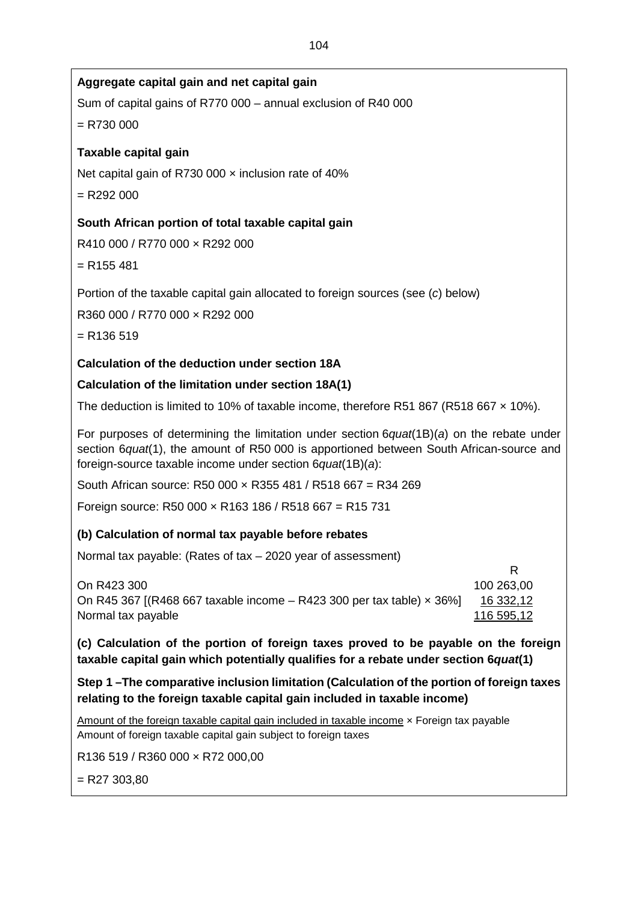**Aggregate capital gain and net capital gain**

Sum of capital gains of R770 000 – annual exclusion of R40 000

= R730 000

**Taxable capital gain**

Net capital gain of R730 000 × inclusion rate of 40%

= R292 000

**South African portion of total taxable capital gain**

R410 000 / R770 000 × R292 000

= R155 481

Portion of the taxable capital gain allocated to foreign sources (see (*c*) below)

R360 000 / R770 000 × R292 000

= R136 519

**Calculation of the deduction under section 18A**

**Calculation of the limitation under section 18A(1)**

The deduction is limited to 10% of taxable income, therefore R51 867 (R518 667 × 10%).

For purposes of determining the limitation under section 6*quat*(1B)(*a*) on the rebate under section 6*quat*(1), the amount of R50 000 is apportioned between South African-source and foreign-source taxable income under section 6*quat*(1B)(*a*):

South African source: R50 000 × R355 481 / R518 667 = R34 269

Foreign source: R50 000 × R163 186 / R518 667 = R15 731

**(b) Calculation of normal tax payable before rebates**

Normal tax payable: (Rates of tax – 2020 year of assessment)

| | R |
|---|---|
| On R423 300 | 100 263,00 |
| On R45 367 [(R468 667 taxable income – R423 300 per tax table) × 36%] | 16 332,12 |
| Normal tax payable | 116 595,12 |

**(c) Calculation of the portion of foreign taxes proved to be payable on the foreign taxable capital gain which potentially qualifies for a rebate under section 6*quat*(1)**

**Step 1 –The comparative inclusion limitation (Calculation of the portion of foreign taxes relating to the foreign taxable capital gain included in taxable income)**

$$\frac{\text{Amount of the foreign taxable capital gain included in taxable income}}{\text{Amount of foreign taxable capital gain subject to foreign taxes}} \times \text{Foreign tax payable}$$

R136 519 / R360 000 × R72 000,00

= R27 303,80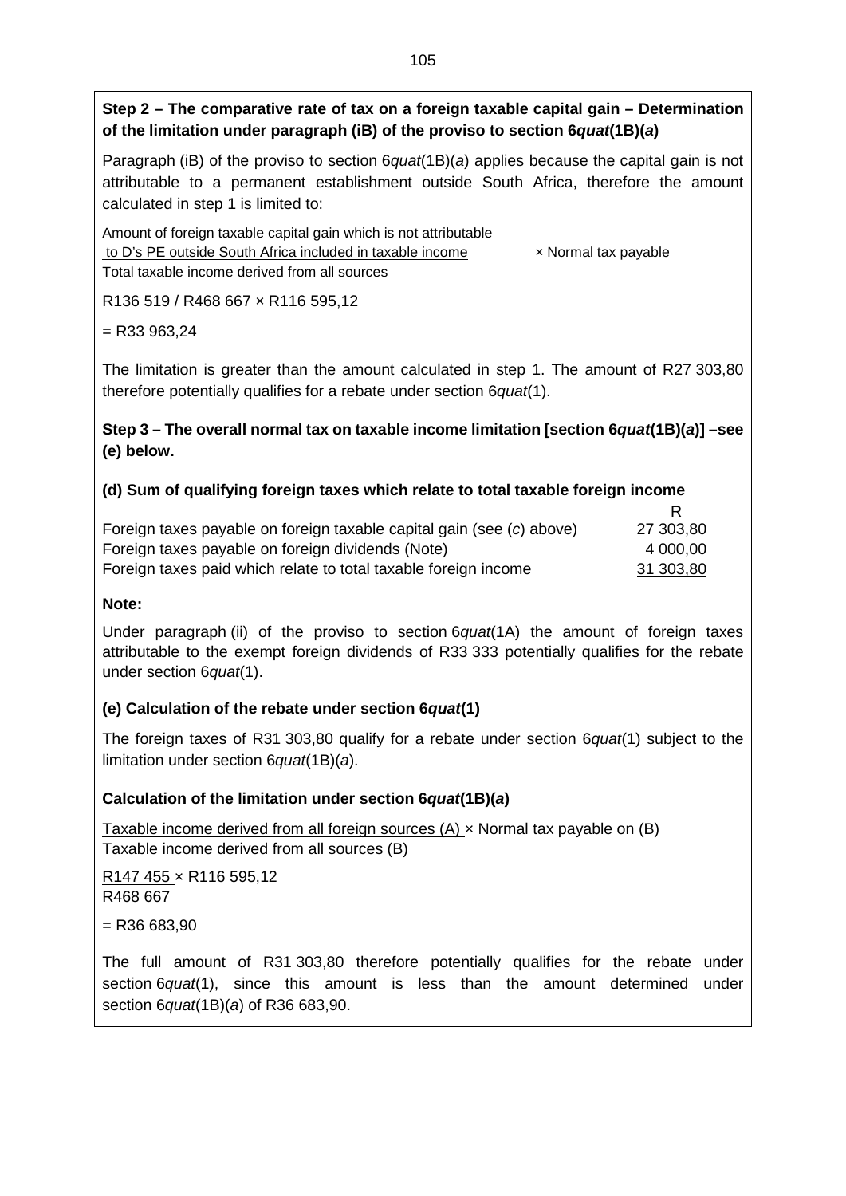**Step 2 – The comparative rate of tax on a foreign taxable capital gain – Determination of the limitation under paragraph (iB) of the proviso to section 6*quat*(1B)(*a*)**

Paragraph (iB) of the proviso to section 6*quat*(1B)(*a*) applies because the capital gain is not attributable to a permanent establishment outside South Africa, therefore the amount calculated in step 1 is limited to:

$$\frac{\text{Amount of foreign taxable capital gain which is not attributable to D's PE outside South Africa included in taxable income}}{\text{Total taxable income derived from all sources}} \times \text{Normal tax payable}$$

R136 519 / R468 667 × R116 595,12

= R33 963,24

The limitation is greater than the amount calculated in step 1. The amount of R27 303,80 therefore potentially qualifies for a rebate under section 6*quat*(1).

**Step 3 – The overall normal tax on taxable income limitation [section 6*quat*(1B)(*a*)] –see (e) below.**

**(d) Sum of qualifying foreign taxes which relate to total taxable foreign income**

| | R |
|---|---|
| Foreign taxes payable on foreign taxable capital gain (see (*c*) above) | 27 303,80 |
| Foreign taxes payable on foreign dividends (Note) | 4 000,00 |
| Foreign taxes paid which relate to total taxable foreign income | 31 303,80 |

**Note:**

Under paragraph (ii) of the proviso to section 6*quat*(1A) the amount of foreign taxes attributable to the exempt foreign dividends of R33 333 potentially qualifies for the rebate under section 6*quat*(1).

**(e) Calculation of the rebate under section 6*quat*(1)**

The foreign taxes of R31 303,80 qualify for a rebate under section 6*quat*(1) subject to the limitation under section 6*quat*(1B)(*a*).

**Calculation of the limitation under section 6*quat*(1B)(*a*)**

$$\frac{\text{Taxable income derived from all foreign sources (A)}}{\text{Taxable income derived from all sources (B)}} \times \text{Normal tax payable on (B)}$$

$$\frac{\text{R147 455}}{\text{R468 667}} \times \text{R116 595,12}$$

= R36 683,90

The full amount of R31 303,80 therefore potentially qualifies for the rebate under section 6*quat*(1), since this amount is less than the amount determined under section 6*quat*(1B)(*a*) of R36 683,90.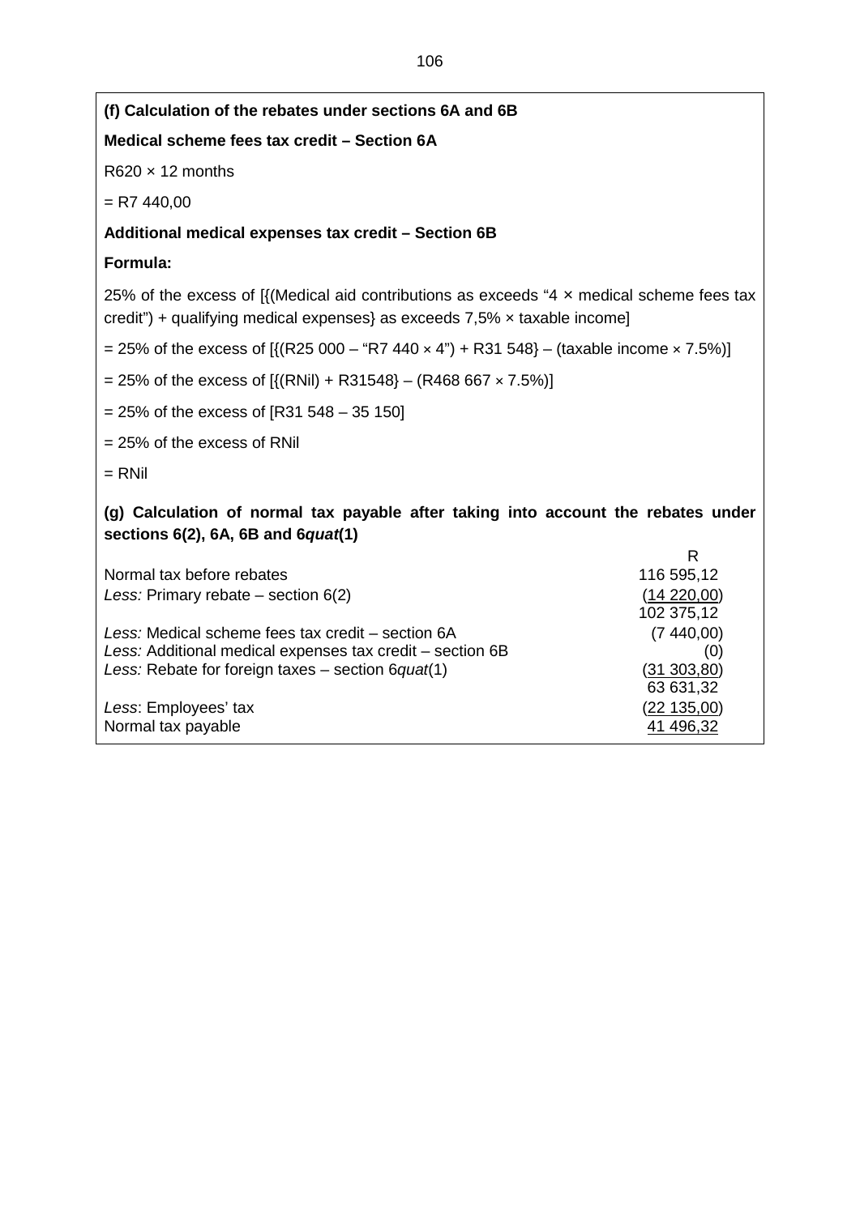**(f) Calculation of the rebates under sections 6A and 6B**

**Medical scheme fees tax credit – Section 6A**

R620 × 12 months

= R7 440,00

**Additional medical expenses tax credit – Section 6B**

**Formula:**

25% of the excess of [{(Medical aid contributions as exceeds "4 × medical scheme fees tax credit") + qualifying medical expenses} as exceeds 7,5% × taxable income]

= 25% of the excess of [{(R25 000 – "R7 440 × 4") + R31 548} – (taxable income × 7.5%)]

= 25% of the excess of [{(RNil) + R31548} – (R468 667 × 7.5%)]

= 25% of the excess of [R31 548 – 35 150]

= 25% of the excess of RNil

= RNil

**(g) Calculation of normal tax payable after taking into account the rebates under sections 6(2), 6A, 6B and 6*quat*(1)**

| | R |
|---|---|
| Normal tax before rebates | 116 595,12 |
| *Less:* Primary rebate – section 6(2) | (14 220,00) |
| | 102 375,12 |
| *Less:* Medical scheme fees tax credit – section 6A | (7 440,00) |
| *Less:* Additional medical expenses tax credit – section 6B | (0) |
| *Less:* Rebate for foreign taxes – section 6*quat*(1) | (31 303,80) |
| | 63 631,32 |
| *Less*: Employees' tax | (22 135,00) |
| Normal tax payable | 41 496,32 |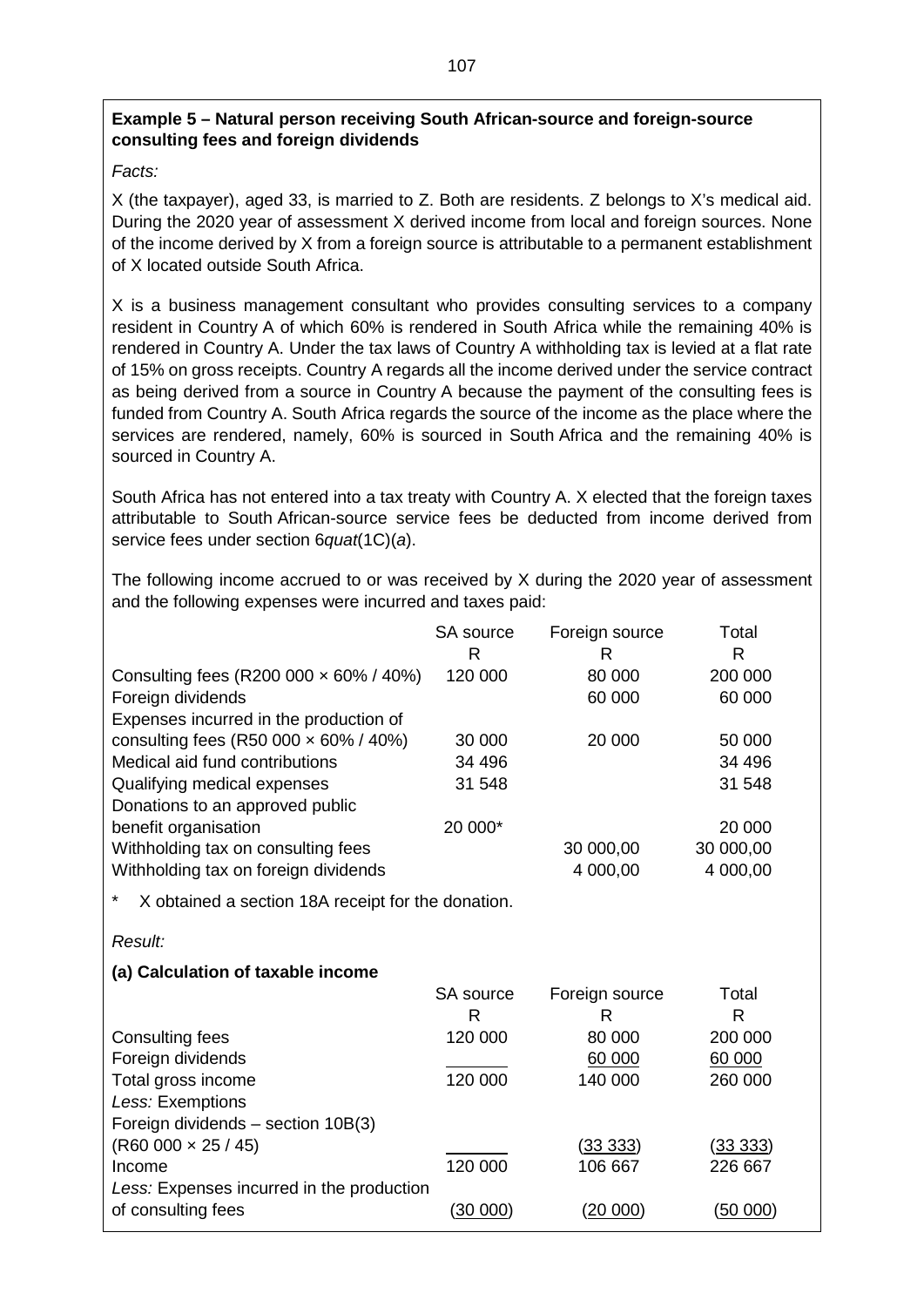**Example 5 – Natural person receiving South African-source and foreign-source consulting fees and foreign dividends**

*Facts:*

X (the taxpayer), aged 33, is married to Z. Both are residents. Z belongs to X's medical aid. During the 2020 year of assessment X derived income from local and foreign sources. None of the income derived by X from a foreign source is attributable to a permanent establishment of X located outside South Africa.

X is a business management consultant who provides consulting services to a company resident in Country A of which 60% is rendered in South Africa while the remaining 40% is rendered in Country A. Under the tax laws of Country A withholding tax is levied at a flat rate of 15% on gross receipts. Country A regards all the income derived under the service contract as being derived from a source in Country A because the payment of the consulting fees is funded from Country A. South Africa regards the source of the income as the place where the services are rendered, namely, 60% is sourced in South Africa and the remaining 40% is sourced in Country A.

South Africa has not entered into a tax treaty with Country A. X elected that the foreign taxes attributable to South African-source service fees be deducted from income derived from service fees under section 6*quat*(1C)(*a*).

The following income accrued to or was received by X during the 2020 year of assessment and the following expenses were incurred and taxes paid:

| | SA source<br>R | Foreign source<br>R | Total<br>R |
|---|---|---|---|
| Consulting fees (R200 000 × 60% / 40%) | 120 000 | 80 000 | 200 000 |
| Foreign dividends | | 60 000 | 60 000 |
| Expenses incurred in the production of consulting fees (R50 000 × 60% / 40%) | 30 000 | 20 000 | 50 000 |
| Medical aid fund contributions | 34 496 | | 34 496 |
| Qualifying medical expenses | 31 548 | | 31 548 |
| Donations to an approved public benefit organisation | 20 000* | | 20 000 |
| Withholding tax on consulting fees | | 30 000,00 | 30 000,00 |
| Withholding tax on foreign dividends | | 4 000,00 | 4 000,00 |

\* X obtained a section 18A receipt for the donation.

*Result:*

**(a) Calculation of taxable income**

| | SA source<br>R | Foreign source<br>R | Total<br>R |
|---|---|---|---|
| Consulting fees | 120 000 | 80 000 | 200 000 |
| Foreign dividends | | 60 000 | 60 000 |
| Total gross income | 120 000 | 140 000 | 260 000 |
| *Less:* Exemptions | | | |
| Foreign dividends – section 10B(3) (R60 000 × 25 / 45) | | (33 333) | (33 333) |
| Income | 120 000 | 106 667 | 226 667 |
| *Less:* Expenses incurred in the production of consulting fees | (30 000) | (20 000) | (50 000) |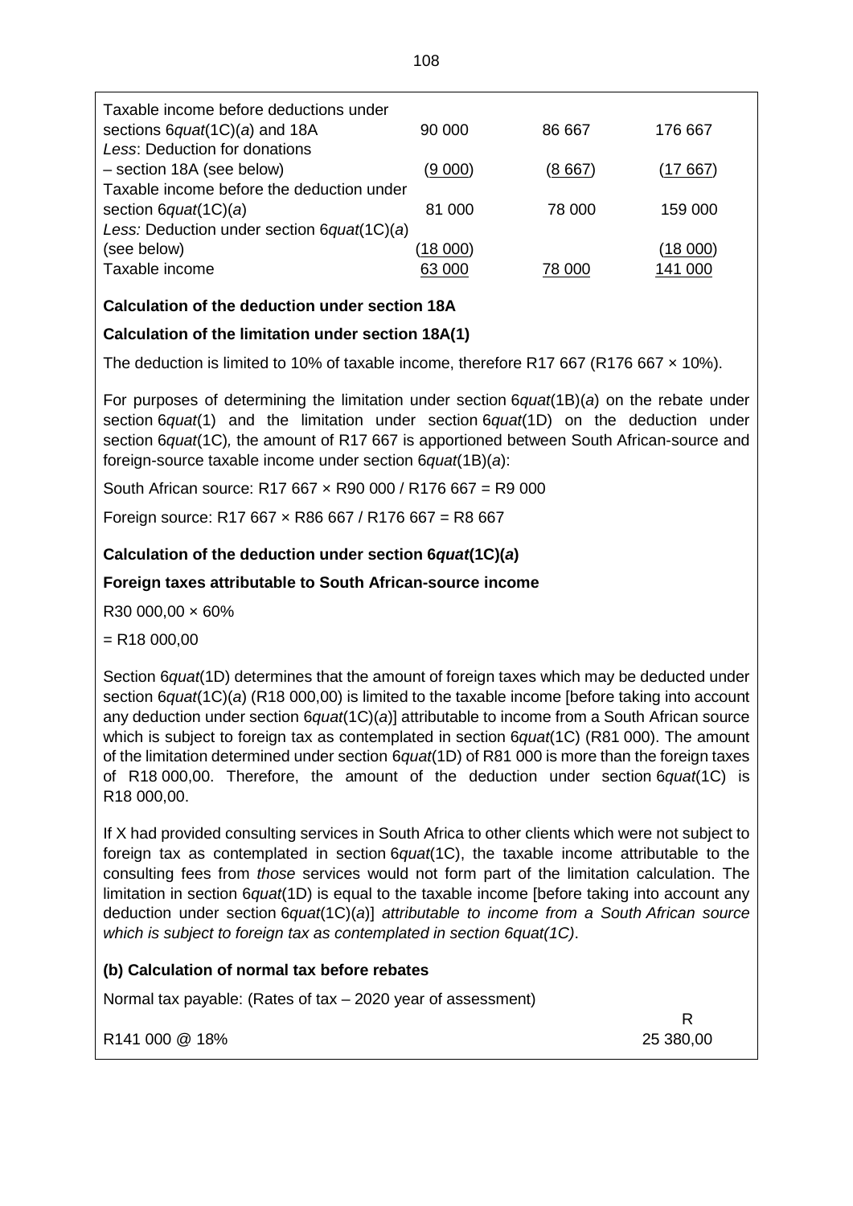| | | | |
|---|---|---|---|
| Taxable income before deductions under sections 6*quat*(1C)(*a*) and 18A | 90 000 | 86 667 | 176 667 |
| *Less*: Deduction for donations – section 18A (see below) | (9 000) | (8 667) | (17 667) |
| Taxable income before the deduction under section 6*quat*(1C)(*a*) | 81 000 | 78 000 | 159 000 |
| *Less:* Deduction under section 6*quat*(1C)(*a*) (see below) | (18 000) | | (18 000) |
| Taxable income | 63 000 | 78 000 | 141 000 |

**Calculation of the deduction under section 18A**

**Calculation of the limitation under section 18A(1)**

The deduction is limited to 10% of taxable income, therefore R17 667 (R176 667 × 10%).

For purposes of determining the limitation under section 6*quat*(1B)(*a*) on the rebate under section 6*quat*(1) and the limitation under section 6*quat*(1D) on the deduction under section 6*quat*(1C)*,* the amount of R17 667 is apportioned between South African-source and foreign-source taxable income under section 6*quat*(1B)(*a*):

South African source: R17 667 × R90 000 / R176 667 = R9 000

Foreign source: R17 667 × R86 667 / R176 667 = R8 667

**Calculation of the deduction under section 6*quat*(1C)(*a*)**

**Foreign taxes attributable to South African-source income**

R30 000,00 × 60%

= R18 000,00

Section 6*quat*(1D) determines that the amount of foreign taxes which may be deducted under section 6*quat*(1C)(*a*) (R18 000,00) is limited to the taxable income [before taking into account any deduction under section 6*quat*(1C)(*a*)] attributable to income from a South African source which is subject to foreign tax as contemplated in section 6*quat*(1C) (R81 000). The amount of the limitation determined under section 6*quat*(1D) of R81 000 is more than the foreign taxes of R18 000,00. Therefore, the amount of the deduction under section 6*quat*(1C) is R18 000,00.

If X had provided consulting services in South Africa to other clients which were not subject to foreign tax as contemplated in section 6*quat*(1C), the taxable income attributable to the consulting fees from *those* services would not form part of the limitation calculation. The limitation in section 6*quat*(1D) is equal to the taxable income [before taking into account any deduction under section 6*quat*(1C)(*a*)] *attributable to income from a South African source which is subject to foreign tax as contemplated in section 6quat(1C)*.

**(b) Calculation of normal tax before rebates**

Normal tax payable: (Rates of tax – 2020 year of assessment)

| | R |
|---|---|
| R141 000 @ 18% | 25 380,00 |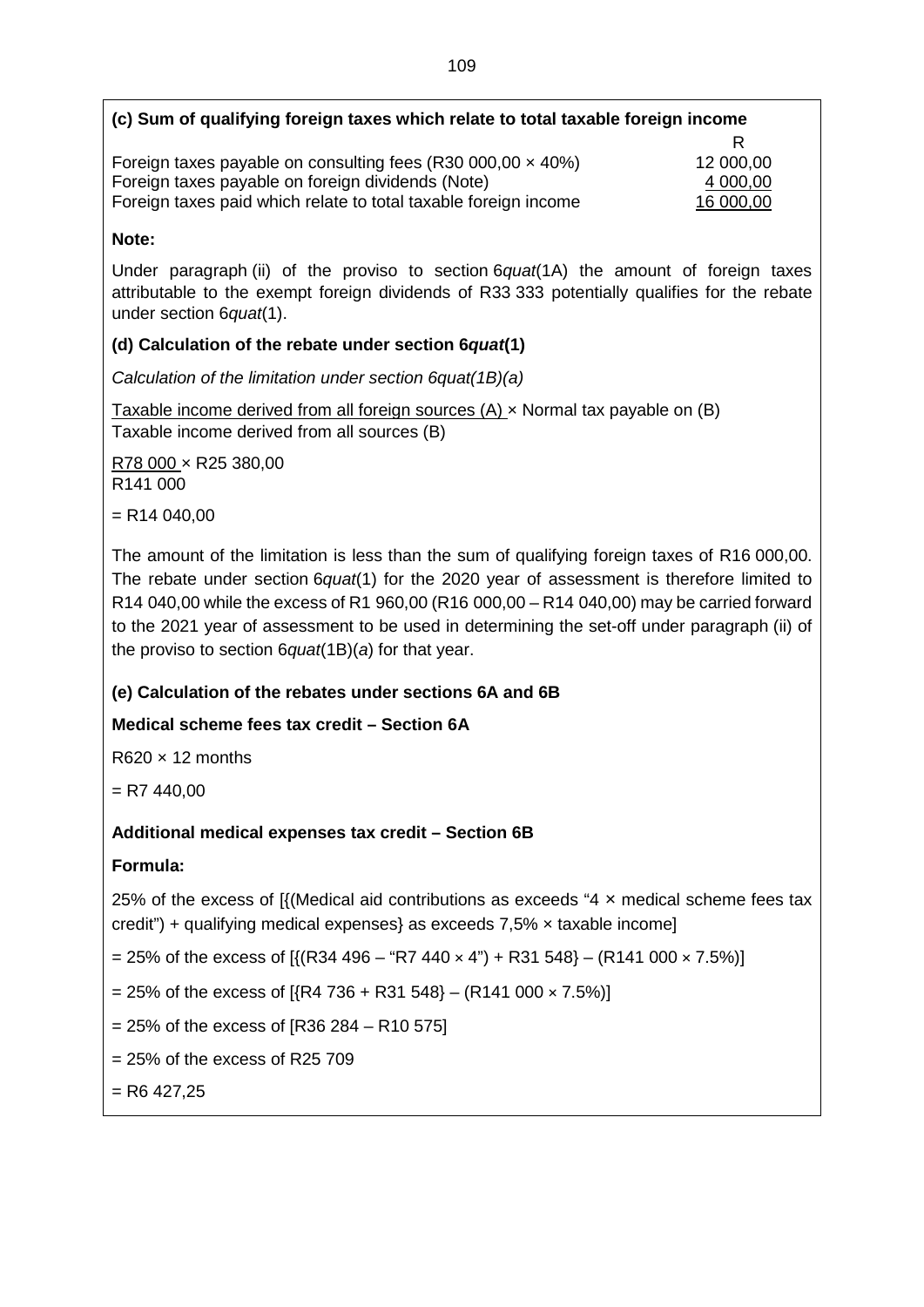**(c) Sum of qualifying foreign taxes which relate to total taxable foreign income**

| | R |
|---|---|
| Foreign taxes payable on consulting fees (R30 000,00 × 40%) | 12 000,00 |
| Foreign taxes payable on foreign dividends (Note) | 4 000,00 |
| Foreign taxes paid which relate to total taxable foreign income | 16 000,00 |

**Note:**

Under paragraph (ii) of the proviso to section 6*quat*(1A) the amount of foreign taxes attributable to the exempt foreign dividends of R33 333 potentially qualifies for the rebate under section 6*quat*(1).

**(d) Calculation of the rebate under section 6*quat*(1)**

*Calculation of the limitation under section 6quat(1B)(a)*

$$\frac{\text{Taxable income derived from all foreign sources (A)}}{\text{Taxable income derived from all sources (B)}} \times \text{Normal tax payable on (B)}$$

$$\frac{\text{R78 000}}{\text{R141 000}} \times \text{R25 380,00}$$

= R14 040,00

The amount of the limitation is less than the sum of qualifying foreign taxes of R16 000,00. The rebate under section 6*quat*(1) for the 2020 year of assessment is therefore limited to R14 040,00 while the excess of R1 960,00 (R16 000,00 – R14 040,00) may be carried forward to the 2021 year of assessment to be used in determining the set-off under paragraph (ii) of the proviso to section 6*quat*(1B)(*a*) for that year.

**(e) Calculation of the rebates under sections 6A and 6B**

**Medical scheme fees tax credit – Section 6A**

R620 × 12 months

= R7 440,00

**Additional medical expenses tax credit – Section 6B**

**Formula:**

25% of the excess of [{(Medical aid contributions as exceeds "4 × medical scheme fees tax credit") + qualifying medical expenses} as exceeds 7,5% × taxable income]

= 25% of the excess of [{(R34 496 – "R7 440 × 4") + R31 548} – (R141 000 × 7.5%)]

= 25% of the excess of [{R4 736 + R31 548} – (R141 000 × 7.5%)]

= 25% of the excess of [R36 284 – R10 575]

= 25% of the excess of R25 709

= R6 427,25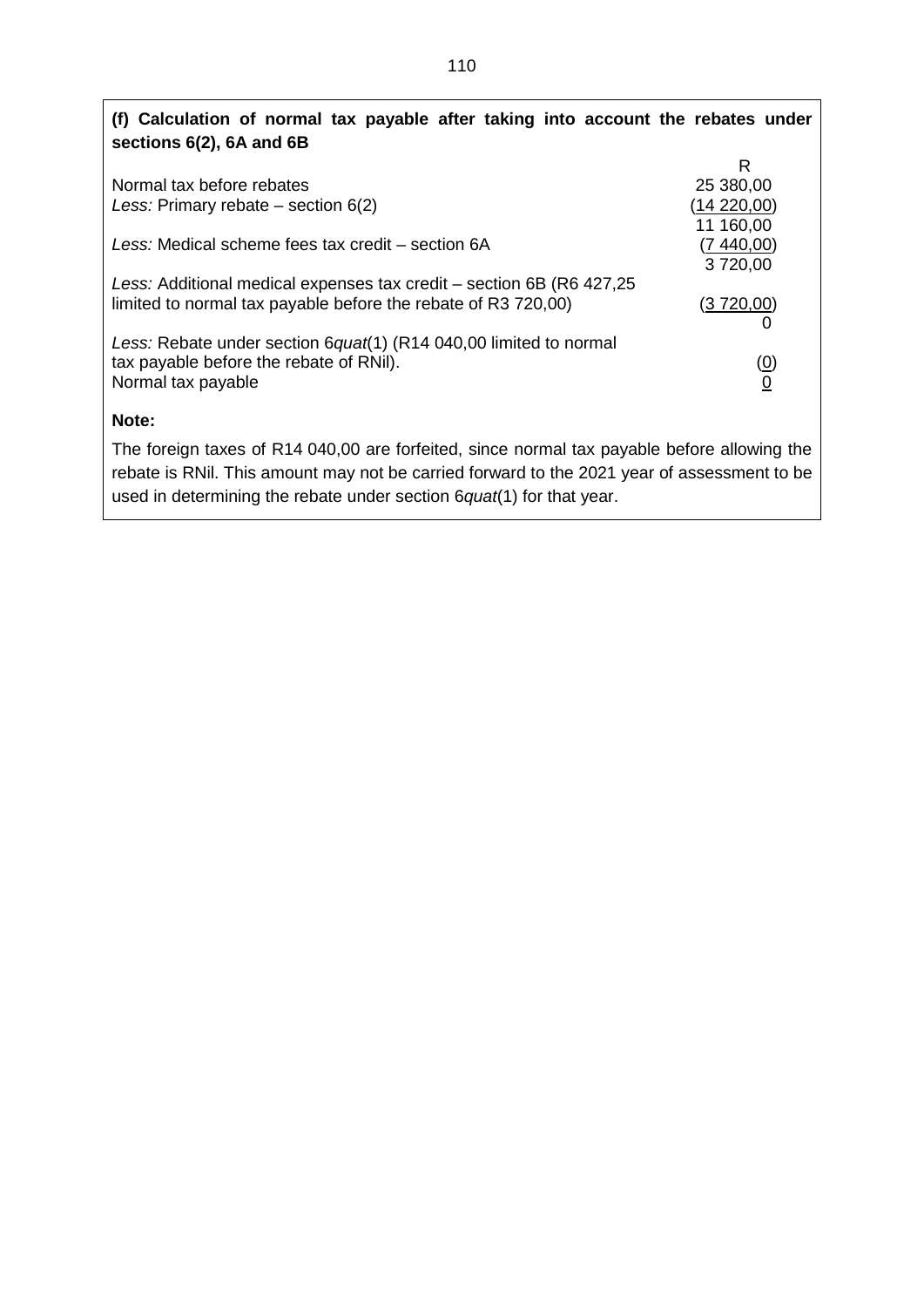**(f) Calculation of normal tax payable after taking into account the rebates under sections 6(2), 6A and 6B**

| | R |
|---|---|
| Normal tax before rebates | 25 380,00 |
| *Less:* Primary rebate – section 6(2) | (14 220,00) |
| | 11 160,00 |
| *Less:* Medical scheme fees tax credit – section 6A | (7 440,00) |
| | 3 720,00 |
| *Less:* Additional medical expenses tax credit – section 6B (R6 427,25 limited to normal tax payable before the rebate of R3 720,00) | (3 720,00) |
| | 0 |
| *Less:* Rebate under section 6*quat*(1) (R14 040,00 limited to normal tax payable before the rebate of RNil). | (0) |
| Normal tax payable | 0 |

**Note:**

The foreign taxes of R14 040,00 are forfeited, since normal tax payable before allowing the rebate is RNil. This amount may not be carried forward to the 2021 year of assessment to be used in determining the rebate under section 6*quat*(1) for that year.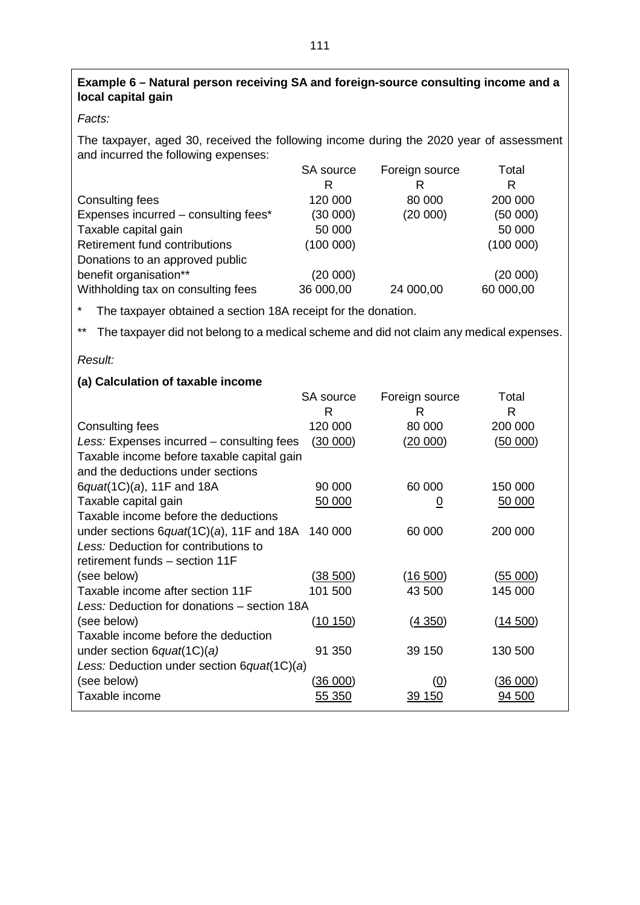**Example 6 – Natural person receiving SA and foreign-source consulting income and a local capital gain**

*Facts:*

The taxpayer, aged 30, received the following income during the 2020 year of assessment and incurred the following expenses:

| | SA source | Foreign source | Total |
|---|---|---|---|
| | R | R | R |
| Consulting fees | 120 000 | 80 000 | 200 000 |
| Expenses incurred – consulting fees* | (30 000) | (20 000) | (50 000) |
| Taxable capital gain | 50 000 | | 50 000 |
| Retirement fund contributions | (100 000) | | (100 000) |
| Donations to an approved public benefit organisation** | (20 000) | | (20 000) |
| Withholding tax on consulting fees | 36 000,00 | 24 000,00 | 60 000,00 |

\* The taxpayer obtained a section 18A receipt for the donation.

\*\* The taxpayer did not belong to a medical scheme and did not claim any medical expenses.

*Result:*

**(a) Calculation of taxable income**

| | SA source | Foreign source | Total |
|---|---|---|---|
| | R | R | R |
| Consulting fees | 120 000 | 80 000 | 200 000 |
| *Less:* Expenses incurred – consulting fees | (30 000) | (20 000) | (50 000) |
| Taxable income before taxable capital gain and the deductions under sections 6*quat*(1C)(*a*), 11F and 18A | 90 000 | 60 000 | 150 000 |
| Taxable capital gain | 50 000 | 0 | 50 000 |
| Taxable income before the deductions under sections 6*quat*(1C)(*a*), 11F and 18A | 140 000 | 60 000 | 200 000 |
| *Less:* Deduction for contributions to retirement funds – section 11F (see below) | (38 500) | (16 500) | (55 000) |
| Taxable income after section 11F | 101 500 | 43 500 | 145 000 |
| *Less:* Deduction for donations – section 18A (see below) | (10 150) | (4 350) | (14 500) |
| Taxable income before the deduction under section 6*quat*(1C)(*a)* | 91 350 | 39 150 | 130 500 |
| *Less:* Deduction under section 6*quat*(1C)(*a*) (see below) | (36 000) | (0) | (36 000) |
| Taxable income | 55 350 | 39 150 | 94 500 |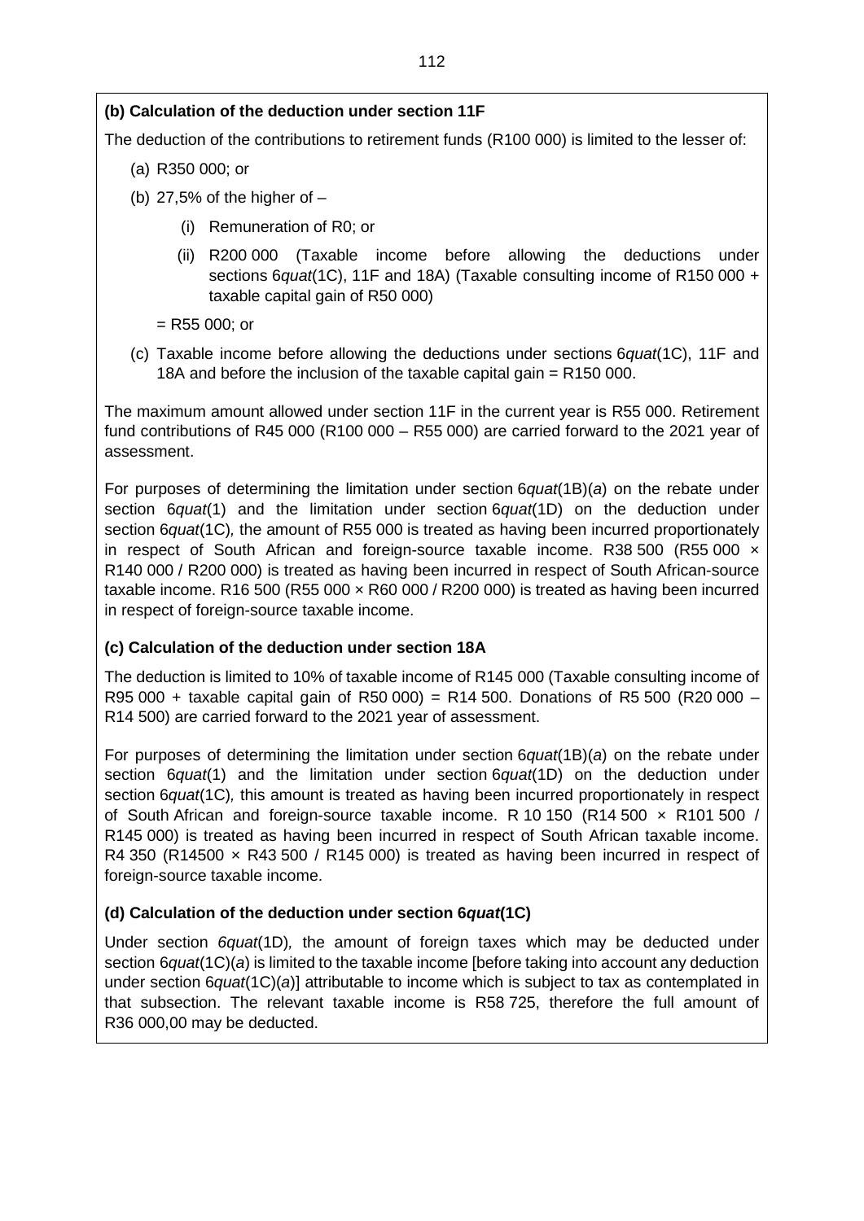**(b) Calculation of the deduction under section 11F**

The deduction of the contributions to retirement funds (R100 000) is limited to the lesser of:

(a) R350 000; or

(b) 27,5% of the higher of –

  (i) Remuneration of R0; or

  (ii) R200 000 (Taxable income before allowing the deductions under sections 6*quat*(1C), 11F and 18A) (Taxable consulting income of R150 000 + taxable capital gain of R50 000)

  = R55 000; or

(c) Taxable income before allowing the deductions under sections 6*quat*(1C), 11F and 18A and before the inclusion of the taxable capital gain = R150 000.

The maximum amount allowed under section 11F in the current year is R55 000. Retirement fund contributions of R45 000 (R100 000 – R55 000) are carried forward to the 2021 year of assessment.

For purposes of determining the limitation under section 6*quat*(1B)(*a*) on the rebate under section 6*quat*(1) and the limitation under section 6*quat*(1D) on the deduction under section 6*quat*(1C)*,* the amount of R55 000 is treated as having been incurred proportionately in respect of South African and foreign-source taxable income. R38 500 (R55 000 × R140 000 / R200 000) is treated as having been incurred in respect of South African-source taxable income. R16 500 (R55 000 × R60 000 / R200 000) is treated as having been incurred in respect of foreign-source taxable income.

**(c) Calculation of the deduction under section 18A**

The deduction is limited to 10% of taxable income of R145 000 (Taxable consulting income of R95 000 + taxable capital gain of R50 000) = R14 500. Donations of R5 500 (R20 000 – R14 500) are carried forward to the 2021 year of assessment.

For purposes of determining the limitation under section 6*quat*(1B)(*a*) on the rebate under section 6*quat*(1) and the limitation under section 6*quat*(1D) on the deduction under section 6*quat*(1C)*,* this amount is treated as having been incurred proportionately in respect of South African and foreign-source taxable income. R 10 150 (R14 500 × R101 500 / R145 000) is treated as having been incurred in respect of South African taxable income. R4 350 (R14500 × R43 500 / R145 000) is treated as having been incurred in respect of foreign-source taxable income.

**(d) Calculation of the deduction under section 6*quat*(1C)**

Under section *6quat*(1D)*,* the amount of foreign taxes which may be deducted under section 6*quat*(1C)(*a*) is limited to the taxable income [before taking into account any deduction under section 6*quat*(1C)(*a*)] attributable to income which is subject to tax as contemplated in that subsection. The relevant taxable income is R58 725, therefore the full amount of R36 000,00 may be deducted.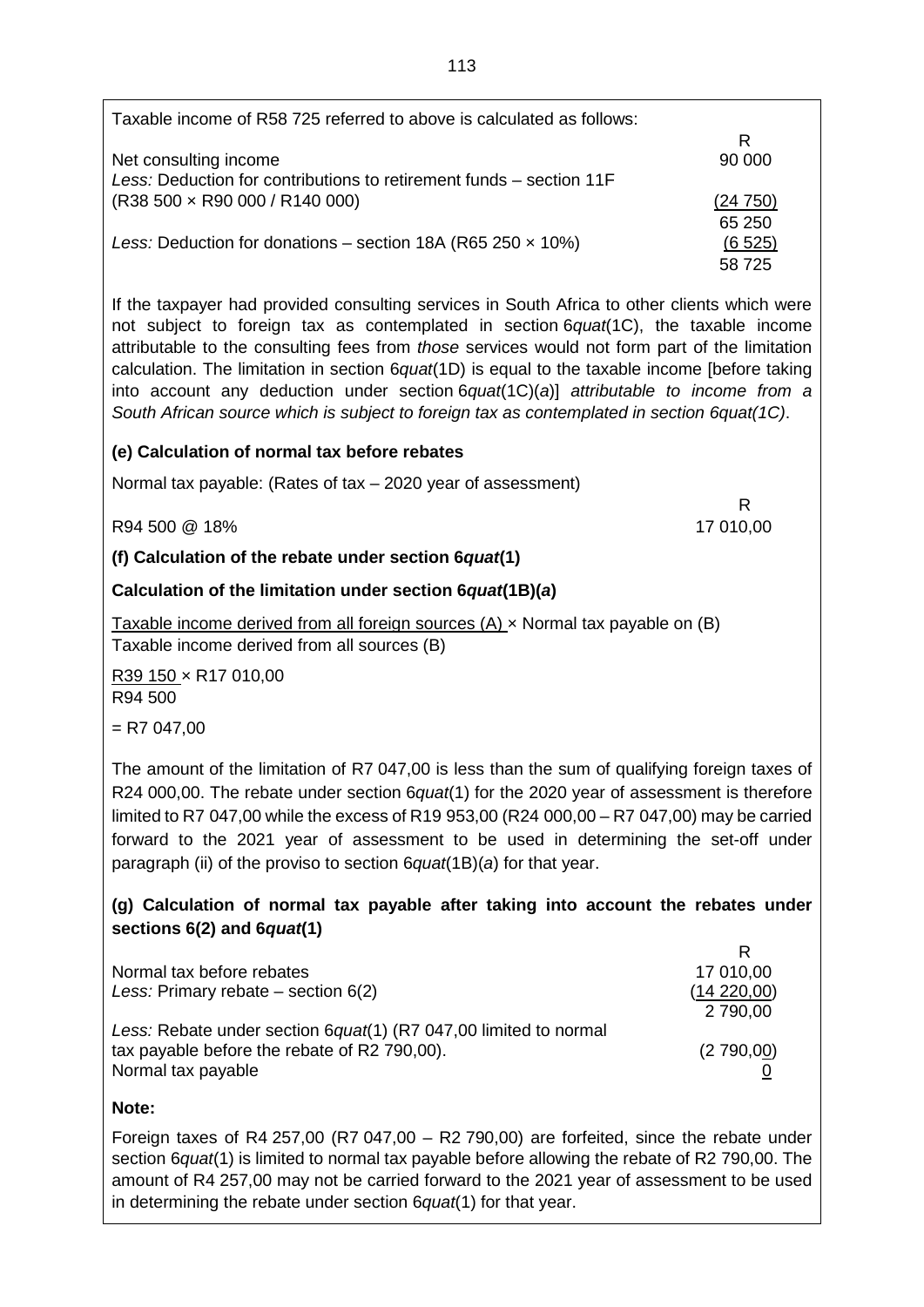Taxable income of R58 725 referred to above is calculated as follows:

| | R |
|---|---|
| Net consulting income | 90 000 |
| *Less:* Deduction for contributions to retirement funds – section 11F (R38 500 × R90 000 / R140 000) | (24 750) |
| | 65 250 |
| *Less:* Deduction for donations – section 18A (R65 250 × 10%) | (6 525) |
| | 58 725 |

If the taxpayer had provided consulting services in South Africa to other clients which were not subject to foreign tax as contemplated in section 6*quat*(1C), the taxable income attributable to the consulting fees from *those* services would not form part of the limitation calculation. The limitation in section 6*quat*(1D) is equal to the taxable income [before taking into account any deduction under section 6*quat*(1C)(*a*)] *attributable to income from a South African source which is subject to foreign tax as contemplated in section 6quat(1C)*.

**(e) Calculation of normal tax before rebates**

Normal tax payable: (Rates of tax – 2020 year of assessment)

| | R |
|---|---|
| R94 500 @ 18% | 17 010,00 |

**(f) Calculation of the rebate under section 6*quat*(1)**

**Calculation of the limitation under section 6*quat*(1B)(*a*)**

$$\frac{\text{Taxable income derived from all foreign sources (A)}}{\text{Taxable income derived from all sources (B)}} \times \text{Normal tax payable on (B)}$$

$$\frac{\text{R39 150}}{\text{R94 500}} \times \text{R17 010,00}$$

= R7 047,00

The amount of the limitation of R7 047,00 is less than the sum of qualifying foreign taxes of R24 000,00. The rebate under section 6*quat*(1) for the 2020 year of assessment is therefore limited to R7 047,00 while the excess of R19 953,00 (R24 000,00 – R7 047,00) may be carried forward to the 2021 year of assessment to be used in determining the set-off under paragraph (ii) of the proviso to section 6*quat*(1B)(*a*) for that year.

**(g) Calculation of normal tax payable after taking into account the rebates under sections 6(2) and 6*quat*(1)**

| | R |
|---|---|
| Normal tax before rebates | 17 010,00 |
| *Less:* Primary rebate – section 6(2) | (14 220,00) |
| | 2 790,00 |
| *Less:* Rebate under section 6*quat*(1) (R7 047,00 limited to normal tax payable before the rebate of R2 790,00). | (2 790,00) |
| Normal tax payable | 0 |

**Note:**

Foreign taxes of R4 257,00 (R7 047,00 – R2 790,00) are forfeited, since the rebate under section 6*quat*(1) is limited to normal tax payable before allowing the rebate of R2 790,00. The amount of R4 257,00 may not be carried forward to the 2021 year of assessment to be used in determining the rebate under section 6*quat*(1) for that year.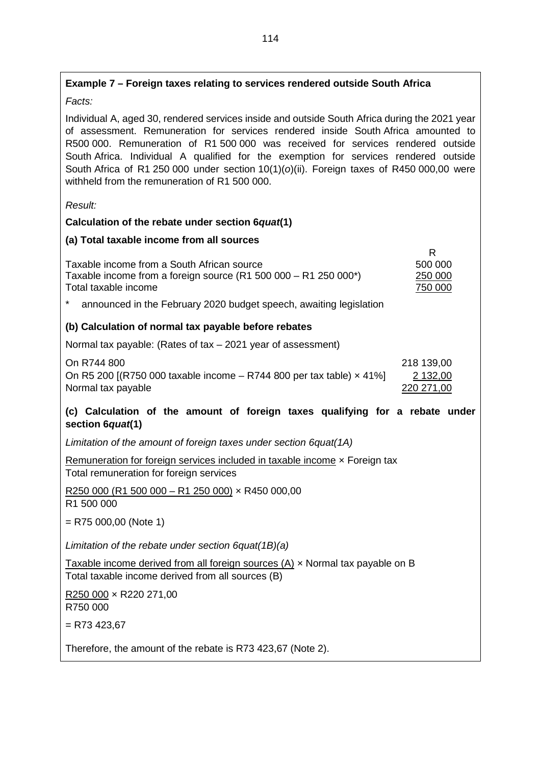**Example 7 – Foreign taxes relating to services rendered outside South Africa**

*Facts:*

Individual A, aged 30, rendered services inside and outside South Africa during the 2021 year of assessment. Remuneration for services rendered inside South Africa amounted to R500 000. Remuneration of R1 500 000 was received for services rendered outside South Africa. Individual A qualified for the exemption for services rendered outside South Africa of R1 250 000 under section 10(1)(*o*)(ii). Foreign taxes of R450 000,00 were withheld from the remuneration of R1 500 000.

*Result:*

**Calculation of the rebate under section 6*quat*(1)**

**(a) Total taxable income from all sources**

| | R |
|---|---|
| Taxable income from a South African source | 500 000 |
| Taxable income from a foreign source (R1 500 000 – R1 250 000*) | 250 000 |
| Total taxable income | 750 000 |

\* announced in the February 2020 budget speech, awaiting legislation

**(b) Calculation of normal tax payable before rebates**

Normal tax payable: (Rates of tax – 2021 year of assessment)

| | |
|---|---|
| On R744 800 | 218 139,00 |
| On R5 200 [(R750 000 taxable income – R744 800 per tax table) × 41%] | 2 132,00 |
| Normal tax payable | 220 271,00 |

**(c) Calculation of the amount of foreign taxes qualifying for a rebate under section 6*quat*(1)**

*Limitation of the amount of foreign taxes under section 6quat(1A)*

$$\frac{\text{Remuneration for foreign services included in taxable income}}{\text{Total remuneration for foreign services}} \times \text{Foreign tax}$$

$$\frac{\text{R250 000 (R1 500 000 – R1 250 000)}}{\text{R1 500 000}} \times \text{R450 000,00}$$

= R75 000,00 (Note 1)

*Limitation of the rebate under section 6quat(1B)(a)*

$$\frac{\text{Taxable income derived from all foreign sources (A)}}{\text{Total taxable income derived from all sources (B)}} \times \text{Normal tax payable on B}$$

$$\frac{\text{R250 000}}{\text{R750 000}} \times \text{R220 271,00}$$

= R73 423,67

Therefore, the amount of the rebate is R73 423,67 (Note 2).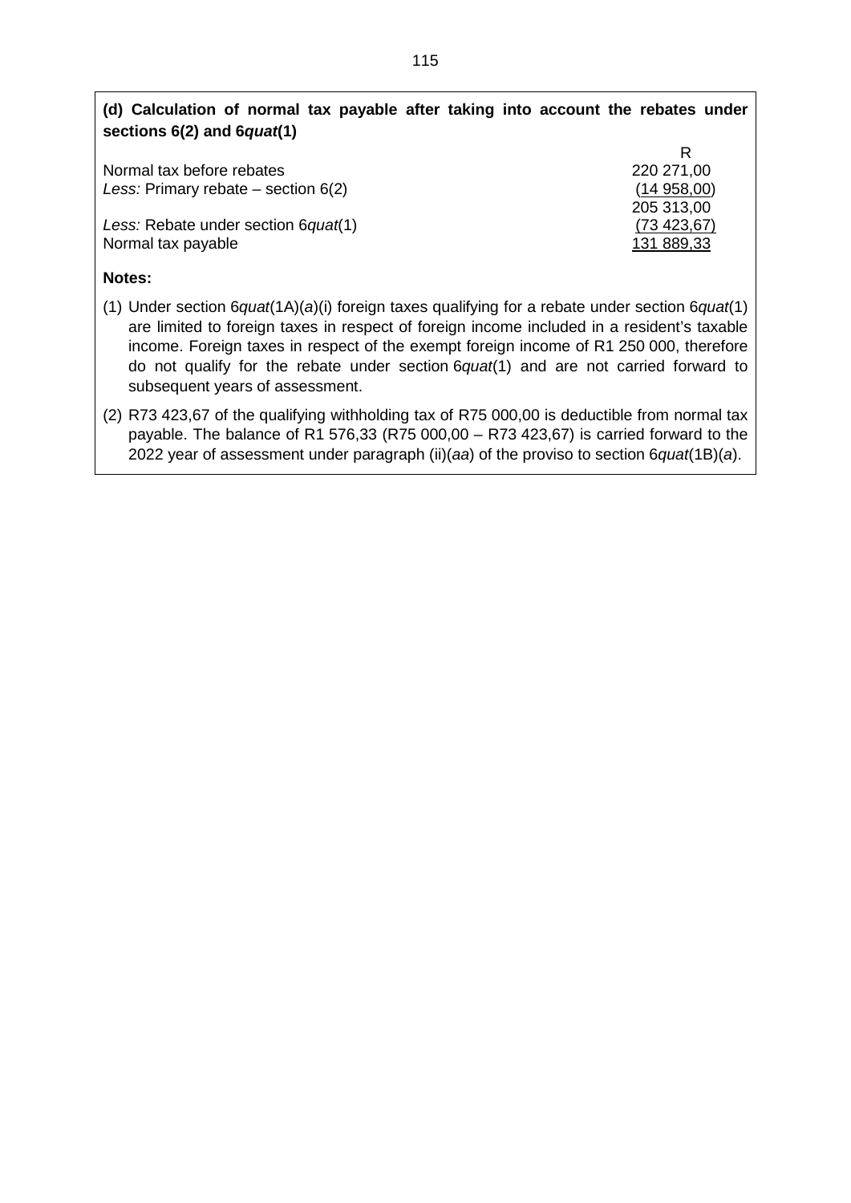**(d) Calculation of normal tax payable after taking into account the rebates under sections 6(2) and 6*quat*(1)**

| | R |
|---|---|
| Normal tax before rebates | 220 271,00 |
| *Less:* Primary rebate – section 6(2) | (14 958,00) |
| | 205 313,00 |
| *Less:* Rebate under section 6*quat*(1) | (73 423,67) |
| Normal tax payable | 131 889,33 |

**Notes:**

(1) Under section 6*quat*(1A)(*a*)(i) foreign taxes qualifying for a rebate under section 6*quat*(1) are limited to foreign taxes in respect of foreign income included in a resident's taxable income. Foreign taxes in respect of the exempt foreign income of R1 250 000, therefore do not qualify for the rebate under section 6*quat*(1) and are not carried forward to subsequent years of assessment.

(2) R73 423,67 of the qualifying withholding tax of R75 000,00 is deductible from normal tax payable. The balance of R1 576,33 (R75 000,00 – R73 423,67) is carried forward to the 2022 year of assessment under paragraph (ii)(*aa*) of the proviso to section 6*quat*(1B)(*a*).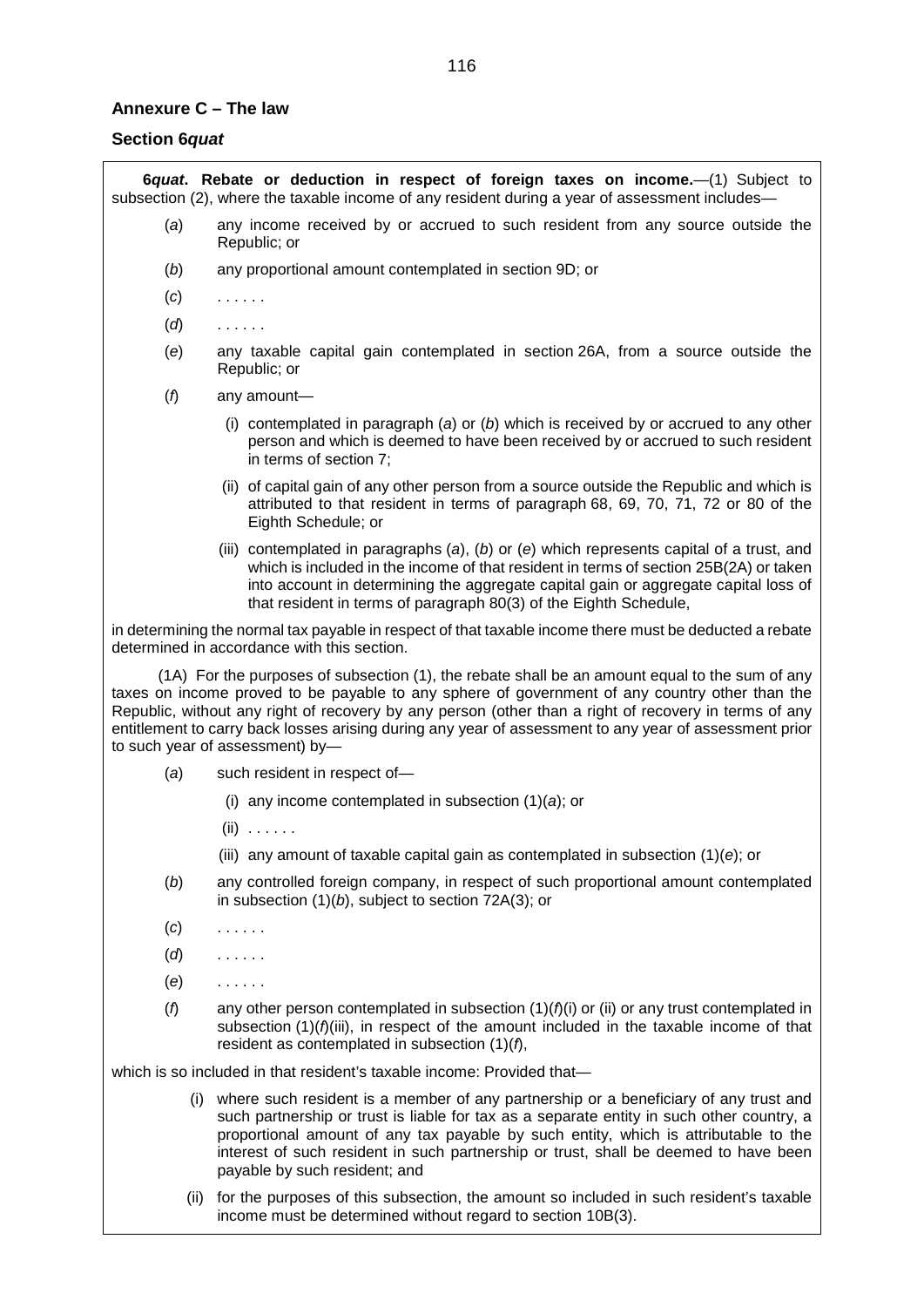## Annexure C – The law

### Section 6*quat*

**6*quat*. Rebate or deduction in respect of foreign taxes on income.**—(1) Subject to subsection (2), where the taxable income of any resident during a year of assessment includes—

(*a*) any income received by or accrued to such resident from any source outside the Republic; or

(*b*) any proportional amount contemplated in section 9D; or

(*c*) . . . . . .

(*d*) . . . . . .

(*e*) any taxable capital gain contemplated in section 26A, from a source outside the Republic; or

(*f*) any amount—

(i) contemplated in paragraph (*a*) or (*b*) which is received by or accrued to any other person and which is deemed to have been received by or accrued to such resident in terms of section 7;

(ii) of capital gain of any other person from a source outside the Republic and which is attributed to that resident in terms of paragraph 68, 69, 70, 71, 72 or 80 of the Eighth Schedule; or

(iii) contemplated in paragraphs (*a*), (*b*) or (*e*) which represents capital of a trust, and which is included in the income of that resident in terms of section 25B(2A) or taken into account in determining the aggregate capital gain or aggregate capital loss of that resident in terms of paragraph 80(3) of the Eighth Schedule,

in determining the normal tax payable in respect of that taxable income there must be deducted a rebate determined in accordance with this section.

(1A) For the purposes of subsection (1), the rebate shall be an amount equal to the sum of any taxes on income proved to be payable to any sphere of government of any country other than the Republic, without any right of recovery by any person (other than a right of recovery in terms of any entitlement to carry back losses arising during any year of assessment to any year of assessment prior to such year of assessment) by—

(*a*) such resident in respect of—

(i) any income contemplated in subsection (1)(*a*); or

(ii) . . . . . .

(iii) any amount of taxable capital gain as contemplated in subsection (1)(*e*); or

(*b*) any controlled foreign company, in respect of such proportional amount contemplated in subsection (1)(*b*), subject to section 72A(3); or

(*c*) . . . . . .

(*d*) . . . . . .

(*e*) . . . . . .

(*f*) any other person contemplated in subsection (1)(*f*)(i) or (ii) or any trust contemplated in subsection (1)(*f*)(iii), in respect of the amount included in the taxable income of that resident as contemplated in subsection (1)(*f*),

which is so included in that resident's taxable income: Provided that—

(i) where such resident is a member of any partnership or a beneficiary of any trust and such partnership or trust is liable for tax as a separate entity in such other country, a proportional amount of any tax payable by such entity, which is attributable to the interest of such resident in such partnership or trust, shall be deemed to have been payable by such resident; and

(ii) for the purposes of this subsection, the amount so included in such resident's taxable income must be determined without regard to section 10B(3).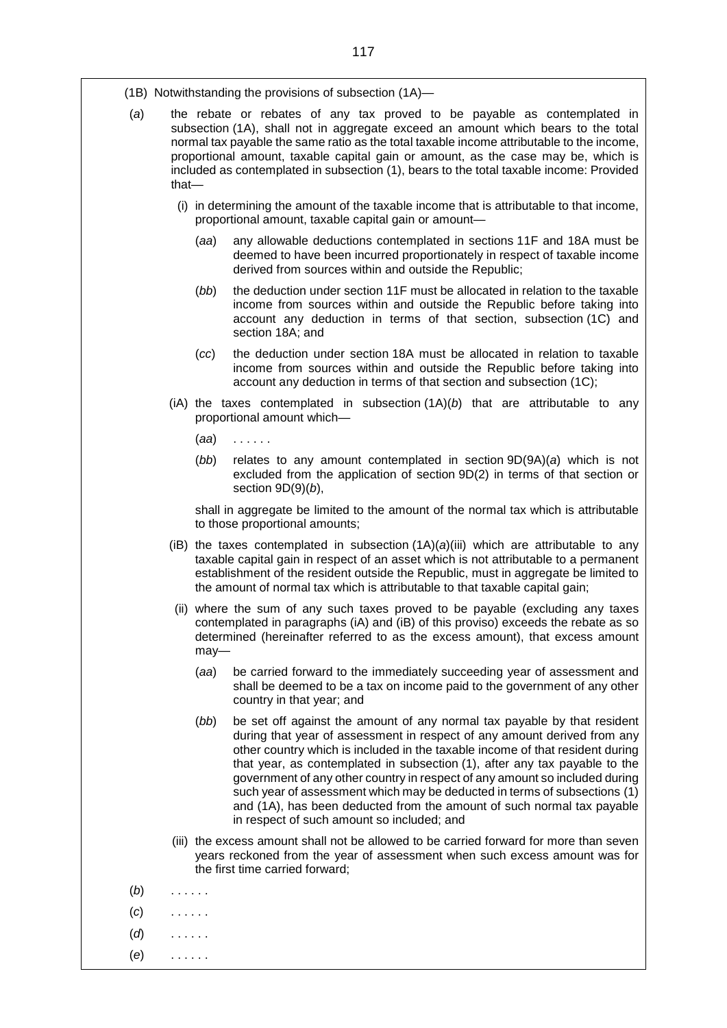(1B) Notwithstanding the provisions of subsection (1A)—

(*a*) the rebate or rebates of any tax proved to be payable as contemplated in subsection (1A), shall not in aggregate exceed an amount which bears to the total normal tax payable the same ratio as the total taxable income attributable to the income, proportional amount, taxable capital gain or amount, as the case may be, which is included as contemplated in subsection (1), bears to the total taxable income: Provided that—

(i) in determining the amount of the taxable income that is attributable to that income, proportional amount, taxable capital gain or amount—

(*aa*) any allowable deductions contemplated in sections 11F and 18A must be deemed to have been incurred proportionately in respect of taxable income derived from sources within and outside the Republic;

(*bb*) the deduction under section 11F must be allocated in relation to the taxable income from sources within and outside the Republic before taking into account any deduction in terms of that section, subsection (1C) and section 18A; and

(*cc*) the deduction under section 18A must be allocated in relation to taxable income from sources within and outside the Republic before taking into account any deduction in terms of that section and subsection (1C);

(iA) the taxes contemplated in subsection (1A)(*b*) that are attributable to any proportional amount which—

(*aa*) . . . . . .

(*bb*) relates to any amount contemplated in section 9D(9A)(*a*) which is not excluded from the application of section 9D(2) in terms of that section or section 9D(9)(*b*),

shall in aggregate be limited to the amount of the normal tax which is attributable to those proportional amounts;

(iB) the taxes contemplated in subsection (1A)(*a*)(iii) which are attributable to any taxable capital gain in respect of an asset which is not attributable to a permanent establishment of the resident outside the Republic, must in aggregate be limited to the amount of normal tax which is attributable to that taxable capital gain;

(ii) where the sum of any such taxes proved to be payable (excluding any taxes contemplated in paragraphs (iA) and (iB) of this proviso) exceeds the rebate as so determined (hereinafter referred to as the excess amount), that excess amount may—

(*aa*) be carried forward to the immediately succeeding year of assessment and shall be deemed to be a tax on income paid to the government of any other country in that year; and

(*bb*) be set off against the amount of any normal tax payable by that resident during that year of assessment in respect of any amount derived from any other country which is included in the taxable income of that resident during that year, as contemplated in subsection (1), after any tax payable to the government of any other country in respect of any amount so included during such year of assessment which may be deducted in terms of subsections (1) and (1A), has been deducted from the amount of such normal tax payable in respect of such amount so included; and

(iii) the excess amount shall not be allowed to be carried forward for more than seven years reckoned from the year of assessment when such excess amount was for the first time carried forward;

(*b*) . . . . . .

(*c*) . . . . . .

(*d*) . . . . . .

(*e*) . . . . . .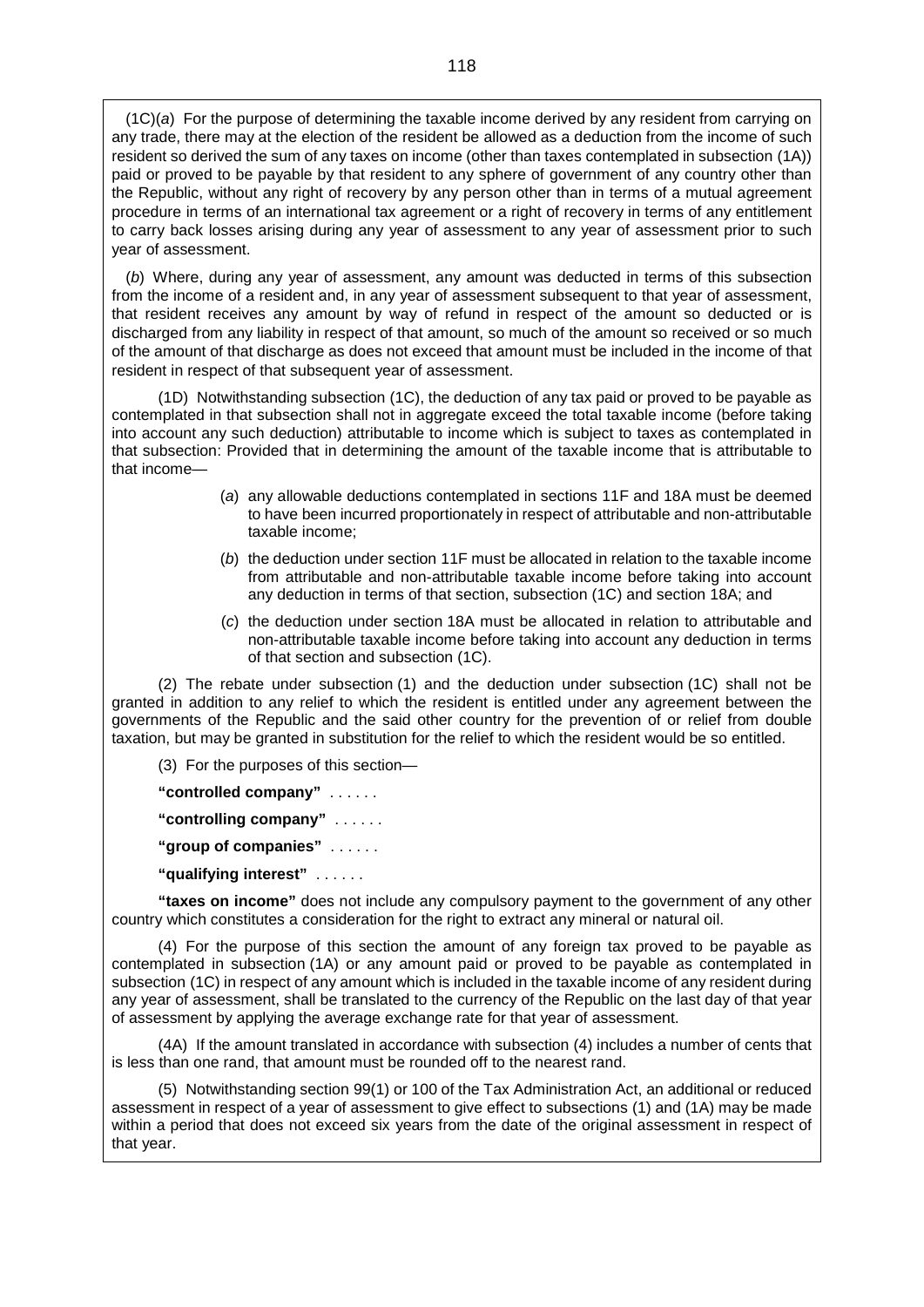(1C)(*a*) For the purpose of determining the taxable income derived by any resident from carrying on any trade, there may at the election of the resident be allowed as a deduction from the income of such resident so derived the sum of any taxes on income (other than taxes contemplated in subsection (1A)) paid or proved to be payable by that resident to any sphere of government of any country other than the Republic, without any right of recovery by any person other than in terms of a mutual agreement procedure in terms of an international tax agreement or a right of recovery in terms of any entitlement to carry back losses arising during any year of assessment to any year of assessment prior to such year of assessment.

(*b*) Where, during any year of assessment, any amount was deducted in terms of this subsection from the income of a resident and, in any year of assessment subsequent to that year of assessment, that resident receives any amount by way of refund in respect of the amount so deducted or is discharged from any liability in respect of that amount, so much of the amount so received or so much of the amount of that discharge as does not exceed that amount must be included in the income of that resident in respect of that subsequent year of assessment.

(1D) Notwithstanding subsection (1C), the deduction of any tax paid or proved to be payable as contemplated in that subsection shall not in aggregate exceed the total taxable income (before taking into account any such deduction) attributable to income which is subject to taxes as contemplated in that subsection: Provided that in determining the amount of the taxable income that is attributable to that income—

(*a*) any allowable deductions contemplated in sections 11F and 18A must be deemed to have been incurred proportionately in respect of attributable and non-attributable taxable income;

(*b*) the deduction under section 11F must be allocated in relation to the taxable income from attributable and non-attributable taxable income before taking into account any deduction in terms of that section, subsection (1C) and section 18A; and

(*c*) the deduction under section 18A must be allocated in relation to attributable and non-attributable taxable income before taking into account any deduction in terms of that section and subsection (1C).

(2) The rebate under subsection (1) and the deduction under subsection (1C) shall not be granted in addition to any relief to which the resident is entitled under any agreement between the governments of the Republic and the said other country for the prevention of or relief from double taxation, but may be granted in substitution for the relief to which the resident would be so entitled.

(3) For the purposes of this section—

**"controlled company"** . . . . . .

**"controlling company"** . . . . . .

**"group of companies"** . . . . . .

**"qualifying interest"** . . . . . .

**"taxes on income"** does not include any compulsory payment to the government of any other country which constitutes a consideration for the right to extract any mineral or natural oil.

(4) For the purpose of this section the amount of any foreign tax proved to be payable as contemplated in subsection (1A) or any amount paid or proved to be payable as contemplated in subsection (1C) in respect of any amount which is included in the taxable income of any resident during any year of assessment, shall be translated to the currency of the Republic on the last day of that year of assessment by applying the average exchange rate for that year of assessment.

(4A) If the amount translated in accordance with subsection (4) includes a number of cents that is less than one rand, that amount must be rounded off to the nearest rand.

(5) Notwithstanding section 99(1) or 100 of the Tax Administration Act, an additional or reduced assessment in respect of a year of assessment to give effect to subsections (1) and (1A) may be made within a period that does not exceed six years from the date of the original assessment in respect of that year.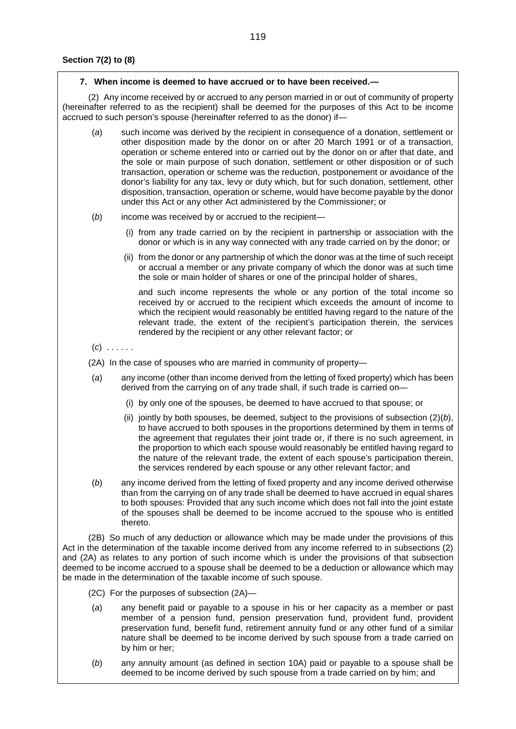**Section 7(2) to (8)**

**7. When income is deemed to have accrued or to have been received.—**

(2) Any income received by or accrued to any person married in or out of community of property (hereinafter referred to as the recipient) shall be deemed for the purposes of this Act to be income accrued to such person's spouse (hereinafter referred to as the donor) if—

(*a*) such income was derived by the recipient in consequence of a donation, settlement or other disposition made by the donor on or after 20 March 1991 or of a transaction, operation or scheme entered into or carried out by the donor on or after that date, and the sole or main purpose of such donation, settlement or other disposition or of such transaction, operation or scheme was the reduction, postponement or avoidance of the donor's liability for any tax, levy or duty which, but for such donation, settlement, other disposition, transaction, operation or scheme, would have become payable by the donor under this Act or any other Act administered by the Commissioner; or

(*b*) income was received by or accrued to the recipient—

(i) from any trade carried on by the recipient in partnership or association with the donor or which is in any way connected with any trade carried on by the donor; or

(ii) from the donor or any partnership of which the donor was at the time of such receipt or accrual a member or any private company of which the donor was at such time the sole or main holder of shares or one of the principal holder of shares,

and such income represents the whole or any portion of the total income so received by or accrued to the recipient which exceeds the amount of income to which the recipient would reasonably be entitled having regard to the nature of the relevant trade, the extent of the recipient's participation therein, the services rendered by the recipient or any other relevant factor; or

(*c*) . . . . . .

(2A) In the case of spouses who are married in community of property—

(*a*) any income (other than income derived from the letting of fixed property) which has been derived from the carrying on of any trade shall, if such trade is carried on—

(i) by only one of the spouses, be deemed to have accrued to that spouse; or

(ii) jointly by both spouses, be deemed, subject to the provisions of subsection (2)(*b*), to have accrued to both spouses in the proportions determined by them in terms of the agreement that regulates their joint trade or, if there is no such agreement, in the proportion to which each spouse would reasonably be entitled having regard to the nature of the relevant trade, the extent of each spouse's participation therein, the services rendered by each spouse or any other relevant factor; and

(*b*) any income derived from the letting of fixed property and any income derived otherwise than from the carrying on of any trade shall be deemed to have accrued in equal shares to both spouses: Provided that any such income which does not fall into the joint estate of the spouses shall be deemed to be income accrued to the spouse who is entitled thereto.

(2B) So much of any deduction or allowance which may be made under the provisions of this Act in the determination of the taxable income derived from any income referred to in subsections (2) and (2A) as relates to any portion of such income which is under the provisions of that subsection deemed to be income accrued to a spouse shall be deemed to be a deduction or allowance which may be made in the determination of the taxable income of such spouse.

(2C) For the purposes of subsection (2A)—

(*a*) any benefit paid or payable to a spouse in his or her capacity as a member or past member of a pension fund, pension preservation fund, provident fund, provident preservation fund, benefit fund, retirement annuity fund or any other fund of a similar nature shall be deemed to be income derived by such spouse from a trade carried on by him or her;

(*b*) any annuity amount (as defined in section 10A) paid or payable to a spouse shall be deemed to be income derived by such spouse from a trade carried on by him; and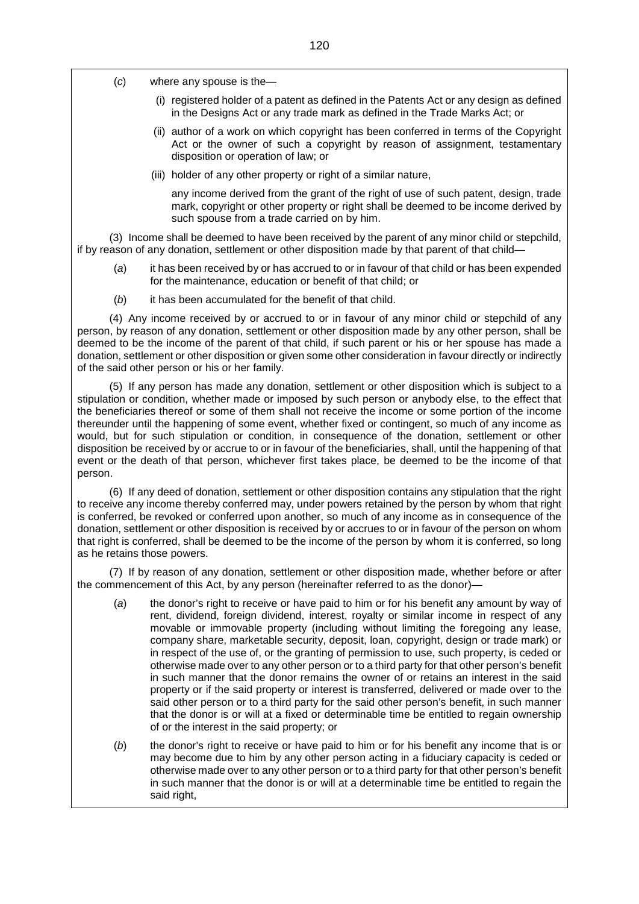(*c*) where any spouse is the—

(i) registered holder of a patent as defined in the Patents Act or any design as defined in the Designs Act or any trade mark as defined in the Trade Marks Act; or

(ii) author of a work on which copyright has been conferred in terms of the Copyright Act or the owner of such a copyright by reason of assignment, testamentary disposition or operation of law; or

(iii) holder of any other property or right of a similar nature,

any income derived from the grant of the right of use of such patent, design, trade mark, copyright or other property or right shall be deemed to be income derived by such spouse from a trade carried on by him.

(3) Income shall be deemed to have been received by the parent of any minor child or stepchild, if by reason of any donation, settlement or other disposition made by that parent of that child—

(*a*) it has been received by or has accrued to or in favour of that child or has been expended for the maintenance, education or benefit of that child; or

(*b*) it has been accumulated for the benefit of that child.

(4) Any income received by or accrued to or in favour of any minor child or stepchild of any person, by reason of any donation, settlement or other disposition made by any other person, shall be deemed to be the income of the parent of that child, if such parent or his or her spouse has made a donation, settlement or other disposition or given some other consideration in favour directly or indirectly of the said other person or his or her family.

(5) If any person has made any donation, settlement or other disposition which is subject to a stipulation or condition, whether made or imposed by such person or anybody else, to the effect that the beneficiaries thereof or some of them shall not receive the income or some portion of the income thereunder until the happening of some event, whether fixed or contingent, so much of any income as would, but for such stipulation or condition, in consequence of the donation, settlement or other disposition be received by or accrue to or in favour of the beneficiaries, shall, until the happening of that event or the death of that person, whichever first takes place, be deemed to be the income of that person.

(6) If any deed of donation, settlement or other disposition contains any stipulation that the right to receive any income thereby conferred may, under powers retained by the person by whom that right is conferred, be revoked or conferred upon another, so much of any income as in consequence of the donation, settlement or other disposition is received by or accrues to or in favour of the person on whom that right is conferred, shall be deemed to be the income of the person by whom it is conferred, so long as he retains those powers.

(7) If by reason of any donation, settlement or other disposition made, whether before or after the commencement of this Act, by any person (hereinafter referred to as the donor)—

(*a*) the donor's right to receive or have paid to him or for his benefit any amount by way of rent, dividend, foreign dividend, interest, royalty or similar income in respect of any movable or immovable property (including without limiting the foregoing any lease, company share, marketable security, deposit, loan, copyright, design or trade mark) or in respect of the use of, or the granting of permission to use, such property, is ceded or otherwise made over to any other person or to a third party for that other person's benefit in such manner that the donor remains the owner of or retains an interest in the said property or if the said property or interest is transferred, delivered or made over to the said other person or to a third party for the said other person's benefit, in such manner that the donor is or will at a fixed or determinable time be entitled to regain ownership of or the interest in the said property; or

(*b*) the donor's right to receive or have paid to him or for his benefit any income that is or may become due to him by any other person acting in a fiduciary capacity is ceded or otherwise made over to any other person or to a third party for that other person's benefit in such manner that the donor is or will at a determinable time be entitled to regain the said right,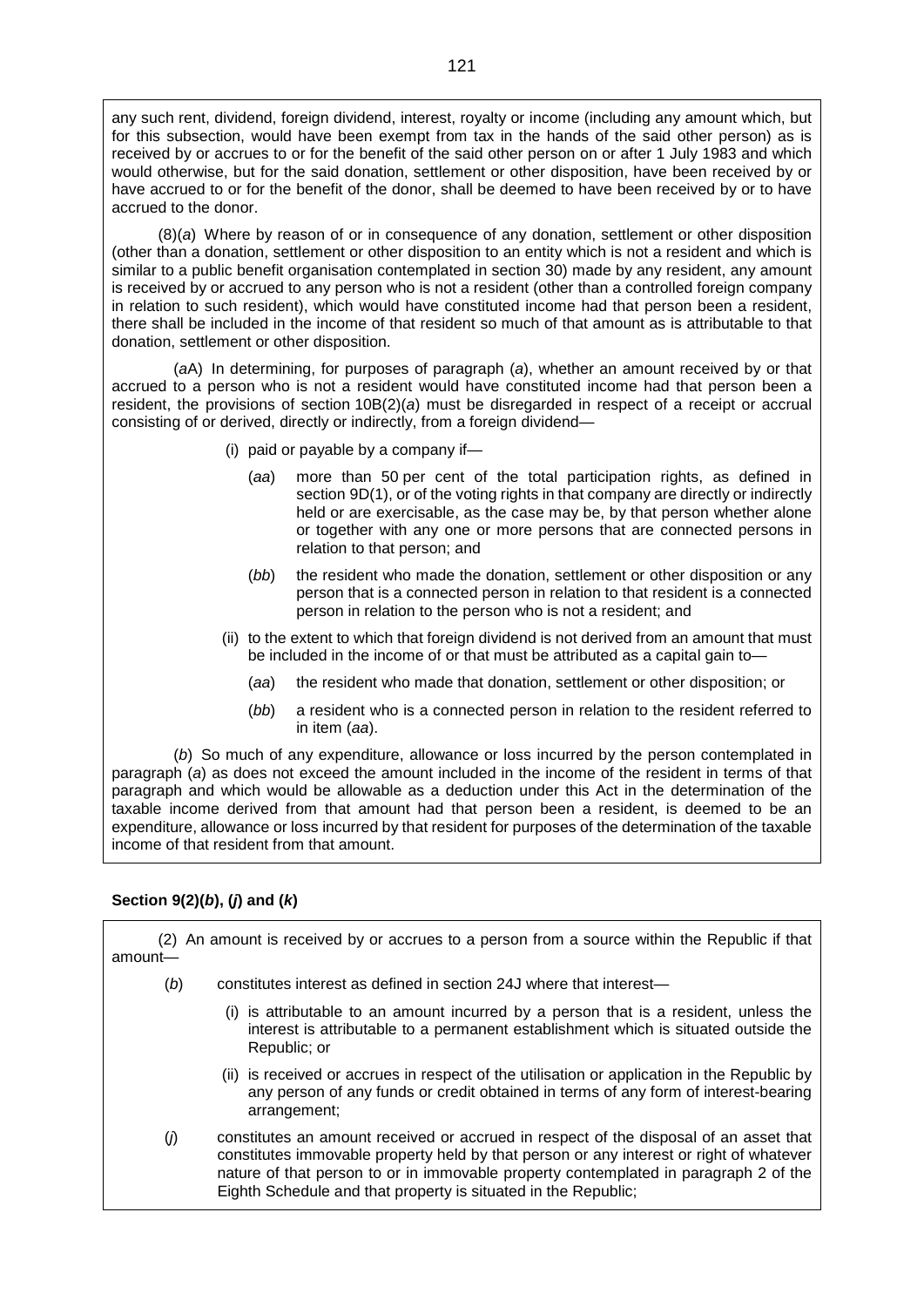any such rent, dividend, foreign dividend, interest, royalty or income (including any amount which, but for this subsection, would have been exempt from tax in the hands of the said other person) as is received by or accrues to or for the benefit of the said other person on or after 1 July 1983 and which would otherwise, but for the said donation, settlement or other disposition, have been received by or have accrued to or for the benefit of the donor, shall be deemed to have been received by or to have accrued to the donor.

(8)(*a*) Where by reason of or in consequence of any donation, settlement or other disposition (other than a donation, settlement or other disposition to an entity which is not a resident and which is similar to a public benefit organisation contemplated in section 30) made by any resident, any amount is received by or accrued to any person who is not a resident (other than a controlled foreign company in relation to such resident), which would have constituted income had that person been a resident, there shall be included in the income of that resident so much of that amount as is attributable to that donation, settlement or other disposition.

(*a*A) In determining, for purposes of paragraph (*a*), whether an amount received by or that accrued to a person who is not a resident would have constituted income had that person been a resident, the provisions of section 10B(2)(*a*) must be disregarded in respect of a receipt or accrual consisting of or derived, directly or indirectly, from a foreign dividend—

- (i) paid or payable by a company if—
  - (*aa*) more than 50 per cent of the total participation rights, as defined in section 9D(1), or of the voting rights in that company are directly or indirectly held or are exercisable, as the case may be, by that person whether alone or together with any one or more persons that are connected persons in relation to that person; and
  - (*bb*) the resident who made the donation, settlement or other disposition or any person that is a connected person in relation to that resident is a connected person in relation to the person who is not a resident; and
- (ii) to the extent to which that foreign dividend is not derived from an amount that must be included in the income of or that must be attributed as a capital gain to—
  - (*aa*) the resident who made that donation, settlement or other disposition; or
  - (*bb*) a resident who is a connected person in relation to the resident referred to in item (*aa*).

(*b*) So much of any expenditure, allowance or loss incurred by the person contemplated in paragraph (*a*) as does not exceed the amount included in the income of the resident in terms of that paragraph and which would be allowable as a deduction under this Act in the determination of the taxable income derived from that amount had that person been a resident, is deemed to be an expenditure, allowance or loss incurred by that resident for purposes of the determination of the taxable income of that resident from that amount.

**Section 9(2)(*b*), (*j*) and (*k*)**

(2) An amount is received by or accrues to a person from a source within the Republic if that amount—

- (*b*) constitutes interest as defined in section 24J where that interest—
  - (i) is attributable to an amount incurred by a person that is a resident, unless the interest is attributable to a permanent establishment which is situated outside the Republic; or
  - (ii) is received or accrues in respect of the utilisation or application in the Republic by any person of any funds or credit obtained in terms of any form of interest-bearing arrangement;
- (*j*) constitutes an amount received or accrued in respect of the disposal of an asset that constitutes immovable property held by that person or any interest or right of whatever nature of that person to or in immovable property contemplated in paragraph 2 of the Eighth Schedule and that property is situated in the Republic;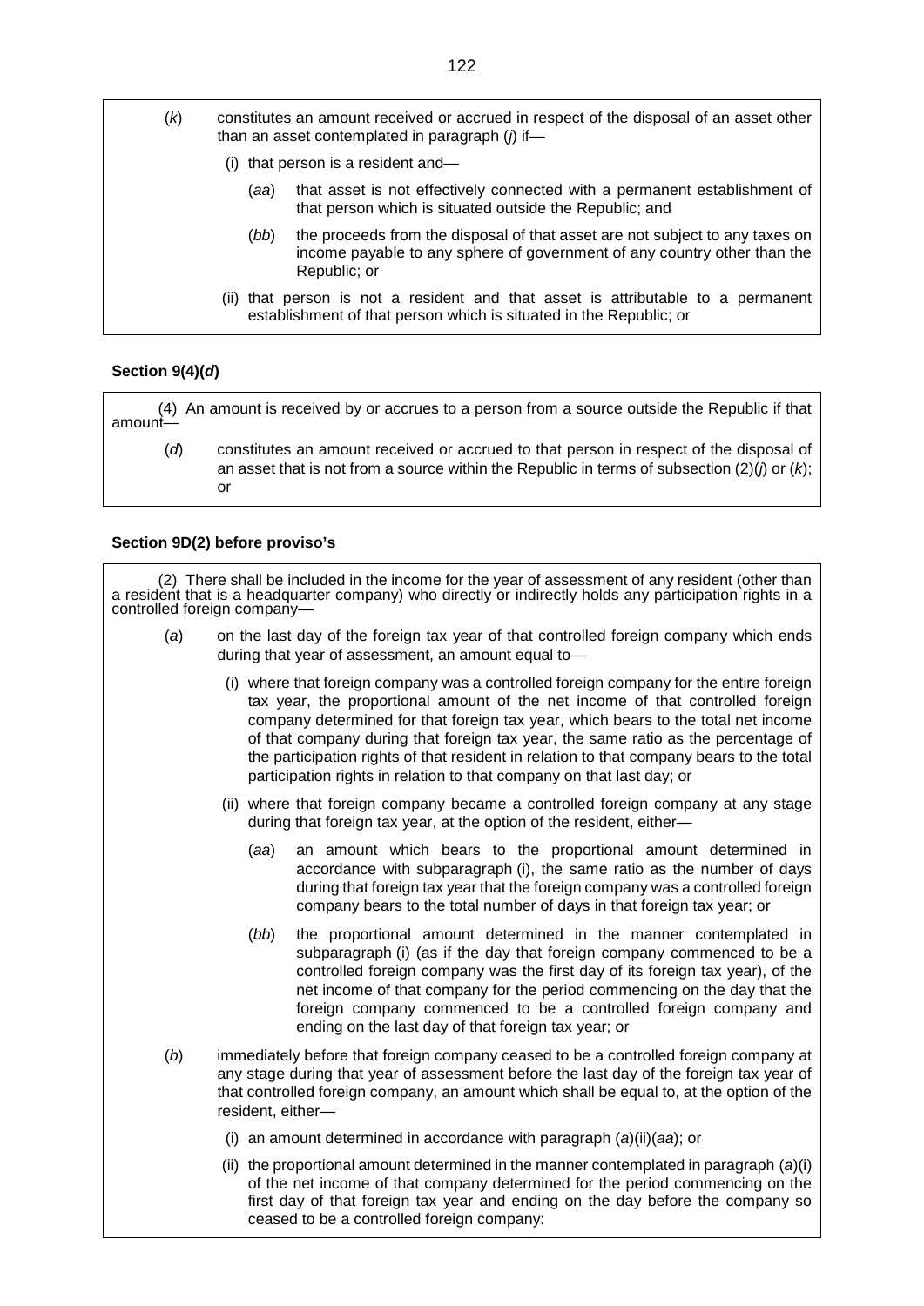(*k*) constitutes an amount received or accrued in respect of the disposal of an asset other than an asset contemplated in paragraph (*j*) if—

(i) that person is a resident and—

(*aa*) that asset is not effectively connected with a permanent establishment of that person which is situated outside the Republic; and

(*bb*) the proceeds from the disposal of that asset are not subject to any taxes on income payable to any sphere of government of any country other than the Republic; or

(ii) that person is not a resident and that asset is attributable to a permanent establishment of that person which is situated in the Republic; or

**Section 9(4)(*d*)**

(4) An amount is received by or accrues to a person from a source outside the Republic if that amount—

(*d*) constitutes an amount received or accrued to that person in respect of the disposal of an asset that is not from a source within the Republic in terms of subsection (2)(*j*) or (*k*); or

**Section 9D(2) before proviso's**

(2) There shall be included in the income for the year of assessment of any resident (other than a resident that is a headquarter company) who directly or indirectly holds any participation rights in a controlled foreign company—

(*a*) on the last day of the foreign tax year of that controlled foreign company which ends during that year of assessment, an amount equal to—

(i) where that foreign company was a controlled foreign company for the entire foreign tax year, the proportional amount of the net income of that controlled foreign company determined for that foreign tax year, which bears to the total net income of that company during that foreign tax year, the same ratio as the percentage of the participation rights of that resident in relation to that company bears to the total participation rights in relation to that company on that last day; or

(ii) where that foreign company became a controlled foreign company at any stage during that foreign tax year, at the option of the resident, either—

(*aa*) an amount which bears to the proportional amount determined in accordance with subparagraph (i), the same ratio as the number of days during that foreign tax year that the foreign company was a controlled foreign company bears to the total number of days in that foreign tax year; or

(*bb*) the proportional amount determined in the manner contemplated in subparagraph (i) (as if the day that foreign company commenced to be a controlled foreign company was the first day of its foreign tax year), of the net income of that company for the period commencing on the day that the foreign company commenced to be a controlled foreign company and ending on the last day of that foreign tax year; or

(*b*) immediately before that foreign company ceased to be a controlled foreign company at any stage during that year of assessment before the last day of the foreign tax year of that controlled foreign company, an amount which shall be equal to, at the option of the resident, either—

(i) an amount determined in accordance with paragraph (*a*)(ii)(*aa*); or

(ii) the proportional amount determined in the manner contemplated in paragraph (*a*)(i) of the net income of that company determined for the period commencing on the first day of that foreign tax year and ending on the day before the company so ceased to be a controlled foreign company: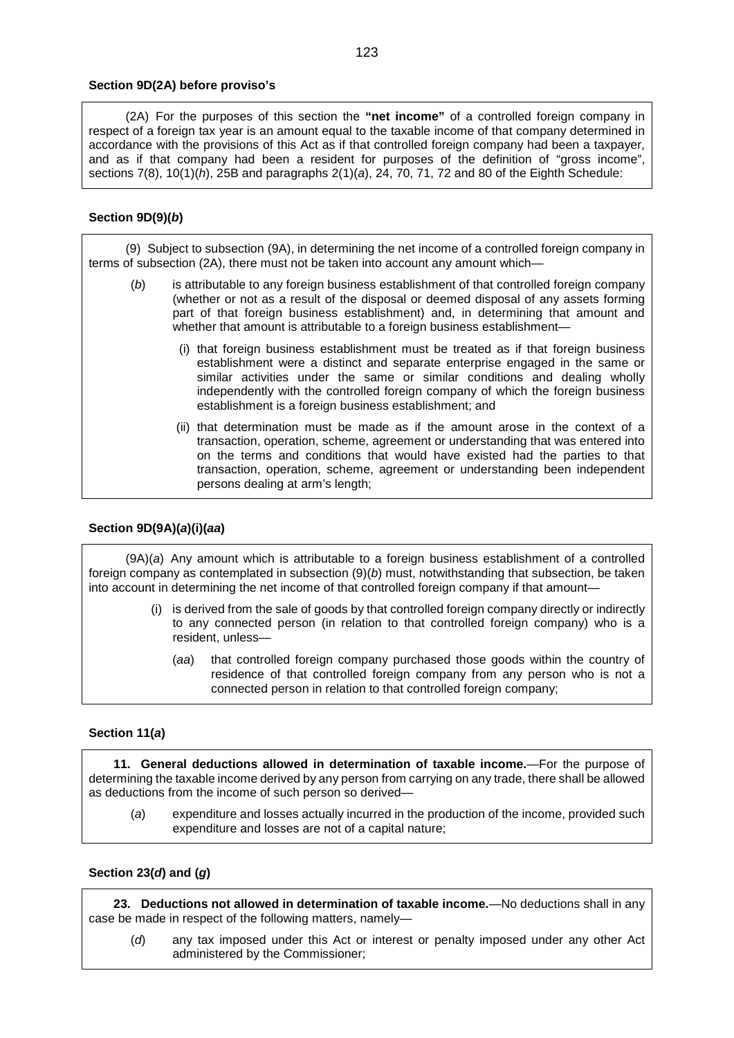**Section 9D(2A) before proviso's**

(2A) For the purposes of this section the **"net income"** of a controlled foreign company in respect of a foreign tax year is an amount equal to the taxable income of that company determined in accordance with the provisions of this Act as if that controlled foreign company had been a taxpayer, and as if that company had been a resident for purposes of the definition of "gross income", sections 7(8), 10(1)(*h*), 25B and paragraphs 2(1)(*a*), 24, 70, 71, 72 and 80 of the Eighth Schedule:

**Section 9D(9)(*b*)**

(9) Subject to subsection (9A), in determining the net income of a controlled foreign company in terms of subsection (2A), there must not be taken into account any amount which—

(*b*) is attributable to any foreign business establishment of that controlled foreign company (whether or not as a result of the disposal or deemed disposal of any assets forming part of that foreign business establishment) and, in determining that amount and whether that amount is attributable to a foreign business establishment—

(i) that foreign business establishment must be treated as if that foreign business establishment were a distinct and separate enterprise engaged in the same or similar activities under the same or similar conditions and dealing wholly independently with the controlled foreign company of which the foreign business establishment is a foreign business establishment; and

(ii) that determination must be made as if the amount arose in the context of a transaction, operation, scheme, agreement or understanding that was entered into on the terms and conditions that would have existed had the parties to that transaction, operation, scheme, agreement or understanding been independent persons dealing at arm's length;

**Section 9D(9A)(*a*)(i)(*aa*)**

(9A)(*a*) Any amount which is attributable to a foreign business establishment of a controlled foreign company as contemplated in subsection (9)(*b*) must, notwithstanding that subsection, be taken into account in determining the net income of that controlled foreign company if that amount—

(i) is derived from the sale of goods by that controlled foreign company directly or indirectly to any connected person (in relation to that controlled foreign company) who is a resident, unless—

(*aa*) that controlled foreign company purchased those goods within the country of residence of that controlled foreign company from any person who is not a connected person in relation to that controlled foreign company;

**Section 11(*a*)**

**11. General deductions allowed in determination of taxable income.**—For the purpose of determining the taxable income derived by any person from carrying on any trade, there shall be allowed as deductions from the income of such person so derived—

(*a*) expenditure and losses actually incurred in the production of the income, provided such expenditure and losses are not of a capital nature;

**Section 23(*d*) and (*g*)**

**23. Deductions not allowed in determination of taxable income.**—No deductions shall in any case be made in respect of the following matters, namely—

(*d*) any tax imposed under this Act or interest or penalty imposed under any other Act administered by the Commissioner;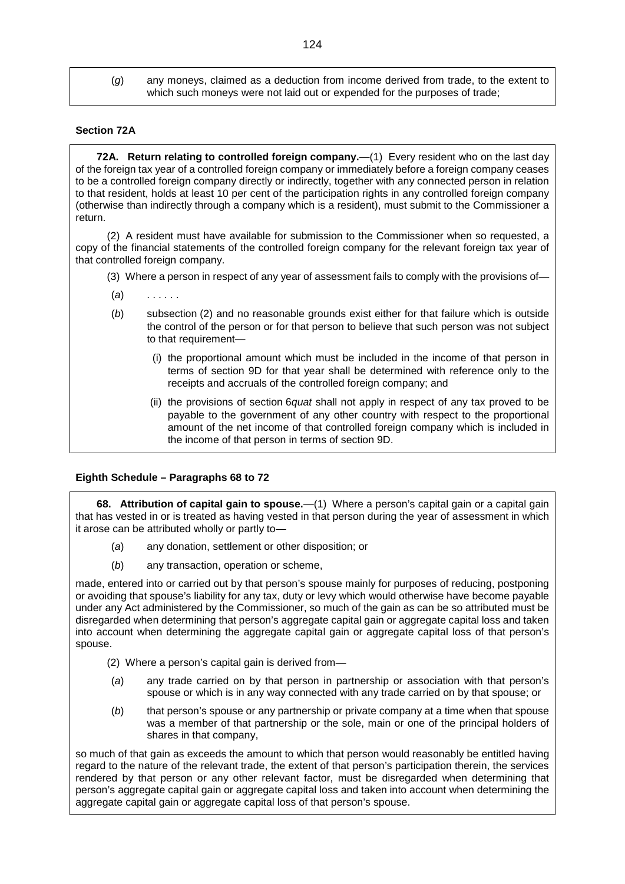(*g*) any moneys, claimed as a deduction from income derived from trade, to the extent to which such moneys were not laid out or expended for the purposes of trade;

**Section 72A**

**72A. Return relating to controlled foreign company.**—(1) Every resident who on the last day of the foreign tax year of a controlled foreign company or immediately before a foreign company ceases to be a controlled foreign company directly or indirectly, together with any connected person in relation to that resident, holds at least 10 per cent of the participation rights in any controlled foreign company (otherwise than indirectly through a company which is a resident), must submit to the Commissioner a return.

(2) A resident must have available for submission to the Commissioner when so requested, a copy of the financial statements of the controlled foreign company for the relevant foreign tax year of that controlled foreign company.

(3) Where a person in respect of any year of assessment fails to comply with the provisions of—

(*a*) . . . . . .

(*b*) subsection (2) and no reasonable grounds exist either for that failure which is outside the control of the person or for that person to believe that such person was not subject to that requirement—

(i) the proportional amount which must be included in the income of that person in terms of section 9D for that year shall be determined with reference only to the receipts and accruals of the controlled foreign company; and

(ii) the provisions of section 6*quat* shall not apply in respect of any tax proved to be payable to the government of any other country with respect to the proportional amount of the net income of that controlled foreign company which is included in the income of that person in terms of section 9D.

**Eighth Schedule – Paragraphs 68 to 72**

**68. Attribution of capital gain to spouse.**—(1) Where a person's capital gain or a capital gain that has vested in or is treated as having vested in that person during the year of assessment in which it arose can be attributed wholly or partly to—

(*a*) any donation, settlement or other disposition; or

(*b*) any transaction, operation or scheme,

made, entered into or carried out by that person's spouse mainly for purposes of reducing, postponing or avoiding that spouse's liability for any tax, duty or levy which would otherwise have become payable under any Act administered by the Commissioner, so much of the gain as can be so attributed must be disregarded when determining that person's aggregate capital gain or aggregate capital loss and taken into account when determining the aggregate capital gain or aggregate capital loss of that person's spouse.

(2) Where a person's capital gain is derived from—

(*a*) any trade carried on by that person in partnership or association with that person's spouse or which is in any way connected with any trade carried on by that spouse; or

(*b*) that person's spouse or any partnership or private company at a time when that spouse was a member of that partnership or the sole, main or one of the principal holders of shares in that company,

so much of that gain as exceeds the amount to which that person would reasonably be entitled having regard to the nature of the relevant trade, the extent of that person's participation therein, the services rendered by that person or any other relevant factor, must be disregarded when determining that person's aggregate capital gain or aggregate capital loss and taken into account when determining the aggregate capital gain or aggregate capital loss of that person's spouse.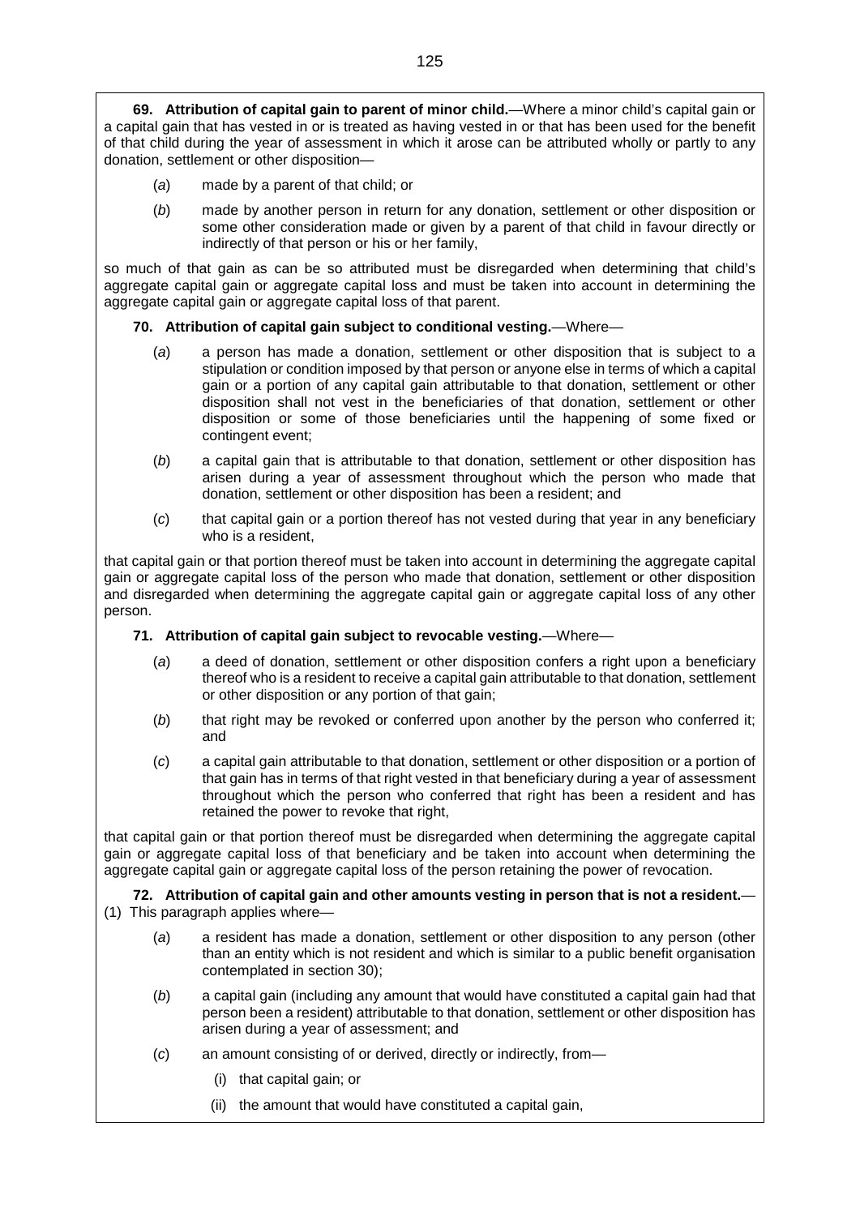**69. Attribution of capital gain to parent of minor child.**—Where a minor child's capital gain or a capital gain that has vested in or is treated as having vested in or that has been used for the benefit of that child during the year of assessment in which it arose can be attributed wholly or partly to any donation, settlement or other disposition—

(*a*) made by a parent of that child; or

(*b*) made by another person in return for any donation, settlement or other disposition or some other consideration made or given by a parent of that child in favour directly or indirectly of that person or his or her family,

so much of that gain as can be so attributed must be disregarded when determining that child's aggregate capital gain or aggregate capital loss and must be taken into account in determining the aggregate capital gain or aggregate capital loss of that parent.

**70. Attribution of capital gain subject to conditional vesting.**—Where—

(*a*) a person has made a donation, settlement or other disposition that is subject to a stipulation or condition imposed by that person or anyone else in terms of which a capital gain or a portion of any capital gain attributable to that donation, settlement or other disposition shall not vest in the beneficiaries of that donation, settlement or other disposition or some of those beneficiaries until the happening of some fixed or contingent event;

(*b*) a capital gain that is attributable to that donation, settlement or other disposition has arisen during a year of assessment throughout which the person who made that donation, settlement or other disposition has been a resident; and

(*c*) that capital gain or a portion thereof has not vested during that year in any beneficiary who is a resident,

that capital gain or that portion thereof must be taken into account in determining the aggregate capital gain or aggregate capital loss of the person who made that donation, settlement or other disposition and disregarded when determining the aggregate capital gain or aggregate capital loss of any other person.

**71. Attribution of capital gain subject to revocable vesting.**—Where—

(*a*) a deed of donation, settlement or other disposition confers a right upon a beneficiary thereof who is a resident to receive a capital gain attributable to that donation, settlement or other disposition or any portion of that gain;

(*b*) that right may be revoked or conferred upon another by the person who conferred it; and

(*c*) a capital gain attributable to that donation, settlement or other disposition or a portion of that gain has in terms of that right vested in that beneficiary during a year of assessment throughout which the person who conferred that right has been a resident and has retained the power to revoke that right,

that capital gain or that portion thereof must be disregarded when determining the aggregate capital gain or aggregate capital loss of that beneficiary and be taken into account when determining the aggregate capital gain or aggregate capital loss of the person retaining the power of revocation.

**72. Attribution of capital gain and other amounts vesting in person that is not a resident.**—(1) This paragraph applies where—

(*a*) a resident has made a donation, settlement or other disposition to any person (other than an entity which is not resident and which is similar to a public benefit organisation contemplated in section 30);

(*b*) a capital gain (including any amount that would have constituted a capital gain had that person been a resident) attributable to that donation, settlement or other disposition has arisen during a year of assessment; and

(*c*) an amount consisting of or derived, directly or indirectly, from—

(i) that capital gain; or

(ii) the amount that would have constituted a capital gain,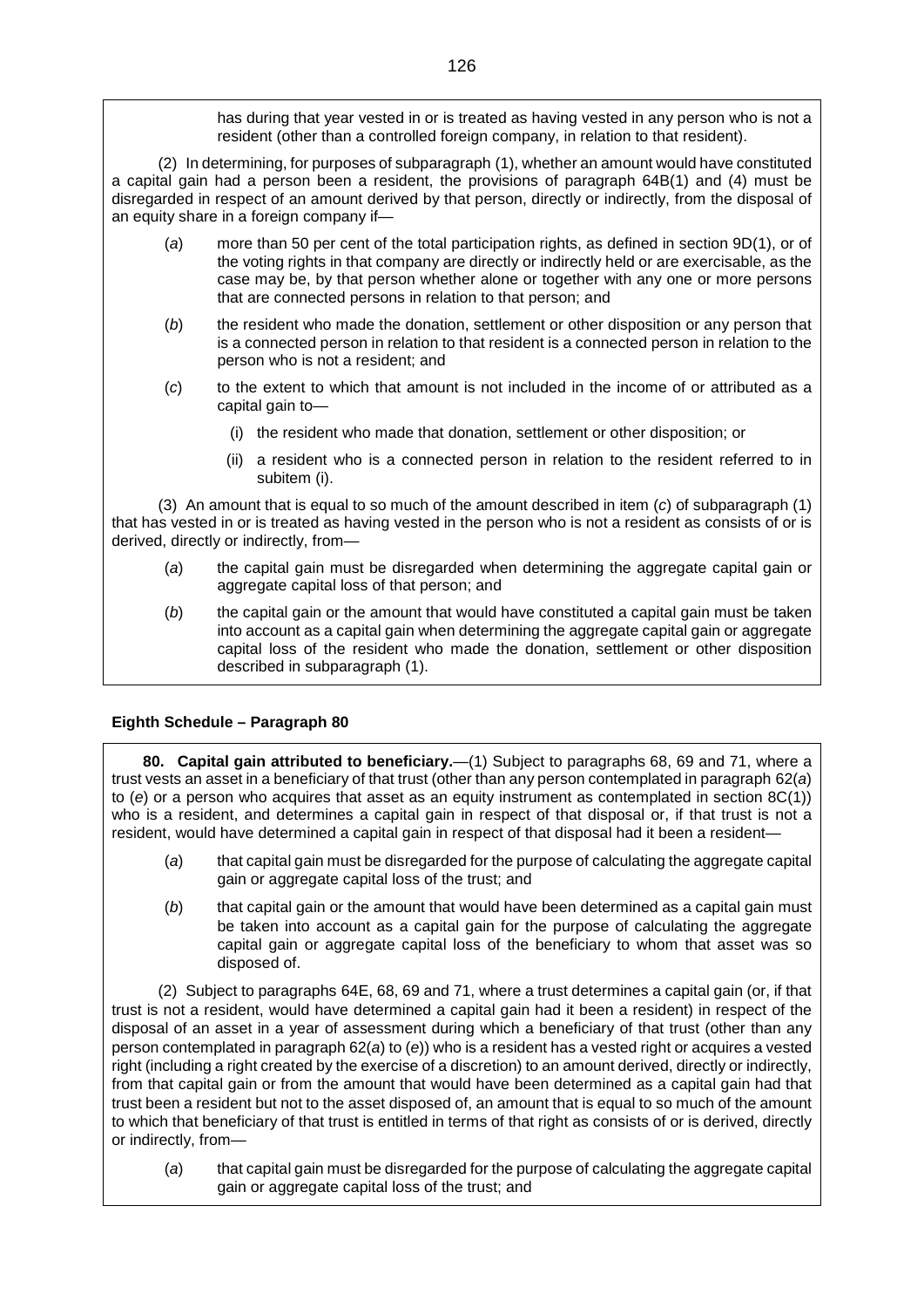has during that year vested in or is treated as having vested in any person who is not a resident (other than a controlled foreign company, in relation to that resident).

(2) In determining, for purposes of subparagraph (1), whether an amount would have constituted a capital gain had a person been a resident, the provisions of paragraph 64B(1) and (4) must be disregarded in respect of an amount derived by that person, directly or indirectly, from the disposal of an equity share in a foreign company if—

(*a*) more than 50 per cent of the total participation rights, as defined in section 9D(1), or of the voting rights in that company are directly or indirectly held or are exercisable, as the case may be, by that person whether alone or together with any one or more persons that are connected persons in relation to that person; and

(*b*) the resident who made the donation, settlement or other disposition or any person that is a connected person in relation to that resident is a connected person in relation to the person who is not a resident; and

(*c*) to the extent to which that amount is not included in the income of or attributed as a capital gain to—

(i) the resident who made that donation, settlement or other disposition; or

(ii) a resident who is a connected person in relation to the resident referred to in subitem (i).

(3) An amount that is equal to so much of the amount described in item (*c*) of subparagraph (1) that has vested in or is treated as having vested in the person who is not a resident as consists of or is derived, directly or indirectly, from—

(*a*) the capital gain must be disregarded when determining the aggregate capital gain or aggregate capital loss of that person; and

(*b*) the capital gain or the amount that would have constituted a capital gain must be taken into account as a capital gain when determining the aggregate capital gain or aggregate capital loss of the resident who made the donation, settlement or other disposition described in subparagraph (1).

#### Eighth Schedule – Paragraph 80

**80. Capital gain attributed to beneficiary.**—(1) Subject to paragraphs 68, 69 and 71, where a trust vests an asset in a beneficiary of that trust (other than any person contemplated in paragraph 62(*a*) to (*e*) or a person who acquires that asset as an equity instrument as contemplated in section 8C(1)) who is a resident, and determines a capital gain in respect of that disposal or, if that trust is not a resident, would have determined a capital gain in respect of that disposal had it been a resident—

(*a*) that capital gain must be disregarded for the purpose of calculating the aggregate capital gain or aggregate capital loss of the trust; and

(*b*) that capital gain or the amount that would have been determined as a capital gain must be taken into account as a capital gain for the purpose of calculating the aggregate capital gain or aggregate capital loss of the beneficiary to whom that asset was so disposed of.

(2) Subject to paragraphs 64E, 68, 69 and 71, where a trust determines a capital gain (or, if that trust is not a resident, would have determined a capital gain had it been a resident) in respect of the disposal of an asset in a year of assessment during which a beneficiary of that trust (other than any person contemplated in paragraph 62(*a*) to (*e*)) who is a resident has a vested right or acquires a vested right (including a right created by the exercise of a discretion) to an amount derived, directly or indirectly, from that capital gain or from the amount that would have been determined as a capital gain had that trust been a resident but not to the asset disposed of, an amount that is equal to so much of the amount to which that beneficiary of that trust is entitled in terms of that right as consists of or is derived, directly or indirectly, from—

(*a*) that capital gain must be disregarded for the purpose of calculating the aggregate capital gain or aggregate capital loss of the trust; and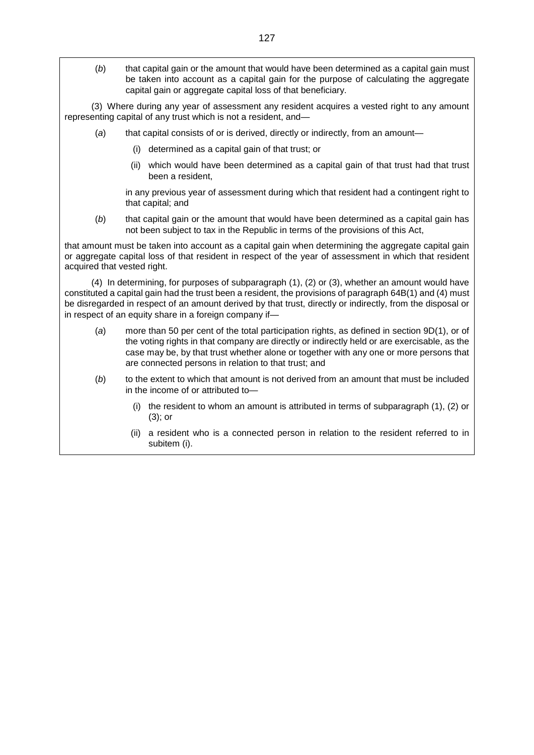(*b*) that capital gain or the amount that would have been determined as a capital gain must be taken into account as a capital gain for the purpose of calculating the aggregate capital gain or aggregate capital loss of that beneficiary.

(3) Where during any year of assessment any resident acquires a vested right to any amount representing capital of any trust which is not a resident, and—

(*a*) that capital consists of or is derived, directly or indirectly, from an amount—

(i) determined as a capital gain of that trust; or

(ii) which would have been determined as a capital gain of that trust had that trust been a resident,

in any previous year of assessment during which that resident had a contingent right to that capital; and

(*b*) that capital gain or the amount that would have been determined as a capital gain has not been subject to tax in the Republic in terms of the provisions of this Act,

that amount must be taken into account as a capital gain when determining the aggregate capital gain or aggregate capital loss of that resident in respect of the year of assessment in which that resident acquired that vested right.

(4) In determining, for purposes of subparagraph (1), (2) or (3), whether an amount would have constituted a capital gain had the trust been a resident, the provisions of paragraph 64B(1) and (4) must be disregarded in respect of an amount derived by that trust, directly or indirectly, from the disposal or in respect of an equity share in a foreign company if—

(*a*) more than 50 per cent of the total participation rights, as defined in section 9D(1), or of the voting rights in that company are directly or indirectly held or are exercisable, as the case may be, by that trust whether alone or together with any one or more persons that are connected persons in relation to that trust; and

(*b*) to the extent to which that amount is not derived from an amount that must be included in the income of or attributed to—

(i) the resident to whom an amount is attributed in terms of subparagraph (1), (2) or (3); or

(ii) a resident who is a connected person in relation to the resident referred to in subitem (i).